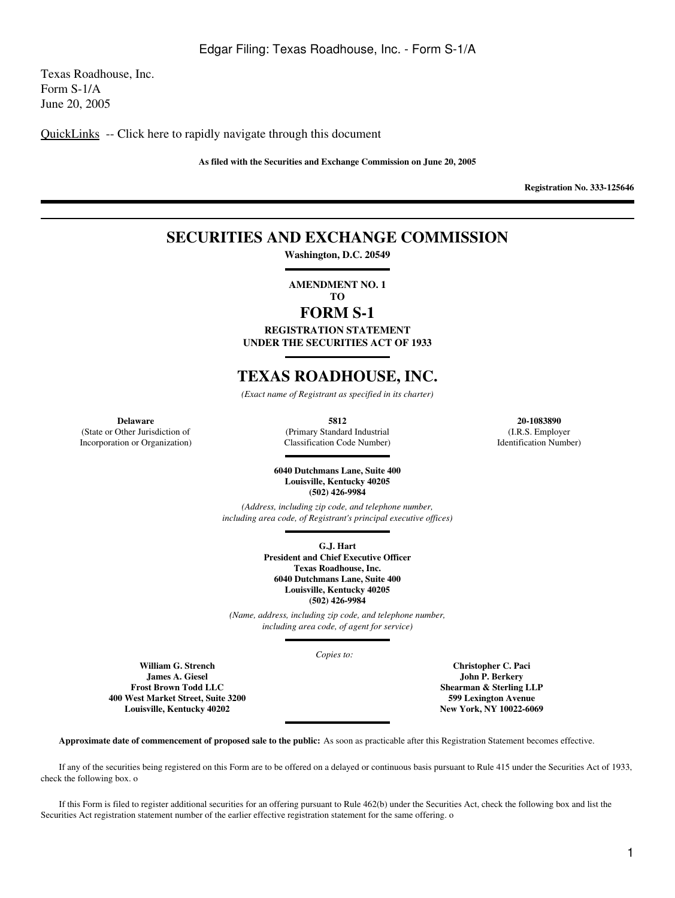Texas Roadhouse, Inc.
Form S-1/A
June 20, 2005

QuickLinks -- Click here to rapidly navigate through this document

**As filed with the Securities and Exchange Commission on June 20, 2005**

**Registration No. 333-125646**

---

# SECURITIES AND EXCHANGE COMMISSION

**Washington, D.C. 20549**

**AMENDMENT NO. 1**
**TO**

# FORM S-1

**REGISTRATION STATEMENT**
**UNDER THE SECURITIES ACT OF 1933**

# TEXAS ROADHOUSE, INC.

*(Exact name of Registrant as specified in its charter)*

| | | |
|---|---|---|
| **Delaware** | **5812** | **20-1083890** |
| (State or Other Jurisdiction of Incorporation or Organization) | (Primary Standard Industrial Classification Code Number) | (I.R.S. Employer Identification Number) |

**6040 Dutchmans Lane, Suite 400**
**Louisville, Kentucky 40205**
**(502) 426-9984**

*(Address, including zip code, and telephone number, including area code, of Registrant's principal executive offices)*

**G.J. Hart**
**President and Chief Executive Officer**
**Texas Roadhouse, Inc.**
**6040 Dutchmans Lane, Suite 400**
**Louisville, Kentucky 40205**
**(502) 426-9984**

*(Name, address, including zip code, and telephone number, including area code, of agent for service)*

*Copies to:*

| | |
|---|---|
| **William G. Strench** | **Christopher C. Paci** |
| **James A. Giesel** | **John P. Berkery** |
| **Frost Brown Todd LLC** | **Shearman & Sterling LLP** |
| **400 West Market Street, Suite 3200** | **599 Lexington Avenue** |
| **Louisville, Kentucky 40202** | **New York, NY 10022-6069** |

**Approximate date of commencement of proposed sale to the public:** As soon as practicable after this Registration Statement becomes effective.

If any of the securities being registered on this Form are to be offered on a delayed or continuous basis pursuant to Rule 415 under the Securities Act of 1933, check the following box. o

If this Form is filed to register additional securities for an offering pursuant to Rule 462(b) under the Securities Act, check the following box and list the Securities Act registration statement number of the earlier effective registration statement for the same offering. o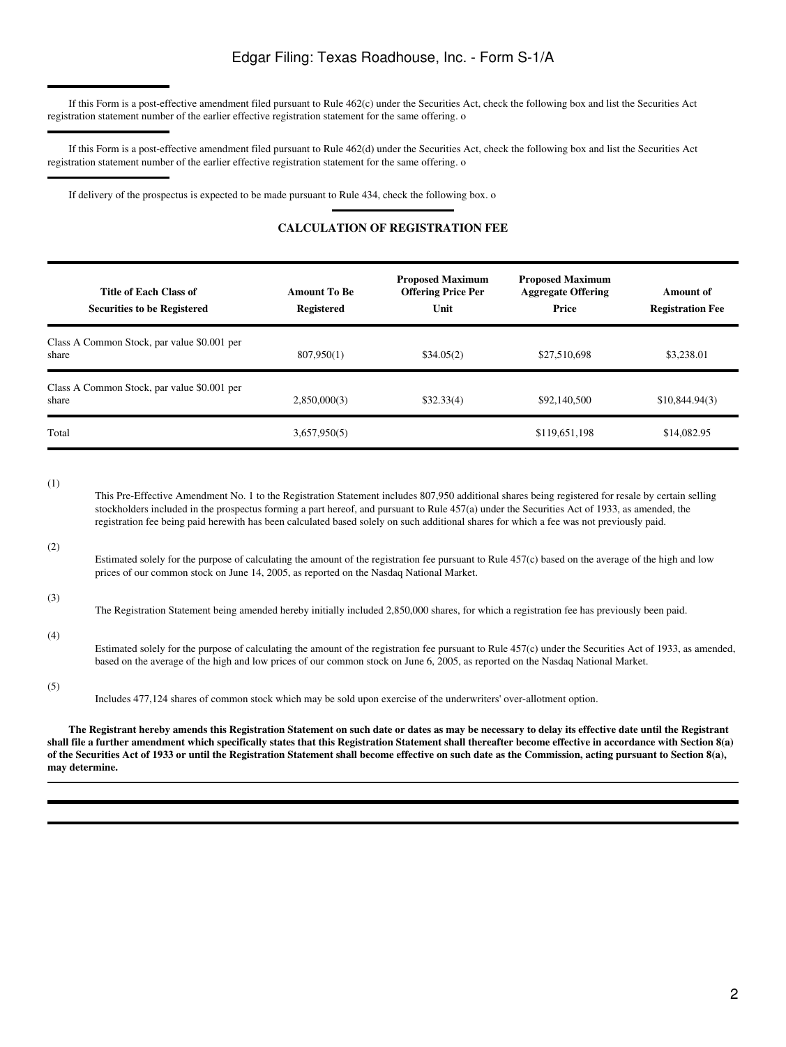If this Form is a post-effective amendment filed pursuant to Rule 462(c) under the Securities Act, check the following box and list the Securities Act registration statement number of the earlier effective registration statement for the same offering. o

If this Form is a post-effective amendment filed pursuant to Rule 462(d) under the Securities Act, check the following box and list the Securities Act registration statement number of the earlier effective registration statement for the same offering. o

If delivery of the prospectus is expected to be made pursuant to Rule 434, check the following box. o

**CALCULATION OF REGISTRATION FEE**

| Title of Each Class of Securities to be Registered | Amount To Be Registered | Proposed Maximum Offering Price Per Unit | Proposed Maximum Aggregate Offering Price | Amount of Registration Fee |
|---|---|---|---|---|
| Class A Common Stock, par value $0.001 per share | 807,950(1) | $34.05(2) | $27,510,698 | $3,238.01 |
| Class A Common Stock, par value $0.001 per share | 2,850,000(3) | $32.33(4) | $92,140,500 | $10,844.94(3) |
| Total | 3,657,950(5) | | $119,651,198 | $14,082.95 |

(1) This Pre-Effective Amendment No. 1 to the Registration Statement includes 807,950 additional shares being registered for resale by certain selling stockholders included in the prospectus forming a part hereof, and pursuant to Rule 457(a) under the Securities Act of 1933, as amended, the registration fee being paid herewith has been calculated based solely on such additional shares for which a fee was not previously paid.

(2) Estimated solely for the purpose of calculating the amount of the registration fee pursuant to Rule 457(c) based on the average of the high and low prices of our common stock on June 14, 2005, as reported on the Nasdaq National Market.

(3) The Registration Statement being amended hereby initially included 2,850,000 shares, for which a registration fee has previously been paid.

(4) Estimated solely for the purpose of calculating the amount of the registration fee pursuant to Rule 457(c) under the Securities Act of 1933, as amended, based on the average of the high and low prices of our common stock on June 6, 2005, as reported on the Nasdaq National Market.

(5) Includes 477,124 shares of common stock which may be sold upon exercise of the underwriters' over-allotment option.

**The Registrant hereby amends this Registration Statement on such date or dates as may be necessary to delay its effective date until the Registrant shall file a further amendment which specifically states that this Registration Statement shall thereafter become effective in accordance with Section 8(a) of the Securities Act of 1933 or until the Registration Statement shall become effective on such date as the Commission, acting pursuant to Section 8(a), may determine.**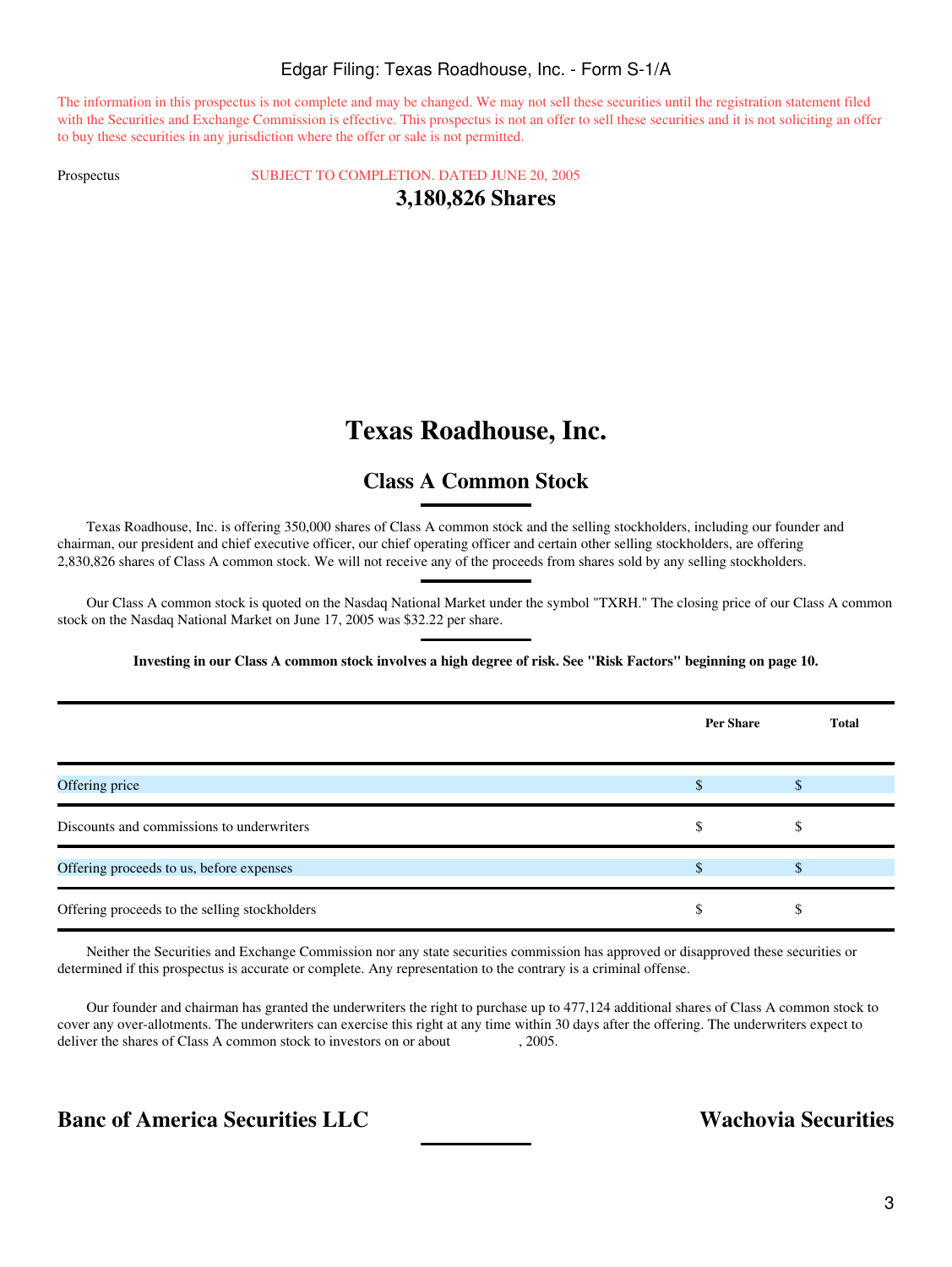The information in this prospectus is not complete and may be changed. We may not sell these securities until the registration statement filed with the Securities and Exchange Commission is effective. This prospectus is not an offer to sell these securities and it is not soliciting an offer to buy these securities in any jurisdiction where the offer or sale is not permitted.

Prospectus SUBJECT TO COMPLETION. DATED JUNE 20, 2005

**3,180,826 Shares**

# Texas Roadhouse, Inc.

## Class A Common Stock

Texas Roadhouse, Inc. is offering 350,000 shares of Class A common stock and the selling stockholders, including our founder and chairman, our president and chief executive officer, our chief operating officer and certain other selling stockholders, are offering 2,830,826 shares of Class A common stock. We will not receive any of the proceeds from shares sold by any selling stockholders.

Our Class A common stock is quoted on the Nasdaq National Market under the symbol "TXRH." The closing price of our Class A common stock on the Nasdaq National Market on June 17, 2005 was $32.22 per share.

**Investing in our Class A common stock involves a high degree of risk. See "Risk Factors" beginning on page 10.**

| | Per Share | Total |
|---|---|---|
| Offering price | $ | $ |
| Discounts and commissions to underwriters | $ | $ |
| Offering proceeds to us, before expenses | $ | $ |
| Offering proceeds to the selling stockholders | $ | $ |

Neither the Securities and Exchange Commission nor any state securities commission has approved or disapproved these securities or determined if this prospectus is accurate or complete. Any representation to the contrary is a criminal offense.

Our founder and chairman has granted the underwriters the right to purchase up to 477,124 additional shares of Class A common stock to cover any over-allotments. The underwriters can exercise this right at any time within 30 days after the offering. The underwriters expect to deliver the shares of Class A common stock to investors on or about , 2005.

**Banc of America Securities LLC** **Wachovia Securities**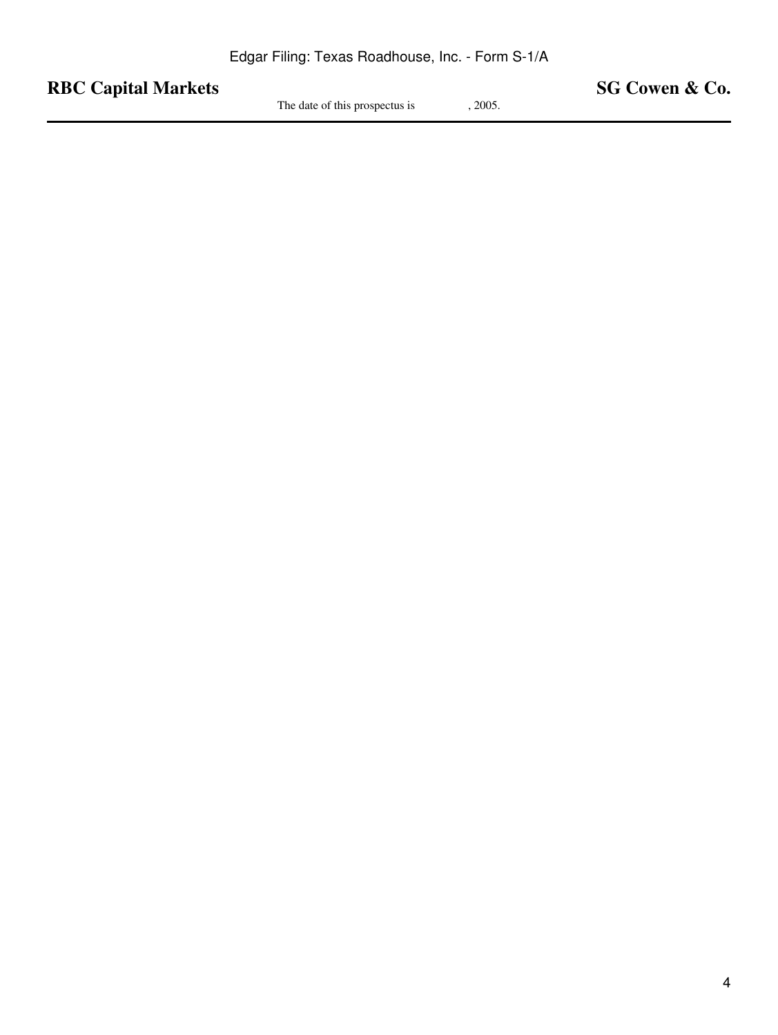**RBC Capital Markets** **SG Cowen & Co.**

The date of this prospectus is , 2005.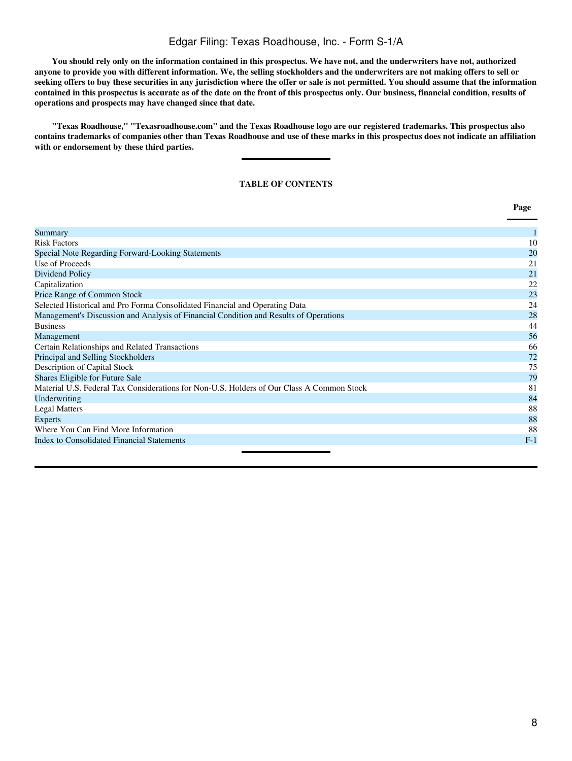**You should rely only on the information contained in this prospectus. We have not, and the underwriters have not, authorized anyone to provide you with different information. We, the selling stockholders and the underwriters are not making offers to sell or seeking offers to buy these securities in any jurisdiction where the offer or sale is not permitted. You should assume that the information contained in this prospectus is accurate as of the date on the front of this prospectus only. Our business, financial condition, results of operations and prospects may have changed since that date.**

**"Texas Roadhouse," "Texasroadhouse.com" and the Texas Roadhouse logo are our registered trademarks. This prospectus also contains trademarks of companies other than Texas Roadhouse and use of these marks in this prospectus does not indicate an affiliation with or endorsement by these third parties.**

## TABLE OF CONTENTS

| | Page |
|---|---|
| Summary | 1 |
| Risk Factors | 10 |
| Special Note Regarding Forward-Looking Statements | 20 |
| Use of Proceeds | 21 |
| Dividend Policy | 21 |
| Capitalization | 22 |
| Price Range of Common Stock | 23 |
| Selected Historical and Pro Forma Consolidated Financial and Operating Data | 24 |
| Management's Discussion and Analysis of Financial Condition and Results of Operations | 28 |
| Business | 44 |
| Management | 56 |
| Certain Relationships and Related Transactions | 66 |
| Principal and Selling Stockholders | 72 |
| Description of Capital Stock | 75 |
| Shares Eligible for Future Sale | 79 |
| Material U.S. Federal Tax Considerations for Non-U.S. Holders of Our Class A Common Stock | 81 |
| Underwriting | 84 |
| Legal Matters | 88 |
| Experts | 88 |
| Where You Can Find More Information | 88 |
| Index to Consolidated Financial Statements | F-1 |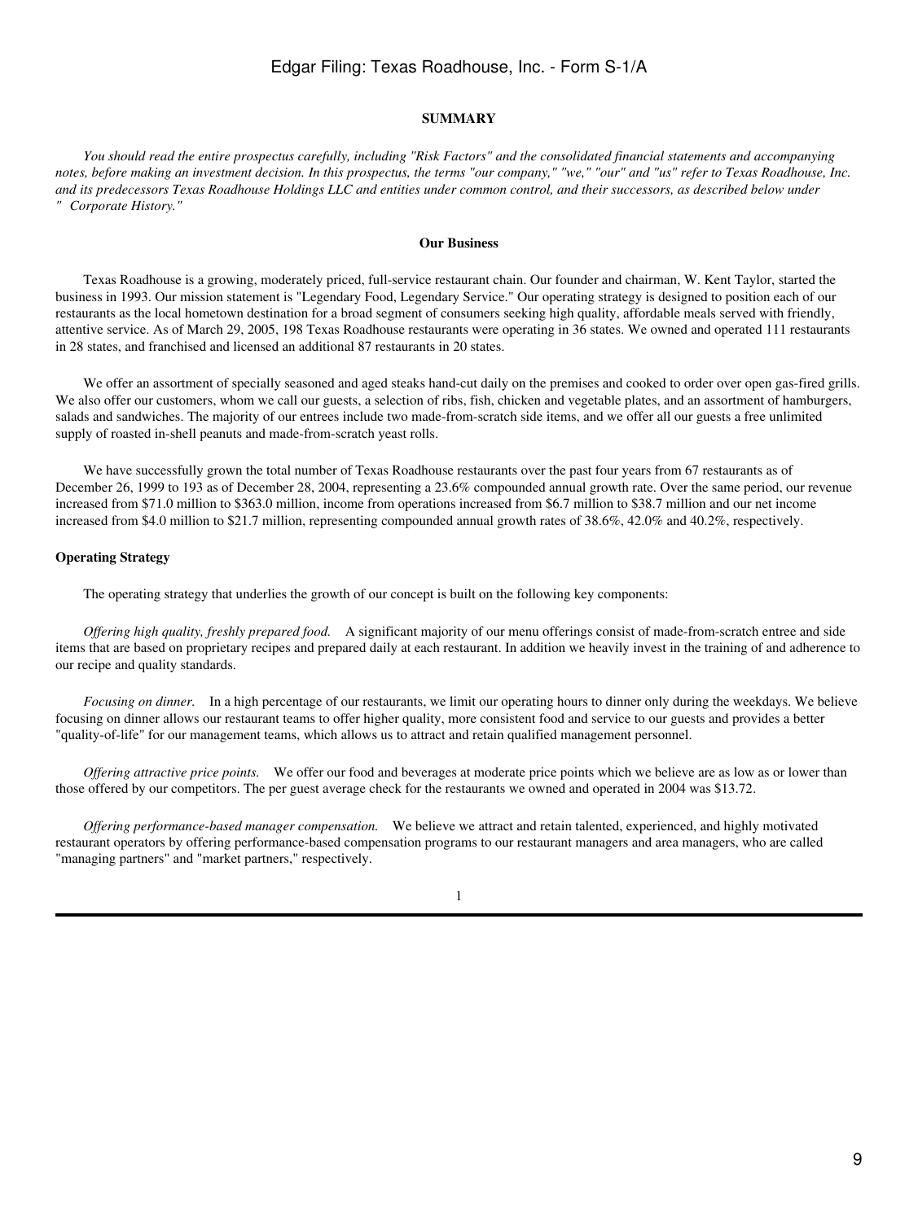## SUMMARY

*You should read the entire prospectus carefully, including "Risk Factors" and the consolidated financial statements and accompanying notes, before making an investment decision. In this prospectus, the terms "our company," "we," "our" and "us" refer to Texas Roadhouse, Inc. and its predecessors Texas Roadhouse Holdings LLC and entities under common control, and their successors, as described below under " Corporate History."*

### Our Business

Texas Roadhouse is a growing, moderately priced, full-service restaurant chain. Our founder and chairman, W. Kent Taylor, started the business in 1993. Our mission statement is "Legendary Food, Legendary Service." Our operating strategy is designed to position each of our restaurants as the local hometown destination for a broad segment of consumers seeking high quality, affordable meals served with friendly, attentive service. As of March 29, 2005, 198 Texas Roadhouse restaurants were operating in 36 states. We owned and operated 111 restaurants in 28 states, and franchised and licensed an additional 87 restaurants in 20 states.

We offer an assortment of specially seasoned and aged steaks hand-cut daily on the premises and cooked to order over open gas-fired grills. We also offer our customers, whom we call our guests, a selection of ribs, fish, chicken and vegetable plates, and an assortment of hamburgers, salads and sandwiches. The majority of our entrees include two made-from-scratch side items, and we offer all our guests a free unlimited supply of roasted in-shell peanuts and made-from-scratch yeast rolls.

We have successfully grown the total number of Texas Roadhouse restaurants over the past four years from 67 restaurants as of December 26, 1999 to 193 as of December 28, 2004, representing a 23.6% compounded annual growth rate. Over the same period, our revenue increased from $71.0 million to $363.0 million, income from operations increased from $6.7 million to $38.7 million and our net income increased from $4.0 million to $21.7 million, representing compounded annual growth rates of 38.6%, 42.0% and 40.2%, respectively.

### Operating Strategy

The operating strategy that underlies the growth of our concept is built on the following key components:

*Offering high quality, freshly prepared food.* A significant majority of our menu offerings consist of made-from-scratch entree and side items that are based on proprietary recipes and prepared daily at each restaurant. In addition we heavily invest in the training of and adherence to our recipe and quality standards.

*Focusing on dinner.* In a high percentage of our restaurants, we limit our operating hours to dinner only during the weekdays. We believe focusing on dinner allows our restaurant teams to offer higher quality, more consistent food and service to our guests and provides a better "quality-of-life" for our management teams, which allows us to attract and retain qualified management personnel.

*Offering attractive price points.* We offer our food and beverages at moderate price points which we believe are as low as or lower than those offered by our competitors. The per guest average check for the restaurants we owned and operated in 2004 was $13.72.

*Offering performance-based manager compensation.* We believe we attract and retain talented, experienced, and highly motivated restaurant operators by offering performance-based compensation programs to our restaurant managers and area managers, who are called "managing partners" and "market partners," respectively.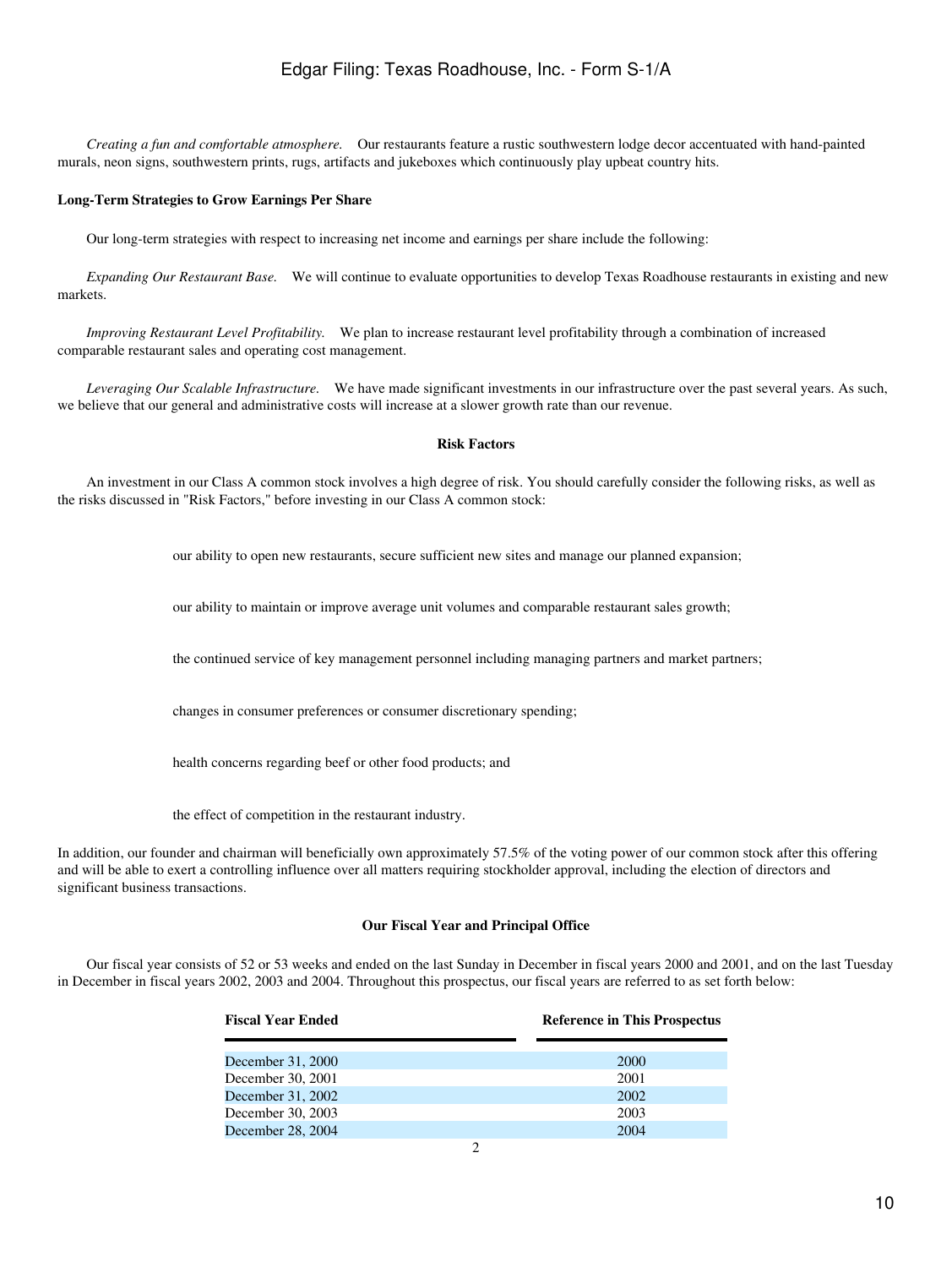*Creating a fun and comfortable atmosphere.* Our restaurants feature a rustic southwestern lodge decor accentuated with hand-painted murals, neon signs, southwestern prints, rugs, artifacts and jukeboxes which continuously play upbeat country hits.

**Long-Term Strategies to Grow Earnings Per Share**

Our long-term strategies with respect to increasing net income and earnings per share include the following:

*Expanding Our Restaurant Base.* We will continue to evaluate opportunities to develop Texas Roadhouse restaurants in existing and new markets.

*Improving Restaurant Level Profitability.* We plan to increase restaurant level profitability through a combination of increased comparable restaurant sales and operating cost management.

*Leveraging Our Scalable Infrastructure.* We have made significant investments in our infrastructure over the past several years. As such, we believe that our general and administrative costs will increase at a slower growth rate than our revenue.

**Risk Factors**

An investment in our Class A common stock involves a high degree of risk. You should carefully consider the following risks, as well as the risks discussed in "Risk Factors," before investing in our Class A common stock:

- our ability to open new restaurants, secure sufficient new sites and manage our planned expansion;
- our ability to maintain or improve average unit volumes and comparable restaurant sales growth;
- the continued service of key management personnel including managing partners and market partners;
- changes in consumer preferences or consumer discretionary spending;
- health concerns regarding beef or other food products; and
- the effect of competition in the restaurant industry.

In addition, our founder and chairman will beneficially own approximately 57.5% of the voting power of our common stock after this offering and will be able to exert a controlling influence over all matters requiring stockholder approval, including the election of directors and significant business transactions.

**Our Fiscal Year and Principal Office**

Our fiscal year consists of 52 or 53 weeks and ended on the last Sunday in December in fiscal years 2000 and 2001, and on the last Tuesday in December in fiscal years 2002, 2003 and 2004. Throughout this prospectus, our fiscal years are referred to as set forth below:

| Fiscal Year Ended | Reference in This Prospectus |
|---|---|
| December 31, 2000 | 2000 |
| December 30, 2001 | 2001 |
| December 31, 2002 | 2002 |
| December 30, 2003 | 2003 |
| December 28, 2004 | 2004 |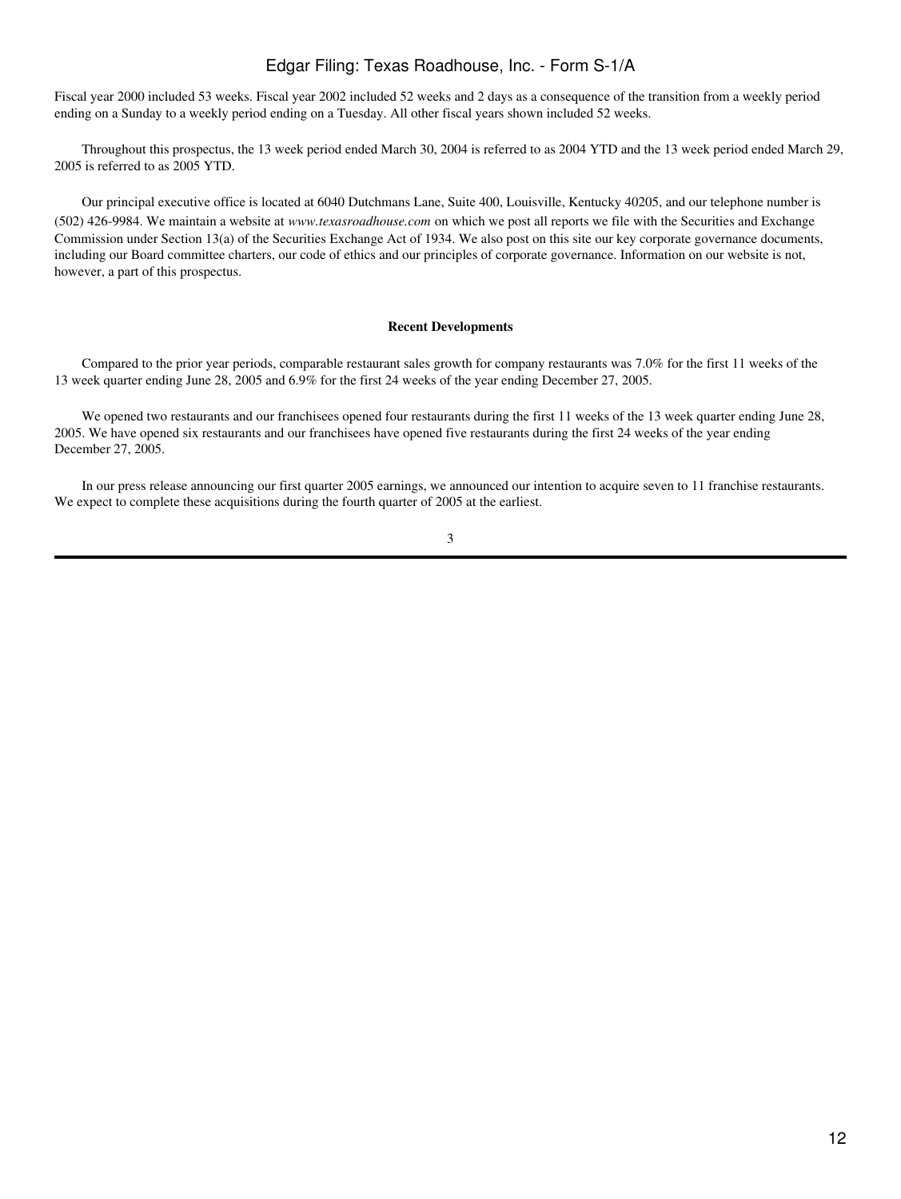Fiscal year 2000 included 53 weeks. Fiscal year 2002 included 52 weeks and 2 days as a consequence of the transition from a weekly period ending on a Sunday to a weekly period ending on a Tuesday. All other fiscal years shown included 52 weeks.

Throughout this prospectus, the 13 week period ended March 30, 2004 is referred to as 2004 YTD and the 13 week period ended March 29, 2005 is referred to as 2005 YTD.

Our principal executive office is located at 6040 Dutchmans Lane, Suite 400, Louisville, Kentucky 40205, and our telephone number is (502) 426-9984. We maintain a website at *www.texasroadhouse.com* on which we post all reports we file with the Securities and Exchange Commission under Section 13(a) of the Securities Exchange Act of 1934. We also post on this site our key corporate governance documents, including our Board committee charters, our code of ethics and our principles of corporate governance. Information on our website is not, however, a part of this prospectus.

**Recent Developments**

Compared to the prior year periods, comparable restaurant sales growth for company restaurants was 7.0% for the first 11 weeks of the 13 week quarter ending June 28, 2005 and 6.9% for the first 24 weeks of the year ending December 27, 2005.

We opened two restaurants and our franchisees opened four restaurants during the first 11 weeks of the 13 week quarter ending June 28, 2005. We have opened six restaurants and our franchisees have opened five restaurants during the first 24 weeks of the year ending December 27, 2005.

In our press release announcing our first quarter 2005 earnings, we announced our intention to acquire seven to 11 franchise restaurants. We expect to complete these acquisitions during the fourth quarter of 2005 at the earliest.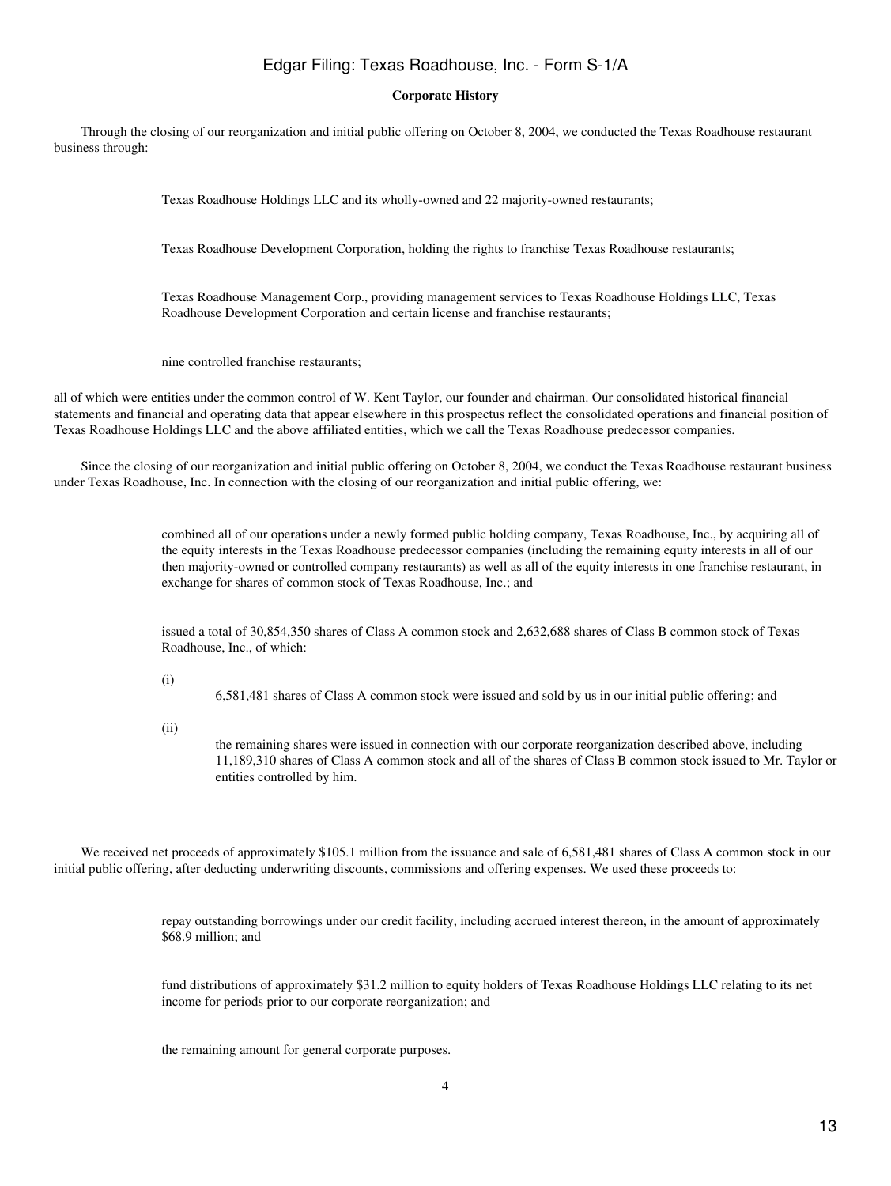**Corporate History**

Through the closing of our reorganization and initial public offering on October 8, 2004, we conducted the Texas Roadhouse restaurant business through:

- Texas Roadhouse Holdings LLC and its wholly-owned and 22 majority-owned restaurants;
- Texas Roadhouse Development Corporation, holding the rights to franchise Texas Roadhouse restaurants;
- Texas Roadhouse Management Corp., providing management services to Texas Roadhouse Holdings LLC, Texas Roadhouse Development Corporation and certain license and franchise restaurants;
- nine controlled franchise restaurants;

all of which were entities under the common control of W. Kent Taylor, our founder and chairman. Our consolidated historical financial statements and financial and operating data that appear elsewhere in this prospectus reflect the consolidated operations and financial position of Texas Roadhouse Holdings LLC and the above affiliated entities, which we call the Texas Roadhouse predecessor companies.

Since the closing of our reorganization and initial public offering on October 8, 2004, we conduct the Texas Roadhouse restaurant business under Texas Roadhouse, Inc. In connection with the closing of our reorganization and initial public offering, we:

- combined all of our operations under a newly formed public holding company, Texas Roadhouse, Inc., by acquiring all of the equity interests in the Texas Roadhouse predecessor companies (including the remaining equity interests in all of our then majority-owned or controlled company restaurants) as well as all of the equity interests in one franchise restaurant, in exchange for shares of common stock of Texas Roadhouse, Inc.; and
- issued a total of 30,854,350 shares of Class A common stock and 2,632,688 shares of Class B common stock of Texas Roadhouse, Inc., of which:

  (i) 6,581,481 shares of Class A common stock were issued and sold by us in our initial public offering; and

  (ii) the remaining shares were issued in connection with our corporate reorganization described above, including 11,189,310 shares of Class A common stock and all of the shares of Class B common stock issued to Mr. Taylor or entities controlled by him.

We received net proceeds of approximately $105.1 million from the issuance and sale of 6,581,481 shares of Class A common stock in our initial public offering, after deducting underwriting discounts, commissions and offering expenses. We used these proceeds to:

- repay outstanding borrowings under our credit facility, including accrued interest thereon, in the amount of approximately $68.9 million; and
- fund distributions of approximately $31.2 million to equity holders of Texas Roadhouse Holdings LLC relating to its net income for periods prior to our corporate reorganization; and
- the remaining amount for general corporate purposes.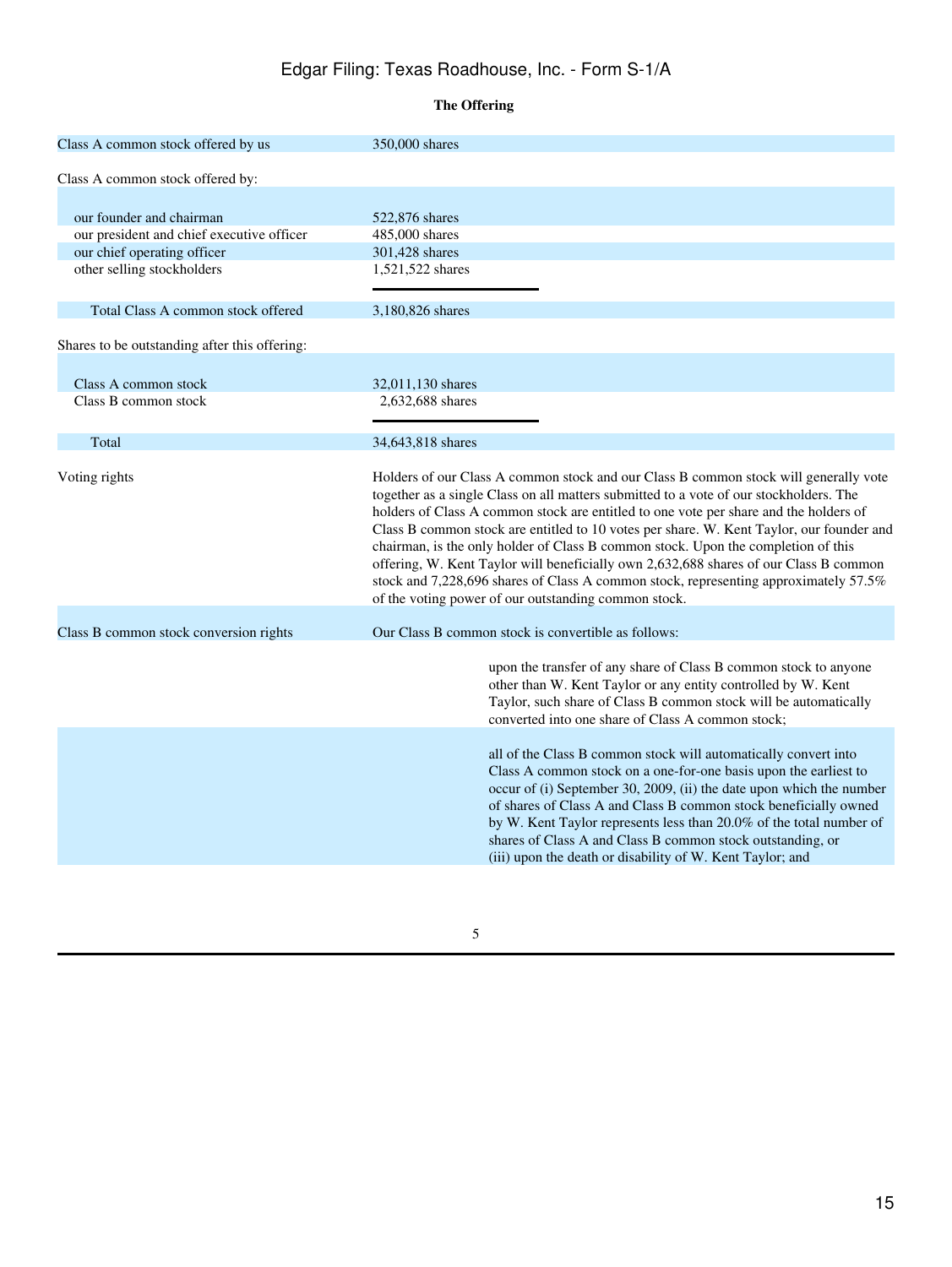**The Offering**

| | |
|---|---|
| Class A common stock offered by us | 350,000 shares |
| Class A common stock offered by: | |
| our founder and chairman | 522,876 shares |
| our president and chief executive officer | 485,000 shares |
| our chief operating officer | 301,428 shares |
| other selling stockholders | 1,521,522 shares |
| Total Class A common stock offered | 3,180,826 shares |
| Shares to be outstanding after this offering: | |
| Class A common stock | 32,011,130 shares |
| Class B common stock | 2,632,688 shares |
| Total | 34,643,818 shares |
| Voting rights | Holders of our Class A common stock and our Class B common stock will generally vote together as a single Class on all matters submitted to a vote of our stockholders. The holders of Class A common stock are entitled to one vote per share and the holders of Class B common stock are entitled to 10 votes per share. W. Kent Taylor, our founder and chairman, is the only holder of Class B common stock. Upon the completion of this offering, W. Kent Taylor will beneficially own 2,632,688 shares of our Class B common stock and 7,228,696 shares of Class A common stock, representing approximately 57.5% of the voting power of our outstanding common stock. |
| Class B common stock conversion rights | Our Class B common stock is convertible as follows: |

- upon the transfer of any share of Class B common stock to anyone other than W. Kent Taylor or any entity controlled by W. Kent Taylor, such share of Class B common stock will be automatically converted into one share of Class A common stock;

- all of the Class B common stock will automatically convert into Class A common stock on a one-for-one basis upon the earliest to occur of (i) September 30, 2009, (ii) the date upon which the number of shares of Class A and Class B common stock beneficially owned by W. Kent Taylor represents less than 20.0% of the total number of shares of Class A and Class B common stock outstanding, or (iii) upon the death or disability of W. Kent Taylor; and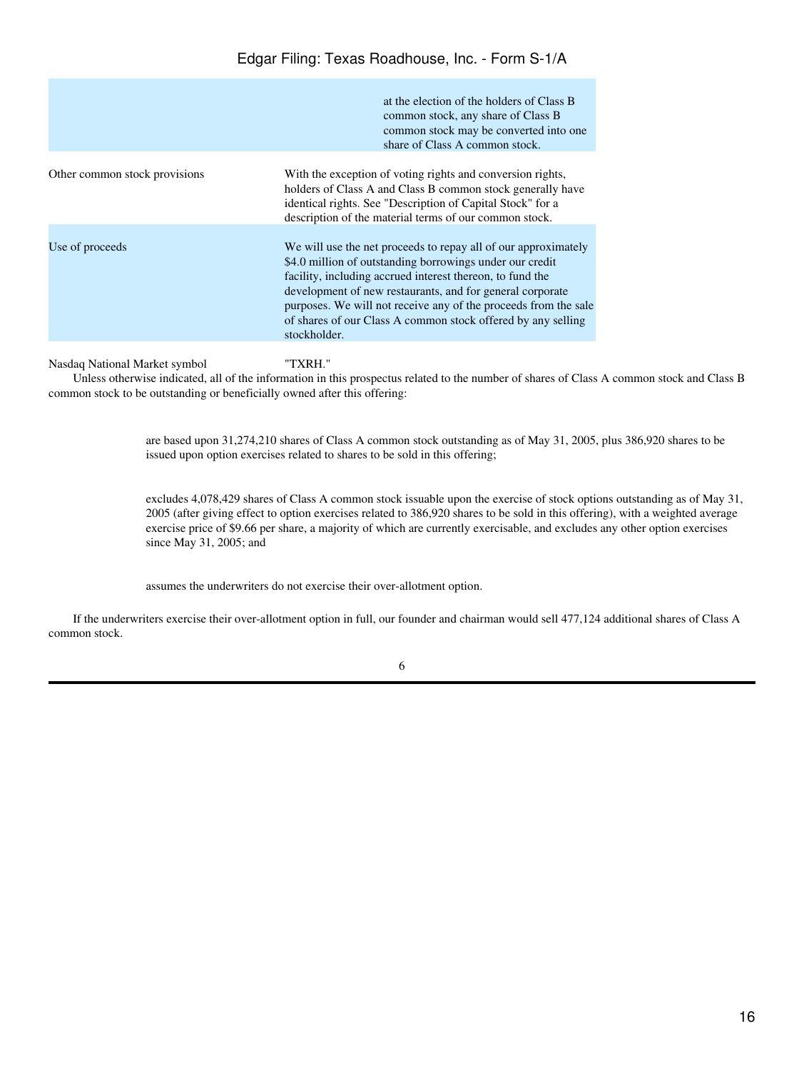| | |
|---|---|
| | at the election of the holders of Class B common stock, any share of Class B common stock may be converted into one share of Class A common stock. |
| Other common stock provisions | With the exception of voting rights and conversion rights, holders of Class A and Class B common stock generally have identical rights. See "Description of Capital Stock" for a description of the material terms of our common stock. |
| Use of proceeds | We will use the net proceeds to repay all of our approximately $4.0 million of outstanding borrowings under our credit facility, including accrued interest thereon, to fund the development of new restaurants, and for general corporate purposes. We will not receive any of the proceeds from the sale of shares of our Class A common stock offered by any selling stockholder. |
| Nasdaq National Market symbol | "TXRH." |

Unless otherwise indicated, all of the information in this prospectus related to the number of shares of Class A common stock and Class B common stock to be outstanding or beneficially owned after this offering:

- are based upon 31,274,210 shares of Class A common stock outstanding as of May 31, 2005, plus 386,920 shares to be issued upon option exercises related to shares to be sold in this offering;

- excludes 4,078,429 shares of Class A common stock issuable upon the exercise of stock options outstanding as of May 31, 2005 (after giving effect to option exercises related to 386,920 shares to be sold in this offering), with a weighted average exercise price of $9.66 per share, a majority of which are currently exercisable, and excludes any other option exercises since May 31, 2005; and

- assumes the underwriters do not exercise their over-allotment option.

If the underwriters exercise their over-allotment option in full, our founder and chairman would sell 477,124 additional shares of Class A common stock.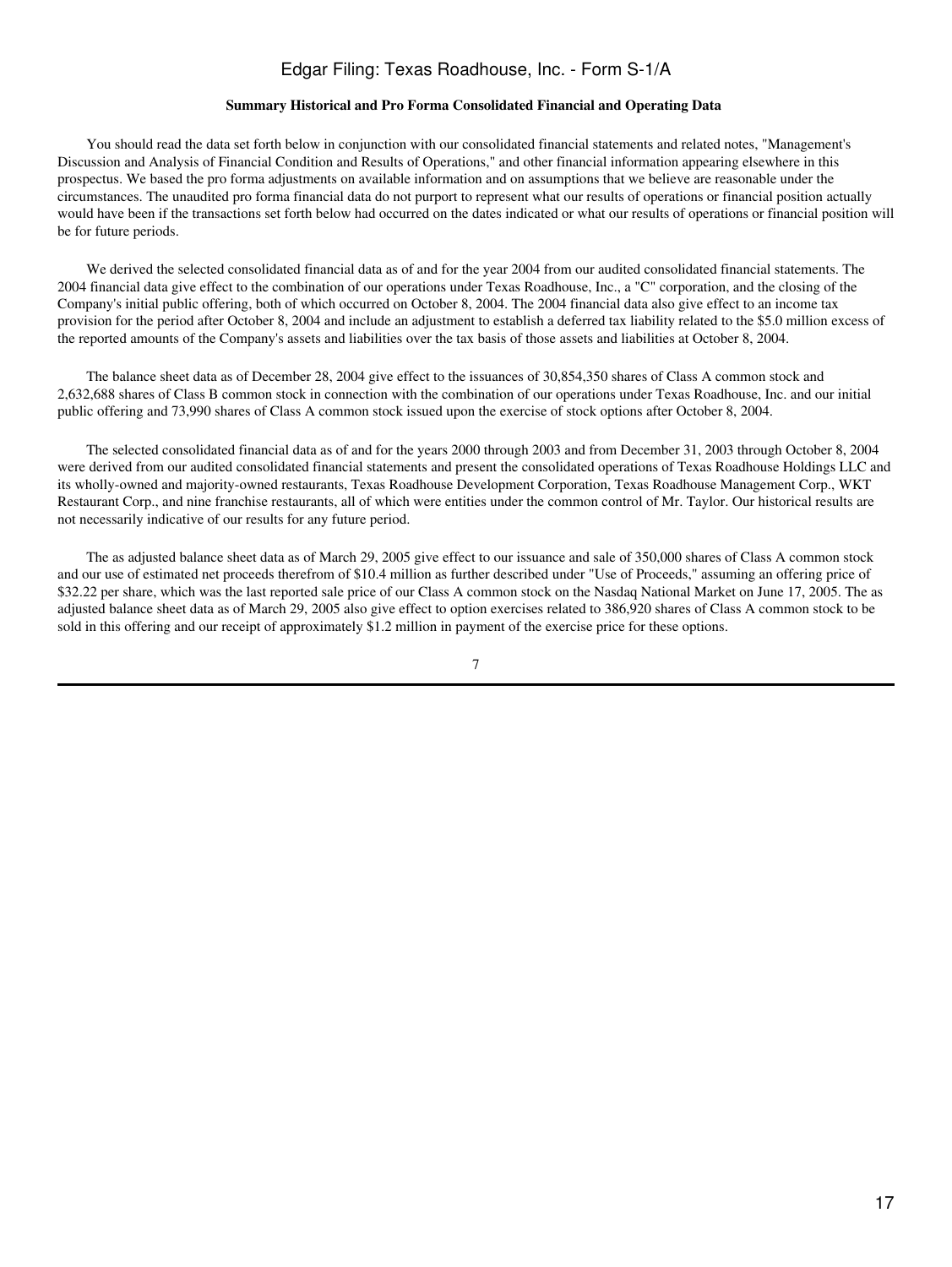### Summary Historical and Pro Forma Consolidated Financial and Operating Data

You should read the data set forth below in conjunction with our consolidated financial statements and related notes, "Management's Discussion and Analysis of Financial Condition and Results of Operations," and other financial information appearing elsewhere in this prospectus. We based the pro forma adjustments on available information and on assumptions that we believe are reasonable under the circumstances. The unaudited pro forma financial data do not purport to represent what our results of operations or financial position actually would have been if the transactions set forth below had occurred on the dates indicated or what our results of operations or financial position will be for future periods.

We derived the selected consolidated financial data as of and for the year 2004 from our audited consolidated financial statements. The 2004 financial data give effect to the combination of our operations under Texas Roadhouse, Inc., a "C" corporation, and the closing of the Company's initial public offering, both of which occurred on October 8, 2004. The 2004 financial data also give effect to an income tax provision for the period after October 8, 2004 and include an adjustment to establish a deferred tax liability related to the $5.0 million excess of the reported amounts of the Company's assets and liabilities over the tax basis of those assets and liabilities at October 8, 2004.

The balance sheet data as of December 28, 2004 give effect to the issuances of 30,854,350 shares of Class A common stock and 2,632,688 shares of Class B common stock in connection with the combination of our operations under Texas Roadhouse, Inc. and our initial public offering and 73,990 shares of Class A common stock issued upon the exercise of stock options after October 8, 2004.

The selected consolidated financial data as of and for the years 2000 through 2003 and from December 31, 2003 through October 8, 2004 were derived from our audited consolidated financial statements and present the consolidated operations of Texas Roadhouse Holdings LLC and its wholly-owned and majority-owned restaurants, Texas Roadhouse Development Corporation, Texas Roadhouse Management Corp., WKT Restaurant Corp., and nine franchise restaurants, all of which were entities under the common control of Mr. Taylor. Our historical results are not necessarily indicative of our results for any future period.

The as adjusted balance sheet data as of March 29, 2005 give effect to our issuance and sale of 350,000 shares of Class A common stock and our use of estimated net proceeds therefrom of $10.4 million as further described under "Use of Proceeds," assuming an offering price of $32.22 per share, which was the last reported sale price of our Class A common stock on the Nasdaq National Market on June 17, 2005. The as adjusted balance sheet data as of March 29, 2005 also give effect to option exercises related to 386,920 shares of Class A common stock to be sold in this offering and our receipt of approximately $1.2 million in payment of the exercise price for these options.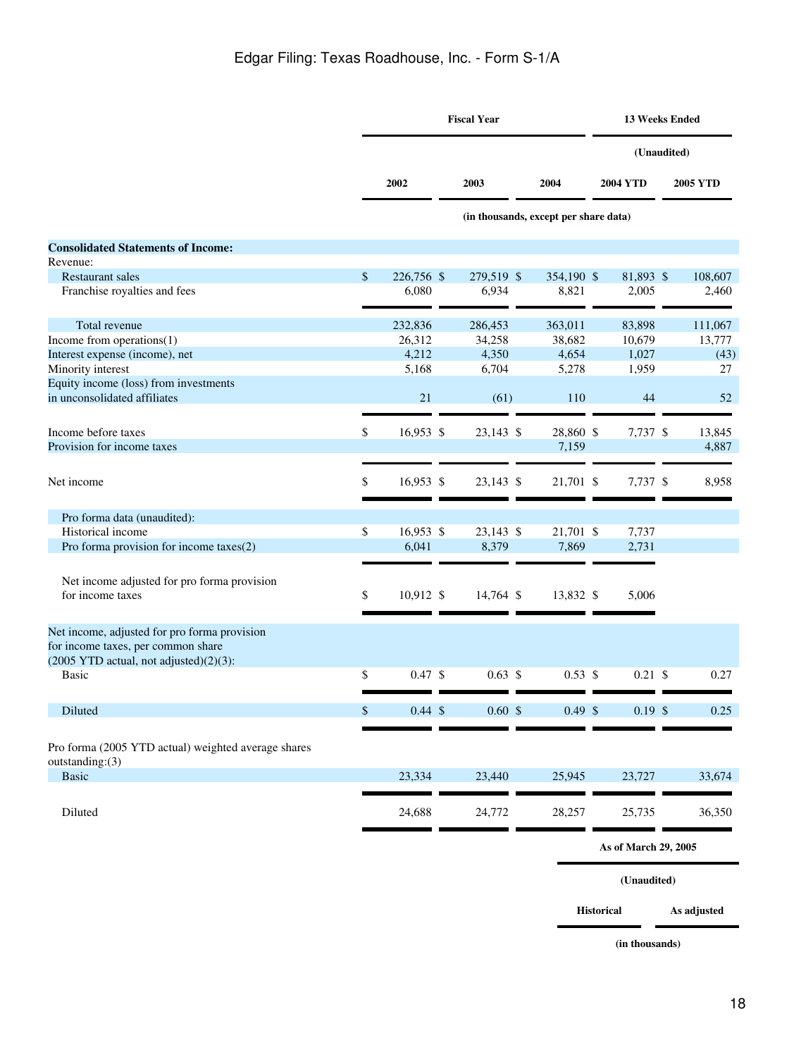| | Fiscal Year | | | 13 Weeks Ended | |
|---|---|---|---|---|---|
| | | | | (Unaudited) | |
| | 2002 | 2003 | 2004 | 2004 YTD | 2005 YTD |
| | (in thousands, except per share data) | | | | |
| **Consolidated Statements of Income:** | | | | | |
| Revenue: | | | | | |
| Restaurant sales | $ 226,756 | $ 279,519 | $ 354,190 | $ 81,893 | $ 108,607 |
| Franchise royalties and fees | 6,080 | 6,934 | 8,821 | 2,005 | 2,460 |
| Total revenue | 232,836 | 286,453 | 363,011 | 83,898 | 111,067 |
| Income from operations(1) | 26,312 | 34,258 | 38,682 | 10,679 | 13,777 |
| Interest expense (income), net | 4,212 | 4,350 | 4,654 | 1,027 | (43) |
| Minority interest | 5,168 | 6,704 | 5,278 | 1,959 | 27 |
| Equity income (loss) from investments in unconsolidated affiliates | 21 | (61) | 110 | 44 | 52 |
| Income before taxes | $ 16,953 | $ 23,143 | $ 28,860 | $ 7,737 | $ 13,845 |
| Provision for income taxes | | | 7,159 | | 4,887 |
| Net income | $ 16,953 | $ 23,143 | $ 21,701 | $ 7,737 | $ 8,958 |
| Pro forma data (unaudited): | | | | | |
| Historical income | $ 16,953 | $ 23,143 | $ 21,701 | $ 7,737 | |
| Pro forma provision for income taxes(2) | 6,041 | 8,379 | 7,869 | 2,731 | |
| Net income adjusted for pro forma provision for income taxes | $ 10,912 | $ 14,764 | $ 13,832 | $ 5,006 | |
| Net income, adjusted for pro forma provision for income taxes, per common share (2005 YTD actual, not adjusted)(2)(3): | | | | | |
| Basic | $ 0.47 | $ 0.63 | $ 0.53 | $ 0.21 | $ 0.27 |
| Diluted | $ 0.44 | $ 0.60 | $ 0.49 | $ 0.19 | $ 0.25 |
| Pro forma (2005 YTD actual) weighted average shares outstanding:(3) | | | | | |
| Basic | 23,334 | 23,440 | 25,945 | 23,727 | 33,674 |
| Diluted | 24,688 | 24,772 | 28,257 | 25,735 | 36,350 |

| | As of March 29, 2005 | |
|---|---|---|
| | (Unaudited) | |
| | Historical | As adjusted |
| | (in thousands) | |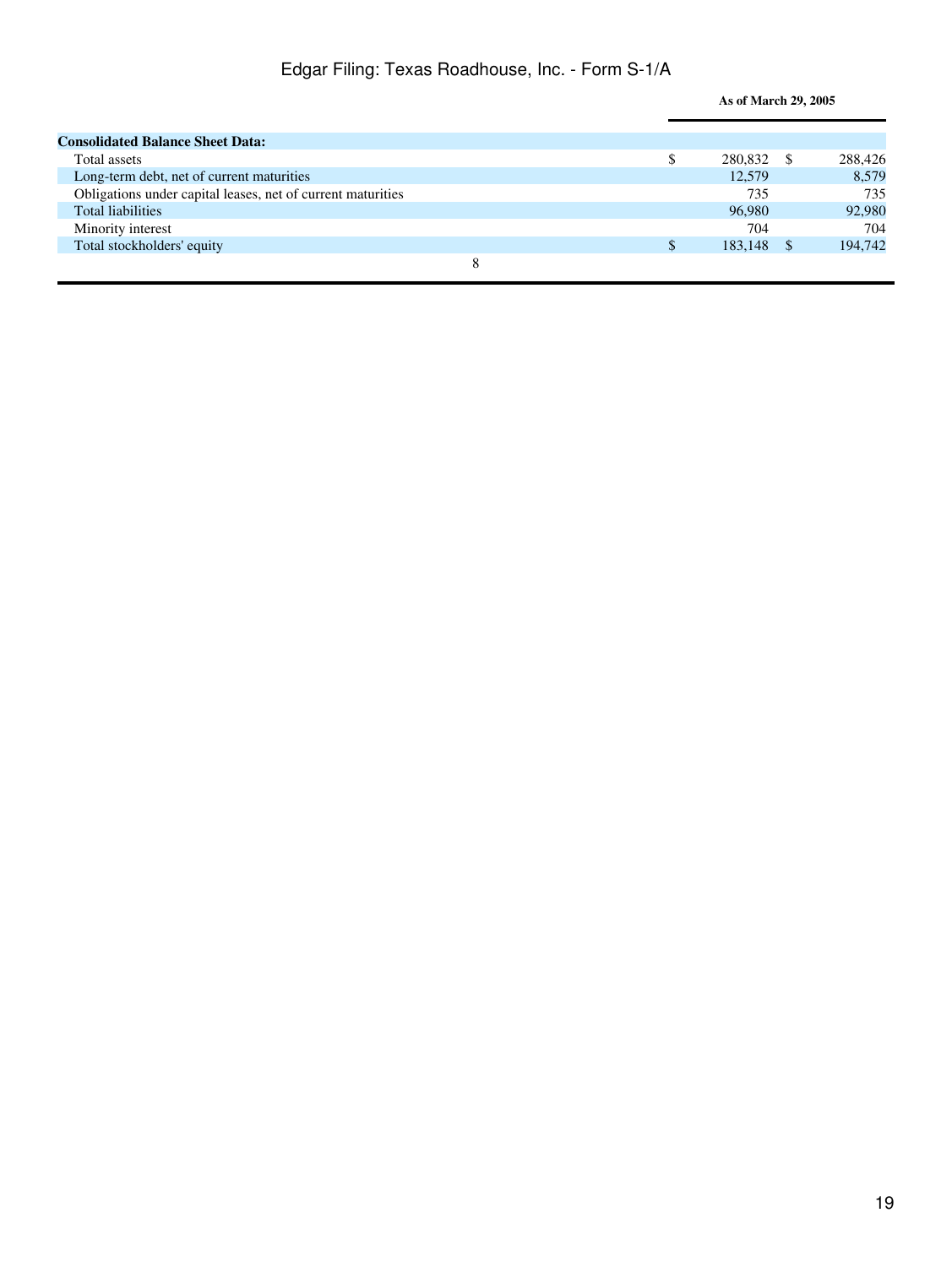| | As of March 29, 2005 | |
|---|---|---|
| **Consolidated Balance Sheet Data:** | | |
| Total assets | $ 280,832 | $ 288,426 |
| Long-term debt, net of current maturities | 12,579 | 8,579 |
| Obligations under capital leases, net of current maturities | 735 | 735 |
| Total liabilities | 96,980 | 92,980 |
| Minority interest | 704 | 704 |
| Total stockholders' equity | $ 183,148 | $ 194,742 |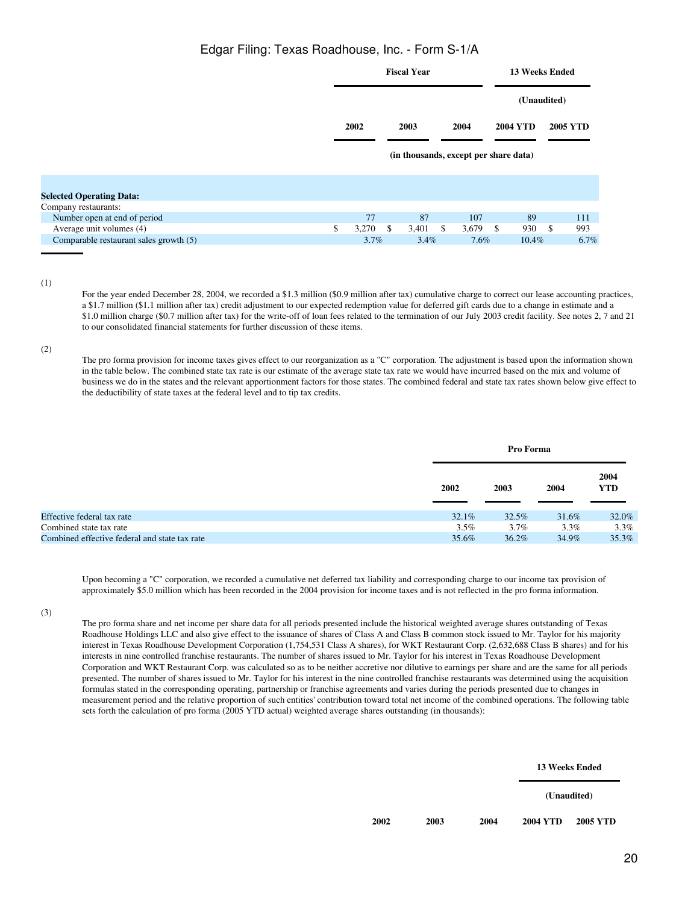| | Fiscal Year | | | 13 Weeks Ended (Unaudited) | |
|---|---|---|---|---|---|
| | 2002 | 2003 | 2004 | 2004 YTD | 2005 YTD |
| | (in thousands, except per share data) | | | | |
| **Selected Operating Data:** | | | | | |
| Company restaurants: | | | | | |
| Number open at end of period | 77 | 87 | 107 | 89 | 111 |
| Average unit volumes (4) | $ 3,270 | $ 3,401 | $ 3,679 | $ 930 | $ 993 |
| Comparable restaurant sales growth (5) | 3.7% | 3.4% | 7.6% | 10.4% | 6.7% |

(1)

For the year ended December 28, 2004, we recorded a $1.3 million ($0.9 million after tax) cumulative charge to correct our lease accounting practices, a $1.7 million ($1.1 million after tax) credit adjustment to our expected redemption value for deferred gift cards due to a change in estimate and a $1.0 million charge ($0.7 million after tax) for the write-off of loan fees related to the termination of our July 2003 credit facility. See notes 2, 7 and 21 to our consolidated financial statements for further discussion of these items.

(2)

The pro forma provision for income taxes gives effect to our reorganization as a "C" corporation. The adjustment is based upon the information shown in the table below. The combined state tax rate is our estimate of the average state tax rate we would have incurred based on the mix and volume of business we do in the states and the relevant apportionment factors for those states. The combined federal and state tax rates shown below give effect to the deductibility of state taxes at the federal level and to tip tax credits.

| | Pro Forma | | | |
|---|---|---|---|---|
| | 2002 | 2003 | 2004 | 2004 YTD |
| Effective federal tax rate | 32.1% | 32.5% | 31.6% | 32.0% |
| Combined state tax rate | 3.5% | 3.7% | 3.3% | 3.3% |
| Combined effective federal and state tax rate | 35.6% | 36.2% | 34.9% | 35.3% |

Upon becoming a "C" corporation, we recorded a cumulative net deferred tax liability and corresponding charge to our income tax provision of approximately $5.0 million which has been recorded in the 2004 provision for income taxes and is not reflected in the pro forma information.

(3)

The pro forma share and net income per share data for all periods presented include the historical weighted average shares outstanding of Texas Roadhouse Holdings LLC and also give effect to the issuance of shares of Class A and Class B common stock issued to Mr. Taylor for his majority interest in Texas Roadhouse Development Corporation (1,754,531 Class A shares), for WKT Restaurant Corp. (2,632,688 Class B shares) and for his interests in nine controlled franchise restaurants. The number of shares issued to Mr. Taylor for his interest in Texas Roadhouse Development Corporation and WKT Restaurant Corp. was calculated so as to be neither accretive nor dilutive to earnings per share and are the same for all periods presented. The number of shares issued to Mr. Taylor for his interest in the nine controlled franchise restaurants was determined using the acquisition formulas stated in the corresponding operating, partnership or franchise agreements and varies during the periods presented due to changes in measurement period and the relative proportion of such entities' contribution toward total net income of the combined operations. The following table sets forth the calculation of pro forma (2005 YTD actual) weighted average shares outstanding (in thousands):

| | | | | 13 Weeks Ended (Unaudited) | |
|---|---|---|---|---|---|
| | 2002 | 2003 | 2004 | 2004 YTD | 2005 YTD |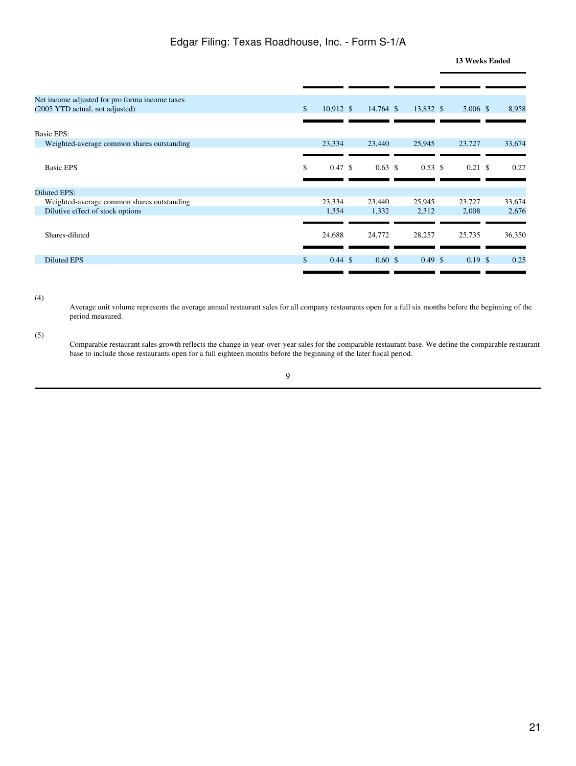| | | | | 13 Weeks Ended | |
|---|---|---|---|---|---|
| | | | | | |
| Net income adjusted for pro forma income taxes (2005 YTD actual, not adjusted) | $ 10,912 | $ 14,764 | $ 13,832 | $ 5,006 | $ 8,958 |
| Basic EPS: | | | | | |
| Weighted-average common shares outstanding | 23,334 | 23,440 | 25,945 | 23,727 | 33,674 |
| Basic EPS | $ 0.47 | $ 0.63 | $ 0.53 | $ 0.21 | $ 0.27 |
| Diluted EPS: | | | | | |
| Weighted-average common shares outstanding | 23,334 | 23,440 | 25,945 | 23,727 | 33,674 |
| Dilutive effect of stock options | 1,354 | 1,332 | 2,312 | 2,008 | 2,676 |
| Shares-diluted | 24,688 | 24,772 | 28,257 | 25,735 | 36,350 |
| Diluted EPS | $ 0.44 | $ 0.60 | $ 0.49 | $ 0.19 | $ 0.25 |

(4) Average unit volume represents the average annual restaurant sales for all company restaurants open for a full six months before the beginning of the period measured.

(5) Comparable restaurant sales growth reflects the change in year-over-year sales for the comparable restaurant base. We define the comparable restaurant base to include those restaurants open for a full eighteen months before the beginning of the later fiscal period.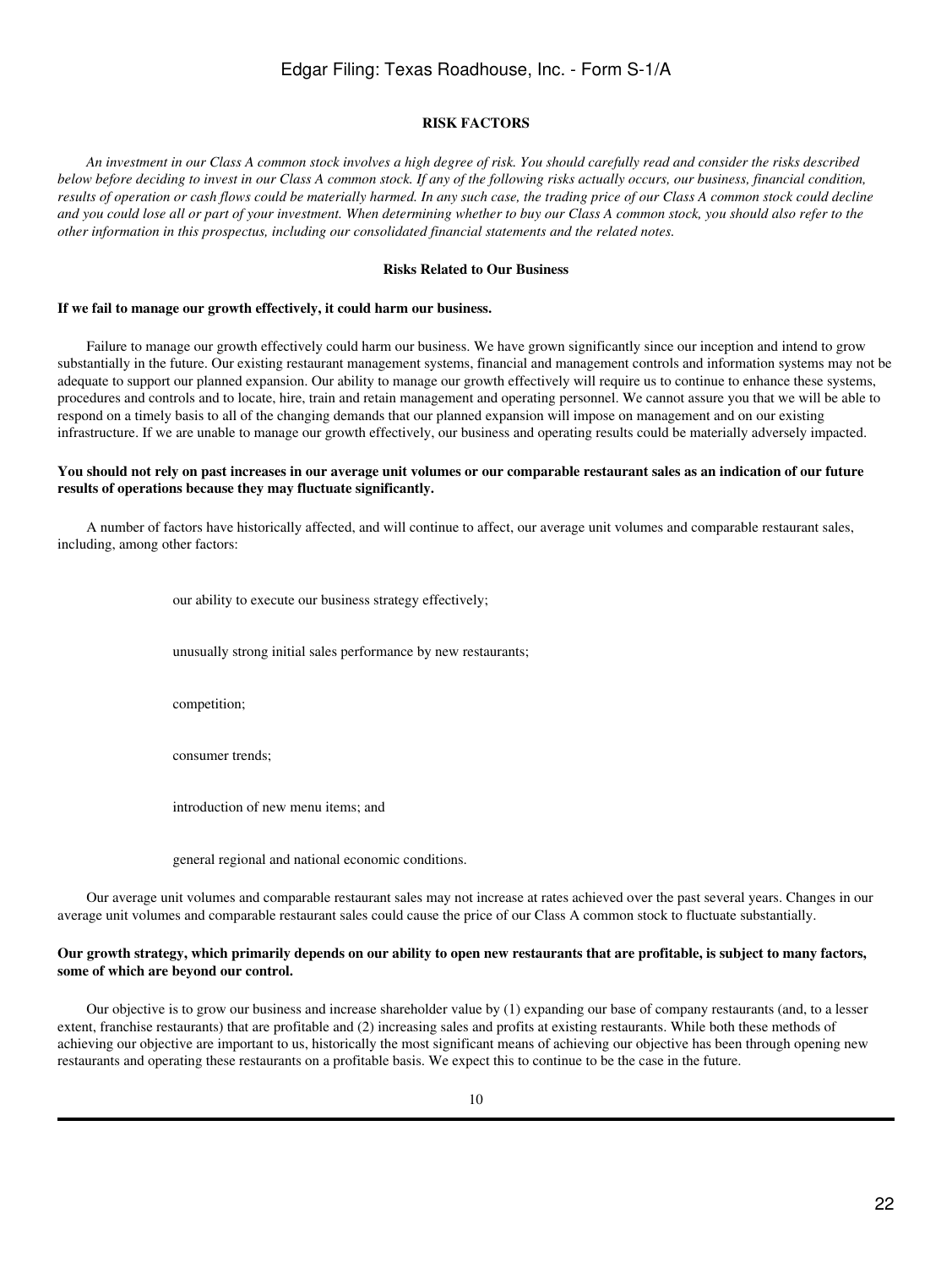## RISK FACTORS

*An investment in our Class A common stock involves a high degree of risk. You should carefully read and consider the risks described below before deciding to invest in our Class A common stock. If any of the following risks actually occurs, our business, financial condition, results of operation or cash flows could be materially harmed. In any such case, the trading price of our Class A common stock could decline and you could lose all or part of your investment. When determining whether to buy our Class A common stock, you should also refer to the other information in this prospectus, including our consolidated financial statements and the related notes.*

### Risks Related to Our Business

**If we fail to manage our growth effectively, it could harm our business.**

Failure to manage our growth effectively could harm our business. We have grown significantly since our inception and intend to grow substantially in the future. Our existing restaurant management systems, financial and management controls and information systems may not be adequate to support our planned expansion. Our ability to manage our growth effectively will require us to continue to enhance these systems, procedures and controls and to locate, hire, train and retain management and operating personnel. We cannot assure you that we will be able to respond on a timely basis to all of the changing demands that our planned expansion will impose on management and on our existing infrastructure. If we are unable to manage our growth effectively, our business and operating results could be materially adversely impacted.

**You should not rely on past increases in our average unit volumes or our comparable restaurant sales as an indication of our future results of operations because they may fluctuate significantly.**

A number of factors have historically affected, and will continue to affect, our average unit volumes and comparable restaurant sales, including, among other factors:

- our ability to execute our business strategy effectively;
- unusually strong initial sales performance by new restaurants;
- competition;
- consumer trends;
- introduction of new menu items; and
- general regional and national economic conditions.

Our average unit volumes and comparable restaurant sales may not increase at rates achieved over the past several years. Changes in our average unit volumes and comparable restaurant sales could cause the price of our Class A common stock to fluctuate substantially.

**Our growth strategy, which primarily depends on our ability to open new restaurants that are profitable, is subject to many factors, some of which are beyond our control.**

Our objective is to grow our business and increase shareholder value by (1) expanding our base of company restaurants (and, to a lesser extent, franchise restaurants) that are profitable and (2) increasing sales and profits at existing restaurants. While both these methods of achieving our objective are important to us, historically the most significant means of achieving our objective has been through opening new restaurants and operating these restaurants on a profitable basis. We expect this to continue to be the case in the future.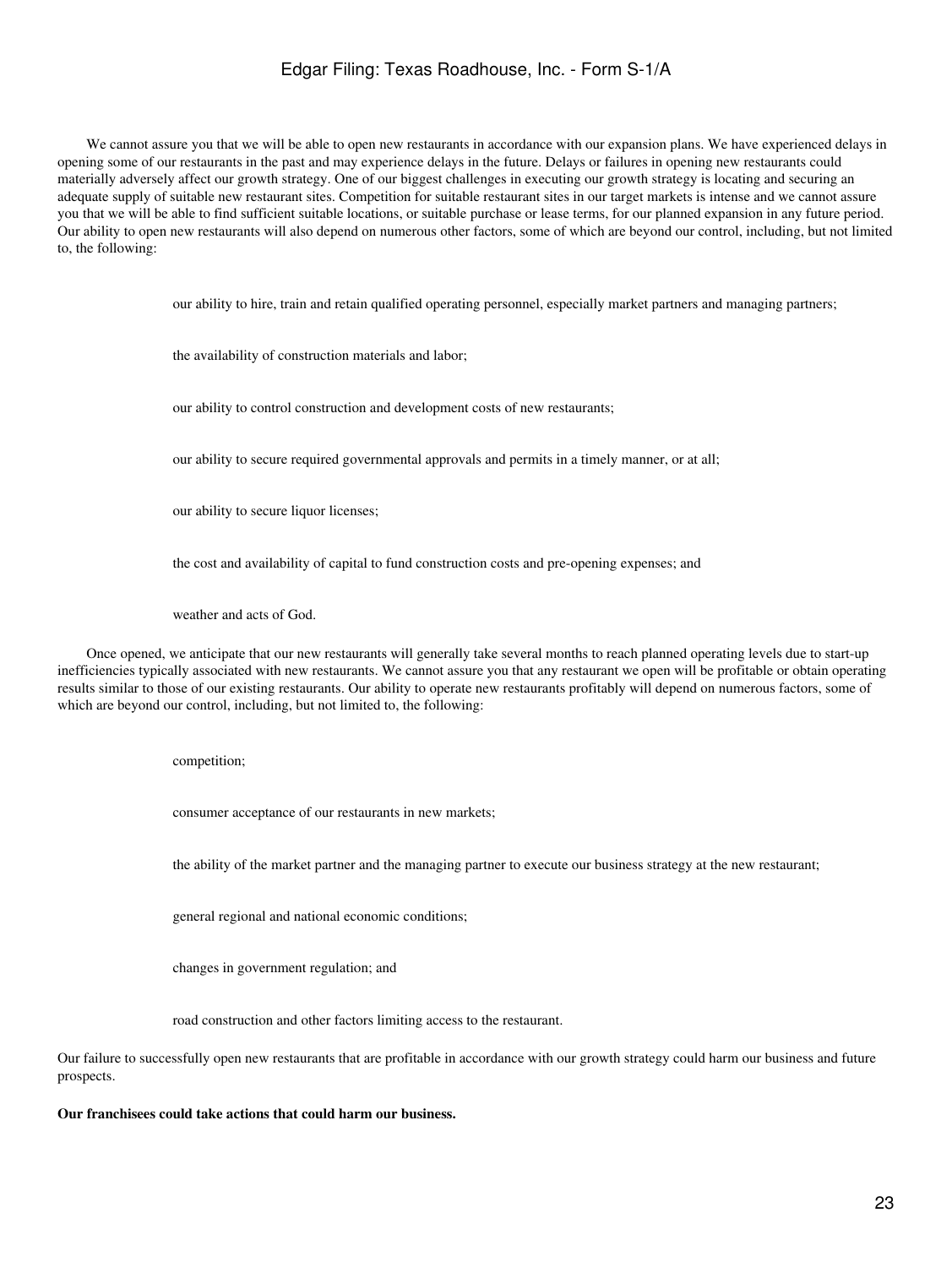We cannot assure you that we will be able to open new restaurants in accordance with our expansion plans. We have experienced delays in opening some of our restaurants in the past and may experience delays in the future. Delays or failures in opening new restaurants could materially adversely affect our growth strategy. One of our biggest challenges in executing our growth strategy is locating and securing an adequate supply of suitable new restaurant sites. Competition for suitable restaurant sites in our target markets is intense and we cannot assure you that we will be able to find sufficient suitable locations, or suitable purchase or lease terms, for our planned expansion in any future period. Our ability to open new restaurants will also depend on numerous other factors, some of which are beyond our control, including, but not limited to, the following:

- our ability to hire, train and retain qualified operating personnel, especially market partners and managing partners;
- the availability of construction materials and labor;
- our ability to control construction and development costs of new restaurants;
- our ability to secure required governmental approvals and permits in a timely manner, or at all;
- our ability to secure liquor licenses;
- the cost and availability of capital to fund construction costs and pre-opening expenses; and
- weather and acts of God.

Once opened, we anticipate that our new restaurants will generally take several months to reach planned operating levels due to start-up inefficiencies typically associated with new restaurants. We cannot assure you that any restaurant we open will be profitable or obtain operating results similar to those of our existing restaurants. Our ability to operate new restaurants profitably will depend on numerous factors, some of which are beyond our control, including, but not limited to, the following:

- competition;
- consumer acceptance of our restaurants in new markets;
- the ability of the market partner and the managing partner to execute our business strategy at the new restaurant;
- general regional and national economic conditions;
- changes in government regulation; and
- road construction and other factors limiting access to the restaurant.

Our failure to successfully open new restaurants that are profitable in accordance with our growth strategy could harm our business and future prospects.

**Our franchisees could take actions that could harm our business.**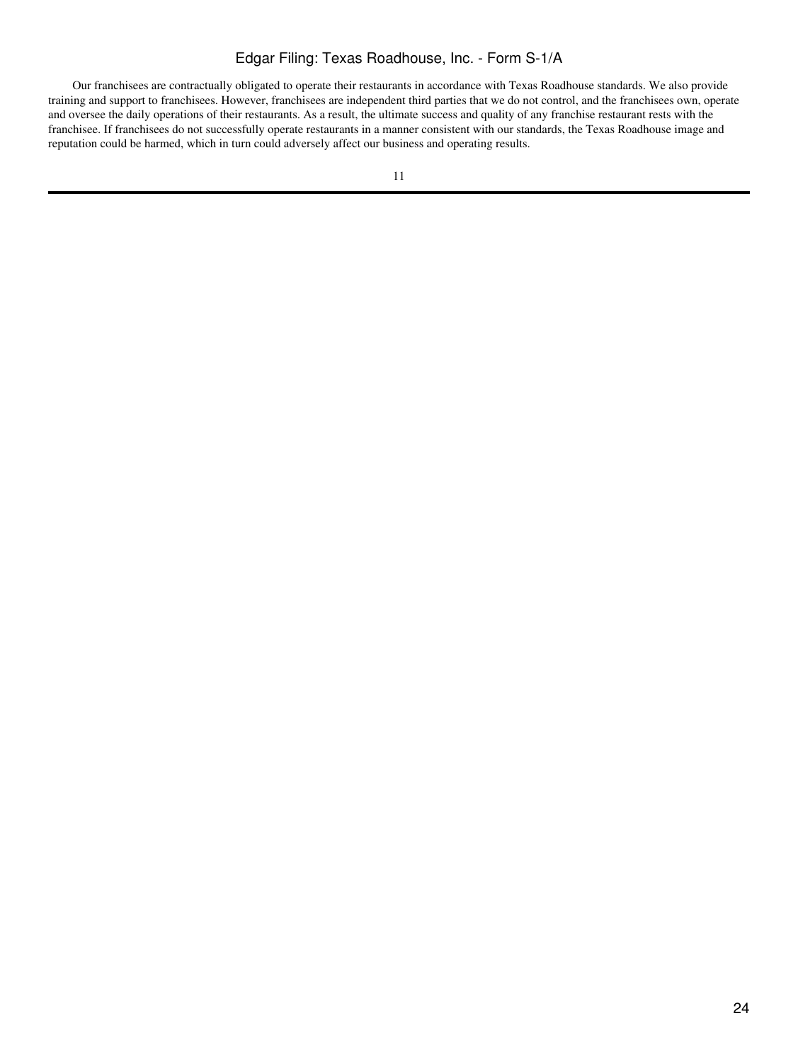Our franchisees are contractually obligated to operate their restaurants in accordance with Texas Roadhouse standards. We also provide training and support to franchisees. However, franchisees are independent third parties that we do not control, and the franchisees own, operate and oversee the daily operations of their restaurants. As a result, the ultimate success and quality of any franchise restaurant rests with the franchisee. If franchisees do not successfully operate restaurants in a manner consistent with our standards, the Texas Roadhouse image and reputation could be harmed, which in turn could adversely affect our business and operating results.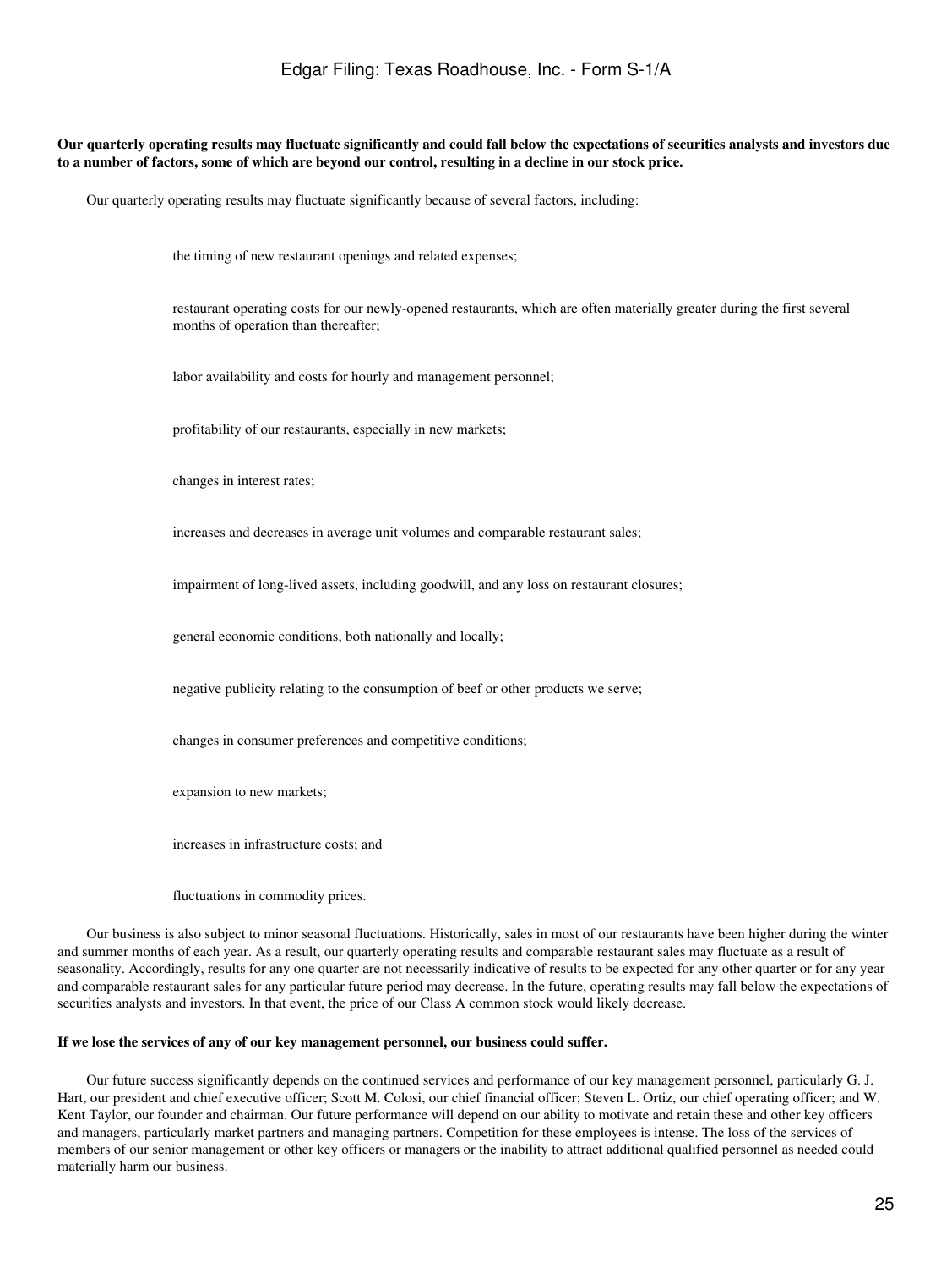**Our quarterly operating results may fluctuate significantly and could fall below the expectations of securities analysts and investors due to a number of factors, some of which are beyond our control, resulting in a decline in our stock price.**

Our quarterly operating results may fluctuate significantly because of several factors, including:

- the timing of new restaurant openings and related expenses;
- restaurant operating costs for our newly-opened restaurants, which are often materially greater during the first several months of operation than thereafter;
- labor availability and costs for hourly and management personnel;
- profitability of our restaurants, especially in new markets;
- changes in interest rates;
- increases and decreases in average unit volumes and comparable restaurant sales;
- impairment of long-lived assets, including goodwill, and any loss on restaurant closures;
- general economic conditions, both nationally and locally;
- negative publicity relating to the consumption of beef or other products we serve;
- changes in consumer preferences and competitive conditions;
- expansion to new markets;
- increases in infrastructure costs; and
- fluctuations in commodity prices.

Our business is also subject to minor seasonal fluctuations. Historically, sales in most of our restaurants have been higher during the winter and summer months of each year. As a result, our quarterly operating results and comparable restaurant sales may fluctuate as a result of seasonality. Accordingly, results for any one quarter are not necessarily indicative of results to be expected for any other quarter or for any year and comparable restaurant sales for any particular future period may decrease. In the future, operating results may fall below the expectations of securities analysts and investors. In that event, the price of our Class A common stock would likely decrease.

**If we lose the services of any of our key management personnel, our business could suffer.**

Our future success significantly depends on the continued services and performance of our key management personnel, particularly G. J. Hart, our president and chief executive officer; Scott M. Colosi, our chief financial officer; Steven L. Ortiz, our chief operating officer; and W. Kent Taylor, our founder and chairman. Our future performance will depend on our ability to motivate and retain these and other key officers and managers, particularly market partners and managing partners. Competition for these employees is intense. The loss of the services of members of our senior management or other key officers or managers or the inability to attract additional qualified personnel as needed could materially harm our business.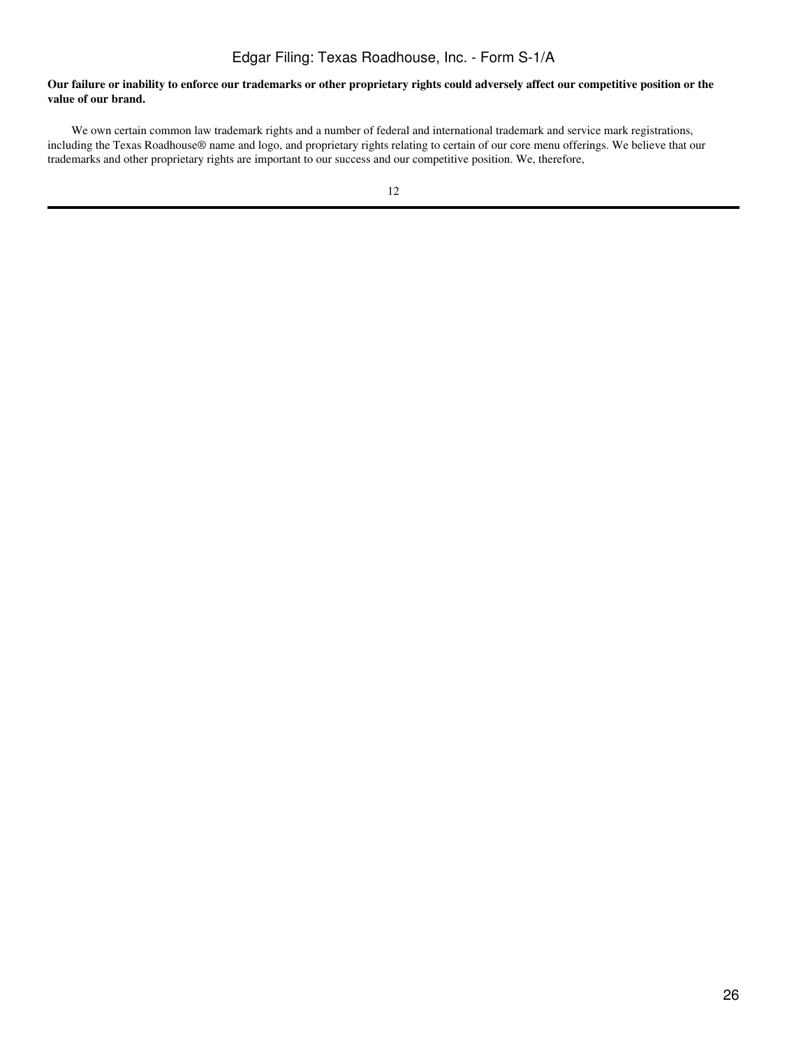**Our failure or inability to enforce our trademarks or other proprietary rights could adversely affect our competitive position or the value of our brand.**

We own certain common law trademark rights and a number of federal and international trademark and service mark registrations, including the Texas Roadhouse® name and logo, and proprietary rights relating to certain of our core menu offerings. We believe that our trademarks and other proprietary rights are important to our success and our competitive position. We, therefore,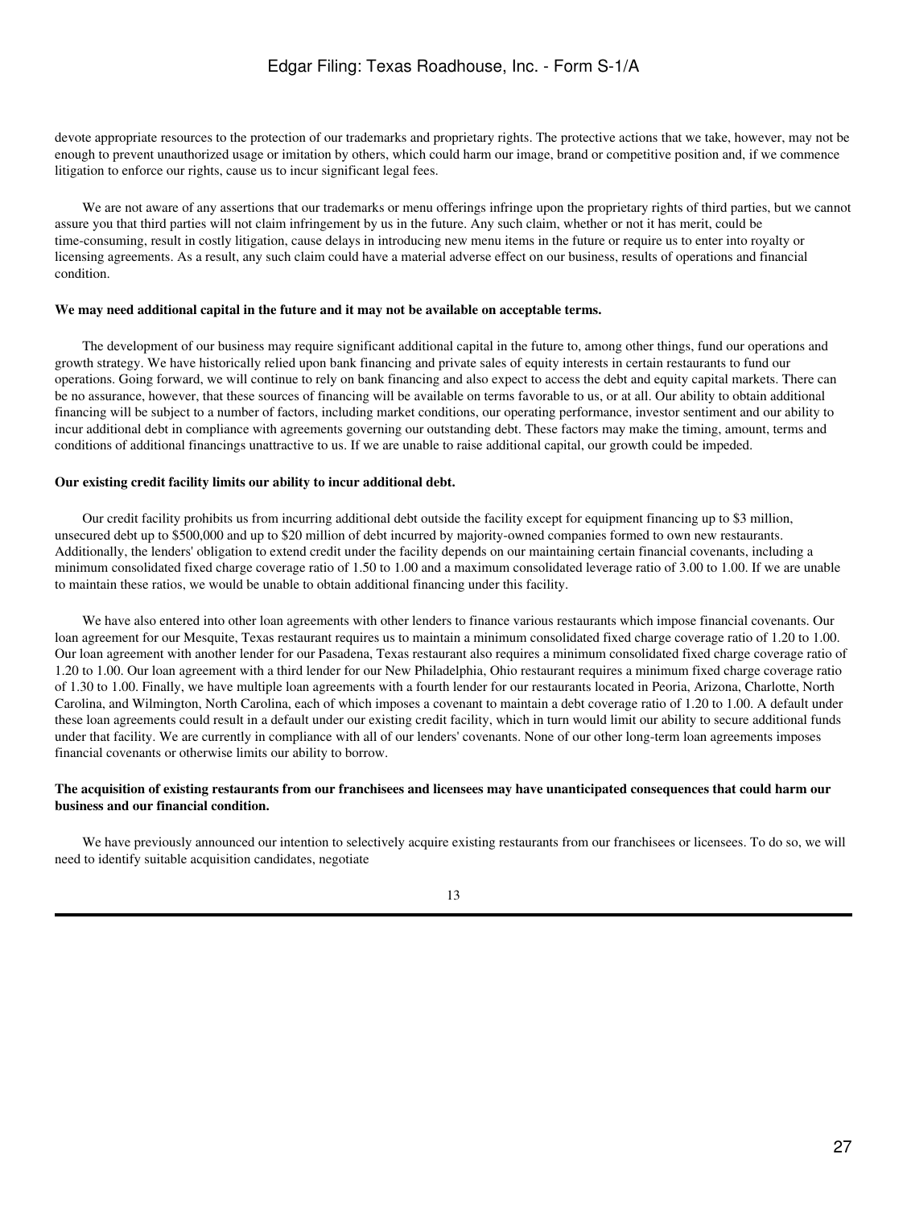devote appropriate resources to the protection of our trademarks and proprietary rights. The protective actions that we take, however, may not be enough to prevent unauthorized usage or imitation by others, which could harm our image, brand or competitive position and, if we commence litigation to enforce our rights, cause us to incur significant legal fees.

We are not aware of any assertions that our trademarks or menu offerings infringe upon the proprietary rights of third parties, but we cannot assure you that third parties will not claim infringement by us in the future. Any such claim, whether or not it has merit, could be time-consuming, result in costly litigation, cause delays in introducing new menu items in the future or require us to enter into royalty or licensing agreements. As a result, any such claim could have a material adverse effect on our business, results of operations and financial condition.

**We may need additional capital in the future and it may not be available on acceptable terms.**

The development of our business may require significant additional capital in the future to, among other things, fund our operations and growth strategy. We have historically relied upon bank financing and private sales of equity interests in certain restaurants to fund our operations. Going forward, we will continue to rely on bank financing and also expect to access the debt and equity capital markets. There can be no assurance, however, that these sources of financing will be available on terms favorable to us, or at all. Our ability to obtain additional financing will be subject to a number of factors, including market conditions, our operating performance, investor sentiment and our ability to incur additional debt in compliance with agreements governing our outstanding debt. These factors may make the timing, amount, terms and conditions of additional financings unattractive to us. If we are unable to raise additional capital, our growth could be impeded.

**Our existing credit facility limits our ability to incur additional debt.**

Our credit facility prohibits us from incurring additional debt outside the facility except for equipment financing up to $3 million, unsecured debt up to $500,000 and up to $20 million of debt incurred by majority-owned companies formed to own new restaurants. Additionally, the lenders' obligation to extend credit under the facility depends on our maintaining certain financial covenants, including a minimum consolidated fixed charge coverage ratio of 1.50 to 1.00 and a maximum consolidated leverage ratio of 3.00 to 1.00. If we are unable to maintain these ratios, we would be unable to obtain additional financing under this facility.

We have also entered into other loan agreements with other lenders to finance various restaurants which impose financial covenants. Our loan agreement for our Mesquite, Texas restaurant requires us to maintain a minimum consolidated fixed charge coverage ratio of 1.20 to 1.00. Our loan agreement with another lender for our Pasadena, Texas restaurant also requires a minimum consolidated fixed charge coverage ratio of 1.20 to 1.00. Our loan agreement with a third lender for our New Philadelphia, Ohio restaurant requires a minimum fixed charge coverage ratio of 1.30 to 1.00. Finally, we have multiple loan agreements with a fourth lender for our restaurants located in Peoria, Arizona, Charlotte, North Carolina, and Wilmington, North Carolina, each of which imposes a covenant to maintain a debt coverage ratio of 1.20 to 1.00. A default under these loan agreements could result in a default under our existing credit facility, which in turn would limit our ability to secure additional funds under that facility. We are currently in compliance with all of our lenders' covenants. None of our other long-term loan agreements imposes financial covenants or otherwise limits our ability to borrow.

**The acquisition of existing restaurants from our franchisees and licensees may have unanticipated consequences that could harm our business and our financial condition.**

We have previously announced our intention to selectively acquire existing restaurants from our franchisees or licensees. To do so, we will need to identify suitable acquisition candidates, negotiate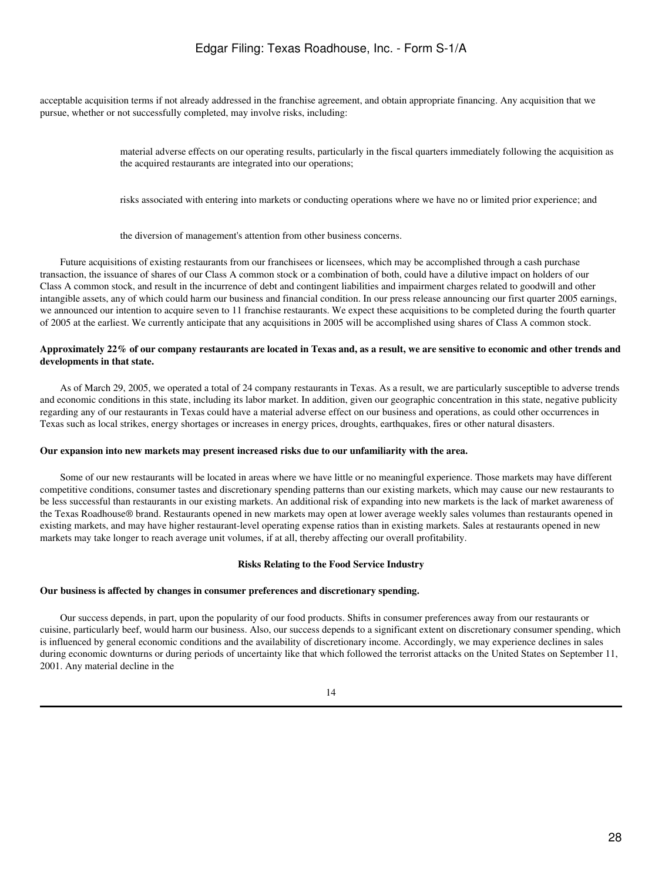acceptable acquisition terms if not already addressed in the franchise agreement, and obtain appropriate financing. Any acquisition that we pursue, whether or not successfully completed, may involve risks, including:

- material adverse effects on our operating results, particularly in the fiscal quarters immediately following the acquisition as the acquired restaurants are integrated into our operations;

- risks associated with entering into markets or conducting operations where we have no or limited prior experience; and

- the diversion of management's attention from other business concerns.

Future acquisitions of existing restaurants from our franchisees or licensees, which may be accomplished through a cash purchase transaction, the issuance of shares of our Class A common stock or a combination of both, could have a dilutive impact on holders of our Class A common stock, and result in the incurrence of debt and contingent liabilities and impairment charges related to goodwill and other intangible assets, any of which could harm our business and financial condition. In our press release announcing our first quarter 2005 earnings, we announced our intention to acquire seven to 11 franchise restaurants. We expect these acquisitions to be completed during the fourth quarter of 2005 at the earliest. We currently anticipate that any acquisitions in 2005 will be accomplished using shares of Class A common stock.

**Approximately 22% of our company restaurants are located in Texas and, as a result, we are sensitive to economic and other trends and developments in that state.**

As of March 29, 2005, we operated a total of 24 company restaurants in Texas. As a result, we are particularly susceptible to adverse trends and economic conditions in this state, including its labor market. In addition, given our geographic concentration in this state, negative publicity regarding any of our restaurants in Texas could have a material adverse effect on our business and operations, as could other occurrences in Texas such as local strikes, energy shortages or increases in energy prices, droughts, earthquakes, fires or other natural disasters.

**Our expansion into new markets may present increased risks due to our unfamiliarity with the area.**

Some of our new restaurants will be located in areas where we have little or no meaningful experience. Those markets may have different competitive conditions, consumer tastes and discretionary spending patterns than our existing markets, which may cause our new restaurants to be less successful than restaurants in our existing markets. An additional risk of expanding into new markets is the lack of market awareness of the Texas Roadhouse® brand. Restaurants opened in new markets may open at lower average weekly sales volumes than restaurants opened in existing markets, and may have higher restaurant-level operating expense ratios than in existing markets. Sales at restaurants opened in new markets may take longer to reach average unit volumes, if at all, thereby affecting our overall profitability.

## Risks Relating to the Food Service Industry

**Our business is affected by changes in consumer preferences and discretionary spending.**

Our success depends, in part, upon the popularity of our food products. Shifts in consumer preferences away from our restaurants or cuisine, particularly beef, would harm our business. Also, our success depends to a significant extent on discretionary consumer spending, which is influenced by general economic conditions and the availability of discretionary income. Accordingly, we may experience declines in sales during economic downturns or during periods of uncertainty like that which followed the terrorist attacks on the United States on September 11, 2001. Any material decline in the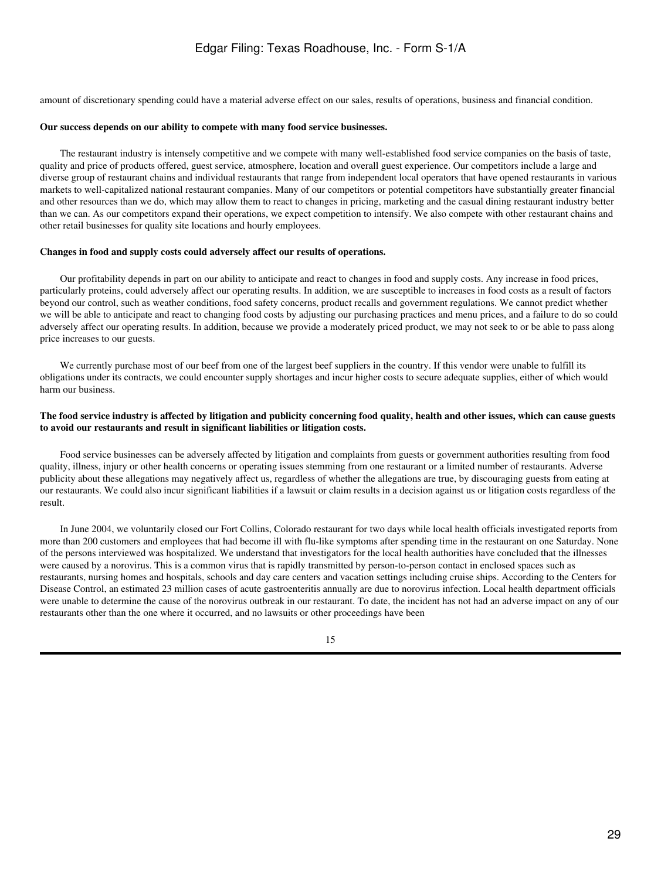amount of discretionary spending could have a material adverse effect on our sales, results of operations, business and financial condition.

**Our success depends on our ability to compete with many food service businesses.**

The restaurant industry is intensely competitive and we compete with many well-established food service companies on the basis of taste, quality and price of products offered, guest service, atmosphere, location and overall guest experience. Our competitors include a large and diverse group of restaurant chains and individual restaurants that range from independent local operators that have opened restaurants in various markets to well-capitalized national restaurant companies. Many of our competitors or potential competitors have substantially greater financial and other resources than we do, which may allow them to react to changes in pricing, marketing and the casual dining restaurant industry better than we can. As our competitors expand their operations, we expect competition to intensify. We also compete with other restaurant chains and other retail businesses for quality site locations and hourly employees.

**Changes in food and supply costs could adversely affect our results of operations.**

Our profitability depends in part on our ability to anticipate and react to changes in food and supply costs. Any increase in food prices, particularly proteins, could adversely affect our operating results. In addition, we are susceptible to increases in food costs as a result of factors beyond our control, such as weather conditions, food safety concerns, product recalls and government regulations. We cannot predict whether we will be able to anticipate and react to changing food costs by adjusting our purchasing practices and menu prices, and a failure to do so could adversely affect our operating results. In addition, because we provide a moderately priced product, we may not seek to or be able to pass along price increases to our guests.

We currently purchase most of our beef from one of the largest beef suppliers in the country. If this vendor were unable to fulfill its obligations under its contracts, we could encounter supply shortages and incur higher costs to secure adequate supplies, either of which would harm our business.

**The food service industry is affected by litigation and publicity concerning food quality, health and other issues, which can cause guests to avoid our restaurants and result in significant liabilities or litigation costs.**

Food service businesses can be adversely affected by litigation and complaints from guests or government authorities resulting from food quality, illness, injury or other health concerns or operating issues stemming from one restaurant or a limited number of restaurants. Adverse publicity about these allegations may negatively affect us, regardless of whether the allegations are true, by discouraging guests from eating at our restaurants. We could also incur significant liabilities if a lawsuit or claim results in a decision against us or litigation costs regardless of the result.

In June 2004, we voluntarily closed our Fort Collins, Colorado restaurant for two days while local health officials investigated reports from more than 200 customers and employees that had become ill with flu-like symptoms after spending time in the restaurant on one Saturday. None of the persons interviewed was hospitalized. We understand that investigators for the local health authorities have concluded that the illnesses were caused by a norovirus. This is a common virus that is rapidly transmitted by person-to-person contact in enclosed spaces such as restaurants, nursing homes and hospitals, schools and day care centers and vacation settings including cruise ships. According to the Centers for Disease Control, an estimated 23 million cases of acute gastroenteritis annually are due to norovirus infection. Local health department officials were unable to determine the cause of the norovirus outbreak in our restaurant. To date, the incident has not had an adverse impact on any of our restaurants other than the one where it occurred, and no lawsuits or other proceedings have been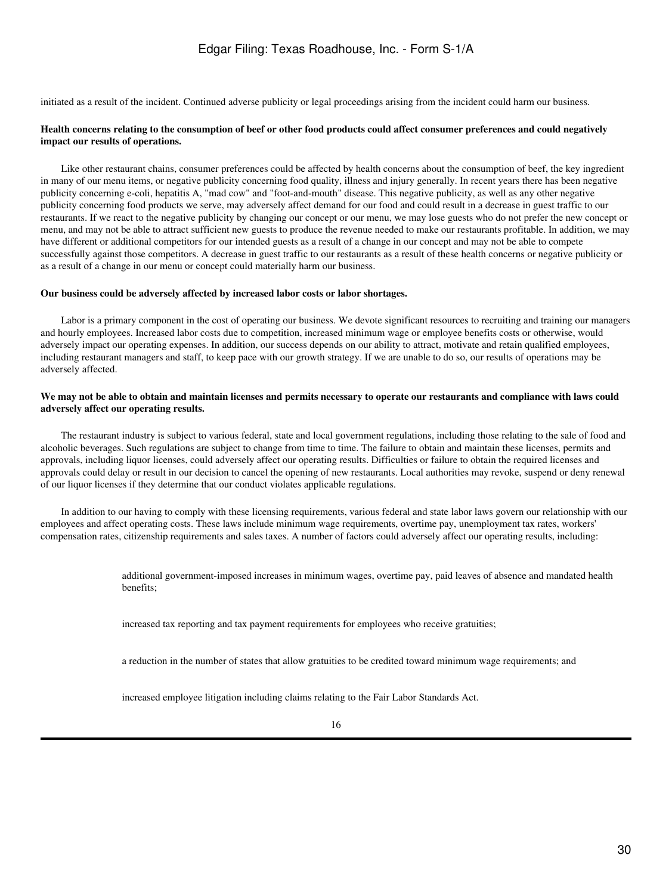initiated as a result of the incident. Continued adverse publicity or legal proceedings arising from the incident could harm our business.

**Health concerns relating to the consumption of beef or other food products could affect consumer preferences and could negatively impact our results of operations.**

Like other restaurant chains, consumer preferences could be affected by health concerns about the consumption of beef, the key ingredient in many of our menu items, or negative publicity concerning food quality, illness and injury generally. In recent years there has been negative publicity concerning e-coli, hepatitis A, "mad cow" and "foot-and-mouth" disease. This negative publicity, as well as any other negative publicity concerning food products we serve, may adversely affect demand for our food and could result in a decrease in guest traffic to our restaurants. If we react to the negative publicity by changing our concept or our menu, we may lose guests who do not prefer the new concept or menu, and may not be able to attract sufficient new guests to produce the revenue needed to make our restaurants profitable. In addition, we may have different or additional competitors for our intended guests as a result of a change in our concept and may not be able to compete successfully against those competitors. A decrease in guest traffic to our restaurants as a result of these health concerns or negative publicity or as a result of a change in our menu or concept could materially harm our business.

**Our business could be adversely affected by increased labor costs or labor shortages.**

Labor is a primary component in the cost of operating our business. We devote significant resources to recruiting and training our managers and hourly employees. Increased labor costs due to competition, increased minimum wage or employee benefits costs or otherwise, would adversely impact our operating expenses. In addition, our success depends on our ability to attract, motivate and retain qualified employees, including restaurant managers and staff, to keep pace with our growth strategy. If we are unable to do so, our results of operations may be adversely affected.

**We may not be able to obtain and maintain licenses and permits necessary to operate our restaurants and compliance with laws could adversely affect our operating results.**

The restaurant industry is subject to various federal, state and local government regulations, including those relating to the sale of food and alcoholic beverages. Such regulations are subject to change from time to time. The failure to obtain and maintain these licenses, permits and approvals, including liquor licenses, could adversely affect our operating results. Difficulties or failure to obtain the required licenses and approvals could delay or result in our decision to cancel the opening of new restaurants. Local authorities may revoke, suspend or deny renewal of our liquor licenses if they determine that our conduct violates applicable regulations.

In addition to our having to comply with these licensing requirements, various federal and state labor laws govern our relationship with our employees and affect operating costs. These laws include minimum wage requirements, overtime pay, unemployment tax rates, workers' compensation rates, citizenship requirements and sales taxes. A number of factors could adversely affect our operating results, including:

- additional government-imposed increases in minimum wages, overtime pay, paid leaves of absence and mandated health benefits;
- increased tax reporting and tax payment requirements for employees who receive gratuities;
- a reduction in the number of states that allow gratuities to be credited toward minimum wage requirements; and
- increased employee litigation including claims relating to the Fair Labor Standards Act.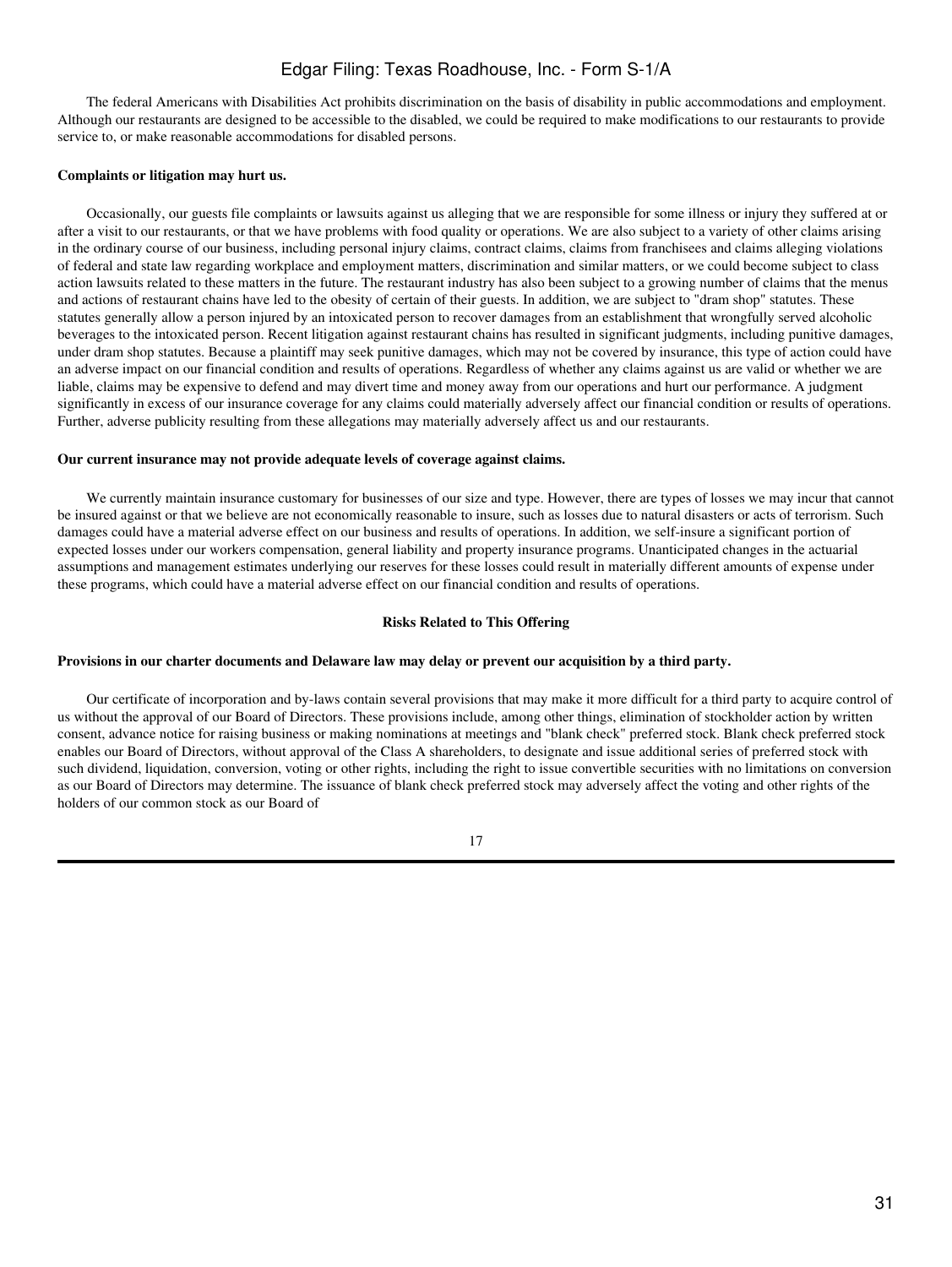The federal Americans with Disabilities Act prohibits discrimination on the basis of disability in public accommodations and employment. Although our restaurants are designed to be accessible to the disabled, we could be required to make modifications to our restaurants to provide service to, or make reasonable accommodations for disabled persons.

**Complaints or litigation may hurt us.**

Occasionally, our guests file complaints or lawsuits against us alleging that we are responsible for some illness or injury they suffered at or after a visit to our restaurants, or that we have problems with food quality or operations. We are also subject to a variety of other claims arising in the ordinary course of our business, including personal injury claims, contract claims, claims from franchisees and claims alleging violations of federal and state law regarding workplace and employment matters, discrimination and similar matters, or we could become subject to class action lawsuits related to these matters in the future. The restaurant industry has also been subject to a growing number of claims that the menus and actions of restaurant chains have led to the obesity of certain of their guests. In addition, we are subject to "dram shop" statutes. These statutes generally allow a person injured by an intoxicated person to recover damages from an establishment that wrongfully served alcoholic beverages to the intoxicated person. Recent litigation against restaurant chains has resulted in significant judgments, including punitive damages, under dram shop statutes. Because a plaintiff may seek punitive damages, which may not be covered by insurance, this type of action could have an adverse impact on our financial condition and results of operations. Regardless of whether any claims against us are valid or whether we are liable, claims may be expensive to defend and may divert time and money away from our operations and hurt our performance. A judgment significantly in excess of our insurance coverage for any claims could materially adversely affect our financial condition or results of operations. Further, adverse publicity resulting from these allegations may materially adversely affect us and our restaurants.

**Our current insurance may not provide adequate levels of coverage against claims.**

We currently maintain insurance customary for businesses of our size and type. However, there are types of losses we may incur that cannot be insured against or that we believe are not economically reasonable to insure, such as losses due to natural disasters or acts of terrorism. Such damages could have a material adverse effect on our business and results of operations. In addition, we self-insure a significant portion of expected losses under our workers compensation, general liability and property insurance programs. Unanticipated changes in the actuarial assumptions and management estimates underlying our reserves for these losses could result in materially different amounts of expense under these programs, which could have a material adverse effect on our financial condition and results of operations.

## Risks Related to This Offering

**Provisions in our charter documents and Delaware law may delay or prevent our acquisition by a third party.**

Our certificate of incorporation and by-laws contain several provisions that may make it more difficult for a third party to acquire control of us without the approval of our Board of Directors. These provisions include, among other things, elimination of stockholder action by written consent, advance notice for raising business or making nominations at meetings and "blank check" preferred stock. Blank check preferred stock enables our Board of Directors, without approval of the Class A shareholders, to designate and issue additional series of preferred stock with such dividend, liquidation, conversion, voting or other rights, including the right to issue convertible securities with no limitations on conversion as our Board of Directors may determine. The issuance of blank check preferred stock may adversely affect the voting and other rights of the holders of our common stock as our Board of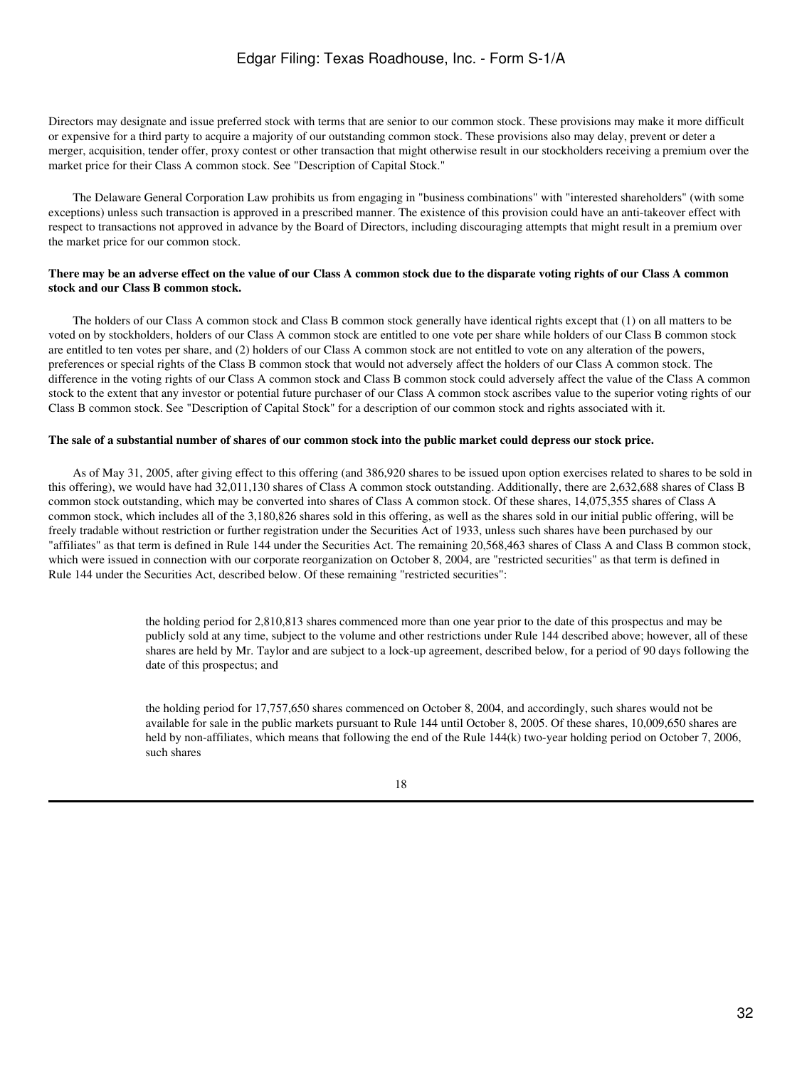Directors may designate and issue preferred stock with terms that are senior to our common stock. These provisions may make it more difficult or expensive for a third party to acquire a majority of our outstanding common stock. These provisions also may delay, prevent or deter a merger, acquisition, tender offer, proxy contest or other transaction that might otherwise result in our stockholders receiving a premium over the market price for their Class A common stock. See "Description of Capital Stock."

The Delaware General Corporation Law prohibits us from engaging in "business combinations" with "interested shareholders" (with some exceptions) unless such transaction is approved in a prescribed manner. The existence of this provision could have an anti-takeover effect with respect to transactions not approved in advance by the Board of Directors, including discouraging attempts that might result in a premium over the market price for our common stock.

**There may be an adverse effect on the value of our Class A common stock due to the disparate voting rights of our Class A common stock and our Class B common stock.**

The holders of our Class A common stock and Class B common stock generally have identical rights except that (1) on all matters to be voted on by stockholders, holders of our Class A common stock are entitled to one vote per share while holders of our Class B common stock are entitled to ten votes per share, and (2) holders of our Class A common stock are not entitled to vote on any alteration of the powers, preferences or special rights of the Class B common stock that would not adversely affect the holders of our Class A common stock. The difference in the voting rights of our Class A common stock and Class B common stock could adversely affect the value of the Class A common stock to the extent that any investor or potential future purchaser of our Class A common stock ascribes value to the superior voting rights of our Class B common stock. See "Description of Capital Stock" for a description of our common stock and rights associated with it.

**The sale of a substantial number of shares of our common stock into the public market could depress our stock price.**

As of May 31, 2005, after giving effect to this offering (and 386,920 shares to be issued upon option exercises related to shares to be sold in this offering), we would have had 32,011,130 shares of Class A common stock outstanding. Additionally, there are 2,632,688 shares of Class B common stock outstanding, which may be converted into shares of Class A common stock. Of these shares, 14,075,355 shares of Class A common stock, which includes all of the 3,180,826 shares sold in this offering, as well as the shares sold in our initial public offering, will be freely tradable without restriction or further registration under the Securities Act of 1933, unless such shares have been purchased by our "affiliates" as that term is defined in Rule 144 under the Securities Act. The remaining 20,568,463 shares of Class A and Class B common stock, which were issued in connection with our corporate reorganization on October 8, 2004, are "restricted securities" as that term is defined in Rule 144 under the Securities Act, described below. Of these remaining "restricted securities":

- the holding period for 2,810,813 shares commenced more than one year prior to the date of this prospectus and may be publicly sold at any time, subject to the volume and other restrictions under Rule 144 described above; however, all of these shares are held by Mr. Taylor and are subject to a lock-up agreement, described below, for a period of 90 days following the date of this prospectus; and

- the holding period for 17,757,650 shares commenced on October 8, 2004, and accordingly, such shares would not be available for sale in the public markets pursuant to Rule 144 until October 8, 2005. Of these shares, 10,009,650 shares are held by non-affiliates, which means that following the end of the Rule 144(k) two-year holding period on October 7, 2006, such shares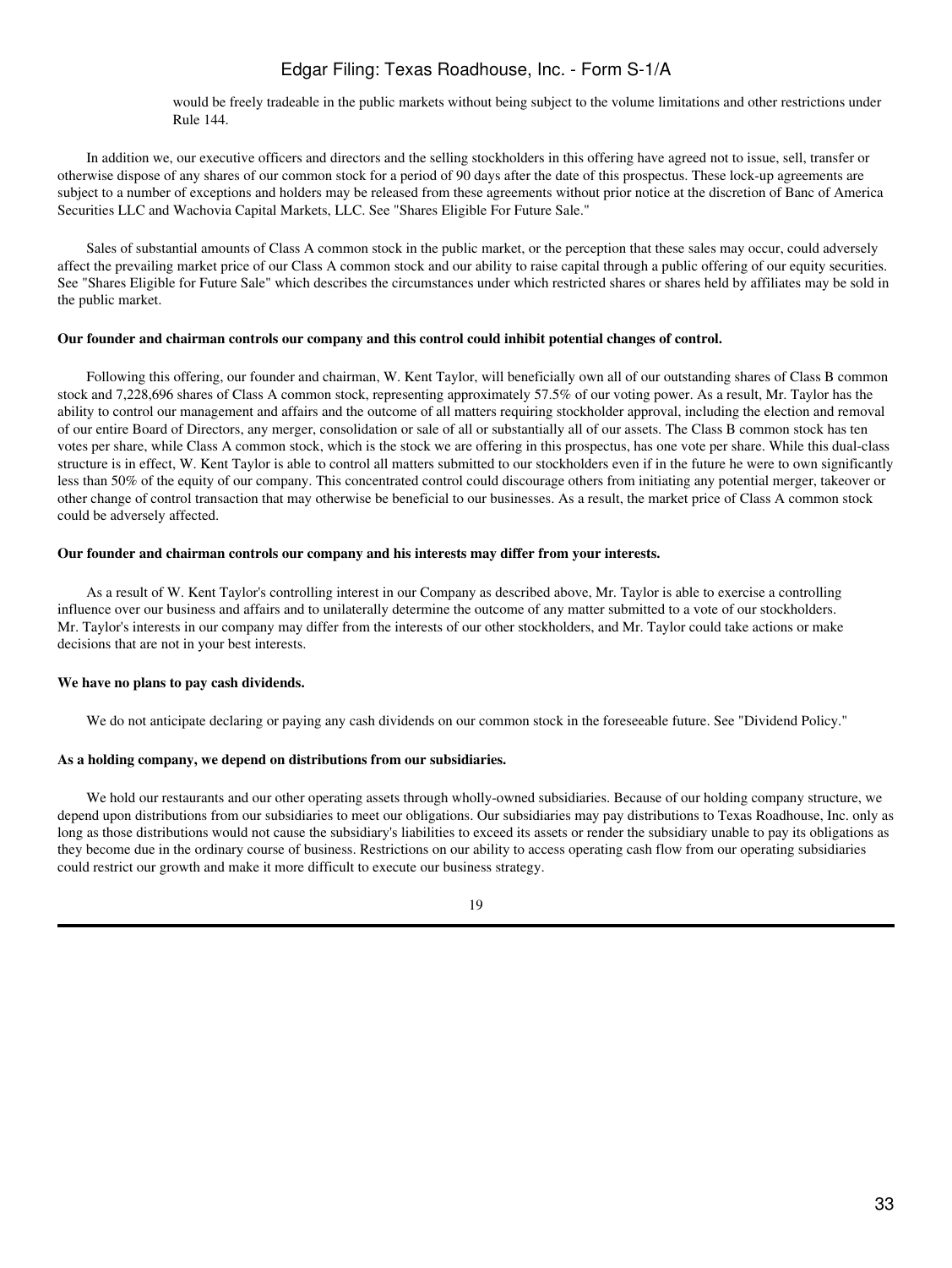would be freely tradeable in the public markets without being subject to the volume limitations and other restrictions under Rule 144.

In addition we, our executive officers and directors and the selling stockholders in this offering have agreed not to issue, sell, transfer or otherwise dispose of any shares of our common stock for a period of 90 days after the date of this prospectus. These lock-up agreements are subject to a number of exceptions and holders may be released from these agreements without prior notice at the discretion of Banc of America Securities LLC and Wachovia Capital Markets, LLC. See "Shares Eligible For Future Sale."

Sales of substantial amounts of Class A common stock in the public market, or the perception that these sales may occur, could adversely affect the prevailing market price of our Class A common stock and our ability to raise capital through a public offering of our equity securities. See "Shares Eligible for Future Sale" which describes the circumstances under which restricted shares or shares held by affiliates may be sold in the public market.

**Our founder and chairman controls our company and this control could inhibit potential changes of control.**

Following this offering, our founder and chairman, W. Kent Taylor, will beneficially own all of our outstanding shares of Class B common stock and 7,228,696 shares of Class A common stock, representing approximately 57.5% of our voting power. As a result, Mr. Taylor has the ability to control our management and affairs and the outcome of all matters requiring stockholder approval, including the election and removal of our entire Board of Directors, any merger, consolidation or sale of all or substantially all of our assets. The Class B common stock has ten votes per share, while Class A common stock, which is the stock we are offering in this prospectus, has one vote per share. While this dual-class structure is in effect, W. Kent Taylor is able to control all matters submitted to our stockholders even if in the future he were to own significantly less than 50% of the equity of our company. This concentrated control could discourage others from initiating any potential merger, takeover or other change of control transaction that may otherwise be beneficial to our businesses. As a result, the market price of Class A common stock could be adversely affected.

**Our founder and chairman controls our company and his interests may differ from your interests.**

As a result of W. Kent Taylor's controlling interest in our Company as described above, Mr. Taylor is able to exercise a controlling influence over our business and affairs and to unilaterally determine the outcome of any matter submitted to a vote of our stockholders. Mr. Taylor's interests in our company may differ from the interests of our other stockholders, and Mr. Taylor could take actions or make decisions that are not in your best interests.

**We have no plans to pay cash dividends.**

We do not anticipate declaring or paying any cash dividends on our common stock in the foreseeable future. See "Dividend Policy."

**As a holding company, we depend on distributions from our subsidiaries.**

We hold our restaurants and our other operating assets through wholly-owned subsidiaries. Because of our holding company structure, we depend upon distributions from our subsidiaries to meet our obligations. Our subsidiaries may pay distributions to Texas Roadhouse, Inc. only as long as those distributions would not cause the subsidiary's liabilities to exceed its assets or render the subsidiary unable to pay its obligations as they become due in the ordinary course of business. Restrictions on our ability to access operating cash flow from our operating subsidiaries could restrict our growth and make it more difficult to execute our business strategy.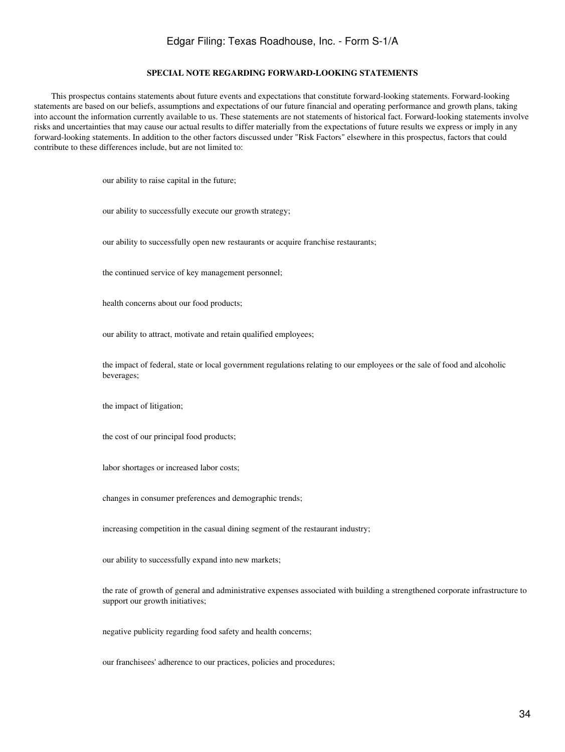## SPECIAL NOTE REGARDING FORWARD-LOOKING STATEMENTS

This prospectus contains statements about future events and expectations that constitute forward-looking statements. Forward-looking statements are based on our beliefs, assumptions and expectations of our future financial and operating performance and growth plans, taking into account the information currently available to us. These statements are not statements of historical fact. Forward-looking statements involve risks and uncertainties that may cause our actual results to differ materially from the expectations of future results we express or imply in any forward-looking statements. In addition to the other factors discussed under "Risk Factors" elsewhere in this prospectus, factors that could contribute to these differences include, but are not limited to:

- our ability to raise capital in the future;
- our ability to successfully execute our growth strategy;
- our ability to successfully open new restaurants or acquire franchise restaurants;
- the continued service of key management personnel;
- health concerns about our food products;
- our ability to attract, motivate and retain qualified employees;
- the impact of federal, state or local government regulations relating to our employees or the sale of food and alcoholic beverages;
- the impact of litigation;
- the cost of our principal food products;
- labor shortages or increased labor costs;
- changes in consumer preferences and demographic trends;
- increasing competition in the casual dining segment of the restaurant industry;
- our ability to successfully expand into new markets;
- the rate of growth of general and administrative expenses associated with building a strengthened corporate infrastructure to support our growth initiatives;
- negative publicity regarding food safety and health concerns;
- our franchisees' adherence to our practices, policies and procedures;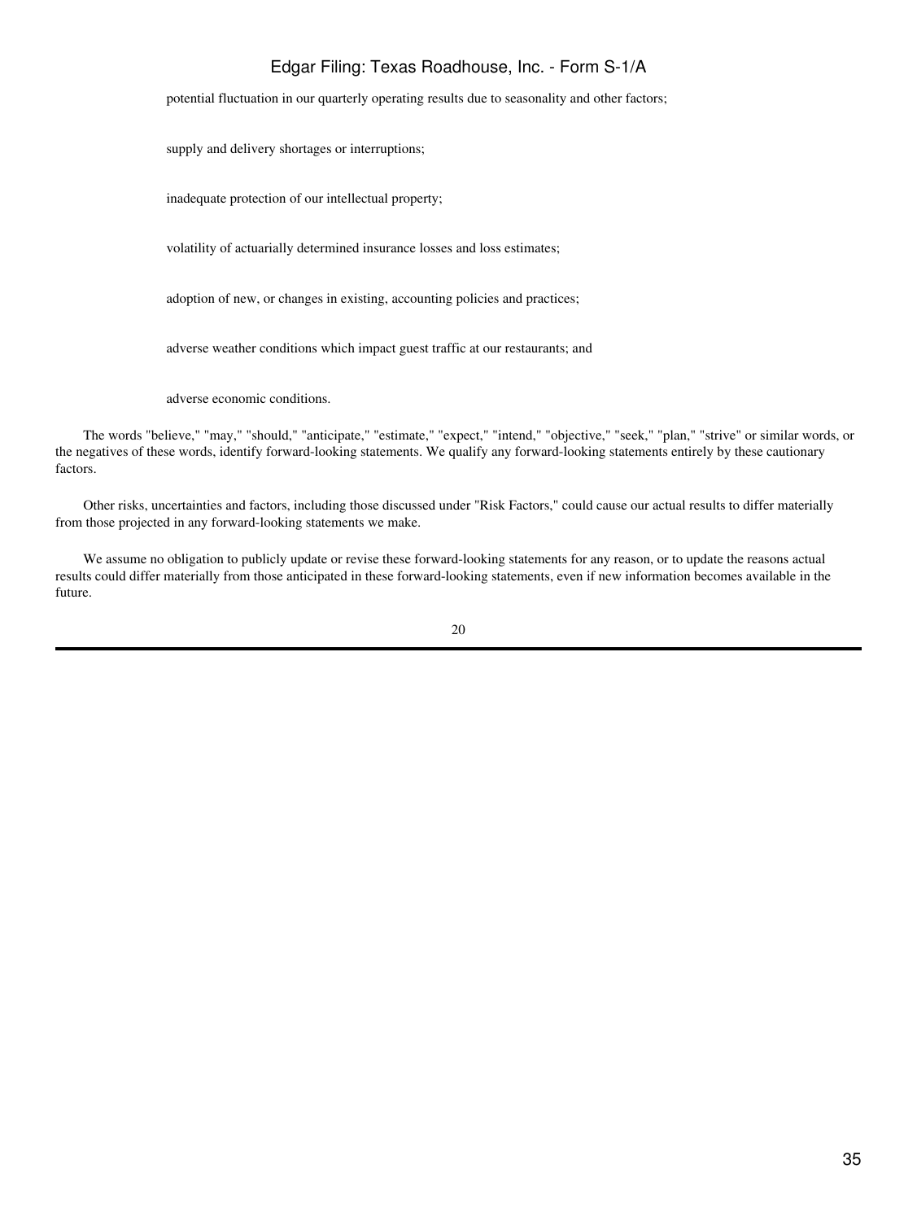- potential fluctuation in our quarterly operating results due to seasonality and other factors;
- supply and delivery shortages or interruptions;
- inadequate protection of our intellectual property;
- volatility of actuarially determined insurance losses and loss estimates;
- adoption of new, or changes in existing, accounting policies and practices;
- adverse weather conditions which impact guest traffic at our restaurants; and
- adverse economic conditions.

The words "believe," "may," "should," "anticipate," "estimate," "expect," "intend," "objective," "seek," "plan," "strive" or similar words, or the negatives of these words, identify forward-looking statements. We qualify any forward-looking statements entirely by these cautionary factors.

Other risks, uncertainties and factors, including those discussed under "Risk Factors," could cause our actual results to differ materially from those projected in any forward-looking statements we make.

We assume no obligation to publicly update or revise these forward-looking statements for any reason, or to update the reasons actual results could differ materially from those anticipated in these forward-looking statements, even if new information becomes available in the future.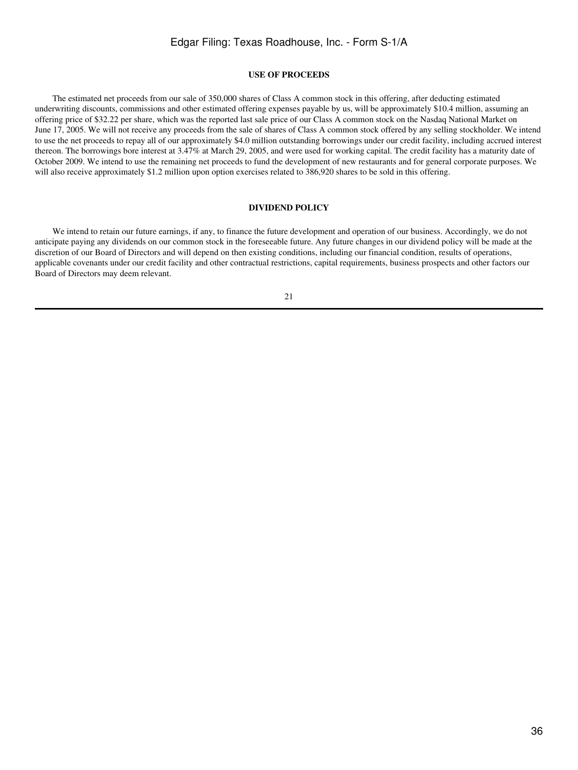## USE OF PROCEEDS

The estimated net proceeds from our sale of 350,000 shares of Class A common stock in this offering, after deducting estimated underwriting discounts, commissions and other estimated offering expenses payable by us, will be approximately $10.4 million, assuming an offering price of $32.22 per share, which was the reported last sale price of our Class A common stock on the Nasdaq National Market on June 17, 2005. We will not receive any proceeds from the sale of shares of Class A common stock offered by any selling stockholder. We intend to use the net proceeds to repay all of our approximately $4.0 million outstanding borrowings under our credit facility, including accrued interest thereon. The borrowings bore interest at 3.47% at March 29, 2005, and were used for working capital. The credit facility has a maturity date of October 2009. We intend to use the remaining net proceeds to fund the development of new restaurants and for general corporate purposes. We will also receive approximately $1.2 million upon option exercises related to 386,920 shares to be sold in this offering.

## DIVIDEND POLICY

We intend to retain our future earnings, if any, to finance the future development and operation of our business. Accordingly, we do not anticipate paying any dividends on our common stock in the foreseeable future. Any future changes in our dividend policy will be made at the discretion of our Board of Directors and will depend on then existing conditions, including our financial condition, results of operations, applicable covenants under our credit facility and other contractual restrictions, capital requirements, business prospects and other factors our Board of Directors may deem relevant.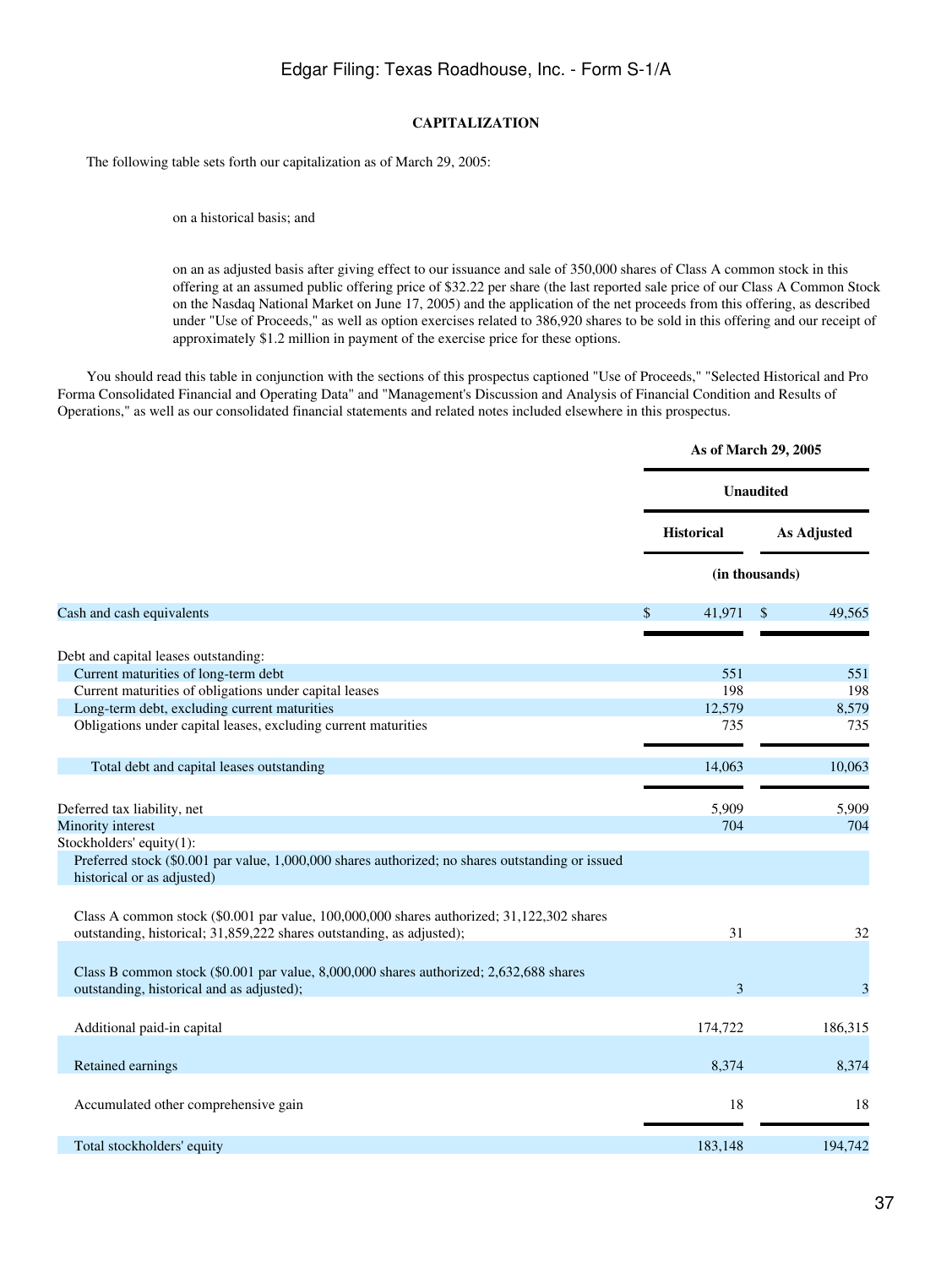## CAPITALIZATION

The following table sets forth our capitalization as of March 29, 2005:

- on a historical basis; and
- on an as adjusted basis after giving effect to our issuance and sale of 350,000 shares of Class A common stock in this offering at an assumed public offering price of $32.22 per share (the last reported sale price of our Class A Common Stock on the Nasdaq National Market on June 17, 2005) and the application of the net proceeds from this offering, as described under "Use of Proceeds," as well as option exercises related to 386,920 shares to be sold in this offering and our receipt of approximately $1.2 million in payment of the exercise price for these options.

You should read this table in conjunction with the sections of this prospectus captioned "Use of Proceeds," "Selected Historical and Pro Forma Consolidated Financial and Operating Data" and "Management's Discussion and Analysis of Financial Condition and Results of Operations," as well as our consolidated financial statements and related notes included elsewhere in this prospectus.

| | As of March 29, 2005 | |
|---|---|---|
| | Unaudited | |
| | Historical | As Adjusted |
| | (in thousands) | |
| Cash and cash equivalents | $ 41,971 | $ 49,565 |
| Debt and capital leases outstanding: | | |
| Current maturities of long-term debt | 551 | 551 |
| Current maturities of obligations under capital leases | 198 | 198 |
| Long-term debt, excluding current maturities | 12,579 | 8,579 |
| Obligations under capital leases, excluding current maturities | 735 | 735 |
| Total debt and capital leases outstanding | 14,063 | 10,063 |
| Deferred tax liability, net | 5,909 | 5,909 |
| Minority interest | 704 | 704 |
| Stockholders' equity(1): | | |
| Preferred stock ($0.001 par value, 1,000,000 shares authorized; no shares outstanding or issued historical or as adjusted) | | |
| Class A common stock ($0.001 par value, 100,000,000 shares authorized; 31,122,302 shares outstanding, historical; 31,859,222 shares outstanding, as adjusted); | 31 | 32 |
| Class B common stock ($0.001 par value, 8,000,000 shares authorized; 2,632,688 shares outstanding, historical and as adjusted); | 3 | 3 |
| Additional paid-in capital | 174,722 | 186,315 |
| Retained earnings | 8,374 | 8,374 |
| Accumulated other comprehensive gain | 18 | 18 |
| Total stockholders' equity | 183,148 | 194,742 |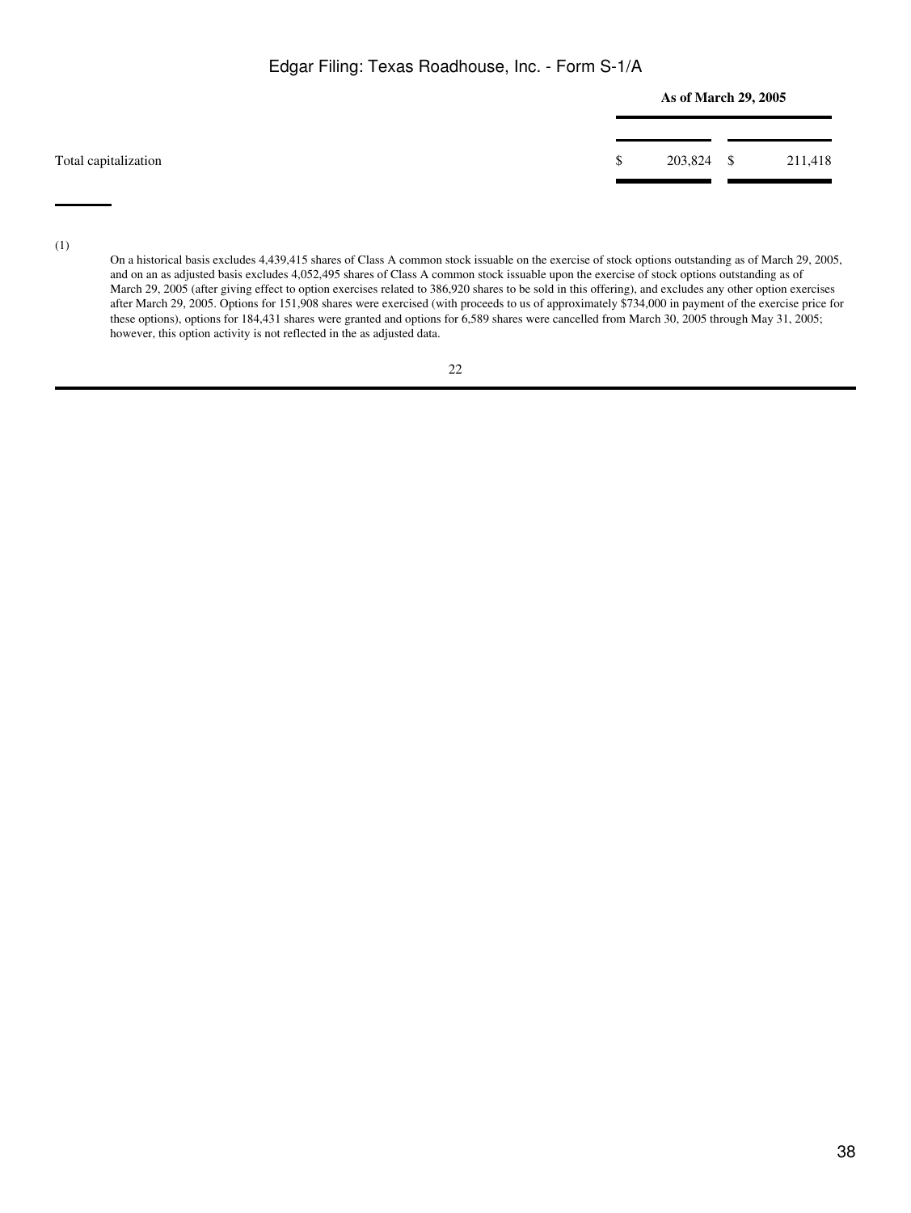| | As of March 29, 2005 | |
|---|---|---|
| Total capitalization | $ 203,824 | $ 211,418 |

(1) On a historical basis excludes 4,439,415 shares of Class A common stock issuable on the exercise of stock options outstanding as of March 29, 2005, and on an as adjusted basis excludes 4,052,495 shares of Class A common stock issuable upon the exercise of stock options outstanding as of March 29, 2005 (after giving effect to option exercises related to 386,920 shares to be sold in this offering), and excludes any other option exercises after March 29, 2005. Options for 151,908 shares were exercised (with proceeds to us of approximately $734,000 in payment of the exercise price for these options), options for 184,431 shares were granted and options for 6,589 shares were cancelled from March 30, 2005 through May 31, 2005; however, this option activity is not reflected in the as adjusted data.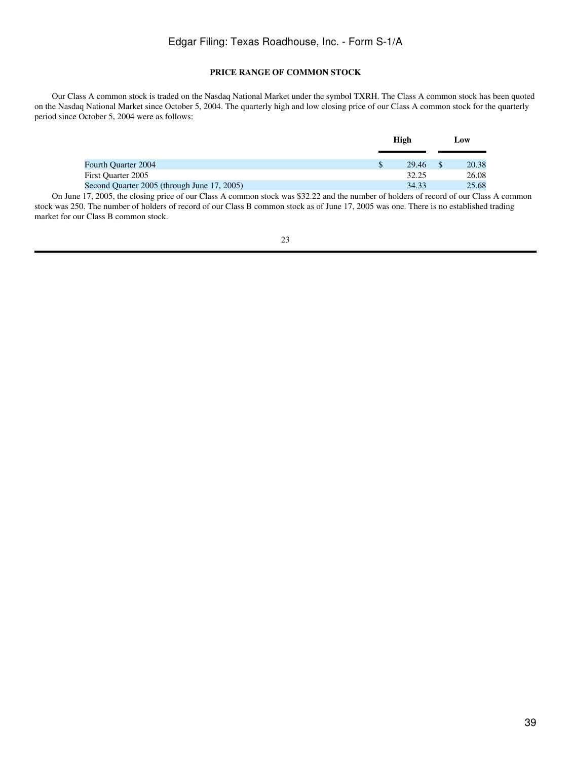## PRICE RANGE OF COMMON STOCK

Our Class A common stock is traded on the Nasdaq National Market under the symbol TXRH. The Class A common stock has been quoted on the Nasdaq National Market since October 5, 2004. The quarterly high and low closing price of our Class A common stock for the quarterly period since October 5, 2004 were as follows:

| | High | Low |
|---|---|---|
| Fourth Quarter 2004 | $ 29.46 | $ 20.38 |
| First Quarter 2005 | 32.25 | 26.08 |
| Second Quarter 2005 (through June 17, 2005) | 34.33 | 25.68 |

On June 17, 2005, the closing price of our Class A common stock was $32.22 and the number of holders of record of our Class A common stock was 250. The number of holders of record of our Class B common stock as of June 17, 2005 was one. There is no established trading market for our Class B common stock.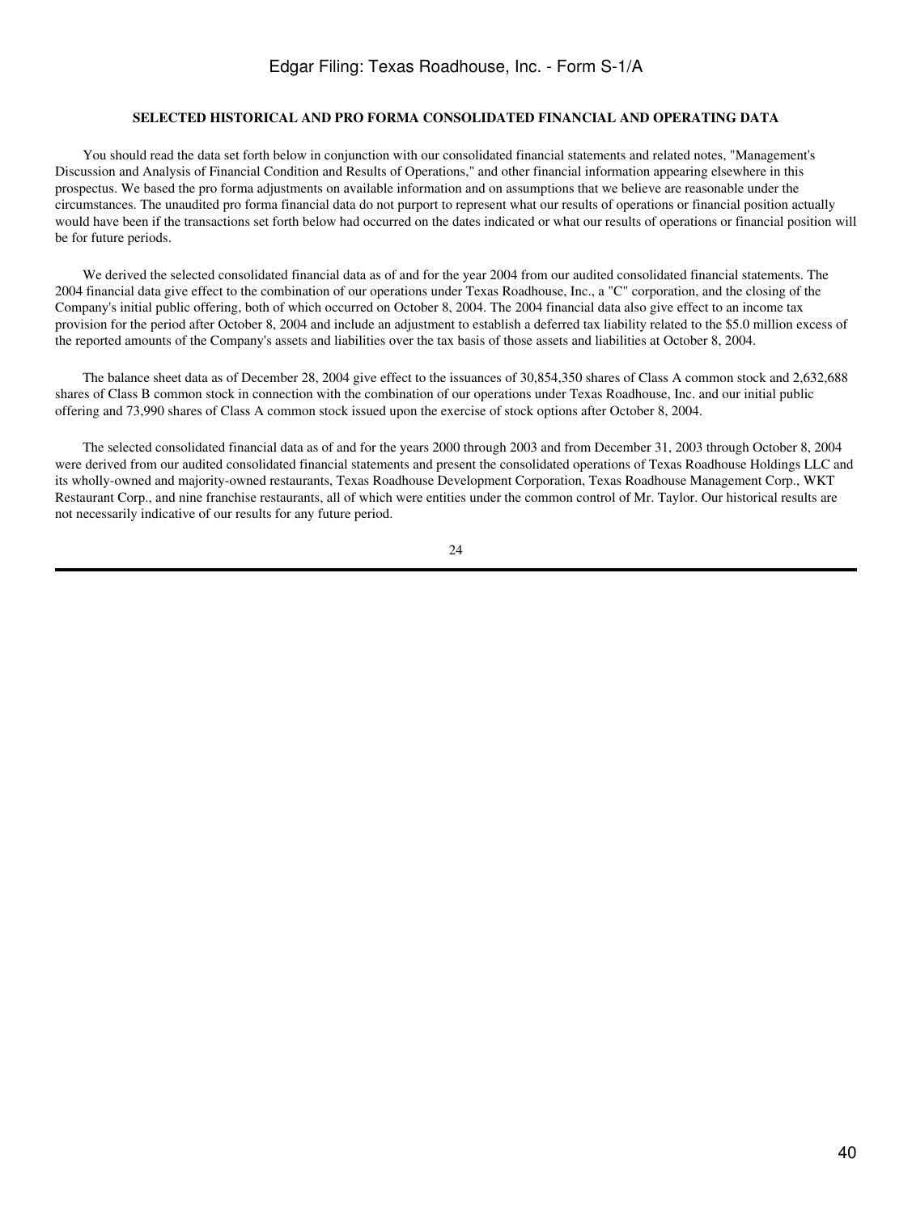## SELECTED HISTORICAL AND PRO FORMA CONSOLIDATED FINANCIAL AND OPERATING DATA

You should read the data set forth below in conjunction with our consolidated financial statements and related notes, "Management's Discussion and Analysis of Financial Condition and Results of Operations," and other financial information appearing elsewhere in this prospectus. We based the pro forma adjustments on available information and on assumptions that we believe are reasonable under the circumstances. The unaudited pro forma financial data do not purport to represent what our results of operations or financial position actually would have been if the transactions set forth below had occurred on the dates indicated or what our results of operations or financial position will be for future periods.

We derived the selected consolidated financial data as of and for the year 2004 from our audited consolidated financial statements. The 2004 financial data give effect to the combination of our operations under Texas Roadhouse, Inc., a "C" corporation, and the closing of the Company's initial public offering, both of which occurred on October 8, 2004. The 2004 financial data also give effect to an income tax provision for the period after October 8, 2004 and include an adjustment to establish a deferred tax liability related to the $5.0 million excess of the reported amounts of the Company's assets and liabilities over the tax basis of those assets and liabilities at October 8, 2004.

The balance sheet data as of December 28, 2004 give effect to the issuances of 30,854,350 shares of Class A common stock and 2,632,688 shares of Class B common stock in connection with the combination of our operations under Texas Roadhouse, Inc. and our initial public offering and 73,990 shares of Class A common stock issued upon the exercise of stock options after October 8, 2004.

The selected consolidated financial data as of and for the years 2000 through 2003 and from December 31, 2003 through October 8, 2004 were derived from our audited consolidated financial statements and present the consolidated operations of Texas Roadhouse Holdings LLC and its wholly-owned and majority-owned restaurants, Texas Roadhouse Development Corporation, Texas Roadhouse Management Corp., WKT Restaurant Corp., and nine franchise restaurants, all of which were entities under the common control of Mr. Taylor. Our historical results are not necessarily indicative of our results for any future period.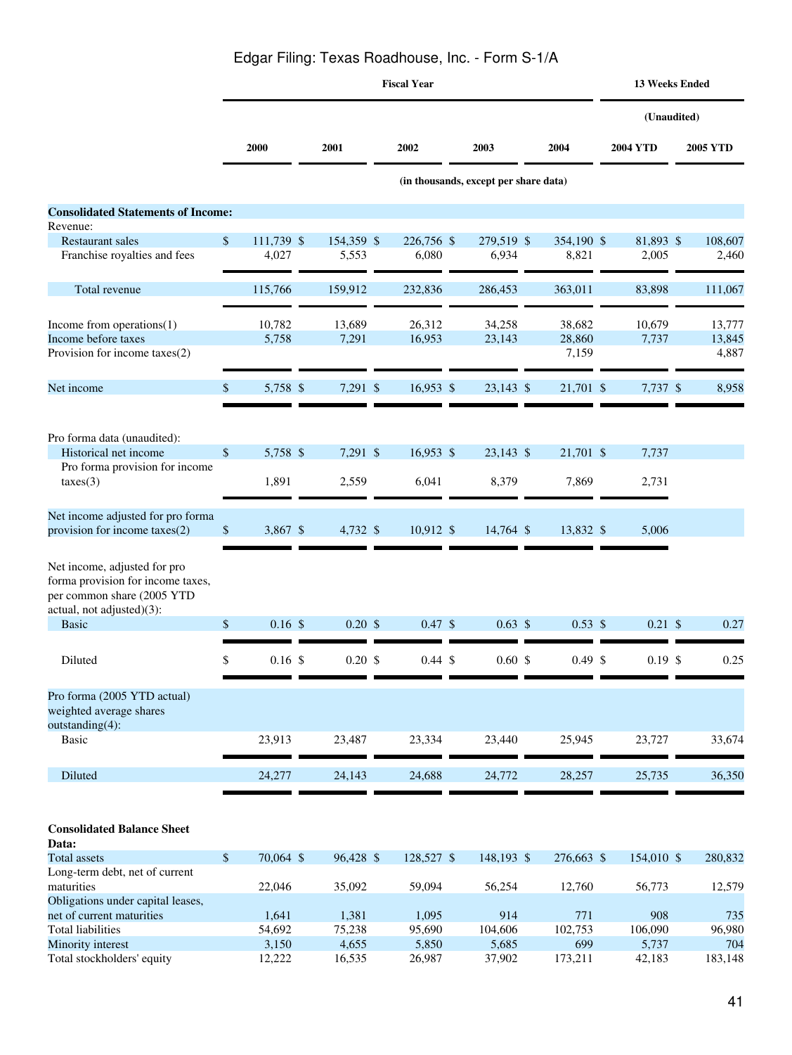| | Fiscal Year | | | | | 13 Weeks Ended | |
|---|---|---|---|---|---|---|---|
| | | | | | | (Unaudited) | |
| | 2000 | 2001 | 2002 | 2003 | 2004 | 2004 YTD | 2005 YTD |
| | (in thousands, except per share data) | | | | | | |
| **Consolidated Statements of Income:** | | | | | | | |
| Revenue: | | | | | | | |
| Restaurant sales | $ 111,739 | $ 154,359 | $ 226,756 | $ 279,519 | $ 354,190 | $ 81,893 | $ 108,607 |
| Franchise royalties and fees | 4,027 | 5,553 | 6,080 | 6,934 | 8,821 | 2,005 | 2,460 |
| Total revenue | 115,766 | 159,912 | 232,836 | 286,453 | 363,011 | 83,898 | 111,067 |
| Income from operations(1) | 10,782 | 13,689 | 26,312 | 34,258 | 38,682 | 10,679 | 13,777 |
| Income before taxes | 5,758 | 7,291 | 16,953 | 23,143 | 28,860 | 7,737 | 13,845 |
| Provision for income taxes(2) | | | | | 7,159 | | 4,887 |
| Net income | $ 5,758 | $ 7,291 | $ 16,953 | $ 23,143 | $ 21,701 | $ 7,737 | $ 8,958 |
| Pro forma data (unaudited): | | | | | | | |
| Historical net income | $ 5,758 | $ 7,291 | $ 16,953 | $ 23,143 | $ 21,701 | $ 7,737 | |
| Pro forma provision for income taxes(3) | 1,891 | 2,559 | 6,041 | 8,379 | 7,869 | 2,731 | |
| Net income adjusted for pro forma provision for income taxes(2) | $ 3,867 | $ 4,732 | $ 10,912 | $ 14,764 | $ 13,832 | $ 5,006 | |
| Net income, adjusted for pro forma provision for income taxes, per common share (2005 YTD actual, not adjusted)(3): | | | | | | | |
| Basic | $ 0.16 | $ 0.20 | $ 0.47 | $ 0.63 | $ 0.53 | $ 0.21 | $ 0.27 |
| Diluted | $ 0.16 | $ 0.20 | $ 0.44 | $ 0.60 | $ 0.49 | $ 0.19 | $ 0.25 |
| Pro forma (2005 YTD actual) weighted average shares outstanding(4): | | | | | | | |
| Basic | 23,913 | 23,487 | 23,334 | 23,440 | 25,945 | 23,727 | 33,674 |
| Diluted | 24,277 | 24,143 | 24,688 | 24,772 | 28,257 | 25,735 | 36,350 |
| **Consolidated Balance Sheet Data:** | | | | | | | |
| Total assets | $ 70,064 | $ 96,428 | $ 128,527 | $ 148,193 | $ 276,663 | $ 154,010 | $ 280,832 |
| Long-term debt, net of current maturities | 22,046 | 35,092 | 59,094 | 56,254 | 12,760 | 56,773 | 12,579 |
| Obligations under capital leases, net of current maturities | 1,641 | 1,381 | 1,095 | 914 | 771 | 908 | 735 |
| Total liabilities | 54,692 | 75,238 | 95,690 | 104,606 | 102,753 | 106,090 | 96,980 |
| Minority interest | 3,150 | 4,655 | 5,850 | 5,685 | 699 | 5,737 | 704 |
| Total stockholders' equity | 12,222 | 16,535 | 26,987 | 37,902 | 173,211 | 42,183 | 183,148 |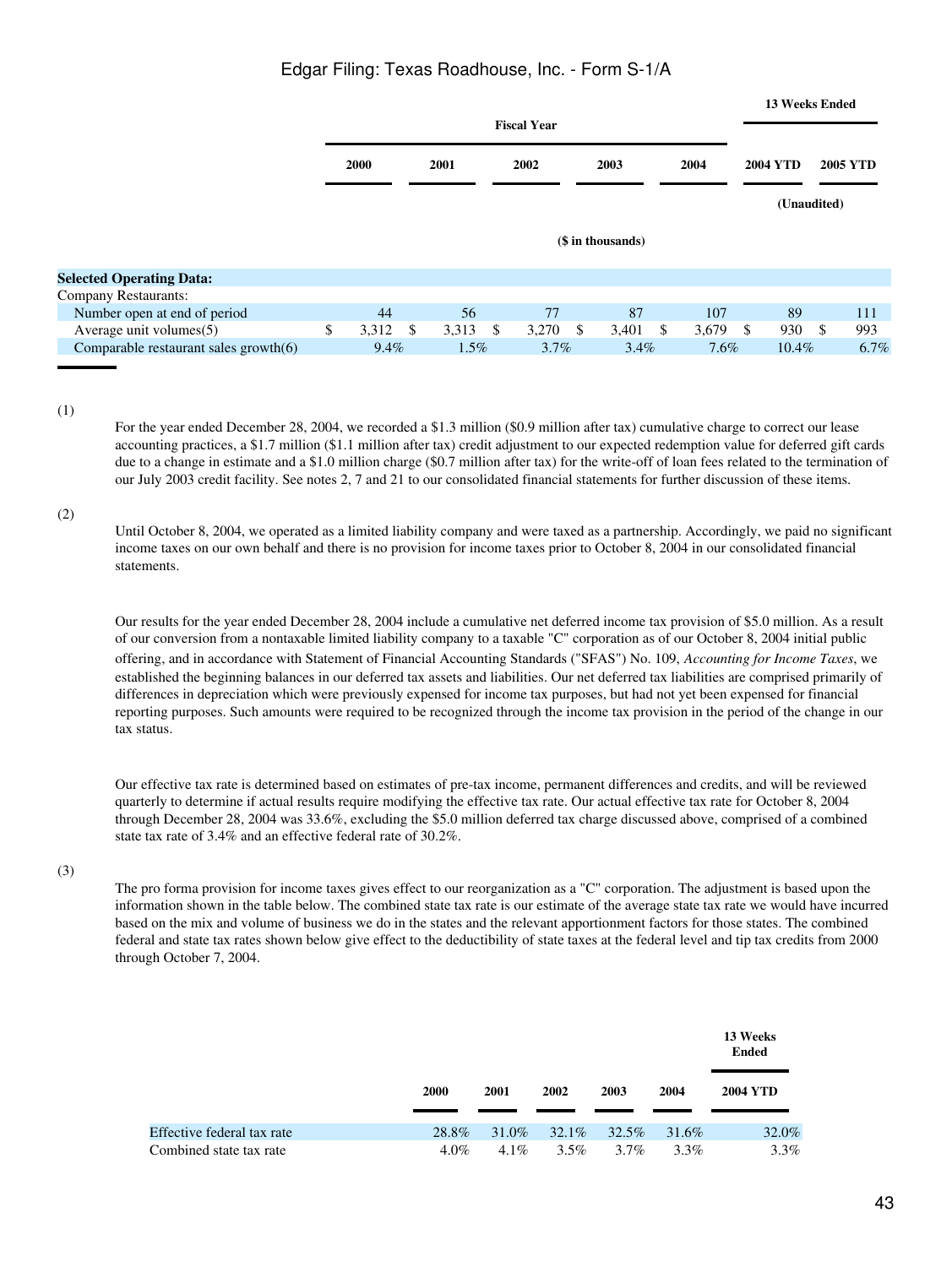| | Fiscal Year | | | | | 13 Weeks Ended | |
|---|---|---|---|---|---|---|---|
| | 2000 | 2001 | 2002 | 2003 | 2004 | 2004 YTD | 2005 YTD |
| | | | | | | (Unaudited) | |
| | ($ in thousands) | | | | | | |
| **Selected Operating Data:** | | | | | | | |
| Company Restaurants: | | | | | | | |
| Number open at end of period | 44 | 56 | 77 | 87 | 107 | 89 | 111 |
| Average unit volumes(5) | $ 3,312 | $ 3,313 | $ 3,270 | $ 3,401 | $ 3,679 | $ 930 | $ 993 |
| Comparable restaurant sales growth(6) | 9.4% | 1.5% | 3.7% | 3.4% | 7.6% | 10.4% | 6.7% |

(1)

For the year ended December 28, 2004, we recorded a $1.3 million ($0.9 million after tax) cumulative charge to correct our lease accounting practices, a $1.7 million ($1.1 million after tax) credit adjustment to our expected redemption value for deferred gift cards due to a change in estimate and a $1.0 million charge ($0.7 million after tax) for the write-off of loan fees related to the termination of our July 2003 credit facility. See notes 2, 7 and 21 to our consolidated financial statements for further discussion of these items.

(2)

Until October 8, 2004, we operated as a limited liability company and were taxed as a partnership. Accordingly, we paid no significant income taxes on our own behalf and there is no provision for income taxes prior to October 8, 2004 in our consolidated financial statements.

Our results for the year ended December 28, 2004 include a cumulative net deferred income tax provision of $5.0 million. As a result of our conversion from a nontaxable limited liability company to a taxable "C" corporation as of our October 8, 2004 initial public offering, and in accordance with Statement of Financial Accounting Standards ("SFAS") No. 109, *Accounting for Income Taxes*, we established the beginning balances in our deferred tax assets and liabilities. Our net deferred tax liabilities are comprised primarily of differences in depreciation which were previously expensed for income tax purposes, but had not yet been expensed for financial reporting purposes. Such amounts were required to be recognized through the income tax provision in the period of the change in our tax status.

Our effective tax rate is determined based on estimates of pre-tax income, permanent differences and credits, and will be reviewed quarterly to determine if actual results require modifying the effective tax rate. Our actual effective tax rate for October 8, 2004 through December 28, 2004 was 33.6%, excluding the $5.0 million deferred tax charge discussed above, comprised of a combined state tax rate of 3.4% and an effective federal rate of 30.2%.

(3)

The pro forma provision for income taxes gives effect to our reorganization as a "C" corporation. The adjustment is based upon the information shown in the table below. The combined state tax rate is our estimate of the average state tax rate we would have incurred based on the mix and volume of business we do in the states and the relevant apportionment factors for those states. The combined federal and state tax rates shown below give effect to the deductibility of state taxes at the federal level and tip tax credits from 2000 through October 7, 2004.

| | 2000 | 2001 | 2002 | 2003 | 2004 | 13 Weeks Ended 2004 YTD |
|---|---|---|---|---|---|---|
| Effective federal tax rate | 28.8% | 31.0% | 32.1% | 32.5% | 31.6% | 32.0% |
| Combined state tax rate | 4.0% | 4.1% | 3.5% | 3.7% | 3.3% | 3.3% |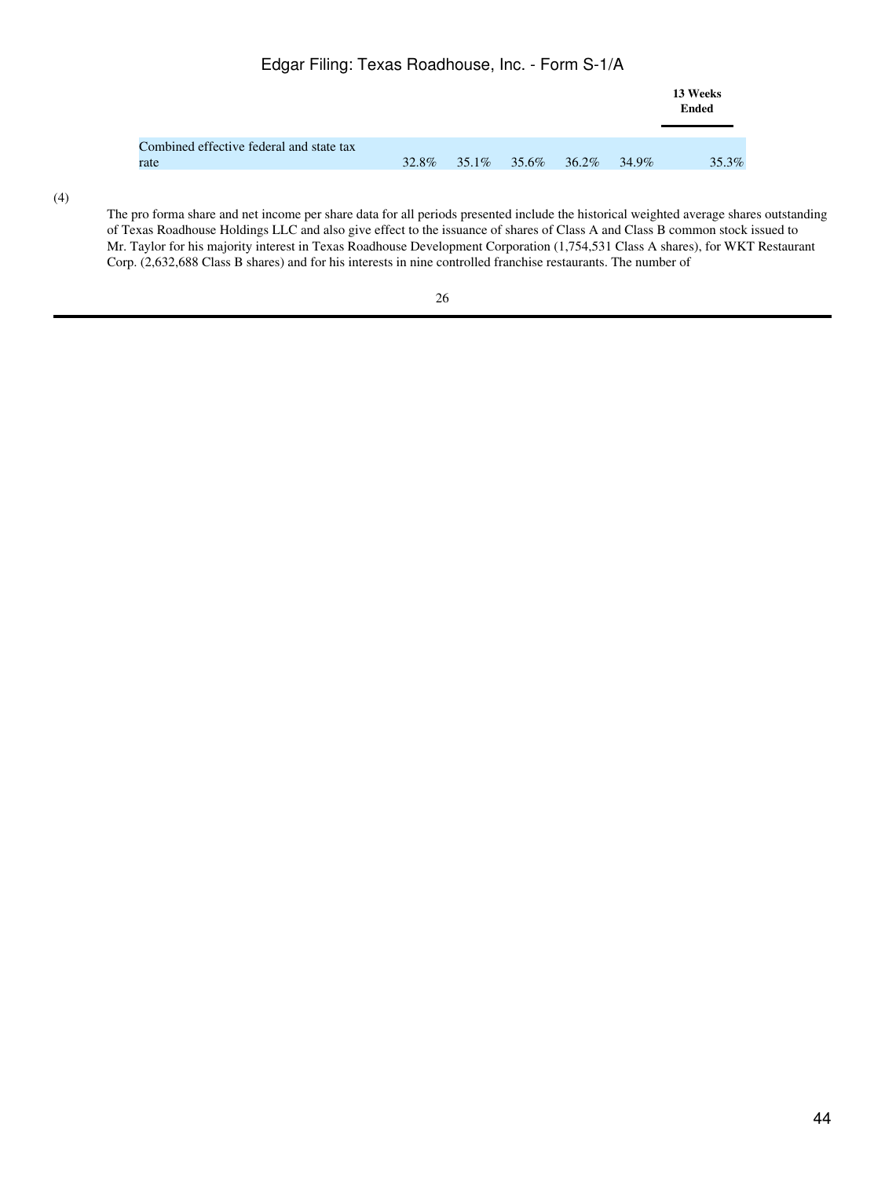| | | | | | | 13 Weeks Ended |
|---|---|---|---|---|---|---|
| Combined effective federal and state tax rate | 32.8% | 35.1% | 35.6% | 36.2% | 34.9% | 35.3% |

(4) The pro forma share and net income per share data for all periods presented include the historical weighted average shares outstanding of Texas Roadhouse Holdings LLC and also give effect to the issuance of shares of Class A and Class B common stock issued to Mr. Taylor for his majority interest in Texas Roadhouse Development Corporation (1,754,531 Class A shares), for WKT Restaurant Corp. (2,632,688 Class B shares) and for his interests in nine controlled franchise restaurants. The number of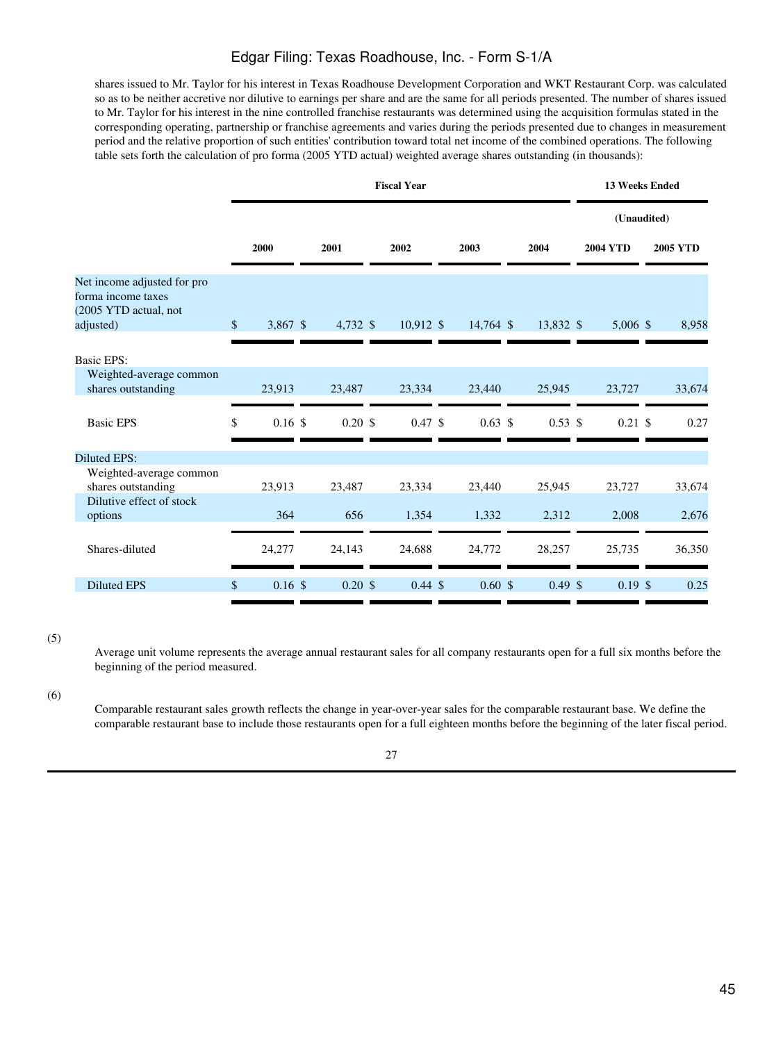shares issued to Mr. Taylor for his interest in Texas Roadhouse Development Corporation and WKT Restaurant Corp. was calculated so as to be neither accretive nor dilutive to earnings per share and are the same for all periods presented. The number of shares issued to Mr. Taylor for his interest in the nine controlled franchise restaurants was determined using the acquisition formulas stated in the corresponding operating, partnership or franchise agreements and varies during the periods presented due to changes in measurement period and the relative proportion of such entities' contribution toward total net income of the combined operations. The following table sets forth the calculation of pro forma (2005 YTD actual) weighted average shares outstanding (in thousands):

| | Fiscal Year | | | | | 13 Weeks Ended | |
|---|---|---|---|---|---|---|---|
| | | | | | | (Unaudited) | |
| | 2000 | 2001 | 2002 | 2003 | 2004 | 2004 YTD | 2005 YTD |
| Net income adjusted for pro forma income taxes (2005 YTD actual, not adjusted) | $ 3,867 | $ 4,732 | $ 10,912 | $ 14,764 | $ 13,832 | $ 5,006 | $ 8,958 |
| Basic EPS: | | | | | | | |
| Weighted-average common shares outstanding | 23,913 | 23,487 | 23,334 | 23,440 | 25,945 | 23,727 | 33,674 |
| Basic EPS | $ 0.16 | $ 0.20 | $ 0.47 | $ 0.63 | $ 0.53 | $ 0.21 | $ 0.27 |
| Diluted EPS: | | | | | | | |
| Weighted-average common shares outstanding | 23,913 | 23,487 | 23,334 | 23,440 | 25,945 | 23,727 | 33,674 |
| Dilutive effect of stock options | 364 | 656 | 1,354 | 1,332 | 2,312 | 2,008 | 2,676 |
| Shares-diluted | 24,277 | 24,143 | 24,688 | 24,772 | 28,257 | 25,735 | 36,350 |
| Diluted EPS | $ 0.16 | $ 0.20 | $ 0.44 | $ 0.60 | $ 0.49 | $ 0.19 | $ 0.25 |

(5) Average unit volume represents the average annual restaurant sales for all company restaurants open for a full six months before the beginning of the period measured.

(6) Comparable restaurant sales growth reflects the change in year-over-year sales for the comparable restaurant base. We define the comparable restaurant base to include those restaurants open for a full eighteen months before the beginning of the later fiscal period.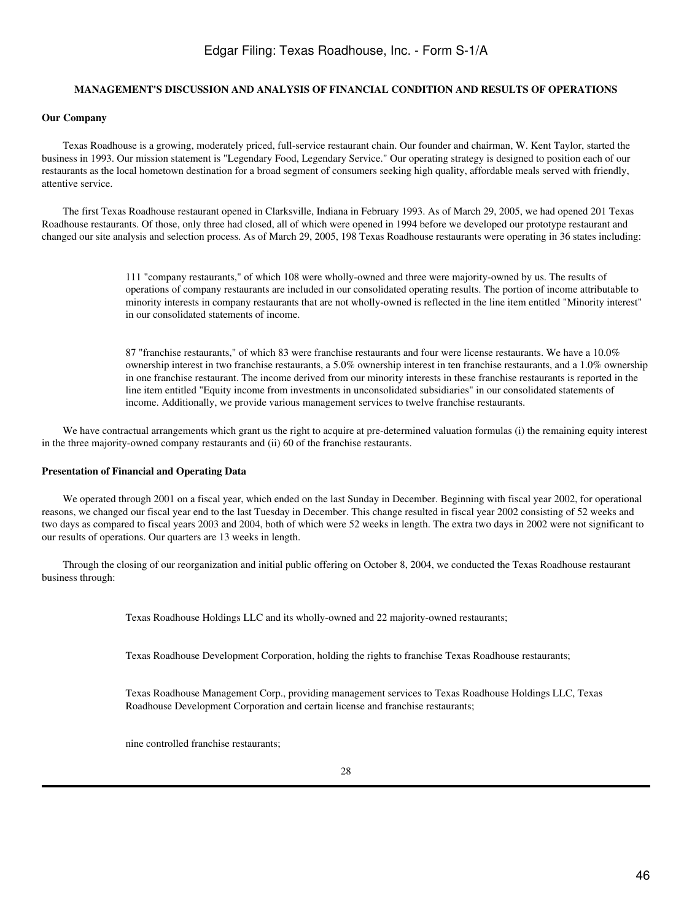## MANAGEMENT'S DISCUSSION AND ANALYSIS OF FINANCIAL CONDITION AND RESULTS OF OPERATIONS

### Our Company

Texas Roadhouse is a growing, moderately priced, full-service restaurant chain. Our founder and chairman, W. Kent Taylor, started the business in 1993. Our mission statement is "Legendary Food, Legendary Service." Our operating strategy is designed to position each of our restaurants as the local hometown destination for a broad segment of consumers seeking high quality, affordable meals served with friendly, attentive service.

The first Texas Roadhouse restaurant opened in Clarksville, Indiana in February 1993. As of March 29, 2005, we had opened 201 Texas Roadhouse restaurants. Of those, only three had closed, all of which were opened in 1994 before we developed our prototype restaurant and changed our site analysis and selection process. As of March 29, 2005, 198 Texas Roadhouse restaurants were operating in 36 states including:

- 111 "company restaurants," of which 108 were wholly-owned and three were majority-owned by us. The results of operations of company restaurants are included in our consolidated operating results. The portion of income attributable to minority interests in company restaurants that are not wholly-owned is reflected in the line item entitled "Minority interest" in our consolidated statements of income.

- 87 "franchise restaurants," of which 83 were franchise restaurants and four were license restaurants. We have a 10.0% ownership interest in two franchise restaurants, a 5.0% ownership interest in ten franchise restaurants, and a 1.0% ownership in one franchise restaurant. The income derived from our minority interests in these franchise restaurants is reported in the line item entitled "Equity income from investments in unconsolidated subsidiaries" in our consolidated statements of income. Additionally, we provide various management services to twelve franchise restaurants.

We have contractual arrangements which grant us the right to acquire at pre-determined valuation formulas (i) the remaining equity interest in the three majority-owned company restaurants and (ii) 60 of the franchise restaurants.

### Presentation of Financial and Operating Data

We operated through 2001 on a fiscal year, which ended on the last Sunday in December. Beginning with fiscal year 2002, for operational reasons, we changed our fiscal year end to the last Tuesday in December. This change resulted in fiscal year 2002 consisting of 52 weeks and two days as compared to fiscal years 2003 and 2004, both of which were 52 weeks in length. The extra two days in 2002 were not significant to our results of operations. Our quarters are 13 weeks in length.

Through the closing of our reorganization and initial public offering on October 8, 2004, we conducted the Texas Roadhouse restaurant business through:

- Texas Roadhouse Holdings LLC and its wholly-owned and 22 majority-owned restaurants;

- Texas Roadhouse Development Corporation, holding the rights to franchise Texas Roadhouse restaurants;

- Texas Roadhouse Management Corp., providing management services to Texas Roadhouse Holdings LLC, Texas Roadhouse Development Corporation and certain license and franchise restaurants;

- nine controlled franchise restaurants;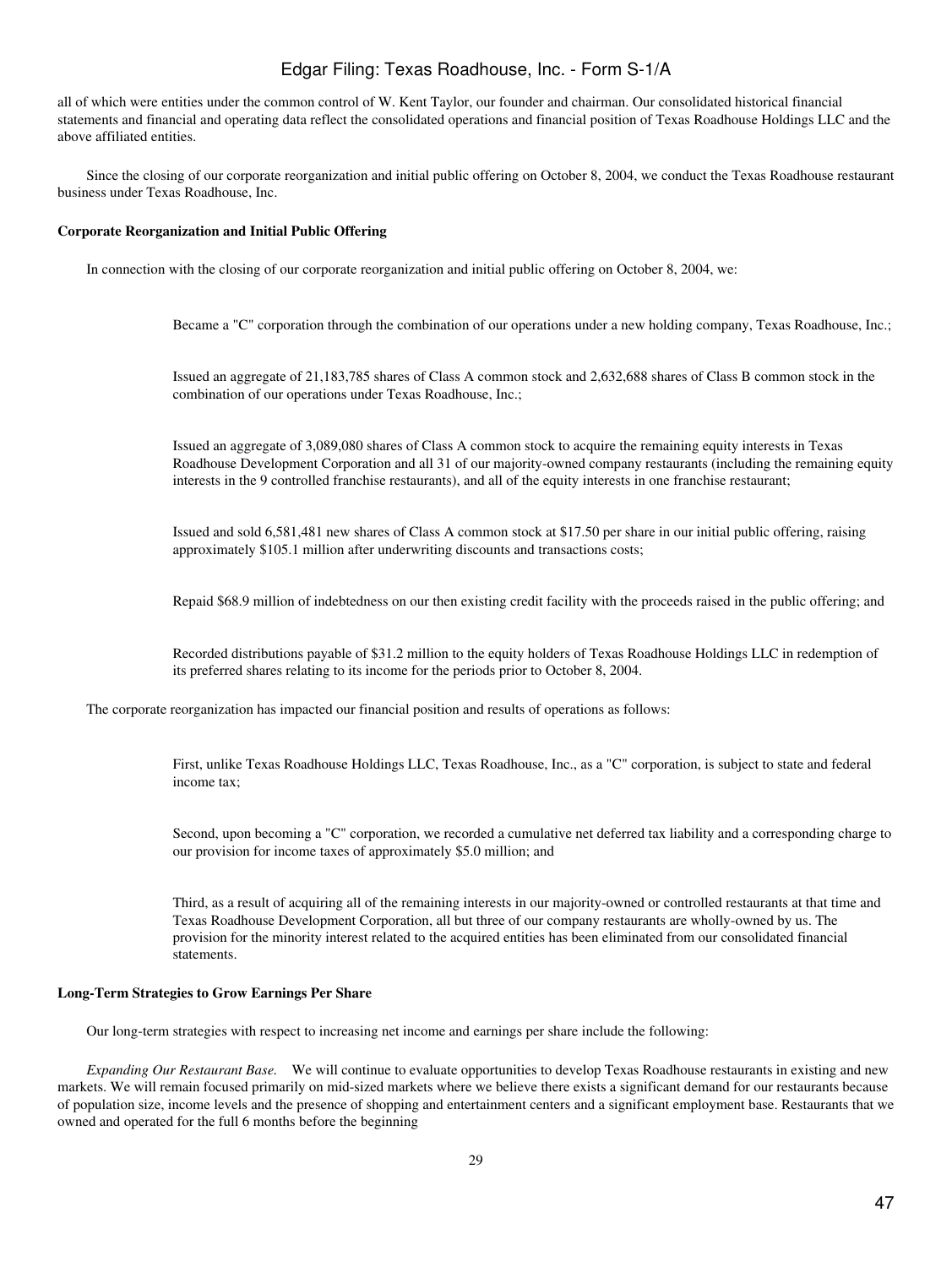all of which were entities under the common control of W. Kent Taylor, our founder and chairman. Our consolidated historical financial statements and financial and operating data reflect the consolidated operations and financial position of Texas Roadhouse Holdings LLC and the above affiliated entities.

Since the closing of our corporate reorganization and initial public offering on October 8, 2004, we conduct the Texas Roadhouse restaurant business under Texas Roadhouse, Inc.

**Corporate Reorganization and Initial Public Offering**

In connection with the closing of our corporate reorganization and initial public offering on October 8, 2004, we:

- Became a "C" corporation through the combination of our operations under a new holding company, Texas Roadhouse, Inc.;
- Issued an aggregate of 21,183,785 shares of Class A common stock and 2,632,688 shares of Class B common stock in the combination of our operations under Texas Roadhouse, Inc.;
- Issued an aggregate of 3,089,080 shares of Class A common stock to acquire the remaining equity interests in Texas Roadhouse Development Corporation and all 31 of our majority-owned company restaurants (including the remaining equity interests in the 9 controlled franchise restaurants), and all of the equity interests in one franchise restaurant;
- Issued and sold 6,581,481 new shares of Class A common stock at $17.50 per share in our initial public offering, raising approximately $105.1 million after underwriting discounts and transactions costs;
- Repaid $68.9 million of indebtedness on our then existing credit facility with the proceeds raised in the public offering; and
- Recorded distributions payable of $31.2 million to the equity holders of Texas Roadhouse Holdings LLC in redemption of its preferred shares relating to its income for the periods prior to October 8, 2004.

The corporate reorganization has impacted our financial position and results of operations as follows:

- First, unlike Texas Roadhouse Holdings LLC, Texas Roadhouse, Inc., as a "C" corporation, is subject to state and federal income tax;
- Second, upon becoming a "C" corporation, we recorded a cumulative net deferred tax liability and a corresponding charge to our provision for income taxes of approximately $5.0 million; and
- Third, as a result of acquiring all of the remaining interests in our majority-owned or controlled restaurants at that time and Texas Roadhouse Development Corporation, all but three of our company restaurants are wholly-owned by us. The provision for the minority interest related to the acquired entities has been eliminated from our consolidated financial statements.

**Long-Term Strategies to Grow Earnings Per Share**

Our long-term strategies with respect to increasing net income and earnings per share include the following:

*Expanding Our Restaurant Base.* We will continue to evaluate opportunities to develop Texas Roadhouse restaurants in existing and new markets. We will remain focused primarily on mid-sized markets where we believe there exists a significant demand for our restaurants because of population size, income levels and the presence of shopping and entertainment centers and a significant employment base. Restaurants that we owned and operated for the full 6 months before the beginning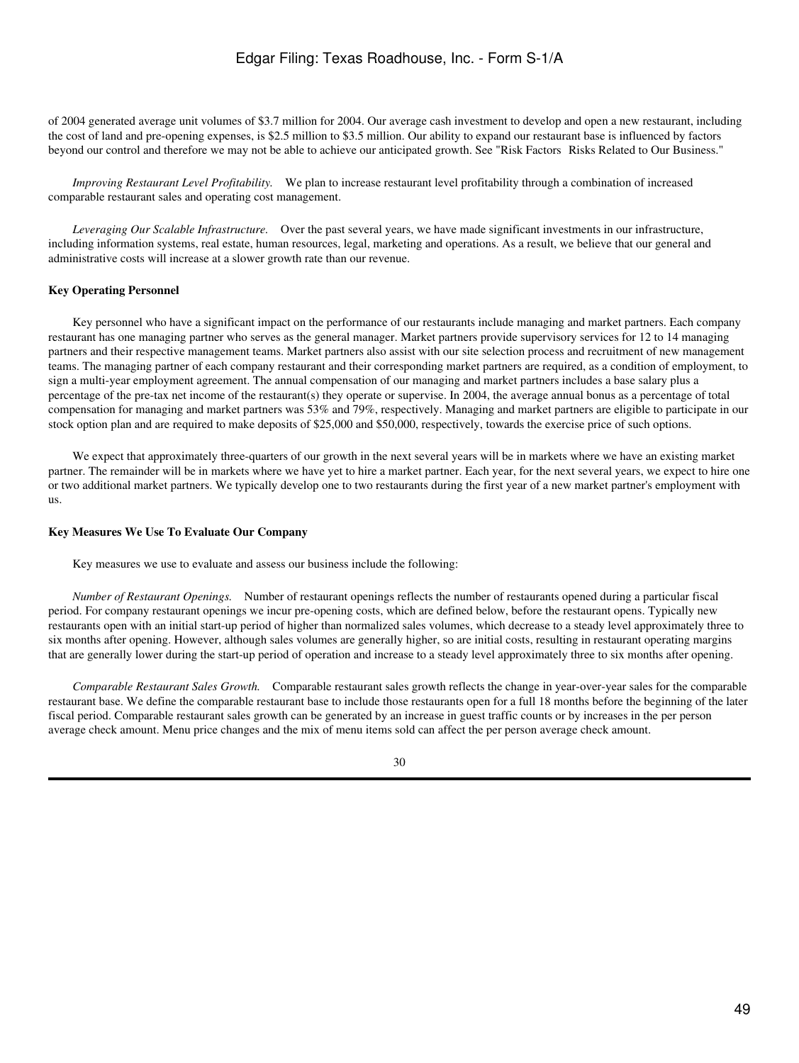of 2004 generated average unit volumes of $3.7 million for 2004. Our average cash investment to develop and open a new restaurant, including the cost of land and pre-opening expenses, is $2.5 million to $3.5 million. Our ability to expand our restaurant base is influenced by factors beyond our control and therefore we may not be able to achieve our anticipated growth. See "Risk Factors Risks Related to Our Business."

*Improving Restaurant Level Profitability.* We plan to increase restaurant level profitability through a combination of increased comparable restaurant sales and operating cost management.

*Leveraging Our Scalable Infrastructure.* Over the past several years, we have made significant investments in our infrastructure, including information systems, real estate, human resources, legal, marketing and operations. As a result, we believe that our general and administrative costs will increase at a slower growth rate than our revenue.

**Key Operating Personnel**

Key personnel who have a significant impact on the performance of our restaurants include managing and market partners. Each company restaurant has one managing partner who serves as the general manager. Market partners provide supervisory services for 12 to 14 managing partners and their respective management teams. Market partners also assist with our site selection process and recruitment of new management teams. The managing partner of each company restaurant and their corresponding market partners are required, as a condition of employment, to sign a multi-year employment agreement. The annual compensation of our managing and market partners includes a base salary plus a percentage of the pre-tax net income of the restaurant(s) they operate or supervise. In 2004, the average annual bonus as a percentage of total compensation for managing and market partners was 53% and 79%, respectively. Managing and market partners are eligible to participate in our stock option plan and are required to make deposits of $25,000 and $50,000, respectively, towards the exercise price of such options.

We expect that approximately three-quarters of our growth in the next several years will be in markets where we have an existing market partner. The remainder will be in markets where we have yet to hire a market partner. Each year, for the next several years, we expect to hire one or two additional market partners. We typically develop one to two restaurants during the first year of a new market partner's employment with us.

**Key Measures We Use To Evaluate Our Company**

Key measures we use to evaluate and assess our business include the following:

*Number of Restaurant Openings.* Number of restaurant openings reflects the number of restaurants opened during a particular fiscal period. For company restaurant openings we incur pre-opening costs, which are defined below, before the restaurant opens. Typically new restaurants open with an initial start-up period of higher than normalized sales volumes, which decrease to a steady level approximately three to six months after opening. However, although sales volumes are generally higher, so are initial costs, resulting in restaurant operating margins that are generally lower during the start-up period of operation and increase to a steady level approximately three to six months after opening.

*Comparable Restaurant Sales Growth.* Comparable restaurant sales growth reflects the change in year-over-year sales for the comparable restaurant base. We define the comparable restaurant base to include those restaurants open for a full 18 months before the beginning of the later fiscal period. Comparable restaurant sales growth can be generated by an increase in guest traffic counts or by increases in the per person average check amount. Menu price changes and the mix of menu items sold can affect the per person average check amount.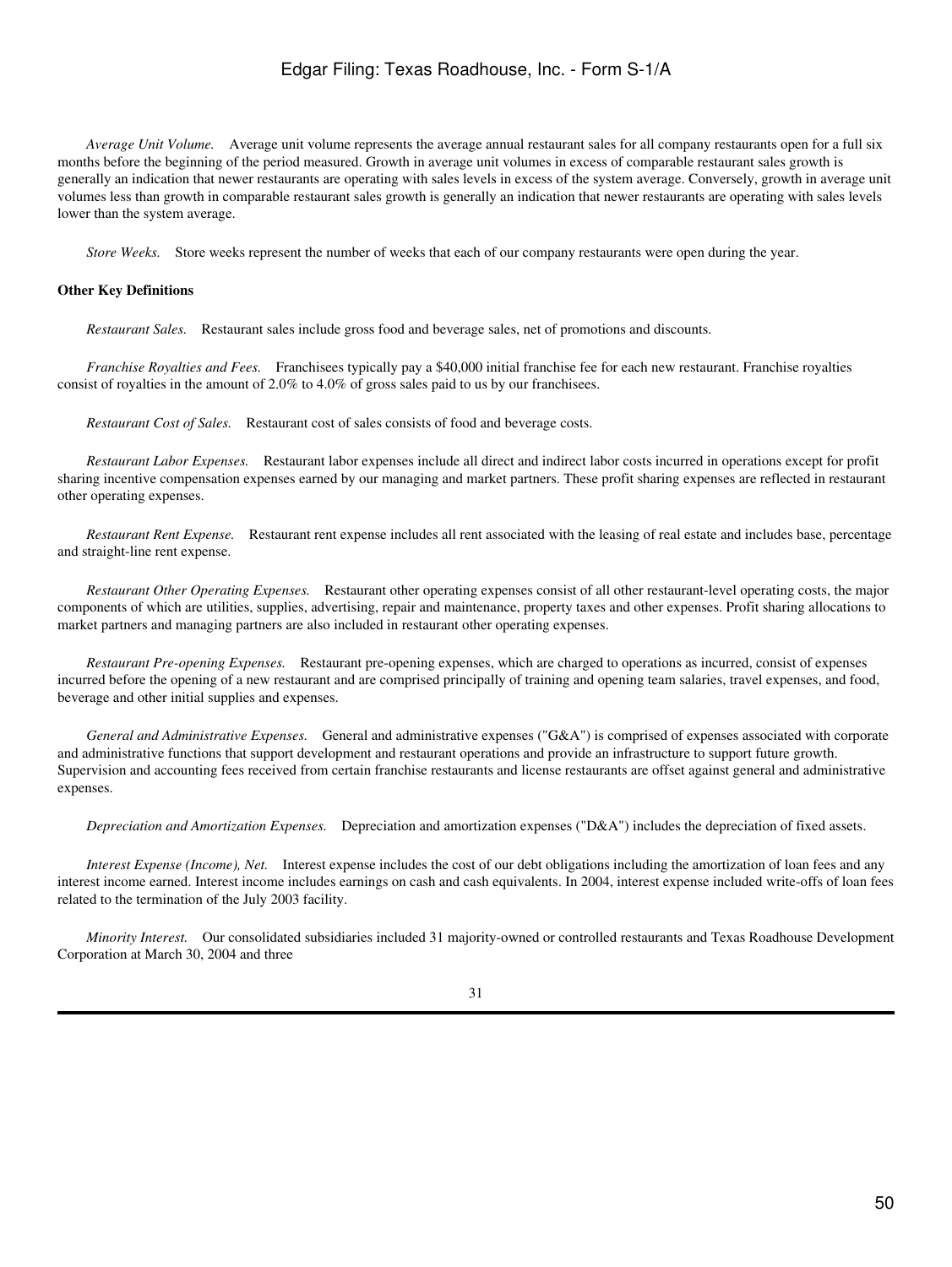*Average Unit Volume.* Average unit volume represents the average annual restaurant sales for all company restaurants open for a full six months before the beginning of the period measured. Growth in average unit volumes in excess of comparable restaurant sales growth is generally an indication that newer restaurants are operating with sales levels in excess of the system average. Conversely, growth in average unit volumes less than growth in comparable restaurant sales growth is generally an indication that newer restaurants are operating with sales levels lower than the system average.

*Store Weeks.* Store weeks represent the number of weeks that each of our company restaurants were open during the year.

**Other Key Definitions**

*Restaurant Sales.* Restaurant sales include gross food and beverage sales, net of promotions and discounts.

*Franchise Royalties and Fees.* Franchisees typically pay a $40,000 initial franchise fee for each new restaurant. Franchise royalties consist of royalties in the amount of 2.0% to 4.0% of gross sales paid to us by our franchisees.

*Restaurant Cost of Sales.* Restaurant cost of sales consists of food and beverage costs.

*Restaurant Labor Expenses.* Restaurant labor expenses include all direct and indirect labor costs incurred in operations except for profit sharing incentive compensation expenses earned by our managing and market partners. These profit sharing expenses are reflected in restaurant other operating expenses.

*Restaurant Rent Expense.* Restaurant rent expense includes all rent associated with the leasing of real estate and includes base, percentage and straight-line rent expense.

*Restaurant Other Operating Expenses.* Restaurant other operating expenses consist of all other restaurant-level operating costs, the major components of which are utilities, supplies, advertising, repair and maintenance, property taxes and other expenses. Profit sharing allocations to market partners and managing partners are also included in restaurant other operating expenses.

*Restaurant Pre-opening Expenses.* Restaurant pre-opening expenses, which are charged to operations as incurred, consist of expenses incurred before the opening of a new restaurant and are comprised principally of training and opening team salaries, travel expenses, and food, beverage and other initial supplies and expenses.

*General and Administrative Expenses.* General and administrative expenses ("G&A") is comprised of expenses associated with corporate and administrative functions that support development and restaurant operations and provide an infrastructure to support future growth. Supervision and accounting fees received from certain franchise restaurants and license restaurants are offset against general and administrative expenses.

*Depreciation and Amortization Expenses.* Depreciation and amortization expenses ("D&A") includes the depreciation of fixed assets.

*Interest Expense (Income), Net.* Interest expense includes the cost of our debt obligations including the amortization of loan fees and any interest income earned. Interest income includes earnings on cash and cash equivalents. In 2004, interest expense included write-offs of loan fees related to the termination of the July 2003 facility.

*Minority Interest.* Our consolidated subsidiaries included 31 majority-owned or controlled restaurants and Texas Roadhouse Development Corporation at March 30, 2004 and three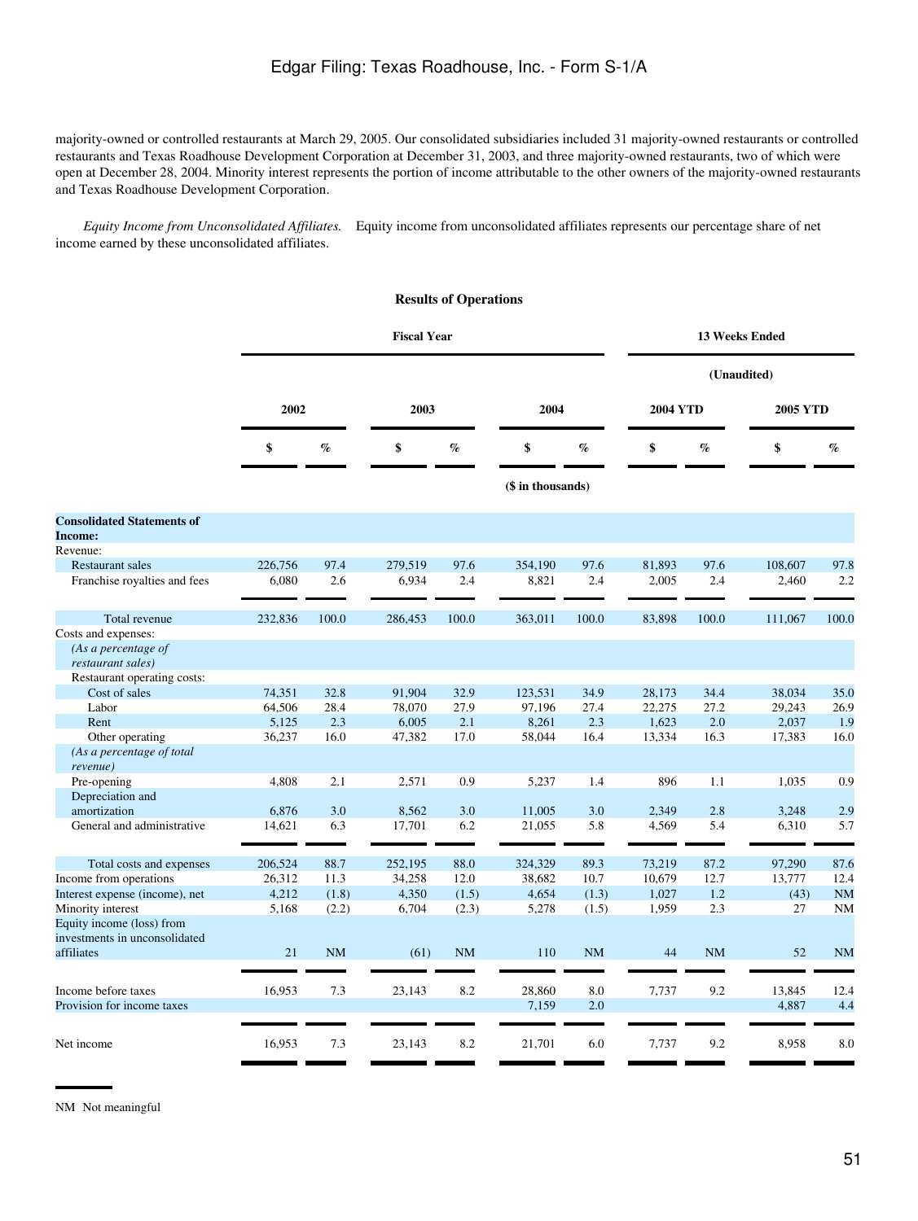majority-owned or controlled restaurants at March 29, 2005. Our consolidated subsidiaries included 31 majority-owned restaurants or controlled restaurants and Texas Roadhouse Development Corporation at December 31, 2003, and three majority-owned restaurants, two of which were open at December 28, 2004. Minority interest represents the portion of income attributable to the other owners of the majority-owned restaurants and Texas Roadhouse Development Corporation.

*Equity Income from Unconsolidated Affiliates.* Equity income from unconsolidated affiliates represents our percentage share of net income earned by these unconsolidated affiliates.

**Results of Operations**

| | Fiscal Year | | | | | | 13 Weeks Ended (Unaudited) | | | |
|---|---|---|---|---|---|---|---|---|---|---|
| | 2002 | | 2003 | | 2004 | | 2004 YTD | | 2005 YTD | |
| | $ | % | $ | % | $ | % | $ | % | $ | % |
| | ($ in thousands) | | | | | | | | | |
| **Consolidated Statements of Income:** | | | | | | | | | | |
| Revenue: | | | | | | | | | | |
| Restaurant sales | 226,756 | 97.4 | 279,519 | 97.6 | 354,190 | 97.6 | 81,893 | 97.6 | 108,607 | 97.8 |
| Franchise royalties and fees | 6,080 | 2.6 | 6,934 | 2.4 | 8,821 | 2.4 | 2,005 | 2.4 | 2,460 | 2.2 |
| Total revenue | 232,836 | 100.0 | 286,453 | 100.0 | 363,011 | 100.0 | 83,898 | 100.0 | 111,067 | 100.0 |
| Costs and expenses: | | | | | | | | | | |
| *(As a percentage of restaurant sales)* | | | | | | | | | | |
| Restaurant operating costs: | | | | | | | | | | |
| Cost of sales | 74,351 | 32.8 | 91,904 | 32.9 | 123,531 | 34.9 | 28,173 | 34.4 | 38,034 | 35.0 |
| Labor | 64,506 | 28.4 | 78,070 | 27.9 | 97,196 | 27.4 | 22,275 | 27.2 | 29,243 | 26.9 |
| Rent | 5,125 | 2.3 | 6,005 | 2.1 | 8,261 | 2.3 | 1,623 | 2.0 | 2,037 | 1.9 |
| Other operating | 36,237 | 16.0 | 47,382 | 17.0 | 58,044 | 16.4 | 13,334 | 16.3 | 17,383 | 16.0 |
| *(As a percentage of total revenue)* | | | | | | | | | | |
| Pre-opening | 4,808 | 2.1 | 2,571 | 0.9 | 5,237 | 1.4 | 896 | 1.1 | 1,035 | 0.9 |
| Depreciation and amortization | 6,876 | 3.0 | 8,562 | 3.0 | 11,005 | 3.0 | 2,349 | 2.8 | 3,248 | 2.9 |
| General and administrative | 14,621 | 6.3 | 17,701 | 6.2 | 21,055 | 5.8 | 4,569 | 5.4 | 6,310 | 5.7 |
| Total costs and expenses | 206,524 | 88.7 | 252,195 | 88.0 | 324,329 | 89.3 | 73,219 | 87.2 | 97,290 | 87.6 |
| Income from operations | 26,312 | 11.3 | 34,258 | 12.0 | 38,682 | 10.7 | 10,679 | 12.7 | 13,777 | 12.4 |
| Interest expense (income), net | 4,212 | (1.8) | 4,350 | (1.5) | 4,654 | (1.3) | 1,027 | 1.2 | (43) | NM |
| Minority interest | 5,168 | (2.2) | 6,704 | (2.3) | 5,278 | (1.5) | 1,959 | 2.3 | 27 | NM |
| Equity income (loss) from investments in unconsolidated affiliates | 21 | NM | (61) | NM | 110 | NM | 44 | NM | 52 | NM |
| Income before taxes | 16,953 | 7.3 | 23,143 | 8.2 | 28,860 | 8.0 | 7,737 | 9.2 | 13,845 | 12.4 |
| Provision for income taxes | | | | | 7,159 | 2.0 | | | 4,887 | 4.4 |
| Net income | 16,953 | 7.3 | 23,143 | 8.2 | 21,701 | 6.0 | 7,737 | 9.2 | 8,958 | 8.0 |

NM Not meaningful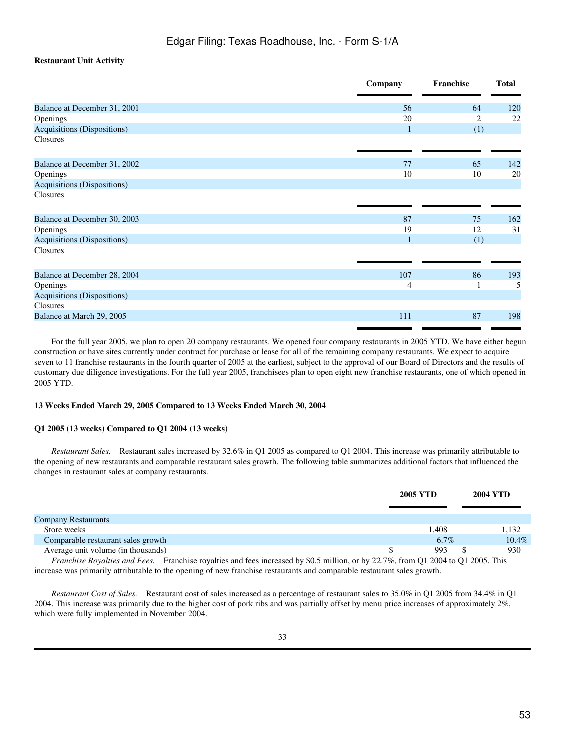**Restaurant Unit Activity**

| | Company | Franchise | Total |
|---|---|---|---|
| Balance at December 31, 2001 | 56 | 64 | 120 |
| Openings | 20 | 2 | 22 |
| Acquisitions (Dispositions) | 1 | (1) | |
| Closures | | | |
| Balance at December 31, 2002 | 77 | 65 | 142 |
| Openings | 10 | 10 | 20 |
| Acquisitions (Dispositions) | | | |
| Closures | | | |
| Balance at December 30, 2003 | 87 | 75 | 162 |
| Openings | 19 | 12 | 31 |
| Acquisitions (Dispositions) | 1 | (1) | |
| Closures | | | |
| Balance at December 28, 2004 | 107 | 86 | 193 |
| Openings | 4 | 1 | 5 |
| Acquisitions (Dispositions) | | | |
| Closures | | | |
| Balance at March 29, 2005 | 111 | 87 | 198 |

For the full year 2005, we plan to open 20 company restaurants. We opened four company restaurants in 2005 YTD. We have either begun construction or have sites currently under contract for purchase or lease for all of the remaining company restaurants. We expect to acquire seven to 11 franchise restaurants in the fourth quarter of 2005 at the earliest, subject to the approval of our Board of Directors and the results of customary due diligence investigations. For the full year 2005, franchisees plan to open eight new franchise restaurants, one of which opened in 2005 YTD.

**13 Weeks Ended March 29, 2005 Compared to 13 Weeks Ended March 30, 2004**

**Q1 2005 (13 weeks) Compared to Q1 2004 (13 weeks)**

*Restaurant Sales.* Restaurant sales increased by 32.6% in Q1 2005 as compared to Q1 2004. This increase was primarily attributable to the opening of new restaurants and comparable restaurant sales growth. The following table summarizes additional factors that influenced the changes in restaurant sales at company restaurants.

| | 2005 YTD | 2004 YTD |
|---|---|---|
| Company Restaurants | | |
| Store weeks | 1,408 | 1,132 |
| Comparable restaurant sales growth | 6.7% | 10.4% |
| Average unit volume (in thousands) | $ 993 | $ 930 |

*Franchise Royalties and Fees.* Franchise royalties and fees increased by $0.5 million, or by 22.7%, from Q1 2004 to Q1 2005. This increase was primarily attributable to the opening of new franchise restaurants and comparable restaurant sales growth.

*Restaurant Cost of Sales.* Restaurant cost of sales increased as a percentage of restaurant sales to 35.0% in Q1 2005 from 34.4% in Q1 2004. This increase was primarily due to the higher cost of pork ribs and was partially offset by menu price increases of approximately 2%, which were fully implemented in November 2004.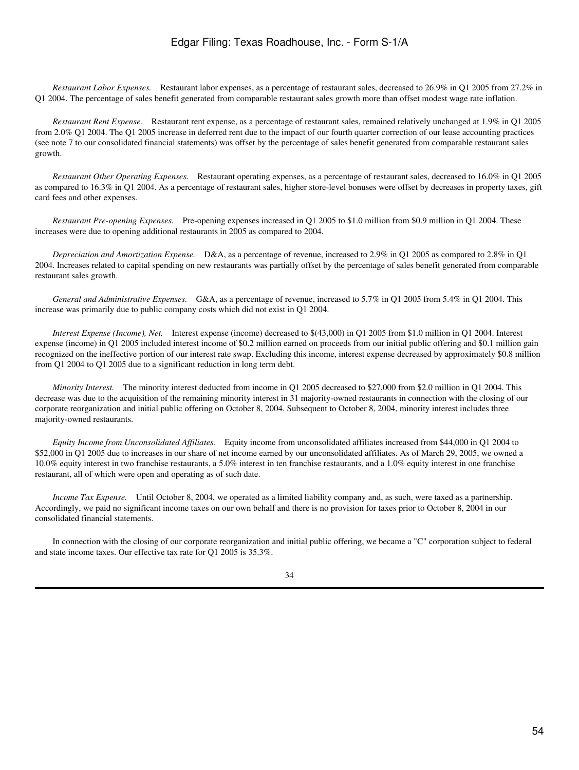*Restaurant Labor Expenses.* Restaurant labor expenses, as a percentage of restaurant sales, decreased to 26.9% in Q1 2005 from 27.2% in Q1 2004. The percentage of sales benefit generated from comparable restaurant sales growth more than offset modest wage rate inflation.

*Restaurant Rent Expense.* Restaurant rent expense, as a percentage of restaurant sales, remained relatively unchanged at 1.9% in Q1 2005 from 2.0% Q1 2004. The Q1 2005 increase in deferred rent due to the impact of our fourth quarter correction of our lease accounting practices (see note 7 to our consolidated financial statements) was offset by the percentage of sales benefit generated from comparable restaurant sales growth.

*Restaurant Other Operating Expenses.* Restaurant operating expenses, as a percentage of restaurant sales, decreased to 16.0% in Q1 2005 as compared to 16.3% in Q1 2004. As a percentage of restaurant sales, higher store-level bonuses were offset by decreases in property taxes, gift card fees and other expenses.

*Restaurant Pre-opening Expenses.* Pre-opening expenses increased in Q1 2005 to $1.0 million from $0.9 million in Q1 2004. These increases were due to opening additional restaurants in 2005 as compared to 2004.

*Depreciation and Amortization Expense.* D&A, as a percentage of revenue, increased to 2.9% in Q1 2005 as compared to 2.8% in Q1 2004. Increases related to capital spending on new restaurants was partially offset by the percentage of sales benefit generated from comparable restaurant sales growth.

*General and Administrative Expenses.* G&A, as a percentage of revenue, increased to 5.7% in Q1 2005 from 5.4% in Q1 2004. This increase was primarily due to public company costs which did not exist in Q1 2004.

*Interest Expense (Income), Net.* Interest expense (income) decreased to $(43,000) in Q1 2005 from $1.0 million in Q1 2004. Interest expense (income) in Q1 2005 included interest income of $0.2 million earned on proceeds from our initial public offering and $0.1 million gain recognized on the ineffective portion of our interest rate swap. Excluding this income, interest expense decreased by approximately $0.8 million from Q1 2004 to Q1 2005 due to a significant reduction in long term debt.

*Minority Interest.* The minority interest deducted from income in Q1 2005 decreased to $27,000 from $2.0 million in Q1 2004. This decrease was due to the acquisition of the remaining minority interest in 31 majority-owned restaurants in connection with the closing of our corporate reorganization and initial public offering on October 8, 2004. Subsequent to October 8, 2004, minority interest includes three majority-owned restaurants.

*Equity Income from Unconsolidated Affiliates.* Equity income from unconsolidated affiliates increased from $44,000 in Q1 2004 to $52,000 in Q1 2005 due to increases in our share of net income earned by our unconsolidated affiliates. As of March 29, 2005, we owned a 10.0% equity interest in two franchise restaurants, a 5.0% interest in ten franchise restaurants, and a 1.0% equity interest in one franchise restaurant, all of which were open and operating as of such date.

*Income Tax Expense.* Until October 8, 2004, we operated as a limited liability company and, as such, were taxed as a partnership. Accordingly, we paid no significant income taxes on our own behalf and there is no provision for taxes prior to October 8, 2004 in our consolidated financial statements.

In connection with the closing of our corporate reorganization and initial public offering, we became a "C" corporation subject to federal and state income taxes. Our effective tax rate for Q1 2005 is 35.3%.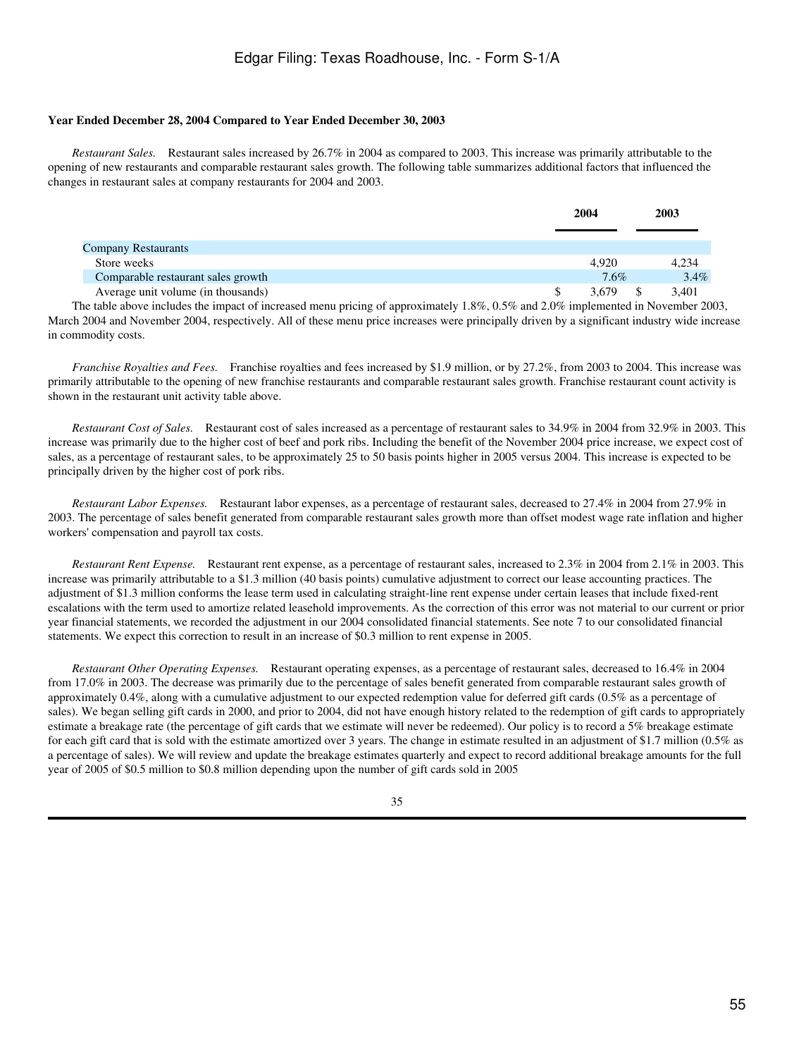**Year Ended December 28, 2004 Compared to Year Ended December 30, 2003**

*Restaurant Sales.* Restaurant sales increased by 26.7% in 2004 as compared to 2003. This increase was primarily attributable to the opening of new restaurants and comparable restaurant sales growth. The following table summarizes additional factors that influenced the changes in restaurant sales at company restaurants for 2004 and 2003.

| | 2004 | 2003 |
|---|---|---|
| Company Restaurants | | |
| Store weeks | 4,920 | 4,234 |
| Comparable restaurant sales growth | 7.6% | 3.4% |
| Average unit volume (in thousands) | $ 3,679 | $ 3,401 |

The table above includes the impact of increased menu pricing of approximately 1.8%, 0.5% and 2.0% implemented in November 2003, March 2004 and November 2004, respectively. All of these menu price increases were principally driven by a significant industry wide increase in commodity costs.

*Franchise Royalties and Fees.* Franchise royalties and fees increased by $1.9 million, or by 27.2%, from 2003 to 2004. This increase was primarily attributable to the opening of new franchise restaurants and comparable restaurant sales growth. Franchise restaurant count activity is shown in the restaurant unit activity table above.

*Restaurant Cost of Sales.* Restaurant cost of sales increased as a percentage of restaurant sales to 34.9% in 2004 from 32.9% in 2003. This increase was primarily due to the higher cost of beef and pork ribs. Including the benefit of the November 2004 price increase, we expect cost of sales, as a percentage of restaurant sales, to be approximately 25 to 50 basis points higher in 2005 versus 2004. This increase is expected to be principally driven by the higher cost of pork ribs.

*Restaurant Labor Expenses.* Restaurant labor expenses, as a percentage of restaurant sales, decreased to 27.4% in 2004 from 27.9% in 2003. The percentage of sales benefit generated from comparable restaurant sales growth more than offset modest wage rate inflation and higher workers' compensation and payroll tax costs.

*Restaurant Rent Expense.* Restaurant rent expense, as a percentage of restaurant sales, increased to 2.3% in 2004 from 2.1% in 2003. This increase was primarily attributable to a $1.3 million (40 basis points) cumulative adjustment to correct our lease accounting practices. The adjustment of $1.3 million conforms the lease term used in calculating straight-line rent expense under certain leases that include fixed-rent escalations with the term used to amortize related leasehold improvements. As the correction of this error was not material to our current or prior year financial statements, we recorded the adjustment in our 2004 consolidated financial statements. See note 7 to our consolidated financial statements. We expect this correction to result in an increase of $0.3 million to rent expense in 2005.

*Restaurant Other Operating Expenses.* Restaurant operating expenses, as a percentage of restaurant sales, decreased to 16.4% in 2004 from 17.0% in 2003. The decrease was primarily due to the percentage of sales benefit generated from comparable restaurant sales growth of approximately 0.4%, along with a cumulative adjustment to our expected redemption value for deferred gift cards (0.5% as a percentage of sales). We began selling gift cards in 2000, and prior to 2004, did not have enough history related to the redemption of gift cards to appropriately estimate a breakage rate (the percentage of gift cards that we estimate will never be redeemed). Our policy is to record a 5% breakage estimate for each gift card that is sold with the estimate amortized over 3 years. The change in estimate resulted in an adjustment of $1.7 million (0.5% as a percentage of sales). We will review and update the breakage estimates quarterly and expect to record additional breakage amounts for the full year of 2005 of $0.5 million to $0.8 million depending upon the number of gift cards sold in 2005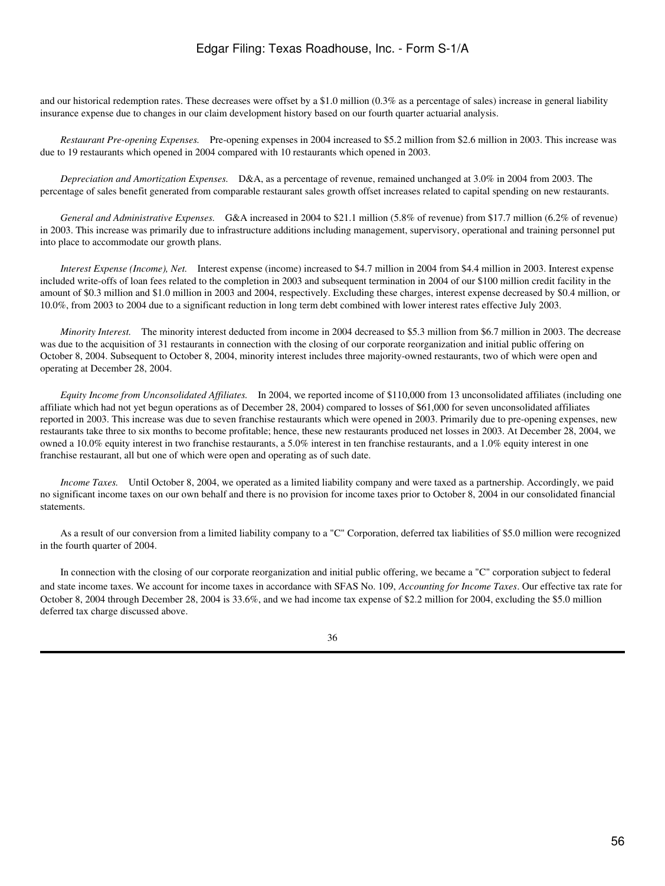and our historical redemption rates. These decreases were offset by a $1.0 million (0.3% as a percentage of sales) increase in general liability insurance expense due to changes in our claim development history based on our fourth quarter actuarial analysis.

*Restaurant Pre-opening Expenses.* Pre-opening expenses in 2004 increased to $5.2 million from $2.6 million in 2003. This increase was due to 19 restaurants which opened in 2004 compared with 10 restaurants which opened in 2003.

*Depreciation and Amortization Expenses.* D&A, as a percentage of revenue, remained unchanged at 3.0% in 2004 from 2003. The percentage of sales benefit generated from comparable restaurant sales growth offset increases related to capital spending on new restaurants.

*General and Administrative Expenses.* G&A increased in 2004 to $21.1 million (5.8% of revenue) from $17.7 million (6.2% of revenue) in 2003. This increase was primarily due to infrastructure additions including management, supervisory, operational and training personnel put into place to accommodate our growth plans.

*Interest Expense (Income), Net.* Interest expense (income) increased to $4.7 million in 2004 from $4.4 million in 2003. Interest expense included write-offs of loan fees related to the completion in 2003 and subsequent termination in 2004 of our $100 million credit facility in the amount of $0.3 million and $1.0 million in 2003 and 2004, respectively. Excluding these charges, interest expense decreased by $0.4 million, or 10.0%, from 2003 to 2004 due to a significant reduction in long term debt combined with lower interest rates effective July 2003.

*Minority Interest.* The minority interest deducted from income in 2004 decreased to $5.3 million from $6.7 million in 2003. The decrease was due to the acquisition of 31 restaurants in connection with the closing of our corporate reorganization and initial public offering on October 8, 2004. Subsequent to October 8, 2004, minority interest includes three majority-owned restaurants, two of which were open and operating at December 28, 2004.

*Equity Income from Unconsolidated Affiliates.* In 2004, we reported income of $110,000 from 13 unconsolidated affiliates (including one affiliate which had not yet begun operations as of December 28, 2004) compared to losses of $61,000 for seven unconsolidated affiliates reported in 2003. This increase was due to seven franchise restaurants which were opened in 2003. Primarily due to pre-opening expenses, new restaurants take three to six months to become profitable; hence, these new restaurants produced net losses in 2003. At December 28, 2004, we owned a 10.0% equity interest in two franchise restaurants, a 5.0% interest in ten franchise restaurants, and a 1.0% equity interest in one franchise restaurant, all but one of which were open and operating as of such date.

*Income Taxes.* Until October 8, 2004, we operated as a limited liability company and were taxed as a partnership. Accordingly, we paid no significant income taxes on our own behalf and there is no provision for income taxes prior to October 8, 2004 in our consolidated financial statements.

As a result of our conversion from a limited liability company to a "C" Corporation, deferred tax liabilities of $5.0 million were recognized in the fourth quarter of 2004.

In connection with the closing of our corporate reorganization and initial public offering, we became a "C" corporation subject to federal and state income taxes. We account for income taxes in accordance with SFAS No. 109, *Accounting for Income Taxes*. Our effective tax rate for October 8, 2004 through December 28, 2004 is 33.6%, and we had income tax expense of $2.2 million for 2004, excluding the $5.0 million deferred tax charge discussed above.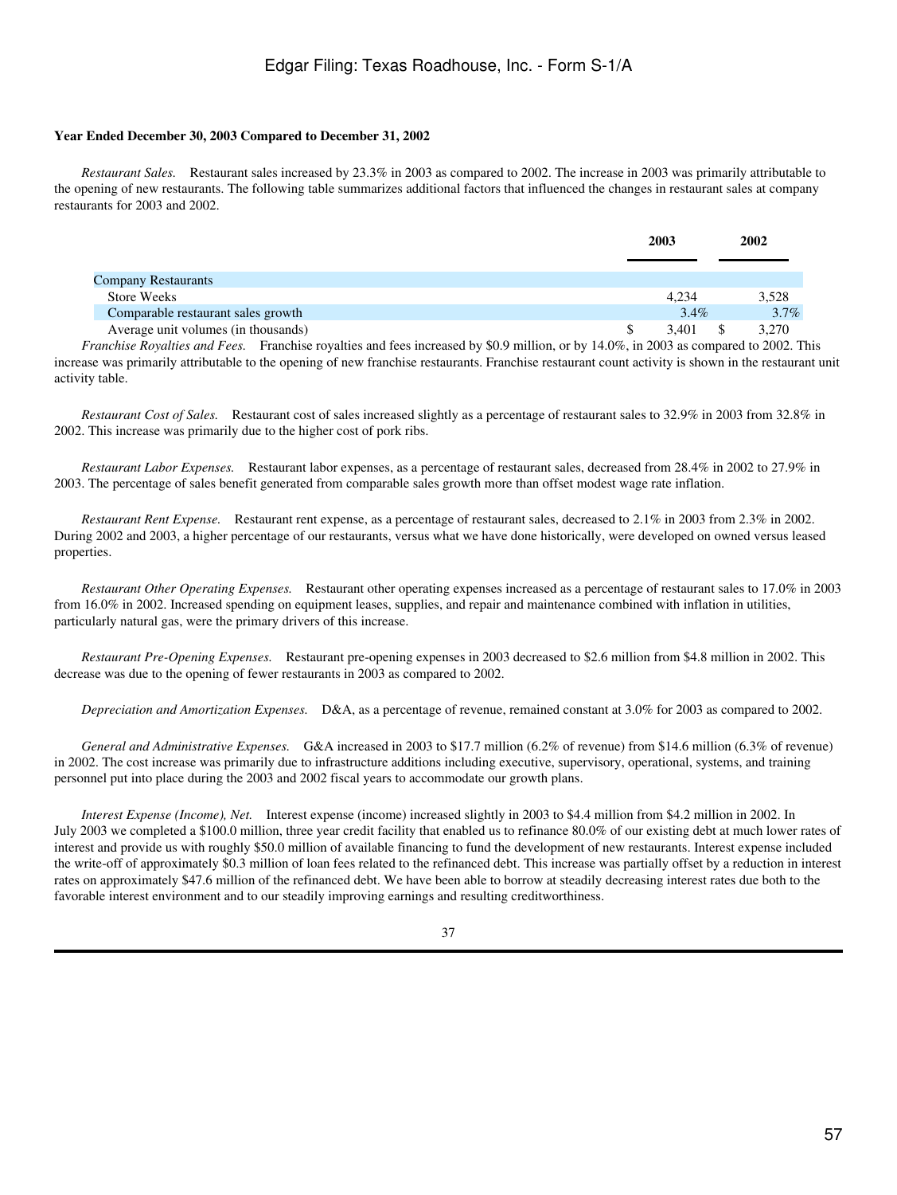**Year Ended December 30, 2003 Compared to December 31, 2002**

*Restaurant Sales.* Restaurant sales increased by 23.3% in 2003 as compared to 2002. The increase in 2003 was primarily attributable to the opening of new restaurants. The following table summarizes additional factors that influenced the changes in restaurant sales at company restaurants for 2003 and 2002.

| | 2003 | 2002 |
|---|---|---|
| Company Restaurants | | |
| Store Weeks | 4,234 | 3,528 |
| Comparable restaurant sales growth | 3.4% | 3.7% |
| Average unit volumes (in thousands) | $ 3,401 | $ 3,270 |

*Franchise Royalties and Fees.* Franchise royalties and fees increased by $0.9 million, or by 14.0%, in 2003 as compared to 2002. This increase was primarily attributable to the opening of new franchise restaurants. Franchise restaurant count activity is shown in the restaurant unit activity table.

*Restaurant Cost of Sales.* Restaurant cost of sales increased slightly as a percentage of restaurant sales to 32.9% in 2003 from 32.8% in 2002. This increase was primarily due to the higher cost of pork ribs.

*Restaurant Labor Expenses.* Restaurant labor expenses, as a percentage of restaurant sales, decreased from 28.4% in 2002 to 27.9% in 2003. The percentage of sales benefit generated from comparable sales growth more than offset modest wage rate inflation.

*Restaurant Rent Expense.* Restaurant rent expense, as a percentage of restaurant sales, decreased to 2.1% in 2003 from 2.3% in 2002. During 2002 and 2003, a higher percentage of our restaurants, versus what we have done historically, were developed on owned versus leased properties.

*Restaurant Other Operating Expenses.* Restaurant other operating expenses increased as a percentage of restaurant sales to 17.0% in 2003 from 16.0% in 2002. Increased spending on equipment leases, supplies, and repair and maintenance combined with inflation in utilities, particularly natural gas, were the primary drivers of this increase.

*Restaurant Pre-Opening Expenses.* Restaurant pre-opening expenses in 2003 decreased to $2.6 million from $4.8 million in 2002. This decrease was due to the opening of fewer restaurants in 2003 as compared to 2002.

*Depreciation and Amortization Expenses.* D&A, as a percentage of revenue, remained constant at 3.0% for 2003 as compared to 2002.

*General and Administrative Expenses.* G&A increased in 2003 to $17.7 million (6.2% of revenue) from $14.6 million (6.3% of revenue) in 2002. The cost increase was primarily due to infrastructure additions including executive, supervisory, operational, systems, and training personnel put into place during the 2003 and 2002 fiscal years to accommodate our growth plans.

*Interest Expense (Income), Net.* Interest expense (income) increased slightly in 2003 to $4.4 million from $4.2 million in 2002. In July 2003 we completed a $100.0 million, three year credit facility that enabled us to refinance 80.0% of our existing debt at much lower rates of interest and provide us with roughly $50.0 million of available financing to fund the development of new restaurants. Interest expense included the write-off of approximately $0.3 million of loan fees related to the refinanced debt. This increase was partially offset by a reduction in interest rates on approximately $47.6 million of the refinanced debt. We have been able to borrow at steadily decreasing interest rates due both to the favorable interest environment and to our steadily improving earnings and resulting creditworthiness.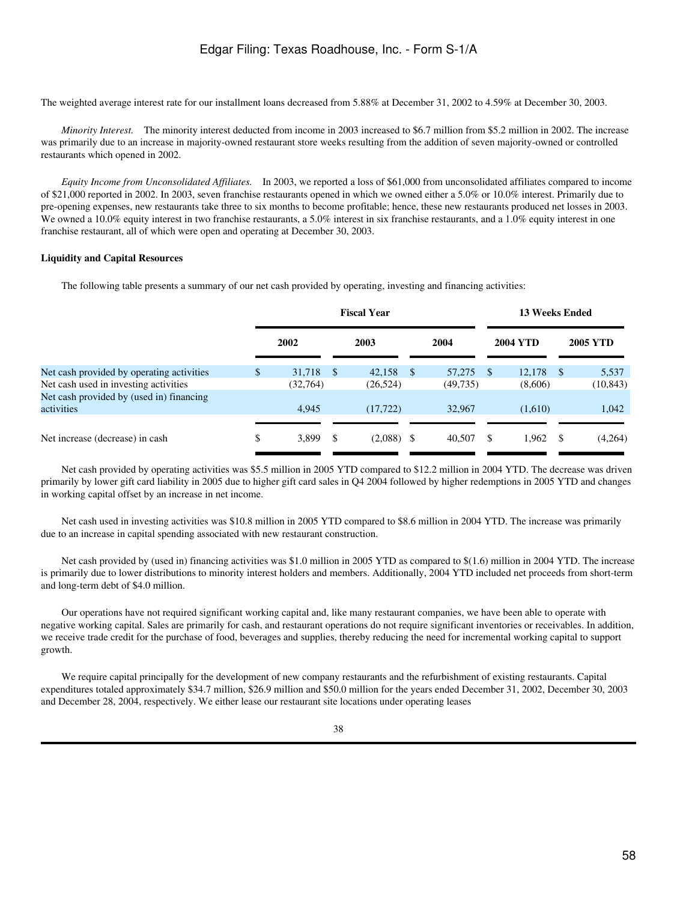The weighted average interest rate for our installment loans decreased from 5.88% at December 31, 2002 to 4.59% at December 30, 2003.

*Minority Interest.* The minority interest deducted from income in 2003 increased to $6.7 million from $5.2 million in 2002. The increase was primarily due to an increase in majority-owned restaurant store weeks resulting from the addition of seven majority-owned or controlled restaurants which opened in 2002.

*Equity Income from Unconsolidated Affiliates.* In 2003, we reported a loss of $61,000 from unconsolidated affiliates compared to income of $21,000 reported in 2002. In 2003, seven franchise restaurants opened in which we owned either a 5.0% or 10.0% interest. Primarily due to pre-opening expenses, new restaurants take three to six months to become profitable; hence, these new restaurants produced net losses in 2003. We owned a 10.0% equity interest in two franchise restaurants, a 5.0% interest in six franchise restaurants, and a 1.0% equity interest in one franchise restaurant, all of which were open and operating at December 30, 2003.

**Liquidity and Capital Resources**

The following table presents a summary of our net cash provided by operating, investing and financing activities:

| | Fiscal Year | | | 13 Weeks Ended | |
|---|---|---|---|---|---|
| | 2002 | 2003 | 2004 | 2004 YTD | 2005 YTD |
| Net cash provided by operating activities | $ 31,718 | $ 42,158 | $ 57,275 | $ 12,178 | $ 5,537 |
| Net cash used in investing activities | (32,764) | (26,524) | (49,735) | (8,606) | (10,843) |
| Net cash provided by (used in) financing activities | 4,945 | (17,722) | 32,967 | (1,610) | 1,042 |
| Net increase (decrease) in cash | $ 3,899 | $ (2,088) | $ 40,507 | $ 1,962 | $ (4,264) |

Net cash provided by operating activities was $5.5 million in 2005 YTD compared to $12.2 million in 2004 YTD. The decrease was driven primarily by lower gift card liability in 2005 due to higher gift card sales in Q4 2004 followed by higher redemptions in 2005 YTD and changes in working capital offset by an increase in net income.

Net cash used in investing activities was $10.8 million in 2005 YTD compared to $8.6 million in 2004 YTD. The increase was primarily due to an increase in capital spending associated with new restaurant construction.

Net cash provided by (used in) financing activities was $1.0 million in 2005 YTD as compared to $(1.6) million in 2004 YTD. The increase is primarily due to lower distributions to minority interest holders and members. Additionally, 2004 YTD included net proceeds from short-term and long-term debt of $4.0 million.

Our operations have not required significant working capital and, like many restaurant companies, we have been able to operate with negative working capital. Sales are primarily for cash, and restaurant operations do not require significant inventories or receivables. In addition, we receive trade credit for the purchase of food, beverages and supplies, thereby reducing the need for incremental working capital to support growth.

We require capital principally for the development of new company restaurants and the refurbishment of existing restaurants. Capital expenditures totaled approximately $34.7 million, $26.9 million and $50.0 million for the years ended December 31, 2002, December 30, 2003 and December 28, 2004, respectively. We either lease our restaurant site locations under operating leases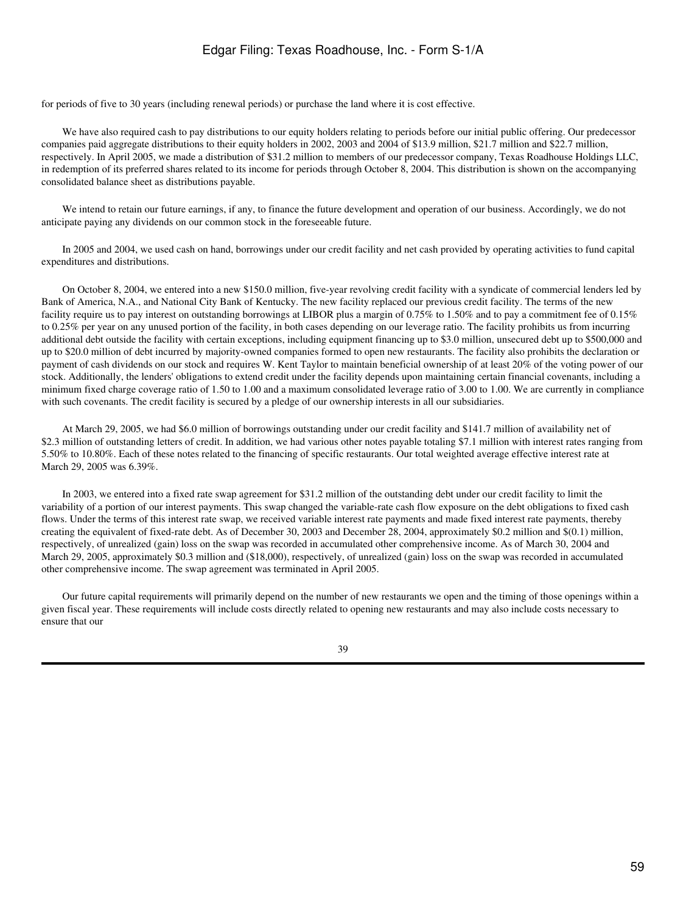for periods of five to 30 years (including renewal periods) or purchase the land where it is cost effective.

We have also required cash to pay distributions to our equity holders relating to periods before our initial public offering. Our predecessor companies paid aggregate distributions to their equity holders in 2002, 2003 and 2004 of $13.9 million, $21.7 million and $22.7 million, respectively. In April 2005, we made a distribution of $31.2 million to members of our predecessor company, Texas Roadhouse Holdings LLC, in redemption of its preferred shares related to its income for periods through October 8, 2004. This distribution is shown on the accompanying consolidated balance sheet as distributions payable.

We intend to retain our future earnings, if any, to finance the future development and operation of our business. Accordingly, we do not anticipate paying any dividends on our common stock in the foreseeable future.

In 2005 and 2004, we used cash on hand, borrowings under our credit facility and net cash provided by operating activities to fund capital expenditures and distributions.

On October 8, 2004, we entered into a new $150.0 million, five-year revolving credit facility with a syndicate of commercial lenders led by Bank of America, N.A., and National City Bank of Kentucky. The new facility replaced our previous credit facility. The terms of the new facility require us to pay interest on outstanding borrowings at LIBOR plus a margin of 0.75% to 1.50% and to pay a commitment fee of 0.15% to 0.25% per year on any unused portion of the facility, in both cases depending on our leverage ratio. The facility prohibits us from incurring additional debt outside the facility with certain exceptions, including equipment financing up to $3.0 million, unsecured debt up to $500,000 and up to $20.0 million of debt incurred by majority-owned companies formed to open new restaurants. The facility also prohibits the declaration or payment of cash dividends on our stock and requires W. Kent Taylor to maintain beneficial ownership of at least 20% of the voting power of our stock. Additionally, the lenders' obligations to extend credit under the facility depends upon maintaining certain financial covenants, including a minimum fixed charge coverage ratio of 1.50 to 1.00 and a maximum consolidated leverage ratio of 3.00 to 1.00. We are currently in compliance with such covenants. The credit facility is secured by a pledge of our ownership interests in all our subsidiaries.

At March 29, 2005, we had $6.0 million of borrowings outstanding under our credit facility and $141.7 million of availability net of $2.3 million of outstanding letters of credit. In addition, we had various other notes payable totaling $7.1 million with interest rates ranging from 5.50% to 10.80%. Each of these notes related to the financing of specific restaurants. Our total weighted average effective interest rate at March 29, 2005 was 6.39%.

In 2003, we entered into a fixed rate swap agreement for $31.2 million of the outstanding debt under our credit facility to limit the variability of a portion of our interest payments. This swap changed the variable-rate cash flow exposure on the debt obligations to fixed cash flows. Under the terms of this interest rate swap, we received variable interest rate payments and made fixed interest rate payments, thereby creating the equivalent of fixed-rate debt. As of December 30, 2003 and December 28, 2004, approximately $0.2 million and $(0.1) million, respectively, of unrealized (gain) loss on the swap was recorded in accumulated other comprehensive income. As of March 30, 2004 and March 29, 2005, approximately $0.3 million and ($18,000), respectively, of unrealized (gain) loss on the swap was recorded in accumulated other comprehensive income. The swap agreement was terminated in April 2005.

Our future capital requirements will primarily depend on the number of new restaurants we open and the timing of those openings within a given fiscal year. These requirements will include costs directly related to opening new restaurants and may also include costs necessary to ensure that our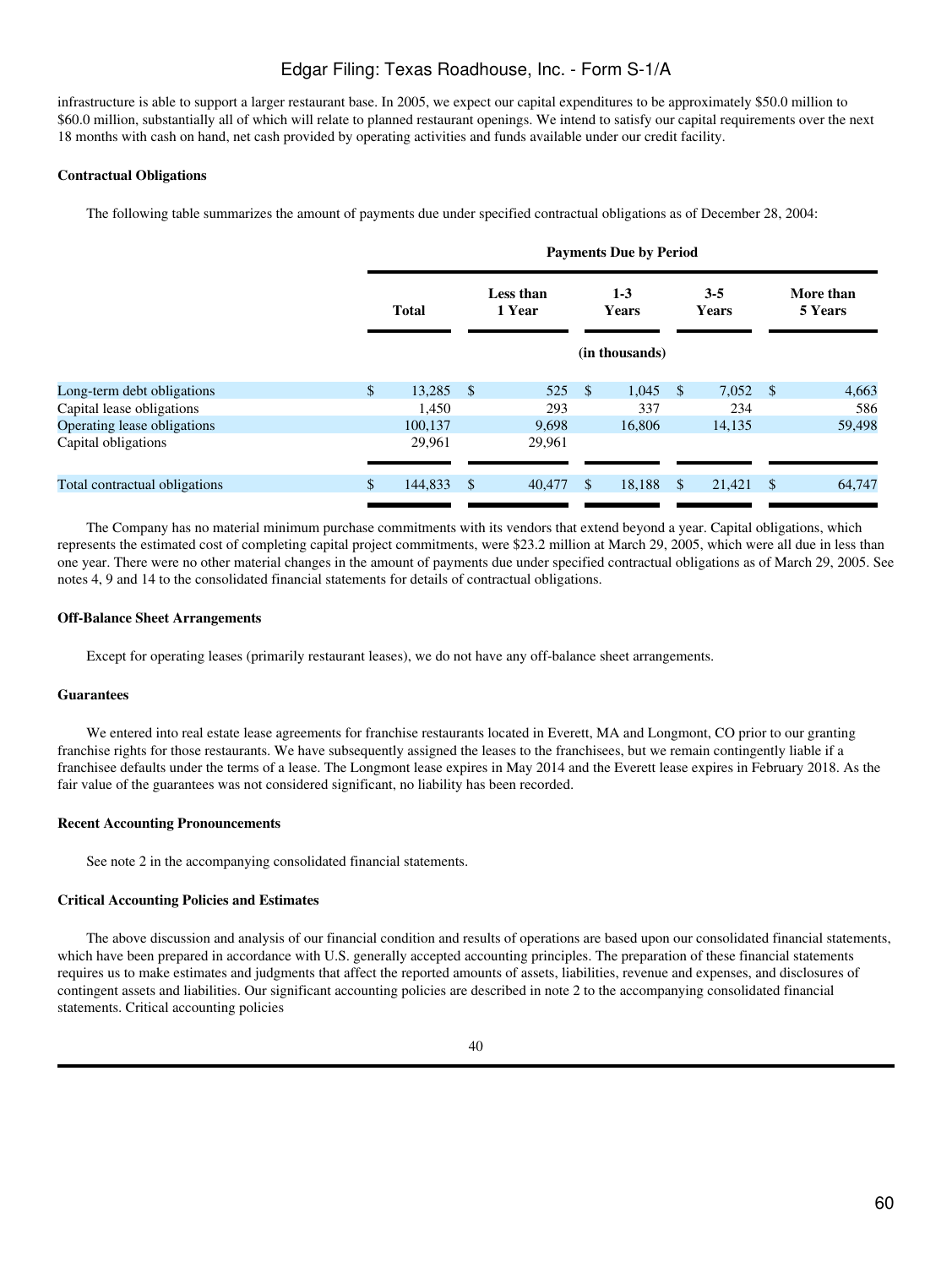infrastructure is able to support a larger restaurant base. In 2005, we expect our capital expenditures to be approximately $50.0 million to $60.0 million, substantially all of which will relate to planned restaurant openings. We intend to satisfy our capital requirements over the next 18 months with cash on hand, net cash provided by operating activities and funds available under our credit facility.

**Contractual Obligations**

The following table summarizes the amount of payments due under specified contractual obligations as of December 28, 2004:

| | Payments Due by Period | | | | |
|---|---|---|---|---|---|
| | Total | Less than 1 Year | 1-3 Years | 3-5 Years | More than 5 Years |
| | | | (in thousands) | | |
| Long-term debt obligations | $ 13,285 | $ 525 | $ 1,045 | $ 7,052 | $ 4,663 |
| Capital lease obligations | 1,450 | 293 | 337 | 234 | 586 |
| Operating lease obligations | 100,137 | 9,698 | 16,806 | 14,135 | 59,498 |
| Capital obligations | 29,961 | 29,961 | | | |
| Total contractual obligations | $ 144,833 | $ 40,477 | $ 18,188 | $ 21,421 | $ 64,747 |

The Company has no material minimum purchase commitments with its vendors that extend beyond a year. Capital obligations, which represents the estimated cost of completing capital project commitments, were $23.2 million at March 29, 2005, which were all due in less than one year. There were no other material changes in the amount of payments due under specified contractual obligations as of March 29, 2005. See notes 4, 9 and 14 to the consolidated financial statements for details of contractual obligations.

**Off-Balance Sheet Arrangements**

Except for operating leases (primarily restaurant leases), we do not have any off-balance sheet arrangements.

**Guarantees**

We entered into real estate lease agreements for franchise restaurants located in Everett, MA and Longmont, CO prior to our granting franchise rights for those restaurants. We have subsequently assigned the leases to the franchisees, but we remain contingently liable if a franchisee defaults under the terms of a lease. The Longmont lease expires in May 2014 and the Everett lease expires in February 2018. As the fair value of the guarantees was not considered significant, no liability has been recorded.

**Recent Accounting Pronouncements**

See note 2 in the accompanying consolidated financial statements.

**Critical Accounting Policies and Estimates**

The above discussion and analysis of our financial condition and results of operations are based upon our consolidated financial statements, which have been prepared in accordance with U.S. generally accepted accounting principles. The preparation of these financial statements requires us to make estimates and judgments that affect the reported amounts of assets, liabilities, revenue and expenses, and disclosures of contingent assets and liabilities. Our significant accounting policies are described in note 2 to the accompanying consolidated financial statements. Critical accounting policies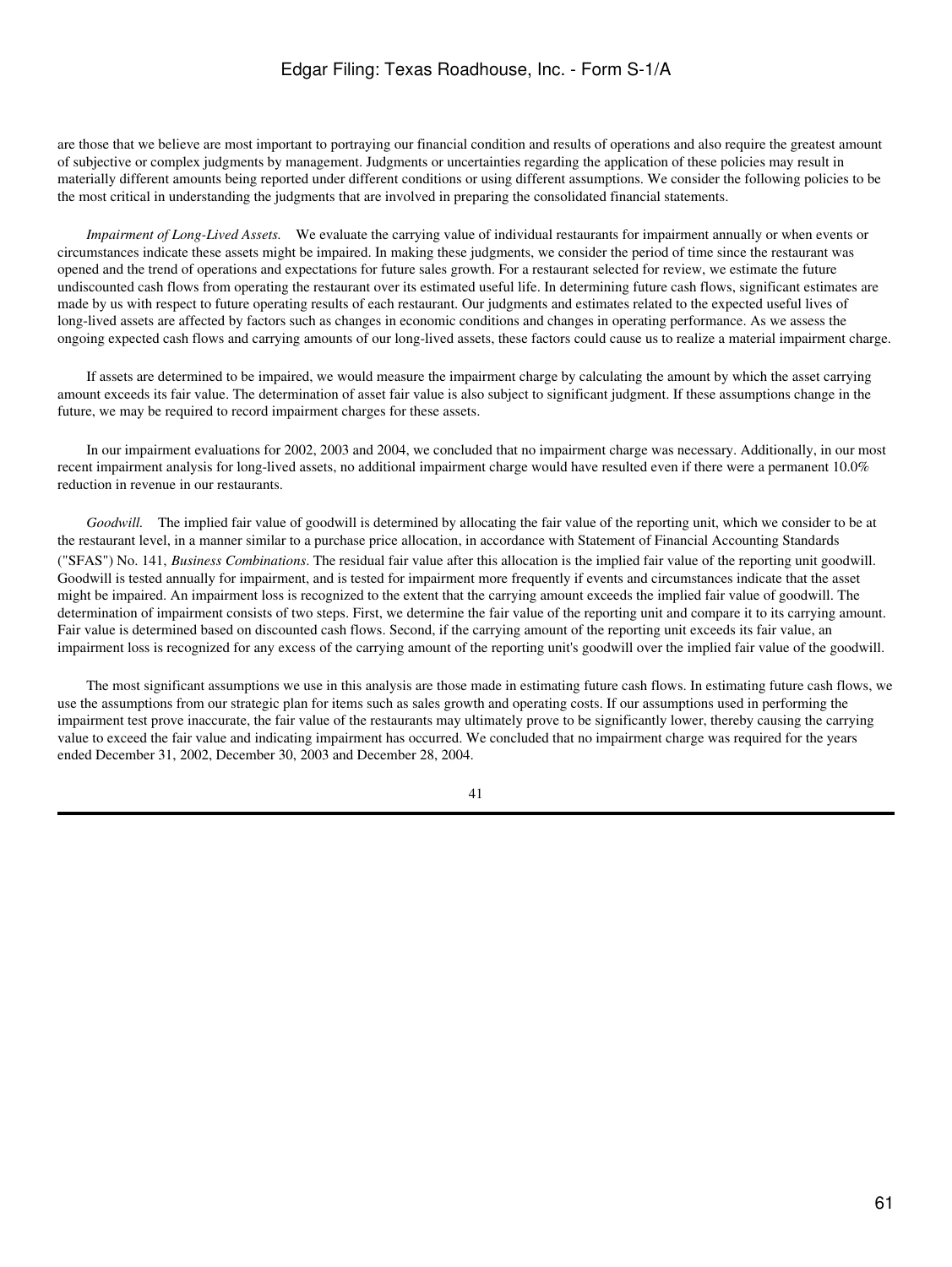are those that we believe are most important to portraying our financial condition and results of operations and also require the greatest amount of subjective or complex judgments by management. Judgments or uncertainties regarding the application of these policies may result in materially different amounts being reported under different conditions or using different assumptions. We consider the following policies to be the most critical in understanding the judgments that are involved in preparing the consolidated financial statements.

*Impairment of Long-Lived Assets.* We evaluate the carrying value of individual restaurants for impairment annually or when events or circumstances indicate these assets might be impaired. In making these judgments, we consider the period of time since the restaurant was opened and the trend of operations and expectations for future sales growth. For a restaurant selected for review, we estimate the future undiscounted cash flows from operating the restaurant over its estimated useful life. In determining future cash flows, significant estimates are made by us with respect to future operating results of each restaurant. Our judgments and estimates related to the expected useful lives of long-lived assets are affected by factors such as changes in economic conditions and changes in operating performance. As we assess the ongoing expected cash flows and carrying amounts of our long-lived assets, these factors could cause us to realize a material impairment charge.

If assets are determined to be impaired, we would measure the impairment charge by calculating the amount by which the asset carrying amount exceeds its fair value. The determination of asset fair value is also subject to significant judgment. If these assumptions change in the future, we may be required to record impairment charges for these assets.

In our impairment evaluations for 2002, 2003 and 2004, we concluded that no impairment charge was necessary. Additionally, in our most recent impairment analysis for long-lived assets, no additional impairment charge would have resulted even if there were a permanent 10.0% reduction in revenue in our restaurants.

*Goodwill.* The implied fair value of goodwill is determined by allocating the fair value of the reporting unit, which we consider to be at the restaurant level, in a manner similar to a purchase price allocation, in accordance with Statement of Financial Accounting Standards ("SFAS") No. 141, *Business Combinations*. The residual fair value after this allocation is the implied fair value of the reporting unit goodwill. Goodwill is tested annually for impairment, and is tested for impairment more frequently if events and circumstances indicate that the asset might be impaired. An impairment loss is recognized to the extent that the carrying amount exceeds the implied fair value of goodwill. The determination of impairment consists of two steps. First, we determine the fair value of the reporting unit and compare it to its carrying amount. Fair value is determined based on discounted cash flows. Second, if the carrying amount of the reporting unit exceeds its fair value, an impairment loss is recognized for any excess of the carrying amount of the reporting unit's goodwill over the implied fair value of the goodwill.

The most significant assumptions we use in this analysis are those made in estimating future cash flows. In estimating future cash flows, we use the assumptions from our strategic plan for items such as sales growth and operating costs. If our assumptions used in performing the impairment test prove inaccurate, the fair value of the restaurants may ultimately prove to be significantly lower, thereby causing the carrying value to exceed the fair value and indicating impairment has occurred. We concluded that no impairment charge was required for the years ended December 31, 2002, December 30, 2003 and December 28, 2004.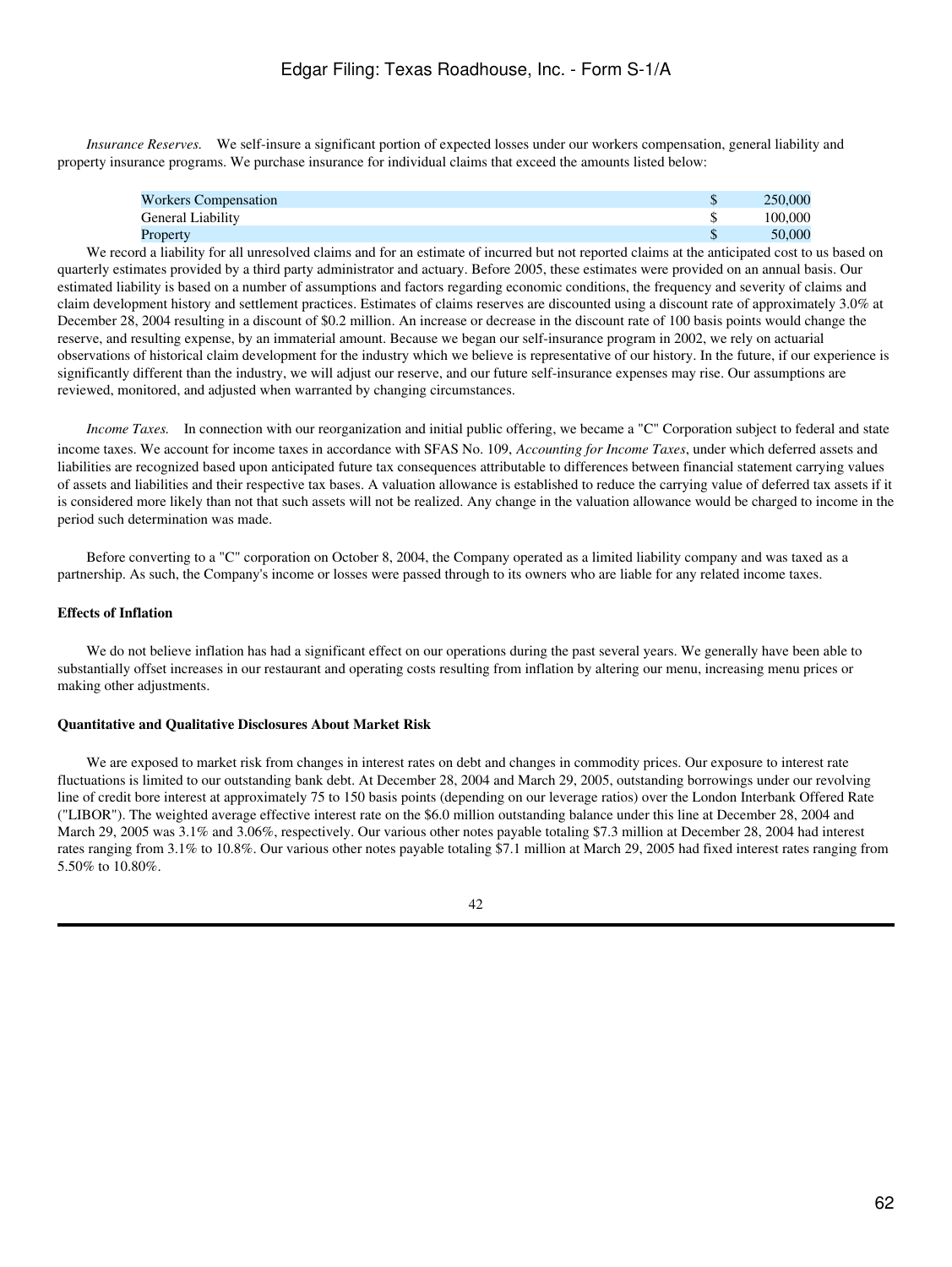*Insurance Reserves.* We self-insure a significant portion of expected losses under our workers compensation, general liability and property insurance programs. We purchase insurance for individual claims that exceed the amounts listed below:

| | | |
|---|---|---|
| Workers Compensation | $ | 250,000 |
| General Liability | $ | 100,000 |
| Property | $ | 50,000 |

We record a liability for all unresolved claims and for an estimate of incurred but not reported claims at the anticipated cost to us based on quarterly estimates provided by a third party administrator and actuary. Before 2005, these estimates were provided on an annual basis. Our estimated liability is based on a number of assumptions and factors regarding economic conditions, the frequency and severity of claims and claim development history and settlement practices. Estimates of claims reserves are discounted using a discount rate of approximately 3.0% at December 28, 2004 resulting in a discount of $0.2 million. An increase or decrease in the discount rate of 100 basis points would change the reserve, and resulting expense, by an immaterial amount. Because we began our self-insurance program in 2002, we rely on actuarial observations of historical claim development for the industry which we believe is representative of our history. In the future, if our experience is significantly different than the industry, we will adjust our reserve, and our future self-insurance expenses may rise. Our assumptions are reviewed, monitored, and adjusted when warranted by changing circumstances.

*Income Taxes.* In connection with our reorganization and initial public offering, we became a "C" Corporation subject to federal and state income taxes. We account for income taxes in accordance with SFAS No. 109, *Accounting for Income Taxes*, under which deferred assets and liabilities are recognized based upon anticipated future tax consequences attributable to differences between financial statement carrying values of assets and liabilities and their respective tax bases. A valuation allowance is established to reduce the carrying value of deferred tax assets if it is considered more likely than not that such assets will not be realized. Any change in the valuation allowance would be charged to income in the period such determination was made.

Before converting to a "C" corporation on October 8, 2004, the Company operated as a limited liability company and was taxed as a partnership. As such, the Company's income or losses were passed through to its owners who are liable for any related income taxes.

**Effects of Inflation**

We do not believe inflation has had a significant effect on our operations during the past several years. We generally have been able to substantially offset increases in our restaurant and operating costs resulting from inflation by altering our menu, increasing menu prices or making other adjustments.

**Quantitative and Qualitative Disclosures About Market Risk**

We are exposed to market risk from changes in interest rates on debt and changes in commodity prices. Our exposure to interest rate fluctuations is limited to our outstanding bank debt. At December 28, 2004 and March 29, 2005, outstanding borrowings under our revolving line of credit bore interest at approximately 75 to 150 basis points (depending on our leverage ratios) over the London Interbank Offered Rate ("LIBOR"). The weighted average effective interest rate on the $6.0 million outstanding balance under this line at December 28, 2004 and March 29, 2005 was 3.1% and 3.06%, respectively. Our various other notes payable totaling $7.3 million at December 28, 2004 had interest rates ranging from 3.1% to 10.8%. Our various other notes payable totaling $7.1 million at March 29, 2005 had fixed interest rates ranging from 5.50% to 10.80%.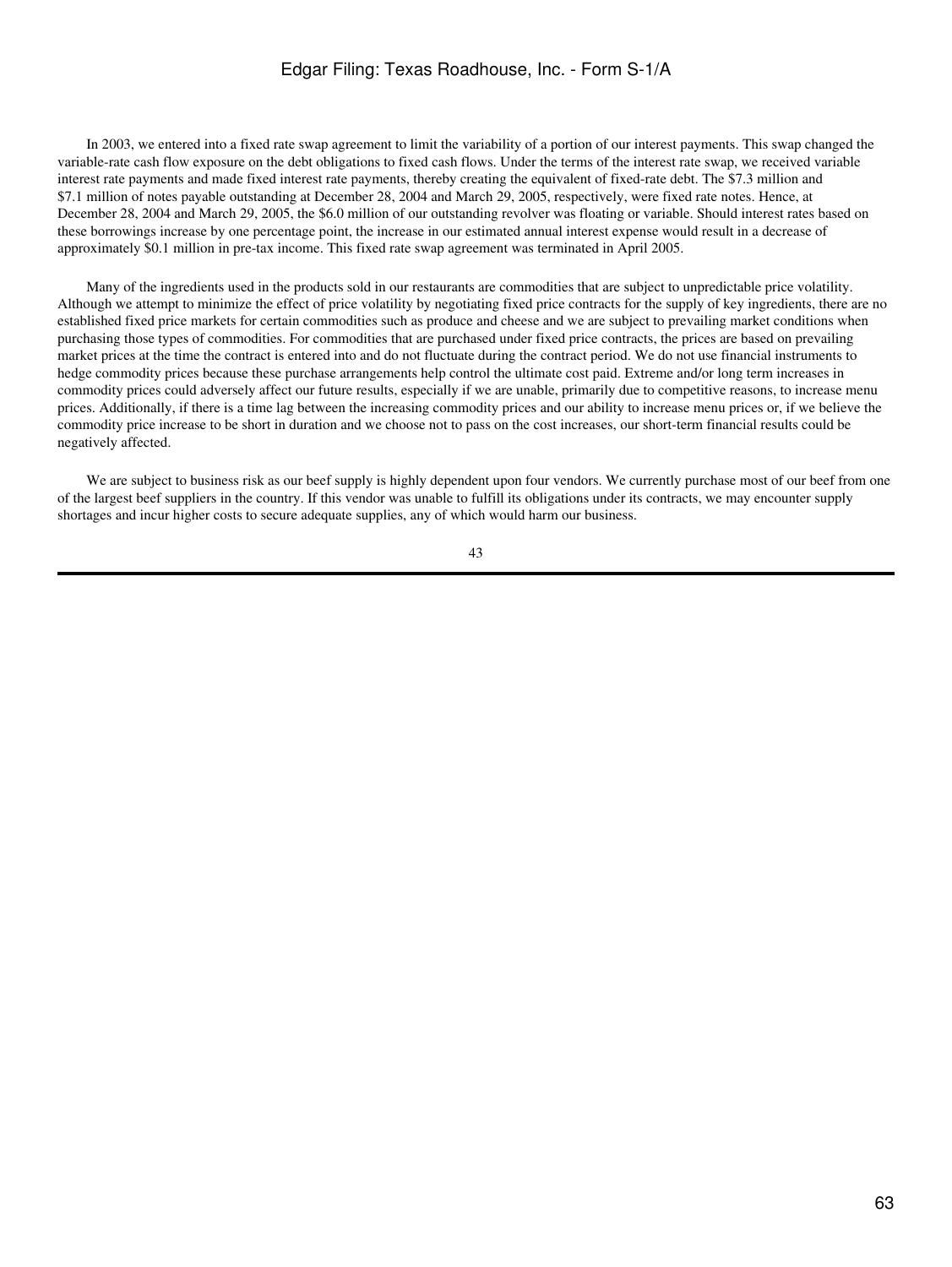In 2003, we entered into a fixed rate swap agreement to limit the variability of a portion of our interest payments. This swap changed the variable-rate cash flow exposure on the debt obligations to fixed cash flows. Under the terms of the interest rate swap, we received variable interest rate payments and made fixed interest rate payments, thereby creating the equivalent of fixed-rate debt. The $7.3 million and $7.1 million of notes payable outstanding at December 28, 2004 and March 29, 2005, respectively, were fixed rate notes. Hence, at December 28, 2004 and March 29, 2005, the $6.0 million of our outstanding revolver was floating or variable. Should interest rates based on these borrowings increase by one percentage point, the increase in our estimated annual interest expense would result in a decrease of approximately $0.1 million in pre-tax income. This fixed rate swap agreement was terminated in April 2005.

Many of the ingredients used in the products sold in our restaurants are commodities that are subject to unpredictable price volatility. Although we attempt to minimize the effect of price volatility by negotiating fixed price contracts for the supply of key ingredients, there are no established fixed price markets for certain commodities such as produce and cheese and we are subject to prevailing market conditions when purchasing those types of commodities. For commodities that are purchased under fixed price contracts, the prices are based on prevailing market prices at the time the contract is entered into and do not fluctuate during the contract period. We do not use financial instruments to hedge commodity prices because these purchase arrangements help control the ultimate cost paid. Extreme and/or long term increases in commodity prices could adversely affect our future results, especially if we are unable, primarily due to competitive reasons, to increase menu prices. Additionally, if there is a time lag between the increasing commodity prices and our ability to increase menu prices or, if we believe the commodity price increase to be short in duration and we choose not to pass on the cost increases, our short-term financial results could be negatively affected.

We are subject to business risk as our beef supply is highly dependent upon four vendors. We currently purchase most of our beef from one of the largest beef suppliers in the country. If this vendor was unable to fulfill its obligations under its contracts, we may encounter supply shortages and incur higher costs to secure adequate supplies, any of which would harm our business.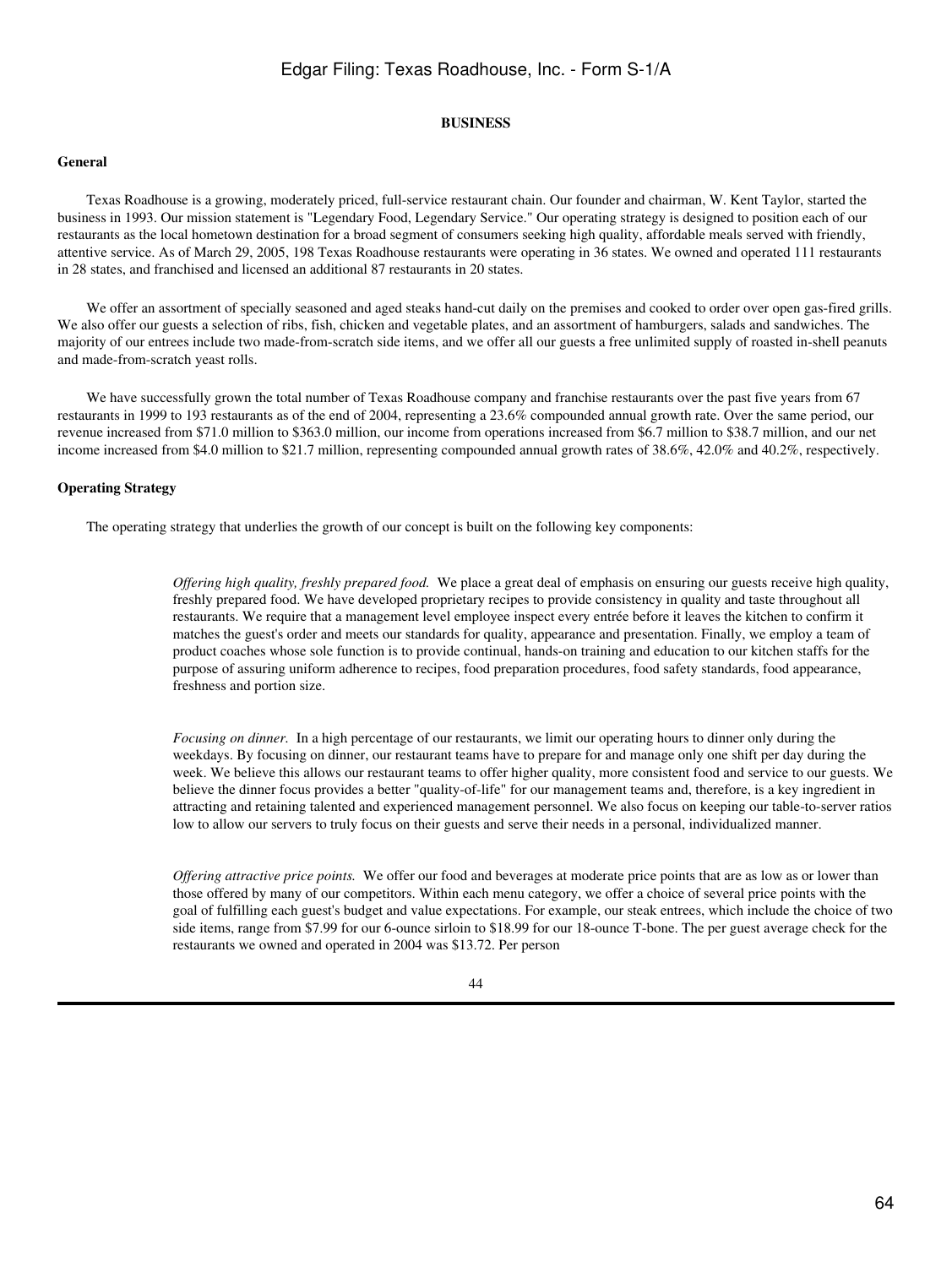## BUSINESS

### General

Texas Roadhouse is a growing, moderately priced, full-service restaurant chain. Our founder and chairman, W. Kent Taylor, started the business in 1993. Our mission statement is "Legendary Food, Legendary Service." Our operating strategy is designed to position each of our restaurants as the local hometown destination for a broad segment of consumers seeking high quality, affordable meals served with friendly, attentive service. As of March 29, 2005, 198 Texas Roadhouse restaurants were operating in 36 states. We owned and operated 111 restaurants in 28 states, and franchised and licensed an additional 87 restaurants in 20 states.

We offer an assortment of specially seasoned and aged steaks hand-cut daily on the premises and cooked to order over open gas-fired grills. We also offer our guests a selection of ribs, fish, chicken and vegetable plates, and an assortment of hamburgers, salads and sandwiches. The majority of our entrees include two made-from-scratch side items, and we offer all our guests a free unlimited supply of roasted in-shell peanuts and made-from-scratch yeast rolls.

We have successfully grown the total number of Texas Roadhouse company and franchise restaurants over the past five years from 67 restaurants in 1999 to 193 restaurants as of the end of 2004, representing a 23.6% compounded annual growth rate. Over the same period, our revenue increased from $71.0 million to $363.0 million, our income from operations increased from $6.7 million to $38.7 million, and our net income increased from $4.0 million to $21.7 million, representing compounded annual growth rates of 38.6%, 42.0% and 40.2%, respectively.

### Operating Strategy

The operating strategy that underlies the growth of our concept is built on the following key components:

*Offering high quality, freshly prepared food.* We place a great deal of emphasis on ensuring our guests receive high quality, freshly prepared food. We have developed proprietary recipes to provide consistency in quality and taste throughout all restaurants. We require that a management level employee inspect every entrée before it leaves the kitchen to confirm it matches the guest's order and meets our standards for quality, appearance and presentation. Finally, we employ a team of product coaches whose sole function is to provide continual, hands-on training and education to our kitchen staffs for the purpose of assuring uniform adherence to recipes, food preparation procedures, food safety standards, food appearance, freshness and portion size.

*Focusing on dinner.* In a high percentage of our restaurants, we limit our operating hours to dinner only during the weekdays. By focusing on dinner, our restaurant teams have to prepare for and manage only one shift per day during the week. We believe this allows our restaurant teams to offer higher quality, more consistent food and service to our guests. We believe the dinner focus provides a better "quality-of-life" for our management teams and, therefore, is a key ingredient in attracting and retaining talented and experienced management personnel. We also focus on keeping our table-to-server ratios low to allow our servers to truly focus on their guests and serve their needs in a personal, individualized manner.

*Offering attractive price points.* We offer our food and beverages at moderate price points that are as low as or lower than those offered by many of our competitors. Within each menu category, we offer a choice of several price points with the goal of fulfilling each guest's budget and value expectations. For example, our steak entrees, which include the choice of two side items, range from $7.99 for our 6-ounce sirloin to $18.99 for our 18-ounce T-bone. The per guest average check for the restaurants we owned and operated in 2004 was $13.72. Per person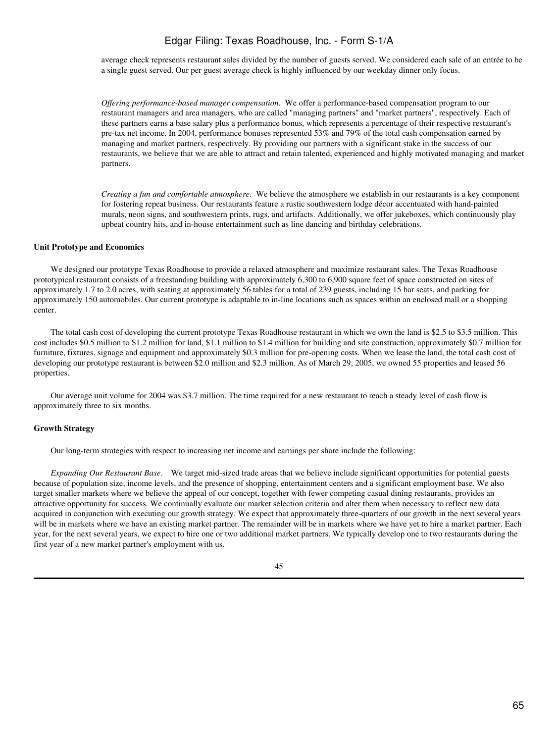average check represents restaurant sales divided by the number of guests served. We considered each sale of an entrée to be a single guest served. Our per guest average check is highly influenced by our weekday dinner only focus.

*Offering performance-based manager compensation.* We offer a performance-based compensation program to our restaurant managers and area managers, who are called "managing partners" and "market partners", respectively. Each of these partners earns a base salary plus a performance bonus, which represents a percentage of their respective restaurant's pre-tax net income. In 2004, performance bonuses represented 53% and 79% of the total cash compensation earned by managing and market partners, respectively. By providing our partners with a significant stake in the success of our restaurants, we believe that we are able to attract and retain talented, experienced and highly motivated managing and market partners.

*Creating a fun and comfortable atmosphere.* We believe the atmosphere we establish in our restaurants is a key component for fostering repeat business. Our restaurants feature a rustic southwestern lodge décor accentuated with hand-painted murals, neon signs, and southwestern prints, rugs, and artifacts. Additionally, we offer jukeboxes, which continuously play upbeat country hits, and in-house entertainment such as line dancing and birthday celebrations.

**Unit Prototype and Economics**

We designed our prototype Texas Roadhouse to provide a relaxed atmosphere and maximize restaurant sales. The Texas Roadhouse prototypical restaurant consists of a freestanding building with approximately 6,300 to 6,900 square feet of space constructed on sites of approximately 1.7 to 2.0 acres, with seating at approximately 56 tables for a total of 239 guests, including 15 bar seats, and parking for approximately 150 automobiles. Our current prototype is adaptable to in-line locations such as spaces within an enclosed mall or a shopping center.

The total cash cost of developing the current prototype Texas Roadhouse restaurant in which we own the land is $2.5 to $3.5 million. This cost includes $0.5 million to $1.2 million for land, $1.1 million to $1.4 million for building and site construction, approximately $0.7 million for furniture, fixtures, signage and equipment and approximately $0.3 million for pre-opening costs. When we lease the land, the total cash cost of developing our prototype restaurant is between $2.0 million and $2.3 million. As of March 29, 2005, we owned 55 properties and leased 56 properties.

Our average unit volume for 2004 was $3.7 million. The time required for a new restaurant to reach a steady level of cash flow is approximately three to six months.

**Growth Strategy**

Our long-term strategies with respect to increasing net income and earnings per share include the following:

*Expanding Our Restaurant Base.* We target mid-sized trade areas that we believe include significant opportunities for potential guests because of population size, income levels, and the presence of shopping, entertainment centers and a significant employment base. We also target smaller markets where we believe the appeal of our concept, together with fewer competing casual dining restaurants, provides an attractive opportunity for success. We continually evaluate our market selection criteria and alter them when necessary to reflect new data acquired in conjunction with executing our growth strategy. We expect that approximately three-quarters of our growth in the next several years will be in markets where we have an existing market partner. The remainder will be in markets where we have yet to hire a market partner. Each year, for the next several years, we expect to hire one or two additional market partners. We typically develop one to two restaurants during the first year of a new market partner's employment with us.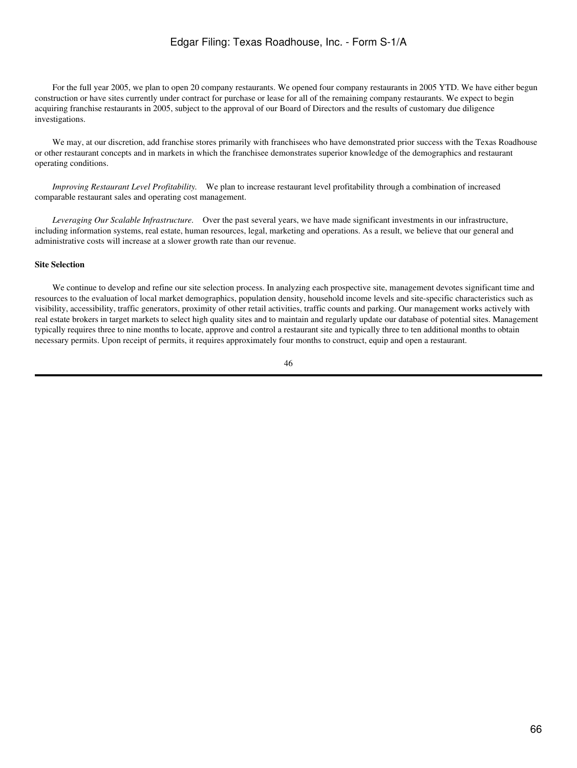For the full year 2005, we plan to open 20 company restaurants. We opened four company restaurants in 2005 YTD. We have either begun construction or have sites currently under contract for purchase or lease for all of the remaining company restaurants. We expect to begin acquiring franchise restaurants in 2005, subject to the approval of our Board of Directors and the results of customary due diligence investigations.

We may, at our discretion, add franchise stores primarily with franchisees who have demonstrated prior success with the Texas Roadhouse or other restaurant concepts and in markets in which the franchisee demonstrates superior knowledge of the demographics and restaurant operating conditions.

*Improving Restaurant Level Profitability.* We plan to increase restaurant level profitability through a combination of increased comparable restaurant sales and operating cost management.

*Leveraging Our Scalable Infrastructure.* Over the past several years, we have made significant investments in our infrastructure, including information systems, real estate, human resources, legal, marketing and operations. As a result, we believe that our general and administrative costs will increase at a slower growth rate than our revenue.

**Site Selection**

We continue to develop and refine our site selection process. In analyzing each prospective site, management devotes significant time and resources to the evaluation of local market demographics, population density, household income levels and site-specific characteristics such as visibility, accessibility, traffic generators, proximity of other retail activities, traffic counts and parking. Our management works actively with real estate brokers in target markets to select high quality sites and to maintain and regularly update our database of potential sites. Management typically requires three to nine months to locate, approve and control a restaurant site and typically three to ten additional months to obtain necessary permits. Upon receipt of permits, it requires approximately four months to construct, equip and open a restaurant.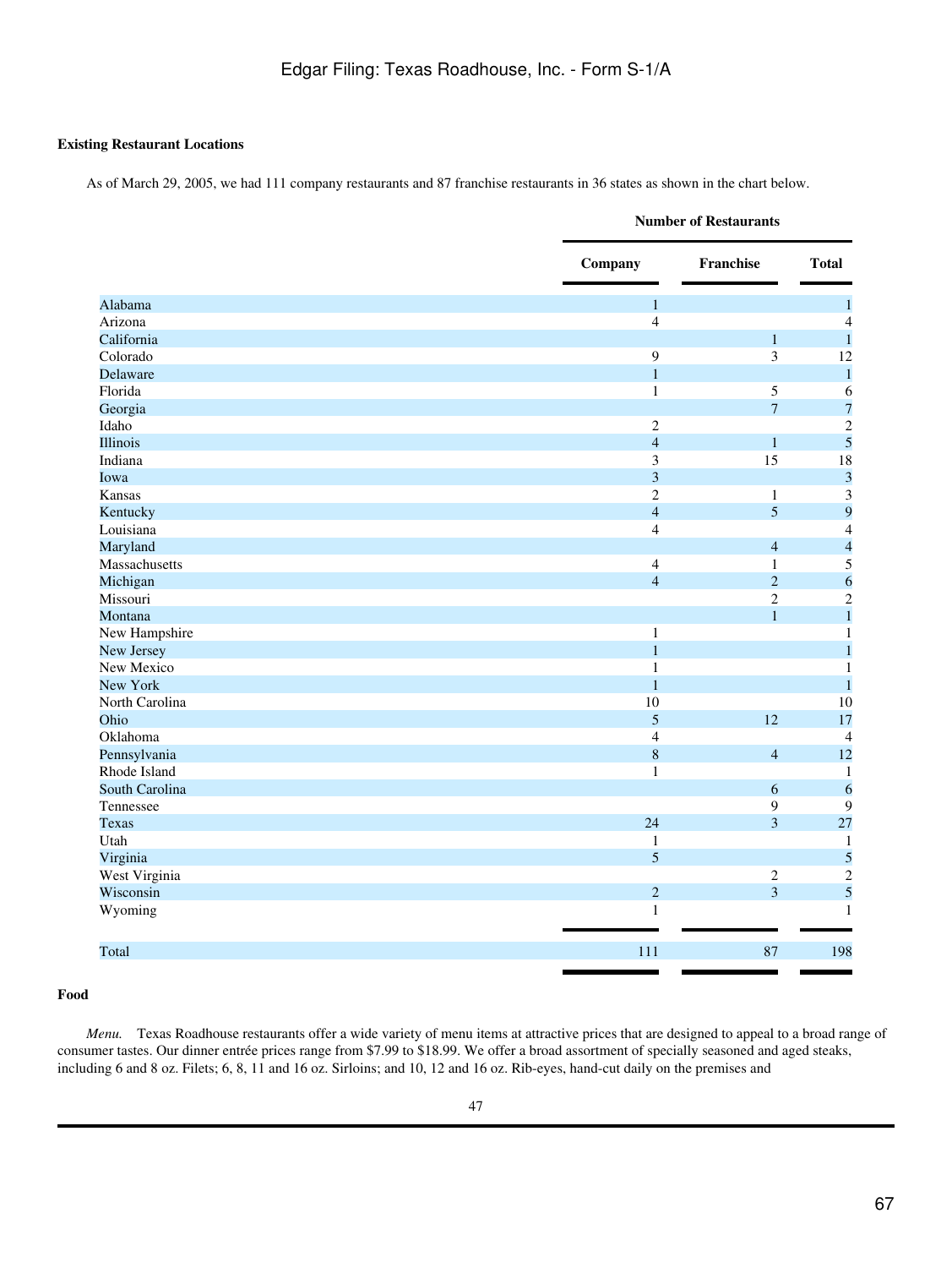### Existing Restaurant Locations

As of March 29, 2005, we had 111 company restaurants and 87 franchise restaurants in 36 states as shown in the chart below.

| | Number of Restaurants | | |
| --- | --- | --- | --- |
| | Company | Franchise | Total |
| Alabama | 1 | | 1 |
| Arizona | 4 | | 4 |
| California | | 1 | 1 |
| Colorado | 9 | 3 | 12 |
| Delaware | 1 | | 1 |
| Florida | 1 | 5 | 6 |
| Georgia | | 7 | 7 |
| Idaho | 2 | | 2 |
| Illinois | 4 | 1 | 5 |
| Indiana | 3 | 15 | 18 |
| Iowa | 3 | | 3 |
| Kansas | 2 | 1 | 3 |
| Kentucky | 4 | 5 | 9 |
| Louisiana | 4 | | 4 |
| Maryland | | 4 | 4 |
| Massachusetts | 4 | 1 | 5 |
| Michigan | 4 | 2 | 6 |
| Missouri | | 2 | 2 |
| Montana | | 1 | 1 |
| New Hampshire | 1 | | 1 |
| New Jersey | 1 | | 1 |
| New Mexico | 1 | | 1 |
| New York | 1 | | 1 |
| North Carolina | 10 | | 10 |
| Ohio | 5 | 12 | 17 |
| Oklahoma | 4 | | 4 |
| Pennsylvania | 8 | 4 | 12 |
| Rhode Island | 1 | | 1 |
| South Carolina | | 6 | 6 |
| Tennessee | | 9 | 9 |
| Texas | 24 | 3 | 27 |
| Utah | 1 | | 1 |
| Virginia | 5 | | 5 |
| West Virginia | | 2 | 2 |
| Wisconsin | 2 | 3 | 5 |
| Wyoming | 1 | | 1 |
| Total | 111 | 87 | 198 |

### Food

*Menu.* Texas Roadhouse restaurants offer a wide variety of menu items at attractive prices that are designed to appeal to a broad range of consumer tastes. Our dinner entrée prices range from $7.99 to $18.99. We offer a broad assortment of specially seasoned and aged steaks, including 6 and 8 oz. Filets; 6, 8, 11 and 16 oz. Sirloins; and 10, 12 and 16 oz. Rib-eyes, hand-cut daily on the premises and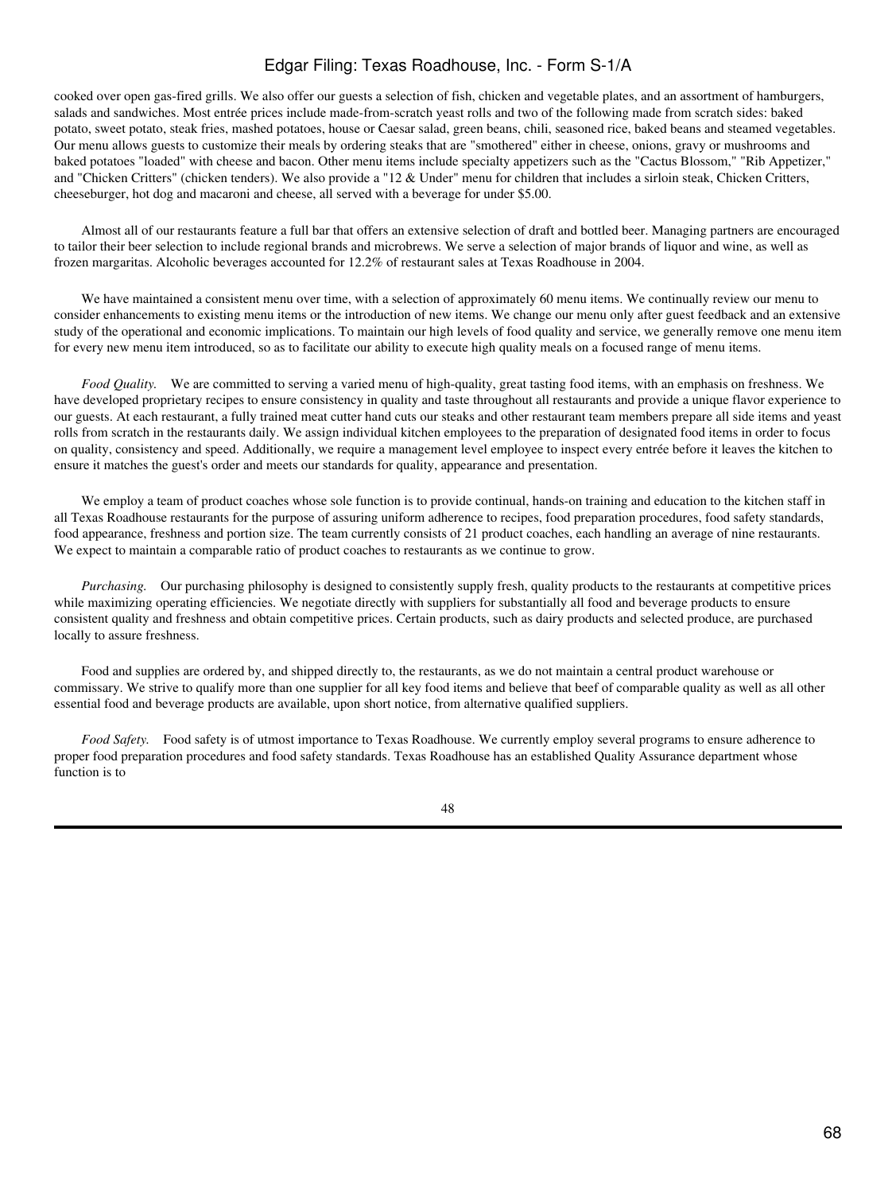cooked over open gas-fired grills. We also offer our guests a selection of fish, chicken and vegetable plates, and an assortment of hamburgers, salads and sandwiches. Most entrée prices include made-from-scratch yeast rolls and two of the following made from scratch sides: baked potato, sweet potato, steak fries, mashed potatoes, house or Caesar salad, green beans, chili, seasoned rice, baked beans and steamed vegetables. Our menu allows guests to customize their meals by ordering steaks that are "smothered" either in cheese, onions, gravy or mushrooms and baked potatoes "loaded" with cheese and bacon. Other menu items include specialty appetizers such as the "Cactus Blossom," "Rib Appetizer," and "Chicken Critters" (chicken tenders). We also provide a "12 & Under" menu for children that includes a sirloin steak, Chicken Critters, cheeseburger, hot dog and macaroni and cheese, all served with a beverage for under $5.00.

Almost all of our restaurants feature a full bar that offers an extensive selection of draft and bottled beer. Managing partners are encouraged to tailor their beer selection to include regional brands and microbrews. We serve a selection of major brands of liquor and wine, as well as frozen margaritas. Alcoholic beverages accounted for 12.2% of restaurant sales at Texas Roadhouse in 2004.

We have maintained a consistent menu over time, with a selection of approximately 60 menu items. We continually review our menu to consider enhancements to existing menu items or the introduction of new items. We change our menu only after guest feedback and an extensive study of the operational and economic implications. To maintain our high levels of food quality and service, we generally remove one menu item for every new menu item introduced, so as to facilitate our ability to execute high quality meals on a focused range of menu items.

*Food Quality.* We are committed to serving a varied menu of high-quality, great tasting food items, with an emphasis on freshness. We have developed proprietary recipes to ensure consistency in quality and taste throughout all restaurants and provide a unique flavor experience to our guests. At each restaurant, a fully trained meat cutter hand cuts our steaks and other restaurant team members prepare all side items and yeast rolls from scratch in the restaurants daily. We assign individual kitchen employees to the preparation of designated food items in order to focus on quality, consistency and speed. Additionally, we require a management level employee to inspect every entrée before it leaves the kitchen to ensure it matches the guest's order and meets our standards for quality, appearance and presentation.

We employ a team of product coaches whose sole function is to provide continual, hands-on training and education to the kitchen staff in all Texas Roadhouse restaurants for the purpose of assuring uniform adherence to recipes, food preparation procedures, food safety standards, food appearance, freshness and portion size. The team currently consists of 21 product coaches, each handling an average of nine restaurants. We expect to maintain a comparable ratio of product coaches to restaurants as we continue to grow.

*Purchasing.* Our purchasing philosophy is designed to consistently supply fresh, quality products to the restaurants at competitive prices while maximizing operating efficiencies. We negotiate directly with suppliers for substantially all food and beverage products to ensure consistent quality and freshness and obtain competitive prices. Certain products, such as dairy products and selected produce, are purchased locally to assure freshness.

Food and supplies are ordered by, and shipped directly to, the restaurants, as we do not maintain a central product warehouse or commissary. We strive to qualify more than one supplier for all key food items and believe that beef of comparable quality as well as all other essential food and beverage products are available, upon short notice, from alternative qualified suppliers.

*Food Safety.* Food safety is of utmost importance to Texas Roadhouse. We currently employ several programs to ensure adherence to proper food preparation procedures and food safety standards. Texas Roadhouse has an established Quality Assurance department whose function is to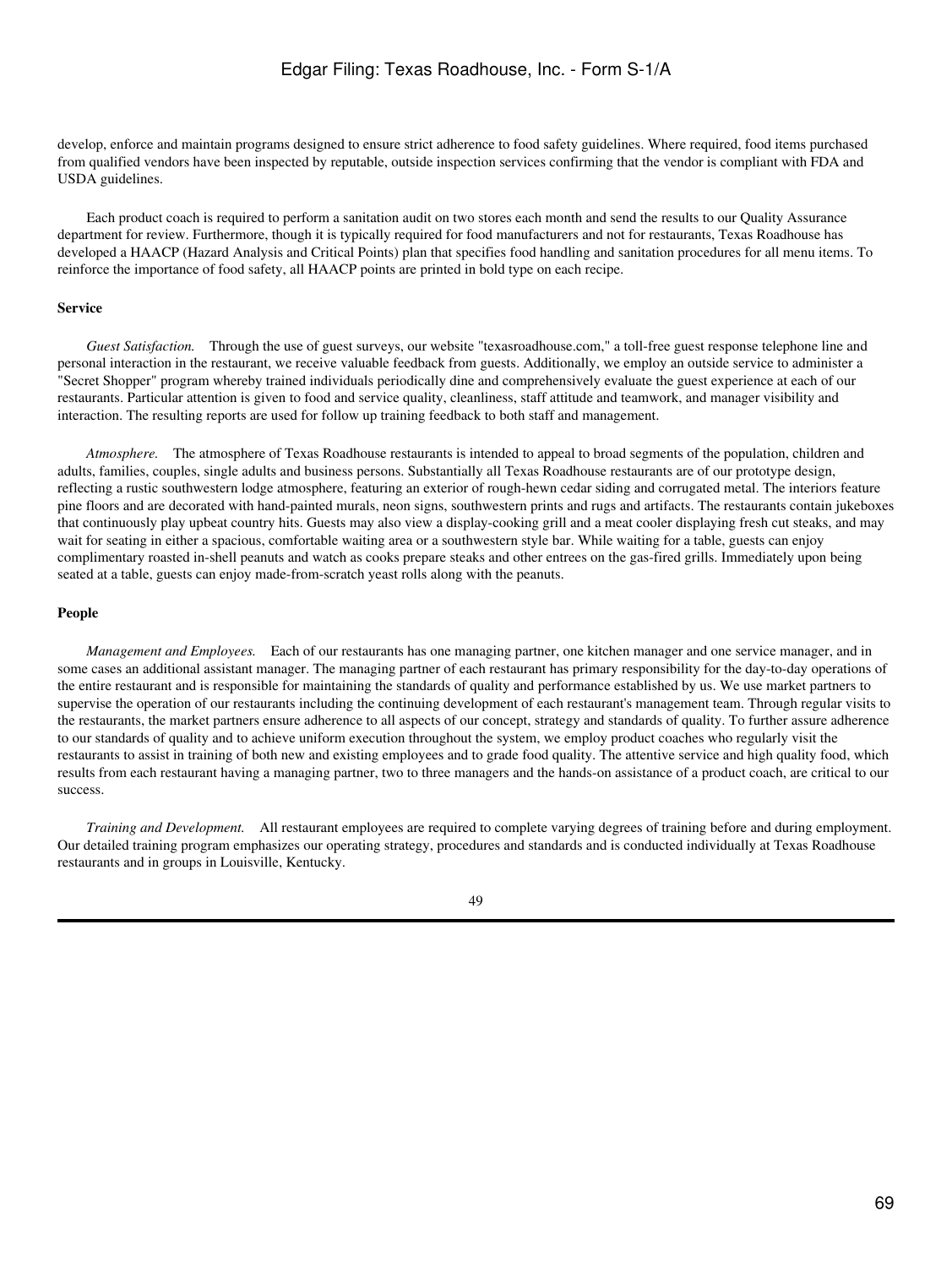develop, enforce and maintain programs designed to ensure strict adherence to food safety guidelines. Where required, food items purchased from qualified vendors have been inspected by reputable, outside inspection services confirming that the vendor is compliant with FDA and USDA guidelines.

Each product coach is required to perform a sanitation audit on two stores each month and send the results to our Quality Assurance department for review. Furthermore, though it is typically required for food manufacturers and not for restaurants, Texas Roadhouse has developed a HAACP (Hazard Analysis and Critical Points) plan that specifies food handling and sanitation procedures for all menu items. To reinforce the importance of food safety, all HAACP points are printed in bold type on each recipe.

**Service**

*Guest Satisfaction.* Through the use of guest surveys, our website "texasroadhouse.com," a toll-free guest response telephone line and personal interaction in the restaurant, we receive valuable feedback from guests. Additionally, we employ an outside service to administer a "Secret Shopper" program whereby trained individuals periodically dine and comprehensively evaluate the guest experience at each of our restaurants. Particular attention is given to food and service quality, cleanliness, staff attitude and teamwork, and manager visibility and interaction. The resulting reports are used for follow up training feedback to both staff and management.

*Atmosphere.* The atmosphere of Texas Roadhouse restaurants is intended to appeal to broad segments of the population, children and adults, families, couples, single adults and business persons. Substantially all Texas Roadhouse restaurants are of our prototype design, reflecting a rustic southwestern lodge atmosphere, featuring an exterior of rough-hewn cedar siding and corrugated metal. The interiors feature pine floors and are decorated with hand-painted murals, neon signs, southwestern prints and rugs and artifacts. The restaurants contain jukeboxes that continuously play upbeat country hits. Guests may also view a display-cooking grill and a meat cooler displaying fresh cut steaks, and may wait for seating in either a spacious, comfortable waiting area or a southwestern style bar. While waiting for a table, guests can enjoy complimentary roasted in-shell peanuts and watch as cooks prepare steaks and other entrees on the gas-fired grills. Immediately upon being seated at a table, guests can enjoy made-from-scratch yeast rolls along with the peanuts.

**People**

*Management and Employees.* Each of our restaurants has one managing partner, one kitchen manager and one service manager, and in some cases an additional assistant manager. The managing partner of each restaurant has primary responsibility for the day-to-day operations of the entire restaurant and is responsible for maintaining the standards of quality and performance established by us. We use market partners to supervise the operation of our restaurants including the continuing development of each restaurant's management team. Through regular visits to the restaurants, the market partners ensure adherence to all aspects of our concept, strategy and standards of quality. To further assure adherence to our standards of quality and to achieve uniform execution throughout the system, we employ product coaches who regularly visit the restaurants to assist in training of both new and existing employees and to grade food quality. The attentive service and high quality food, which results from each restaurant having a managing partner, two to three managers and the hands-on assistance of a product coach, are critical to our success.

*Training and Development.* All restaurant employees are required to complete varying degrees of training before and during employment. Our detailed training program emphasizes our operating strategy, procedures and standards and is conducted individually at Texas Roadhouse restaurants and in groups in Louisville, Kentucky.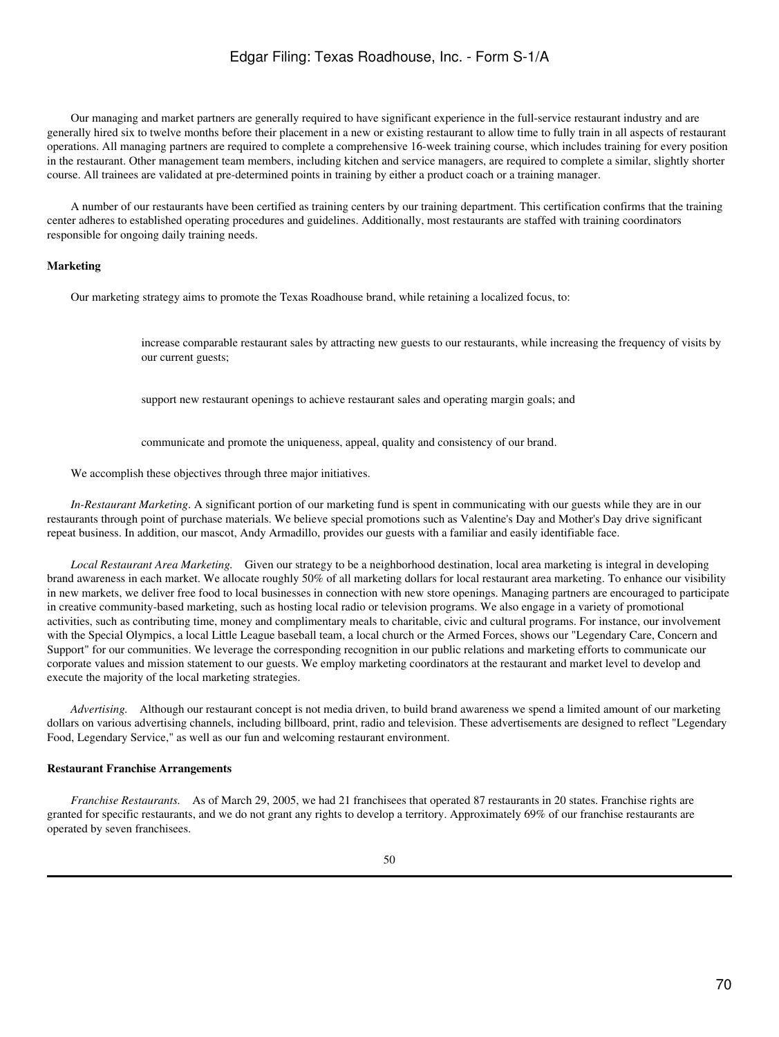Our managing and market partners are generally required to have significant experience in the full-service restaurant industry and are generally hired six to twelve months before their placement in a new or existing restaurant to allow time to fully train in all aspects of restaurant operations. All managing partners are required to complete a comprehensive 16-week training course, which includes training for every position in the restaurant. Other management team members, including kitchen and service managers, are required to complete a similar, slightly shorter course. All trainees are validated at pre-determined points in training by either a product coach or a training manager.

A number of our restaurants have been certified as training centers by our training department. This certification confirms that the training center adheres to established operating procedures and guidelines. Additionally, most restaurants are staffed with training coordinators responsible for ongoing daily training needs.

**Marketing**

Our marketing strategy aims to promote the Texas Roadhouse brand, while retaining a localized focus, to:

- increase comparable restaurant sales by attracting new guests to our restaurants, while increasing the frequency of visits by our current guests;
- support new restaurant openings to achieve restaurant sales and operating margin goals; and
- communicate and promote the uniqueness, appeal, quality and consistency of our brand.

We accomplish these objectives through three major initiatives.

*In-Restaurant Marketing*. A significant portion of our marketing fund is spent in communicating with our guests while they are in our restaurants through point of purchase materials. We believe special promotions such as Valentine's Day and Mother's Day drive significant repeat business. In addition, our mascot, Andy Armadillo, provides our guests with a familiar and easily identifiable face.

*Local Restaurant Area Marketing.* Given our strategy to be a neighborhood destination, local area marketing is integral in developing brand awareness in each market. We allocate roughly 50% of all marketing dollars for local restaurant area marketing. To enhance our visibility in new markets, we deliver free food to local businesses in connection with new store openings. Managing partners are encouraged to participate in creative community-based marketing, such as hosting local radio or television programs. We also engage in a variety of promotional activities, such as contributing time, money and complimentary meals to charitable, civic and cultural programs. For instance, our involvement with the Special Olympics, a local Little League baseball team, a local church or the Armed Forces, shows our "Legendary Care, Concern and Support" for our communities. We leverage the corresponding recognition in our public relations and marketing efforts to communicate our corporate values and mission statement to our guests. We employ marketing coordinators at the restaurant and market level to develop and execute the majority of the local marketing strategies.

*Advertising.* Although our restaurant concept is not media driven, to build brand awareness we spend a limited amount of our marketing dollars on various advertising channels, including billboard, print, radio and television. These advertisements are designed to reflect "Legendary Food, Legendary Service," as well as our fun and welcoming restaurant environment.

**Restaurant Franchise Arrangements**

*Franchise Restaurants.* As of March 29, 2005, we had 21 franchisees that operated 87 restaurants in 20 states. Franchise rights are granted for specific restaurants, and we do not grant any rights to develop a territory. Approximately 69% of our franchise restaurants are operated by seven franchisees.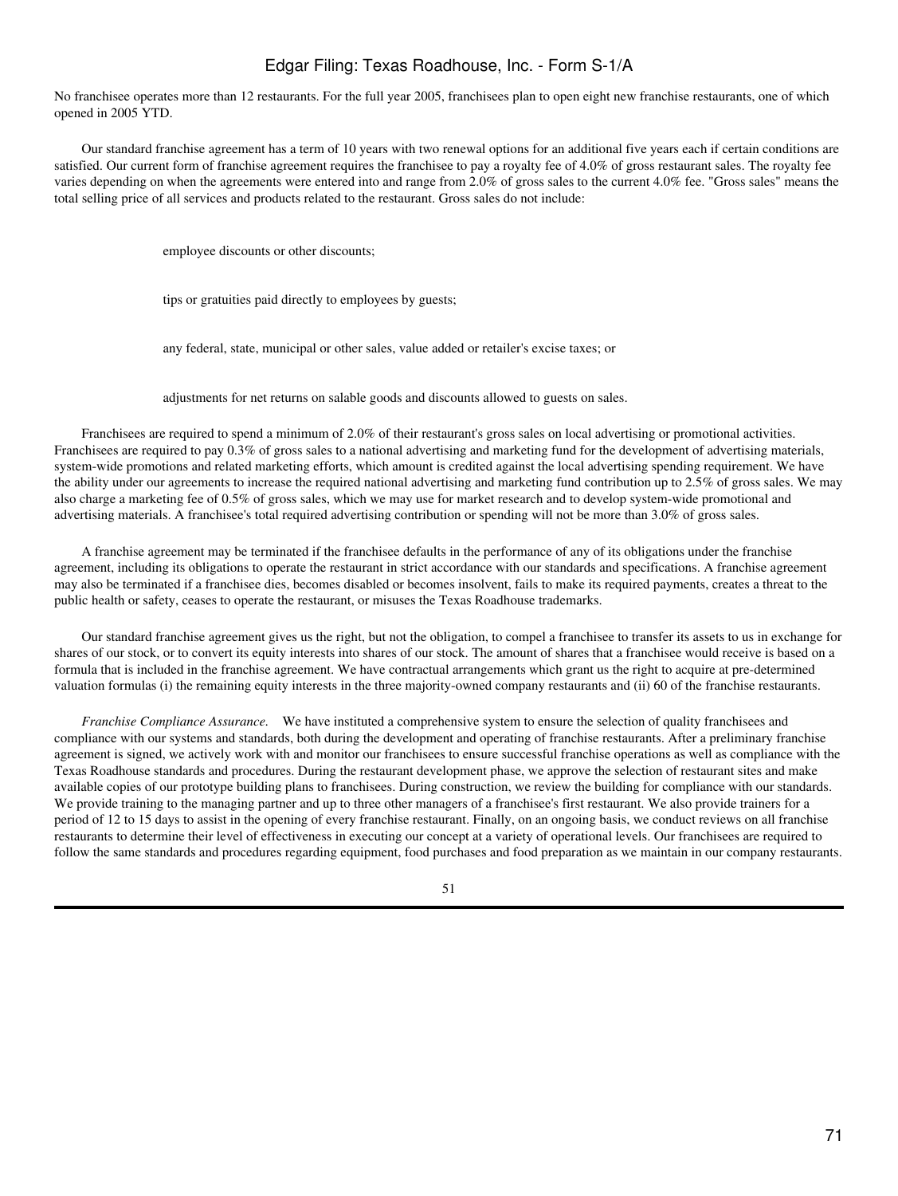No franchisee operates more than 12 restaurants. For the full year 2005, franchisees plan to open eight new franchise restaurants, one of which opened in 2005 YTD.

Our standard franchise agreement has a term of 10 years with two renewal options for an additional five years each if certain conditions are satisfied. Our current form of franchise agreement requires the franchisee to pay a royalty fee of 4.0% of gross restaurant sales. The royalty fee varies depending on when the agreements were entered into and range from 2.0% of gross sales to the current 4.0% fee. "Gross sales" means the total selling price of all services and products related to the restaurant. Gross sales do not include:

- employee discounts or other discounts;
- tips or gratuities paid directly to employees by guests;
- any federal, state, municipal or other sales, value added or retailer's excise taxes; or
- adjustments for net returns on salable goods and discounts allowed to guests on sales.

Franchisees are required to spend a minimum of 2.0% of their restaurant's gross sales on local advertising or promotional activities. Franchisees are required to pay 0.3% of gross sales to a national advertising and marketing fund for the development of advertising materials, system-wide promotions and related marketing efforts, which amount is credited against the local advertising spending requirement. We have the ability under our agreements to increase the required national advertising and marketing fund contribution up to 2.5% of gross sales. We may also charge a marketing fee of 0.5% of gross sales, which we may use for market research and to develop system-wide promotional and advertising materials. A franchisee's total required advertising contribution or spending will not be more than 3.0% of gross sales.

A franchise agreement may be terminated if the franchisee defaults in the performance of any of its obligations under the franchise agreement, including its obligations to operate the restaurant in strict accordance with our standards and specifications. A franchise agreement may also be terminated if a franchisee dies, becomes disabled or becomes insolvent, fails to make its required payments, creates a threat to the public health or safety, ceases to operate the restaurant, or misuses the Texas Roadhouse trademarks.

Our standard franchise agreement gives us the right, but not the obligation, to compel a franchisee to transfer its assets to us in exchange for shares of our stock, or to convert its equity interests into shares of our stock. The amount of shares that a franchisee would receive is based on a formula that is included in the franchise agreement. We have contractual arrangements which grant us the right to acquire at pre-determined valuation formulas (i) the remaining equity interests in the three majority-owned company restaurants and (ii) 60 of the franchise restaurants.

*Franchise Compliance Assurance.* We have instituted a comprehensive system to ensure the selection of quality franchisees and compliance with our systems and standards, both during the development and operating of franchise restaurants. After a preliminary franchise agreement is signed, we actively work with and monitor our franchisees to ensure successful franchise operations as well as compliance with the Texas Roadhouse standards and procedures. During the restaurant development phase, we approve the selection of restaurant sites and make available copies of our prototype building plans to franchisees. During construction, we review the building for compliance with our standards. We provide training to the managing partner and up to three other managers of a franchisee's first restaurant. We also provide trainers for a period of 12 to 15 days to assist in the opening of every franchise restaurant. Finally, on an ongoing basis, we conduct reviews on all franchise restaurants to determine their level of effectiveness in executing our concept at a variety of operational levels. Our franchisees are required to follow the same standards and procedures regarding equipment, food purchases and food preparation as we maintain in our company restaurants.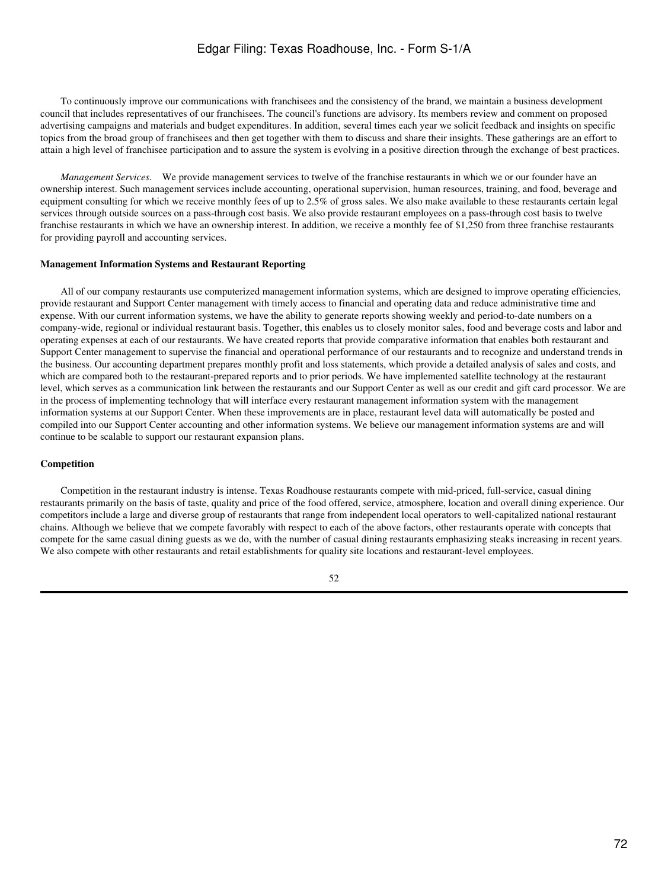To continuously improve our communications with franchisees and the consistency of the brand, we maintain a business development council that includes representatives of our franchisees. The council's functions are advisory. Its members review and comment on proposed advertising campaigns and materials and budget expenditures. In addition, several times each year we solicit feedback and insights on specific topics from the broad group of franchisees and then get together with them to discuss and share their insights. These gatherings are an effort to attain a high level of franchisee participation and to assure the system is evolving in a positive direction through the exchange of best practices.

*Management Services.* We provide management services to twelve of the franchise restaurants in which we or our founder have an ownership interest. Such management services include accounting, operational supervision, human resources, training, and food, beverage and equipment consulting for which we receive monthly fees of up to 2.5% of gross sales. We also make available to these restaurants certain legal services through outside sources on a pass-through cost basis. We also provide restaurant employees on a pass-through cost basis to twelve franchise restaurants in which we have an ownership interest. In addition, we receive a monthly fee of $1,250 from three franchise restaurants for providing payroll and accounting services.

### Management Information Systems and Restaurant Reporting

All of our company restaurants use computerized management information systems, which are designed to improve operating efficiencies, provide restaurant and Support Center management with timely access to financial and operating data and reduce administrative time and expense. With our current information systems, we have the ability to generate reports showing weekly and period-to-date numbers on a company-wide, regional or individual restaurant basis. Together, this enables us to closely monitor sales, food and beverage costs and labor and operating expenses at each of our restaurants. We have created reports that provide comparative information that enables both restaurant and Support Center management to supervise the financial and operational performance of our restaurants and to recognize and understand trends in the business. Our accounting department prepares monthly profit and loss statements, which provide a detailed analysis of sales and costs, and which are compared both to the restaurant-prepared reports and to prior periods. We have implemented satellite technology at the restaurant level, which serves as a communication link between the restaurants and our Support Center as well as our credit and gift card processor. We are in the process of implementing technology that will interface every restaurant management information system with the management information systems at our Support Center. When these improvements are in place, restaurant level data will automatically be posted and compiled into our Support Center accounting and other information systems. We believe our management information systems are and will continue to be scalable to support our restaurant expansion plans.

### Competition

Competition in the restaurant industry is intense. Texas Roadhouse restaurants compete with mid-priced, full-service, casual dining restaurants primarily on the basis of taste, quality and price of the food offered, service, atmosphere, location and overall dining experience. Our competitors include a large and diverse group of restaurants that range from independent local operators to well-capitalized national restaurant chains. Although we believe that we compete favorably with respect to each of the above factors, other restaurants operate with concepts that compete for the same casual dining guests as we do, with the number of casual dining restaurants emphasizing steaks increasing in recent years. We also compete with other restaurants and retail establishments for quality site locations and restaurant-level employees.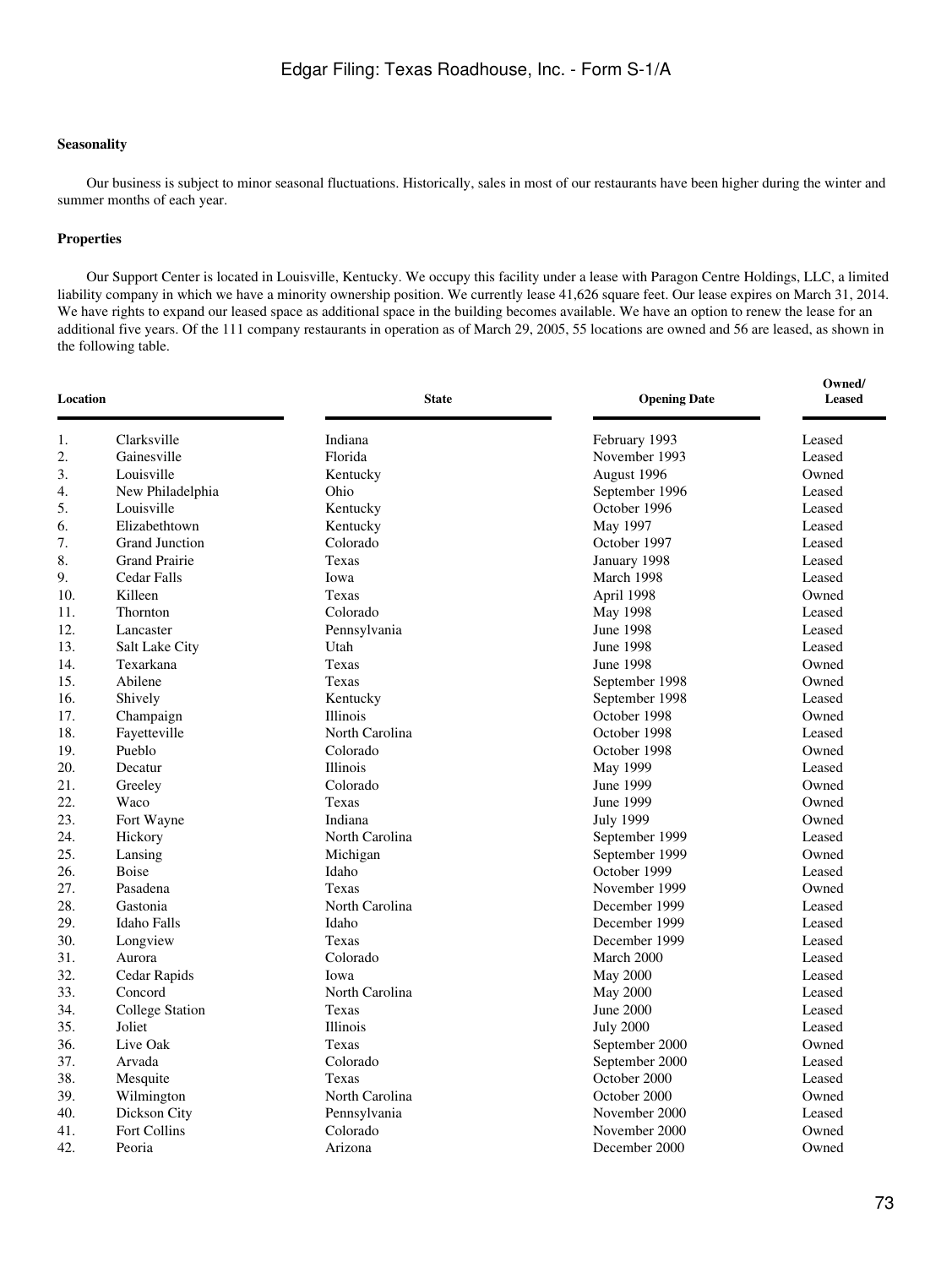### Seasonality

Our business is subject to minor seasonal fluctuations. Historically, sales in most of our restaurants have been higher during the winter and summer months of each year.

### Properties

Our Support Center is located in Louisville, Kentucky. We occupy this facility under a lease with Paragon Centre Holdings, LLC, a limited liability company in which we have a minority ownership position. We currently lease 41,626 square feet. Our lease expires on March 31, 2014. We have rights to expand our leased space as additional space in the building becomes available. We have an option to renew the lease for an additional five years. Of the 111 company restaurants in operation as of March 29, 2005, 55 locations are owned and 56 are leased, as shown in the following table.

| Location | | State | Opening Date | Owned/ Leased |
|---|---|---|---|---|
| 1. | Clarksville | Indiana | February 1993 | Leased |
| 2. | Gainesville | Florida | November 1993 | Leased |
| 3. | Louisville | Kentucky | August 1996 | Owned |
| 4. | New Philadelphia | Ohio | September 1996 | Leased |
| 5. | Louisville | Kentucky | October 1996 | Leased |
| 6. | Elizabethtown | Kentucky | May 1997 | Leased |
| 7. | Grand Junction | Colorado | October 1997 | Leased |
| 8. | Grand Prairie | Texas | January 1998 | Leased |
| 9. | Cedar Falls | Iowa | March 1998 | Leased |
| 10. | Killeen | Texas | April 1998 | Owned |
| 11. | Thornton | Colorado | May 1998 | Leased |
| 12. | Lancaster | Pennsylvania | June 1998 | Leased |
| 13. | Salt Lake City | Utah | June 1998 | Leased |
| 14. | Texarkana | Texas | June 1998 | Owned |
| 15. | Abilene | Texas | September 1998 | Owned |
| 16. | Shively | Kentucky | September 1998 | Leased |
| 17. | Champaign | Illinois | October 1998 | Owned |
| 18. | Fayetteville | North Carolina | October 1998 | Leased |
| 19. | Pueblo | Colorado | October 1998 | Owned |
| 20. | Decatur | Illinois | May 1999 | Leased |
| 21. | Greeley | Colorado | June 1999 | Owned |
| 22. | Waco | Texas | June 1999 | Owned |
| 23. | Fort Wayne | Indiana | July 1999 | Owned |
| 24. | Hickory | North Carolina | September 1999 | Leased |
| 25. | Lansing | Michigan | September 1999 | Owned |
| 26. | Boise | Idaho | October 1999 | Leased |
| 27. | Pasadena | Texas | November 1999 | Owned |
| 28. | Gastonia | North Carolina | December 1999 | Leased |
| 29. | Idaho Falls | Idaho | December 1999 | Leased |
| 30. | Longview | Texas | December 1999 | Leased |
| 31. | Aurora | Colorado | March 2000 | Leased |
| 32. | Cedar Rapids | Iowa | May 2000 | Leased |
| 33. | Concord | North Carolina | May 2000 | Leased |
| 34. | College Station | Texas | June 2000 | Leased |
| 35. | Joliet | Illinois | July 2000 | Leased |
| 36. | Live Oak | Texas | September 2000 | Owned |
| 37. | Arvada | Colorado | September 2000 | Leased |
| 38. | Mesquite | Texas | October 2000 | Leased |
| 39. | Wilmington | North Carolina | October 2000 | Owned |
| 40. | Dickson City | Pennsylvania | November 2000 | Leased |
| 41. | Fort Collins | Colorado | November 2000 | Owned |
| 42. | Peoria | Arizona | December 2000 | Owned |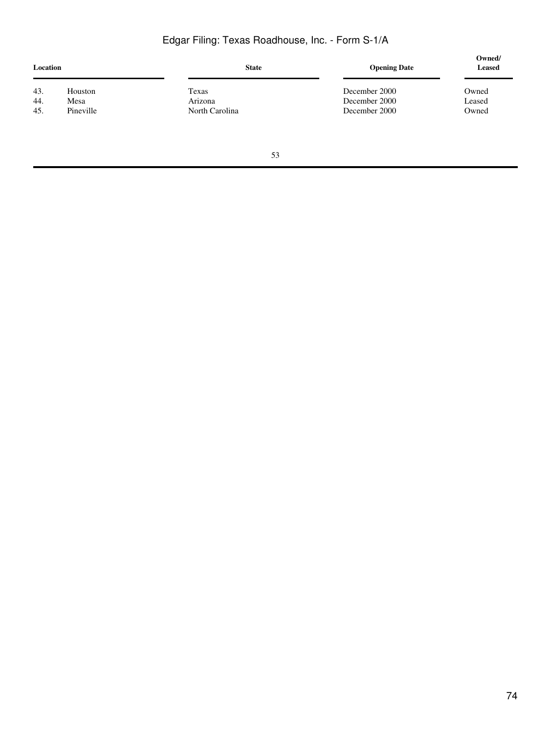| Location | | State | Opening Date | Owned/ Leased |
|---|---|---|---|---|
| 43. | Houston | Texas | December 2000 | Owned |
| 44. | Mesa | Arizona | December 2000 | Leased |
| 45. | Pineville | North Carolina | December 2000 | Owned |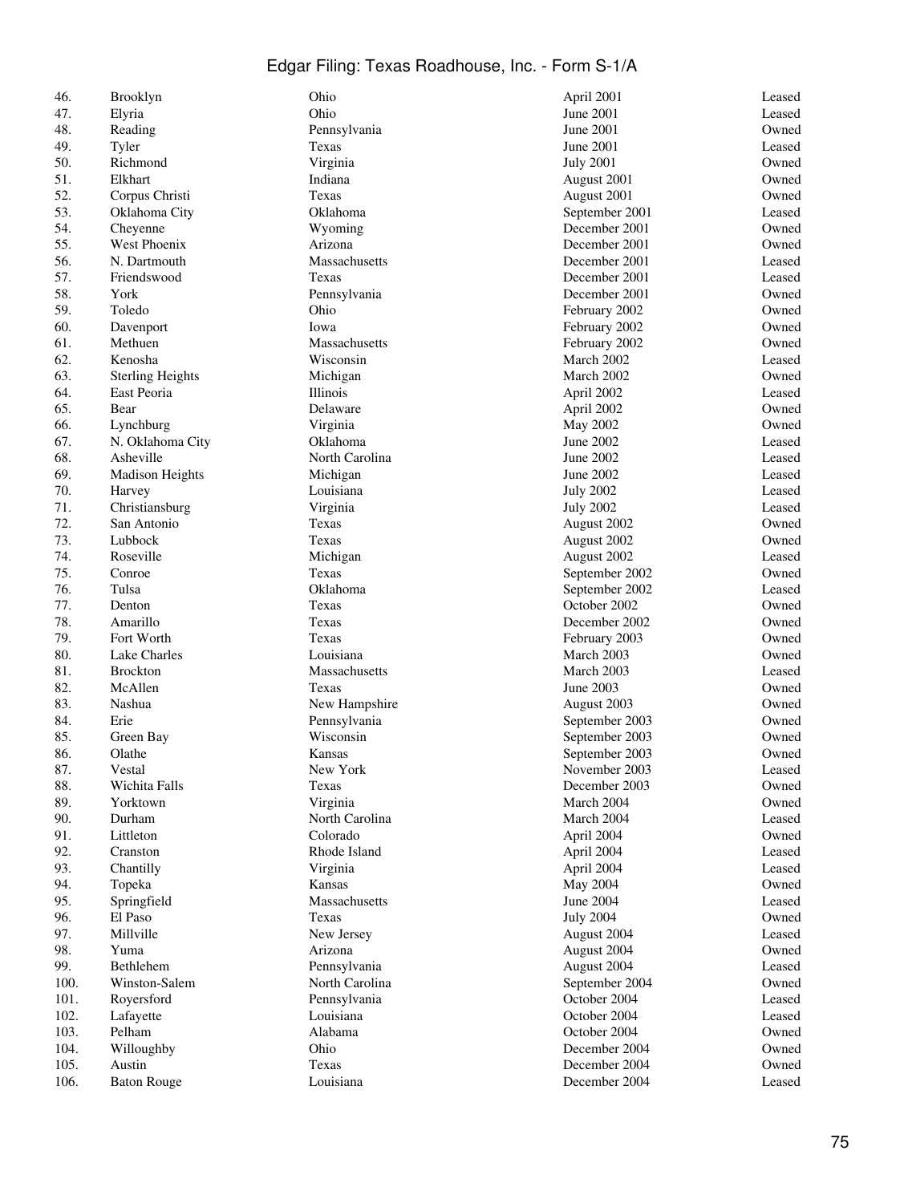| | | | | |
|---|---|---|---|---|
| 46. | Brooklyn | Ohio | April 2001 | Leased |
| 47. | Elyria | Ohio | June 2001 | Leased |
| 48. | Reading | Pennsylvania | June 2001 | Owned |
| 49. | Tyler | Texas | June 2001 | Leased |
| 50. | Richmond | Virginia | July 2001 | Owned |
| 51. | Elkhart | Indiana | August 2001 | Owned |
| 52. | Corpus Christi | Texas | August 2001 | Owned |
| 53. | Oklahoma City | Oklahoma | September 2001 | Leased |
| 54. | Cheyenne | Wyoming | December 2001 | Owned |
| 55. | West Phoenix | Arizona | December 2001 | Owned |
| 56. | N. Dartmouth | Massachusetts | December 2001 | Leased |
| 57. | Friendswood | Texas | December 2001 | Leased |
| 58. | York | Pennsylvania | December 2001 | Owned |
| 59. | Toledo | Ohio | February 2002 | Owned |
| 60. | Davenport | Iowa | February 2002 | Owned |
| 61. | Methuen | Massachusetts | February 2002 | Owned |
| 62. | Kenosha | Wisconsin | March 2002 | Leased |
| 63. | Sterling Heights | Michigan | March 2002 | Owned |
| 64. | East Peoria | Illinois | April 2002 | Leased |
| 65. | Bear | Delaware | April 2002 | Owned |
| 66. | Lynchburg | Virginia | May 2002 | Owned |
| 67. | N. Oklahoma City | Oklahoma | June 2002 | Leased |
| 68. | Asheville | North Carolina | June 2002 | Leased |
| 69. | Madison Heights | Michigan | June 2002 | Leased |
| 70. | Harvey | Louisiana | July 2002 | Leased |
| 71. | Christiansburg | Virginia | July 2002 | Leased |
| 72. | San Antonio | Texas | August 2002 | Owned |
| 73. | Lubbock | Texas | August 2002 | Owned |
| 74. | Roseville | Michigan | August 2002 | Leased |
| 75. | Conroe | Texas | September 2002 | Owned |
| 76. | Tulsa | Oklahoma | September 2002 | Leased |
| 77. | Denton | Texas | October 2002 | Owned |
| 78. | Amarillo | Texas | December 2002 | Owned |
| 79. | Fort Worth | Texas | February 2003 | Owned |
| 80. | Lake Charles | Louisiana | March 2003 | Owned |
| 81. | Brockton | Massachusetts | March 2003 | Leased |
| 82. | McAllen | Texas | June 2003 | Owned |
| 83. | Nashua | New Hampshire | August 2003 | Owned |
| 84. | Erie | Pennsylvania | September 2003 | Owned |
| 85. | Green Bay | Wisconsin | September 2003 | Owned |
| 86. | Olathe | Kansas | September 2003 | Owned |
| 87. | Vestal | New York | November 2003 | Leased |
| 88. | Wichita Falls | Texas | December 2003 | Owned |
| 89. | Yorktown | Virginia | March 2004 | Owned |
| 90. | Durham | North Carolina | March 2004 | Leased |
| 91. | Littleton | Colorado | April 2004 | Owned |
| 92. | Cranston | Rhode Island | April 2004 | Leased |
| 93. | Chantilly | Virginia | April 2004 | Leased |
| 94. | Topeka | Kansas | May 2004 | Owned |
| 95. | Springfield | Massachusetts | June 2004 | Leased |
| 96. | El Paso | Texas | July 2004 | Owned |
| 97. | Millville | New Jersey | August 2004 | Leased |
| 98. | Yuma | Arizona | August 2004 | Owned |
| 99. | Bethlehem | Pennsylvania | August 2004 | Leased |
| 100. | Winston-Salem | North Carolina | September 2004 | Owned |
| 101. | Royersford | Pennsylvania | October 2004 | Leased |
| 102. | Lafayette | Louisiana | October 2004 | Leased |
| 103. | Pelham | Alabama | October 2004 | Owned |
| 104. | Willoughby | Ohio | December 2004 | Owned |
| 105. | Austin | Texas | December 2004 | Owned |
| 106. | Baton Rouge | Louisiana | December 2004 | Leased |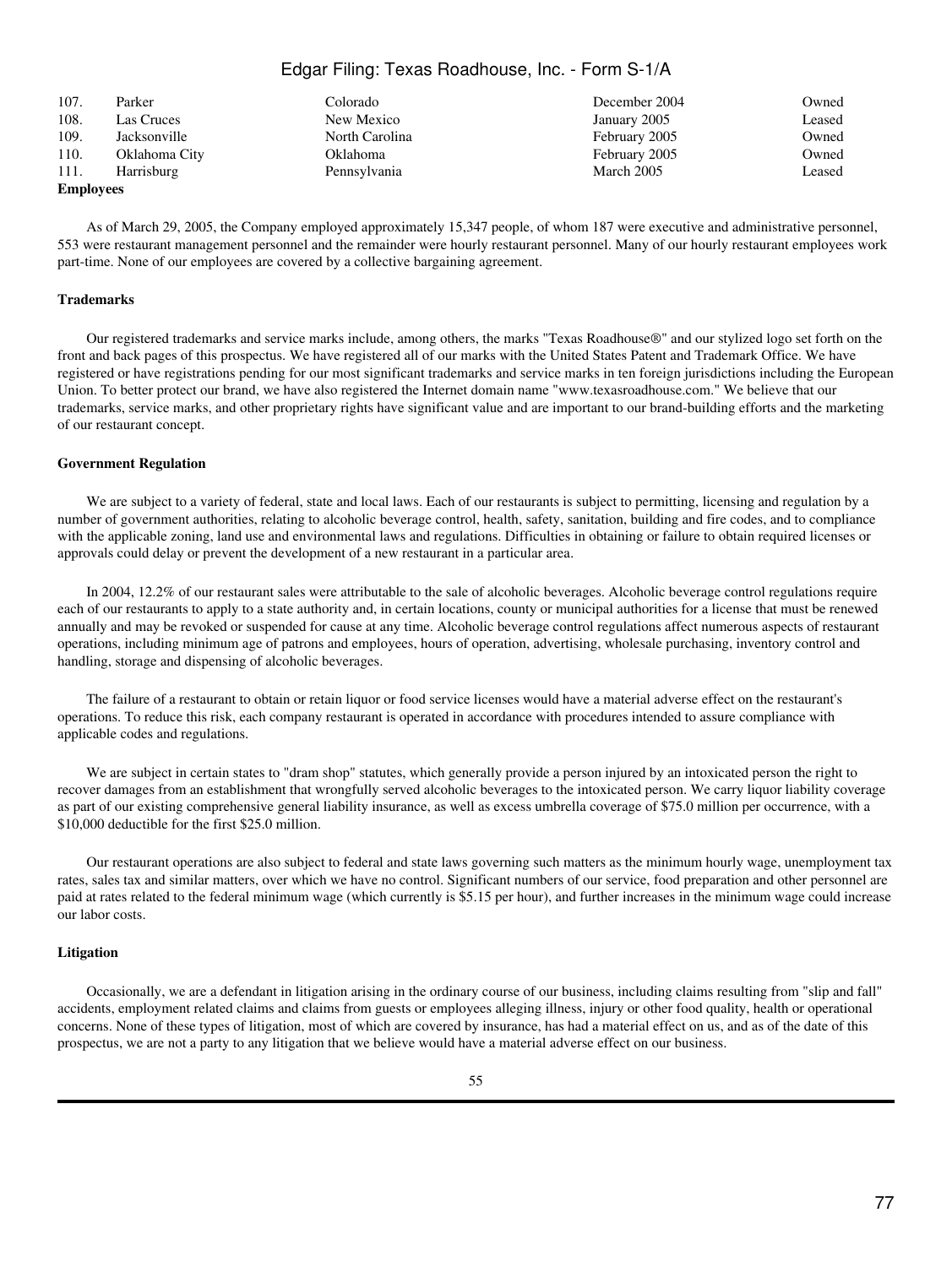| | | | | |
|---|---|---|---|---|
| 107. | Parker | Colorado | December 2004 | Owned |
| 108. | Las Cruces | New Mexico | January 2005 | Leased |
| 109. | Jacksonville | North Carolina | February 2005 | Owned |
| 110. | Oklahoma City | Oklahoma | February 2005 | Owned |
| 111. | Harrisburg | Pennsylvania | March 2005 | Leased |

**Employees**

As of March 29, 2005, the Company employed approximately 15,347 people, of whom 187 were executive and administrative personnel, 553 were restaurant management personnel and the remainder were hourly restaurant personnel. Many of our hourly restaurant employees work part-time. None of our employees are covered by a collective bargaining agreement.

**Trademarks**

Our registered trademarks and service marks include, among others, the marks "Texas Roadhouse®" and our stylized logo set forth on the front and back pages of this prospectus. We have registered all of our marks with the United States Patent and Trademark Office. We have registered or have registrations pending for our most significant trademarks and service marks in ten foreign jurisdictions including the European Union. To better protect our brand, we have also registered the Internet domain name "www.texasroadhouse.com." We believe that our trademarks, service marks, and other proprietary rights have significant value and are important to our brand-building efforts and the marketing of our restaurant concept.

**Government Regulation**

We are subject to a variety of federal, state and local laws. Each of our restaurants is subject to permitting, licensing and regulation by a number of government authorities, relating to alcoholic beverage control, health, safety, sanitation, building and fire codes, and to compliance with the applicable zoning, land use and environmental laws and regulations. Difficulties in obtaining or failure to obtain required licenses or approvals could delay or prevent the development of a new restaurant in a particular area.

In 2004, 12.2% of our restaurant sales were attributable to the sale of alcoholic beverages. Alcoholic beverage control regulations require each of our restaurants to apply to a state authority and, in certain locations, county or municipal authorities for a license that must be renewed annually and may be revoked or suspended for cause at any time. Alcoholic beverage control regulations affect numerous aspects of restaurant operations, including minimum age of patrons and employees, hours of operation, advertising, wholesale purchasing, inventory control and handling, storage and dispensing of alcoholic beverages.

The failure of a restaurant to obtain or retain liquor or food service licenses would have a material adverse effect on the restaurant's operations. To reduce this risk, each company restaurant is operated in accordance with procedures intended to assure compliance with applicable codes and regulations.

We are subject in certain states to "dram shop" statutes, which generally provide a person injured by an intoxicated person the right to recover damages from an establishment that wrongfully served alcoholic beverages to the intoxicated person. We carry liquor liability coverage as part of our existing comprehensive general liability insurance, as well as excess umbrella coverage of $75.0 million per occurrence, with a $10,000 deductible for the first $25.0 million.

Our restaurant operations are also subject to federal and state laws governing such matters as the minimum hourly wage, unemployment tax rates, sales tax and similar matters, over which we have no control. Significant numbers of our service, food preparation and other personnel are paid at rates related to the federal minimum wage (which currently is $5.15 per hour), and further increases in the minimum wage could increase our labor costs.

**Litigation**

Occasionally, we are a defendant in litigation arising in the ordinary course of our business, including claims resulting from "slip and fall" accidents, employment related claims and claims from guests or employees alleging illness, injury or other food quality, health or operational concerns. None of these types of litigation, most of which are covered by insurance, has had a material effect on us, and as of the date of this prospectus, we are not a party to any litigation that we believe would have a material adverse effect on our business.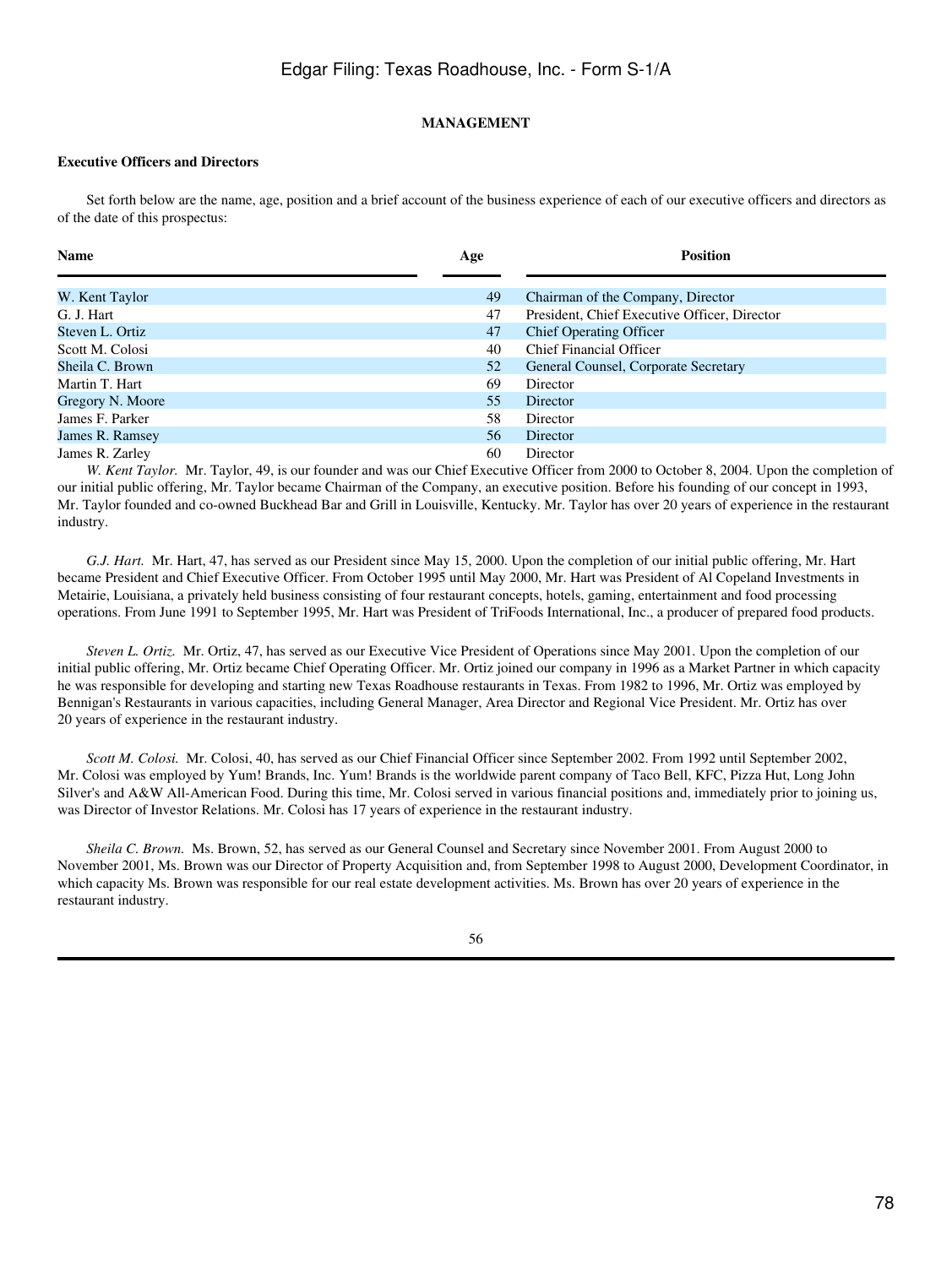## MANAGEMENT

### Executive Officers and Directors

Set forth below are the name, age, position and a brief account of the business experience of each of our executive officers and directors as of the date of this prospectus:

| Name | Age | Position |
| --- | --- | --- |
| W. Kent Taylor | 49 | Chairman of the Company, Director |
| G. J. Hart | 47 | President, Chief Executive Officer, Director |
| Steven L. Ortiz | 47 | Chief Operating Officer |
| Scott M. Colosi | 40 | Chief Financial Officer |
| Sheila C. Brown | 52 | General Counsel, Corporate Secretary |
| Martin T. Hart | 69 | Director |
| Gregory N. Moore | 55 | Director |
| James F. Parker | 58 | Director |
| James R. Ramsey | 56 | Director |
| James R. Zarley | 60 | Director |

*W. Kent Taylor.* Mr. Taylor, 49, is our founder and was our Chief Executive Officer from 2000 to October 8, 2004. Upon the completion of our initial public offering, Mr. Taylor became Chairman of the Company, an executive position. Before his founding of our concept in 1993, Mr. Taylor founded and co-owned Buckhead Bar and Grill in Louisville, Kentucky. Mr. Taylor has over 20 years of experience in the restaurant industry.

*G.J. Hart.* Mr. Hart, 47, has served as our President since May 15, 2000. Upon the completion of our initial public offering, Mr. Hart became President and Chief Executive Officer. From October 1995 until May 2000, Mr. Hart was President of Al Copeland Investments in Metairie, Louisiana, a privately held business consisting of four restaurant concepts, hotels, gaming, entertainment and food processing operations. From June 1991 to September 1995, Mr. Hart was President of TriFoods International, Inc., a producer of prepared food products.

*Steven L. Ortiz.* Mr. Ortiz, 47, has served as our Executive Vice President of Operations since May 2001. Upon the completion of our initial public offering, Mr. Ortiz became Chief Operating Officer. Mr. Ortiz joined our company in 1996 as a Market Partner in which capacity he was responsible for developing and starting new Texas Roadhouse restaurants in Texas. From 1982 to 1996, Mr. Ortiz was employed by Bennigan's Restaurants in various capacities, including General Manager, Area Director and Regional Vice President. Mr. Ortiz has over 20 years of experience in the restaurant industry.

*Scott M. Colosi.* Mr. Colosi, 40, has served as our Chief Financial Officer since September 2002. From 1992 until September 2002, Mr. Colosi was employed by Yum! Brands, Inc. Yum! Brands is the worldwide parent company of Taco Bell, KFC, Pizza Hut, Long John Silver's and A&W All-American Food. During this time, Mr. Colosi served in various financial positions and, immediately prior to joining us, was Director of Investor Relations. Mr. Colosi has 17 years of experience in the restaurant industry.

*Sheila C. Brown.* Ms. Brown, 52, has served as our General Counsel and Secretary since November 2001. From August 2000 to November 2001, Ms. Brown was our Director of Property Acquisition and, from September 1998 to August 2000, Development Coordinator, in which capacity Ms. Brown was responsible for our real estate development activities. Ms. Brown has over 20 years of experience in the restaurant industry.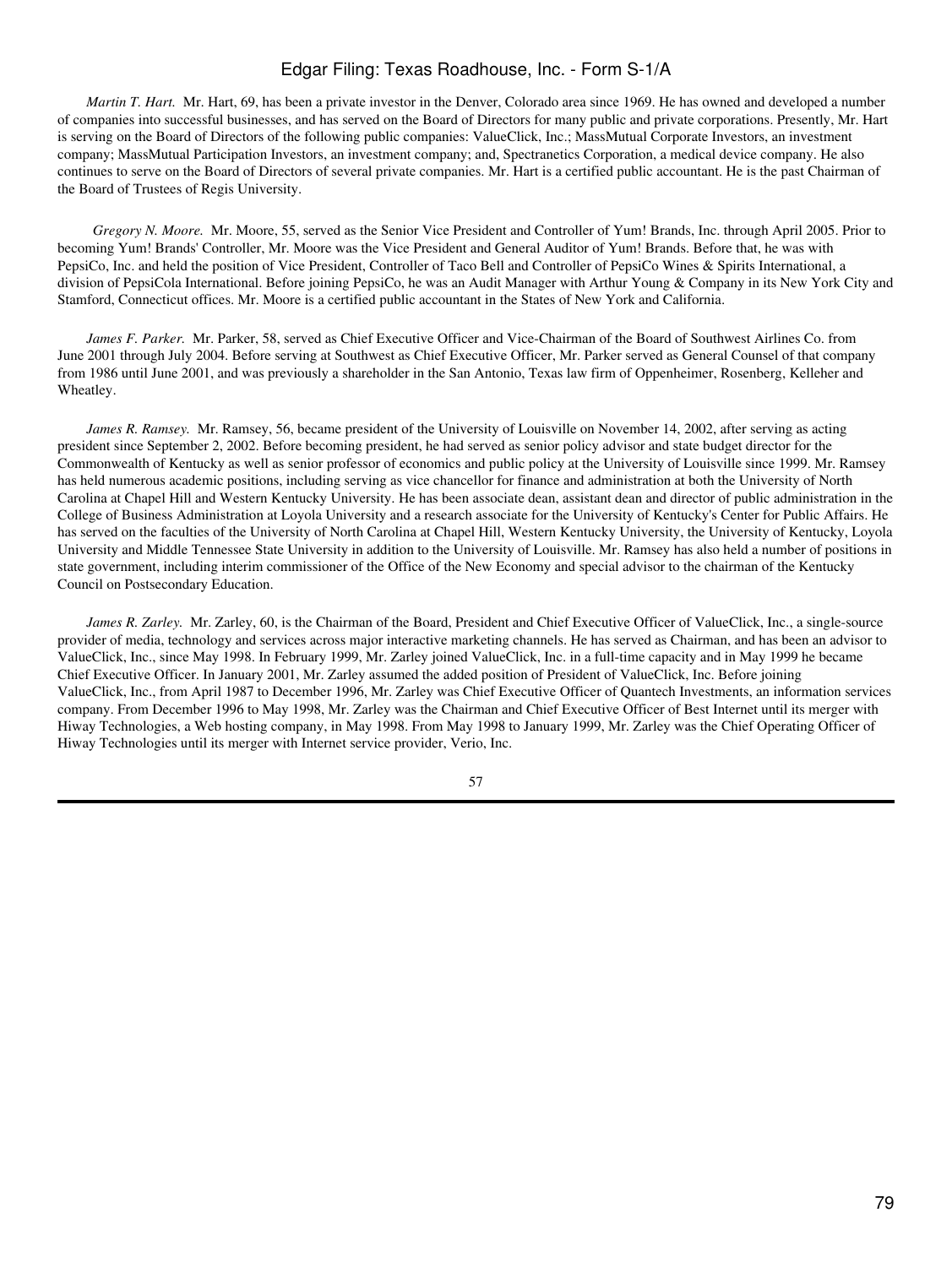*Martin T. Hart.* Mr. Hart, 69, has been a private investor in the Denver, Colorado area since 1969. He has owned and developed a number of companies into successful businesses, and has served on the Board of Directors for many public and private corporations. Presently, Mr. Hart is serving on the Board of Directors of the following public companies: ValueClick, Inc.; MassMutual Corporate Investors, an investment company; MassMutual Participation Investors, an investment company; and, Spectranetics Corporation, a medical device company. He also continues to serve on the Board of Directors of several private companies. Mr. Hart is a certified public accountant. He is the past Chairman of the Board of Trustees of Regis University.

*Gregory N. Moore.* Mr. Moore, 55, served as the Senior Vice President and Controller of Yum! Brands, Inc. through April 2005. Prior to becoming Yum! Brands' Controller, Mr. Moore was the Vice President and General Auditor of Yum! Brands. Before that, he was with PepsiCo, Inc. and held the position of Vice President, Controller of Taco Bell and Controller of PepsiCo Wines & Spirits International, a division of PepsiCola International. Before joining PepsiCo, he was an Audit Manager with Arthur Young & Company in its New York City and Stamford, Connecticut offices. Mr. Moore is a certified public accountant in the States of New York and California.

*James F. Parker.* Mr. Parker, 58, served as Chief Executive Officer and Vice-Chairman of the Board of Southwest Airlines Co. from June 2001 through July 2004. Before serving at Southwest as Chief Executive Officer, Mr. Parker served as General Counsel of that company from 1986 until June 2001, and was previously a shareholder in the San Antonio, Texas law firm of Oppenheimer, Rosenberg, Kelleher and Wheatley.

*James R. Ramsey.* Mr. Ramsey, 56, became president of the University of Louisville on November 14, 2002, after serving as acting president since September 2, 2002. Before becoming president, he had served as senior policy advisor and state budget director for the Commonwealth of Kentucky as well as senior professor of economics and public policy at the University of Louisville since 1999. Mr. Ramsey has held numerous academic positions, including serving as vice chancellor for finance and administration at both the University of North Carolina at Chapel Hill and Western Kentucky University. He has been associate dean, assistant dean and director of public administration in the College of Business Administration at Loyola University and a research associate for the University of Kentucky's Center for Public Affairs. He has served on the faculties of the University of North Carolina at Chapel Hill, Western Kentucky University, the University of Kentucky, Loyola University and Middle Tennessee State University in addition to the University of Louisville. Mr. Ramsey has also held a number of positions in state government, including interim commissioner of the Office of the New Economy and special advisor to the chairman of the Kentucky Council on Postsecondary Education.

*James R. Zarley.* Mr. Zarley, 60, is the Chairman of the Board, President and Chief Executive Officer of ValueClick, Inc., a single-source provider of media, technology and services across major interactive marketing channels. He has served as Chairman, and has been an advisor to ValueClick, Inc., since May 1998. In February 1999, Mr. Zarley joined ValueClick, Inc. in a full-time capacity and in May 1999 he became Chief Executive Officer. In January 2001, Mr. Zarley assumed the added position of President of ValueClick, Inc. Before joining ValueClick, Inc., from April 1987 to December 1996, Mr. Zarley was Chief Executive Officer of Quantech Investments, an information services company. From December 1996 to May 1998, Mr. Zarley was the Chairman and Chief Executive Officer of Best Internet until its merger with Hiway Technologies, a Web hosting company, in May 1998. From May 1998 to January 1999, Mr. Zarley was the Chief Operating Officer of Hiway Technologies until its merger with Internet service provider, Verio, Inc.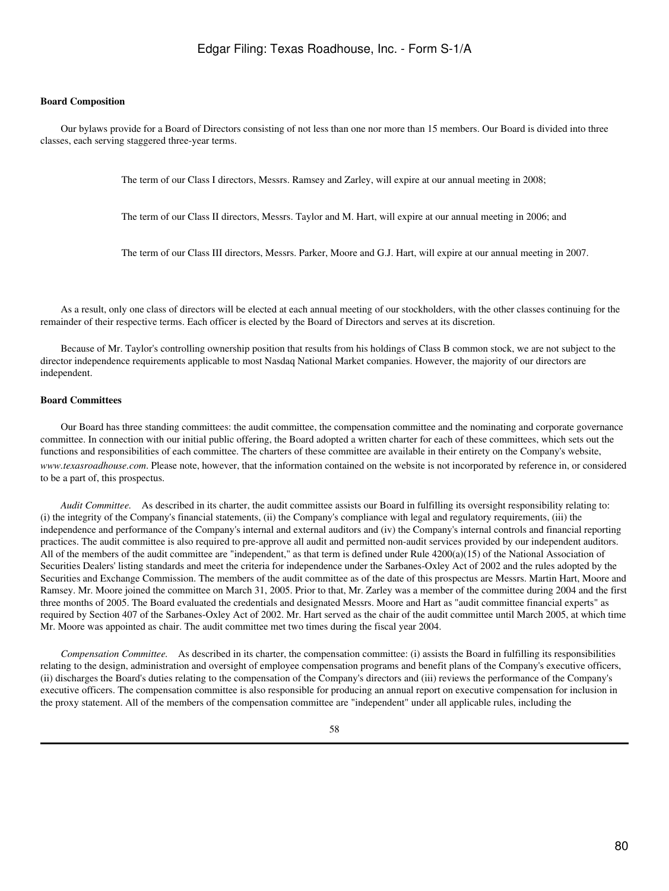**Board Composition**

Our bylaws provide for a Board of Directors consisting of not less than one nor more than 15 members. Our Board is divided into three classes, each serving staggered three-year terms.

The term of our Class I directors, Messrs. Ramsey and Zarley, will expire at our annual meeting in 2008;

The term of our Class II directors, Messrs. Taylor and M. Hart, will expire at our annual meeting in 2006; and

The term of our Class III directors, Messrs. Parker, Moore and G.J. Hart, will expire at our annual meeting in 2007.

As a result, only one class of directors will be elected at each annual meeting of our stockholders, with the other classes continuing for the remainder of their respective terms. Each officer is elected by the Board of Directors and serves at its discretion.

Because of Mr. Taylor's controlling ownership position that results from his holdings of Class B common stock, we are not subject to the director independence requirements applicable to most Nasdaq National Market companies. However, the majority of our directors are independent.

**Board Committees**

Our Board has three standing committees: the audit committee, the compensation committee and the nominating and corporate governance committee. In connection with our initial public offering, the Board adopted a written charter for each of these committees, which sets out the functions and responsibilities of each committee. The charters of these committee are available in their entirety on the Company's website, *www.texasroadhouse.com*. Please note, however, that the information contained on the website is not incorporated by reference in, or considered to be a part of, this prospectus.

*Audit Committee.* As described in its charter, the audit committee assists our Board in fulfilling its oversight responsibility relating to: (i) the integrity of the Company's financial statements, (ii) the Company's compliance with legal and regulatory requirements, (iii) the independence and performance of the Company's internal and external auditors and (iv) the Company's internal controls and financial reporting practices. The audit committee is also required to pre-approve all audit and permitted non-audit services provided by our independent auditors. All of the members of the audit committee are "independent," as that term is defined under Rule 4200(a)(15) of the National Association of Securities Dealers' listing standards and meet the criteria for independence under the Sarbanes-Oxley Act of 2002 and the rules adopted by the Securities and Exchange Commission. The members of the audit committee as of the date of this prospectus are Messrs. Martin Hart, Moore and Ramsey. Mr. Moore joined the committee on March 31, 2005. Prior to that, Mr. Zarley was a member of the committee during 2004 and the first three months of 2005. The Board evaluated the credentials and designated Messrs. Moore and Hart as "audit committee financial experts" as required by Section 407 of the Sarbanes-Oxley Act of 2002. Mr. Hart served as the chair of the audit committee until March 2005, at which time Mr. Moore was appointed as chair. The audit committee met two times during the fiscal year 2004.

*Compensation Committee.* As described in its charter, the compensation committee: (i) assists the Board in fulfilling its responsibilities relating to the design, administration and oversight of employee compensation programs and benefit plans of the Company's executive officers, (ii) discharges the Board's duties relating to the compensation of the Company's directors and (iii) reviews the performance of the Company's executive officers. The compensation committee is also responsible for producing an annual report on executive compensation for inclusion in the proxy statement. All of the members of the compensation committee are "independent" under all applicable rules, including the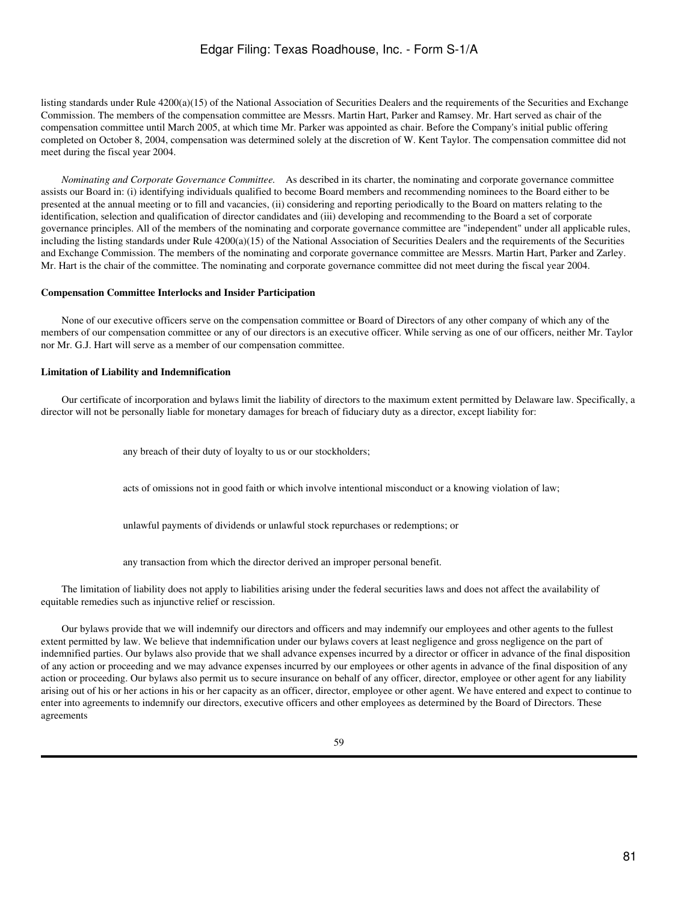listing standards under Rule 4200(a)(15) of the National Association of Securities Dealers and the requirements of the Securities and Exchange Commission. The members of the compensation committee are Messrs. Martin Hart, Parker and Ramsey. Mr. Hart served as chair of the compensation committee until March 2005, at which time Mr. Parker was appointed as chair. Before the Company's initial public offering completed on October 8, 2004, compensation was determined solely at the discretion of W. Kent Taylor. The compensation committee did not meet during the fiscal year 2004.

*Nominating and Corporate Governance Committee.* As described in its charter, the nominating and corporate governance committee assists our Board in: (i) identifying individuals qualified to become Board members and recommending nominees to the Board either to be presented at the annual meeting or to fill and vacancies, (ii) considering and reporting periodically to the Board on matters relating to the identification, selection and qualification of director candidates and (iii) developing and recommending to the Board a set of corporate governance principles. All of the members of the nominating and corporate governance committee are "independent" under all applicable rules, including the listing standards under Rule 4200(a)(15) of the National Association of Securities Dealers and the requirements of the Securities and Exchange Commission. The members of the nominating and corporate governance committee are Messrs. Martin Hart, Parker and Zarley. Mr. Hart is the chair of the committee. The nominating and corporate governance committee did not meet during the fiscal year 2004.

**Compensation Committee Interlocks and Insider Participation**

None of our executive officers serve on the compensation committee or Board of Directors of any other company of which any of the members of our compensation committee or any of our directors is an executive officer. While serving as one of our officers, neither Mr. Taylor nor Mr. G.J. Hart will serve as a member of our compensation committee.

**Limitation of Liability and Indemnification**

Our certificate of incorporation and bylaws limit the liability of directors to the maximum extent permitted by Delaware law. Specifically, a director will not be personally liable for monetary damages for breach of fiduciary duty as a director, except liability for:

- any breach of their duty of loyalty to us or our stockholders;
- acts of omissions not in good faith or which involve intentional misconduct or a knowing violation of law;
- unlawful payments of dividends or unlawful stock repurchases or redemptions; or
- any transaction from which the director derived an improper personal benefit.

The limitation of liability does not apply to liabilities arising under the federal securities laws and does not affect the availability of equitable remedies such as injunctive relief or rescission.

Our bylaws provide that we will indemnify our directors and officers and may indemnify our employees and other agents to the fullest extent permitted by law. We believe that indemnification under our bylaws covers at least negligence and gross negligence on the part of indemnified parties. Our bylaws also provide that we shall advance expenses incurred by a director or officer in advance of the final disposition of any action or proceeding and we may advance expenses incurred by our employees or other agents in advance of the final disposition of any action or proceeding. Our bylaws also permit us to secure insurance on behalf of any officer, director, employee or other agent for any liability arising out of his or her actions in his or her capacity as an officer, director, employee or other agent. We have entered and expect to continue to enter into agreements to indemnify our directors, executive officers and other employees as determined by the Board of Directors. These agreements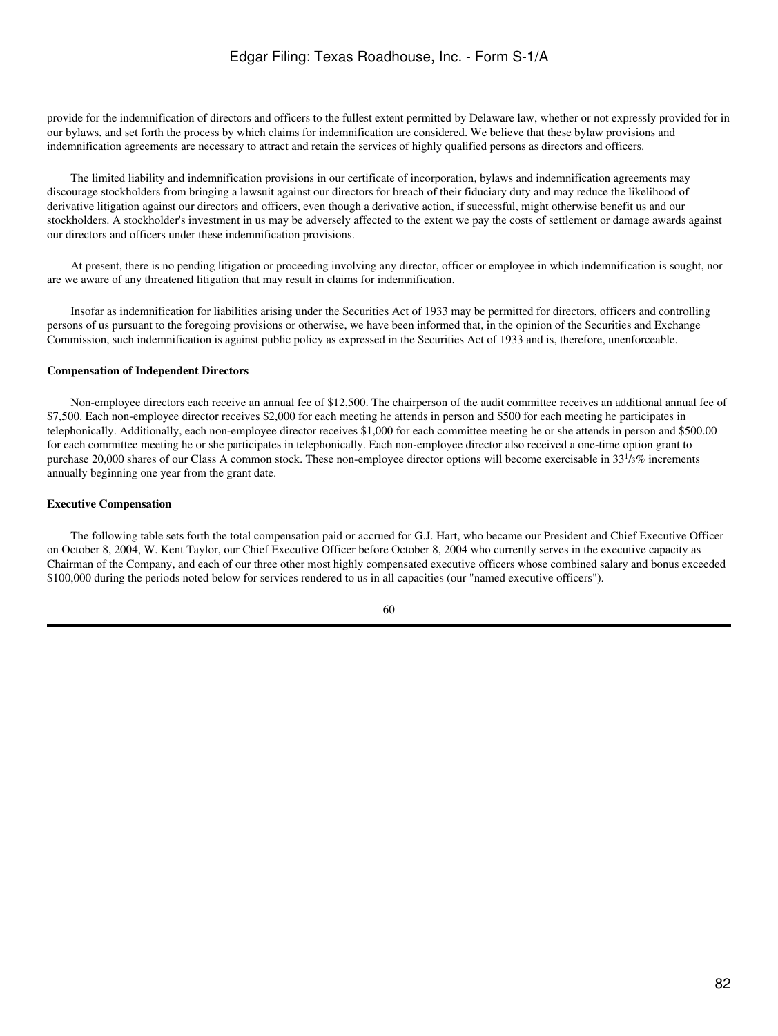provide for the indemnification of directors and officers to the fullest extent permitted by Delaware law, whether or not expressly provided for in our bylaws, and set forth the process by which claims for indemnification are considered. We believe that these bylaw provisions and indemnification agreements are necessary to attract and retain the services of highly qualified persons as directors and officers.

The limited liability and indemnification provisions in our certificate of incorporation, bylaws and indemnification agreements may discourage stockholders from bringing a lawsuit against our directors for breach of their fiduciary duty and may reduce the likelihood of derivative litigation against our directors and officers, even though a derivative action, if successful, might otherwise benefit us and our stockholders. A stockholder's investment in us may be adversely affected to the extent we pay the costs of settlement or damage awards against our directors and officers under these indemnification provisions.

At present, there is no pending litigation or proceeding involving any director, officer or employee in which indemnification is sought, nor are we aware of any threatened litigation that may result in claims for indemnification.

Insofar as indemnification for liabilities arising under the Securities Act of 1933 may be permitted for directors, officers and controlling persons of us pursuant to the foregoing provisions or otherwise, we have been informed that, in the opinion of the Securities and Exchange Commission, such indemnification is against public policy as expressed in the Securities Act of 1933 and is, therefore, unenforceable.

**Compensation of Independent Directors**

Non-employee directors each receive an annual fee of $12,500. The chairperson of the audit committee receives an additional annual fee of $7,500. Each non-employee director receives $2,000 for each meeting he attends in person and $500 for each meeting he participates in telephonically. Additionally, each non-employee director receives $1,000 for each committee meeting he or she attends in person and $500.00 for each committee meeting he or she participates in telephonically. Each non-employee director also received a one-time option grant to purchase 20,000 shares of our Class A common stock. These non-employee director options will become exercisable in 33 1/3% increments annually beginning one year from the grant date.

**Executive Compensation**

The following table sets forth the total compensation paid or accrued for G.J. Hart, who became our President and Chief Executive Officer on October 8, 2004, W. Kent Taylor, our Chief Executive Officer before October 8, 2004 who currently serves in the executive capacity as Chairman of the Company, and each of our three other most highly compensated executive officers whose combined salary and bonus exceeded $100,000 during the periods noted below for services rendered to us in all capacities (our "named executive officers").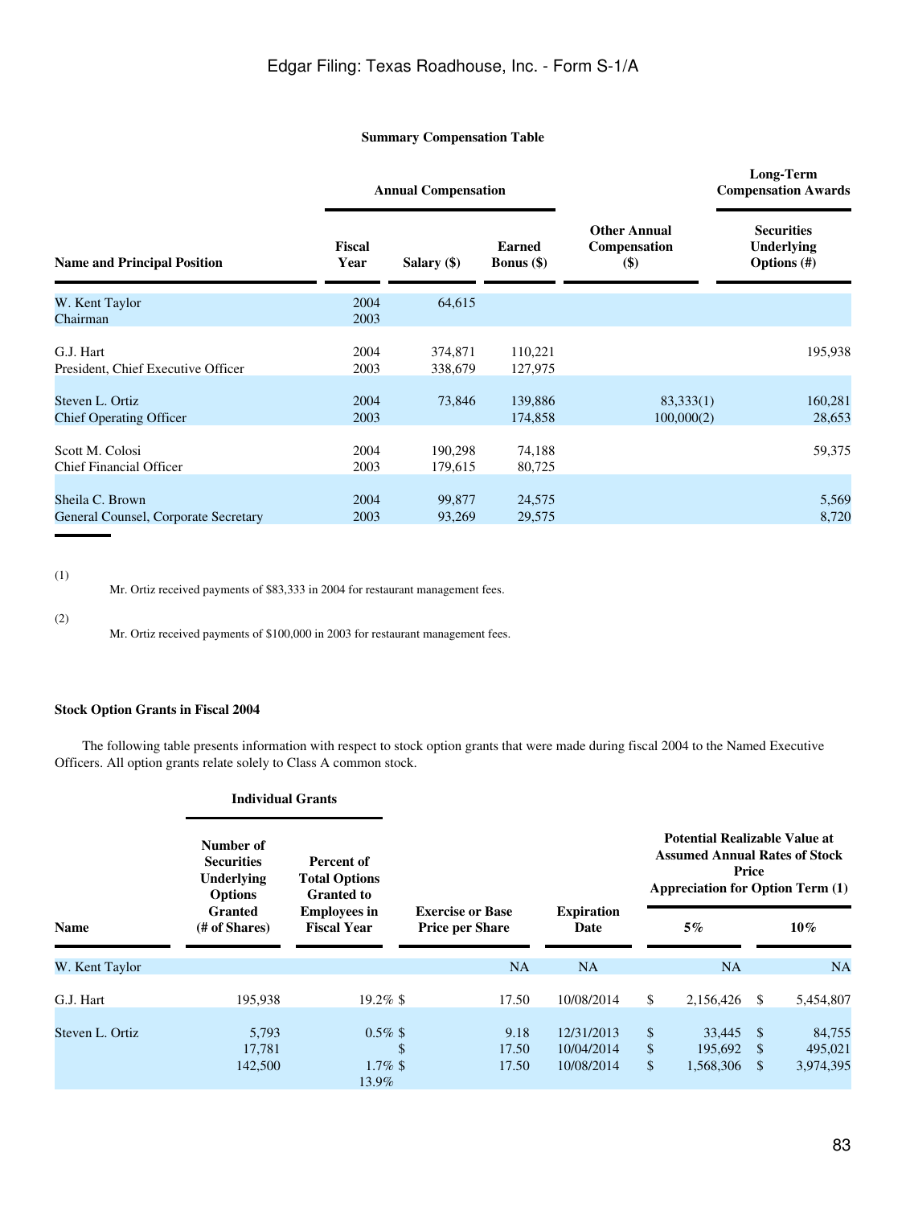**Summary Compensation Table**

| Name and Principal Position | Annual Compensation | | | | Long-Term Compensation Awards |
|---|---|---|---|---|---|
| | Fiscal Year | Salary ($) | Earned Bonus ($) | Other Annual Compensation ($) | Securities Underlying Options (#) |
| W. Kent Taylor<br>Chairman | 2004<br>2003 | 64,615 | | | |
| G.J. Hart<br>President, Chief Executive Officer | 2004<br>2003 | 374,871<br>338,679 | 110,221<br>127,975 | | 195,938 |
| Steven L. Ortiz<br>Chief Operating Officer | 2004<br>2003 | 73,846 | 139,886<br>174,858 | 83,333(1)<br>100,000(2) | 160,281<br>28,653 |
| Scott M. Colosi<br>Chief Financial Officer | 2004<br>2003 | 190,298<br>179,615 | 74,188<br>80,725 | | 59,375 |
| Sheila C. Brown<br>General Counsel, Corporate Secretary | 2004<br>2003 | 99,877<br>93,269 | 24,575<br>29,575 | | 5,569<br>8,720 |

(1) Mr. Ortiz received payments of $83,333 in 2004 for restaurant management fees.

(2) Mr. Ortiz received payments of $100,000 in 2003 for restaurant management fees.

### Stock Option Grants in Fiscal 2004

The following table presents information with respect to stock option grants that were made during fiscal 2004 to the Named Executive Officers. All option grants relate solely to Class A common stock.

| | Individual Grants | | | | Potential Realizable Value at Assumed Annual Rates of Stock Price Appreciation for Option Term (1) | |
|---|---|---|---|---|---|---|
| Name | Number of Securities Underlying Options Granted (# of Shares) | Percent of Total Options Granted to Employees in Fiscal Year | Exercise or Base Price per Share | Expiration Date | 5% | 10% |
| W. Kent Taylor | | | NA | NA | NA | NA |
| G.J. Hart | 195,938 | 19.2% | $ 17.50 | 10/08/2014 | $ 2,156,426 | $ 5,454,807 |
| Steven L. Ortiz | 5,793<br>17,781<br>142,500 | 0.5%<br>1.7%<br>13.9% | $ 9.18<br>$ 17.50<br>$ 17.50 | 12/31/2013<br>10/04/2014<br>10/08/2014 | $ 33,445<br>$ 195,692<br>$ 1,568,306 | $ 84,755<br>$ 495,021<br>$ 3,974,395 |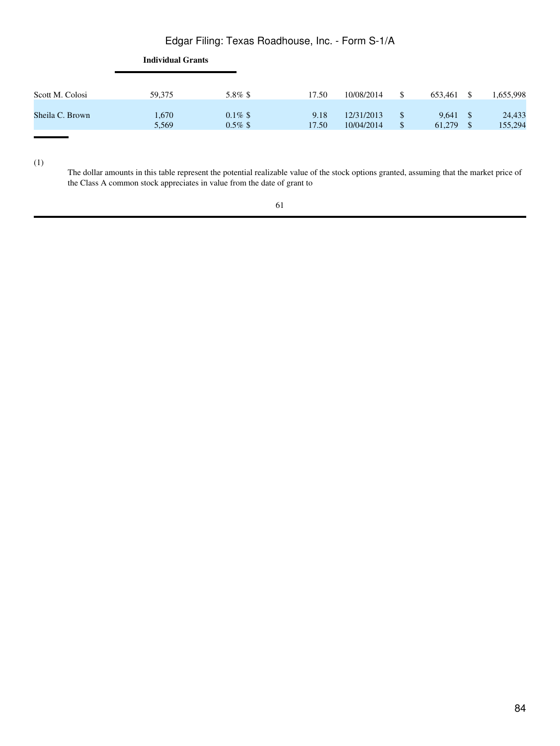**Individual Grants**

| | | | | | | |
|---|---|---|---|---|---|---|
| Scott M. Colosi | 59,375 | 5.8% | $ 17.50 | 10/08/2014 | $ 653,461 | $ 1,655,998 |
| Sheila C. Brown | 1,670 | 0.1% | $ 9.18 | 12/31/2013 | $ 9,641 | $ 24,433 |
| | 5,569 | 0.5% | $ 17.50 | 10/04/2014 | $ 61,279 | $ 155,294 |

(1) The dollar amounts in this table represent the potential realizable value of the stock options granted, assuming that the market price of the Class A common stock appreciates in value from the date of grant to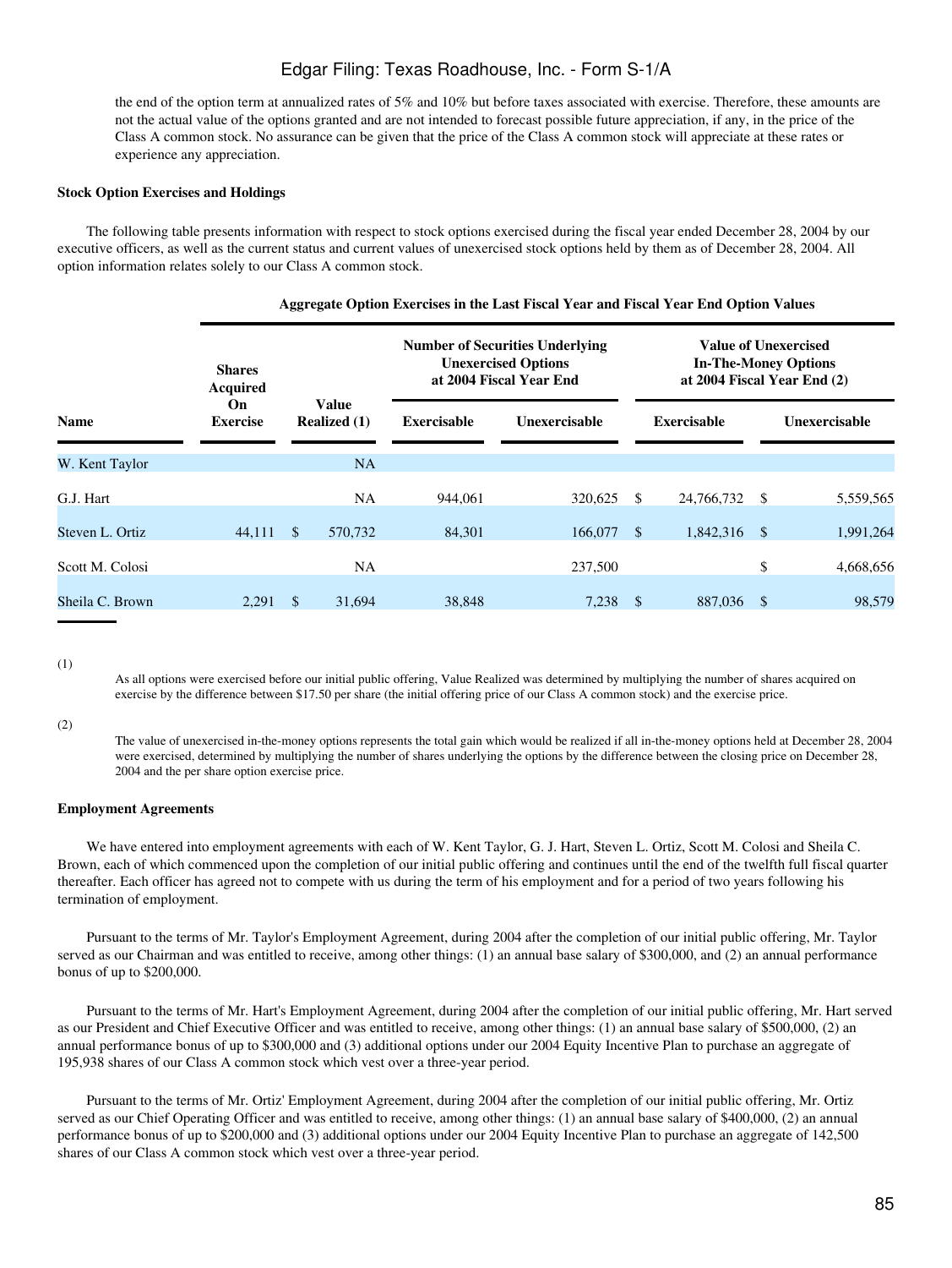the end of the option term at annualized rates of 5% and 10% but before taxes associated with exercise. Therefore, these amounts are not the actual value of the options granted and are not intended to forecast possible future appreciation, if any, in the price of the Class A common stock. No assurance can be given that the price of the Class A common stock will appreciate at these rates or experience any appreciation.

**Stock Option Exercises and Holdings**

The following table presents information with respect to stock options exercised during the fiscal year ended December 28, 2004 by our executive officers, as well as the current status and current values of unexercised stock options held by them as of December 28, 2004. All option information relates solely to our Class A common stock.

**Aggregate Option Exercises in the Last Fiscal Year and Fiscal Year End Option Values**

| Name | Shares Acquired On Exercise | Value Realized (1) | Number of Securities Underlying Unexercised Options at 2004 Fiscal Year End | | Value of Unexercised In-The-Money Options at 2004 Fiscal Year End (2) | |
|---|---|---|---|---|---|---|
| | | | Exercisable | Unexercisable | Exercisable | Unexercisable |
| W. Kent Taylor | | NA | | | | |
| G.J. Hart | | NA | 944,061 | 320,625 | $ 24,766,732 | $ 5,559,565 |
| Steven L. Ortiz | 44,111 | $ 570,732 | 84,301 | 166,077 | $ 1,842,316 | $ 1,991,264 |
| Scott M. Colosi | | NA | | 237,500 | | $ 4,668,656 |
| Sheila C. Brown | 2,291 | $ 31,694 | 38,848 | 7,238 | $ 887,036 | $ 98,579 |

(1) As all options were exercised before our initial public offering, Value Realized was determined by multiplying the number of shares acquired on exercise by the difference between $17.50 per share (the initial offering price of our Class A common stock) and the exercise price.

(2) The value of unexercised in-the-money options represents the total gain which would be realized if all in-the-money options held at December 28, 2004 were exercised, determined by multiplying the number of shares underlying the options by the difference between the closing price on December 28, 2004 and the per share option exercise price.

**Employment Agreements**

We have entered into employment agreements with each of W. Kent Taylor, G. J. Hart, Steven L. Ortiz, Scott M. Colosi and Sheila C. Brown, each of which commenced upon the completion of our initial public offering and continues until the end of the twelfth full fiscal quarter thereafter. Each officer has agreed not to compete with us during the term of his employment and for a period of two years following his termination of employment.

Pursuant to the terms of Mr. Taylor's Employment Agreement, during 2004 after the completion of our initial public offering, Mr. Taylor served as our Chairman and was entitled to receive, among other things: (1) an annual base salary of $300,000, and (2) an annual performance bonus of up to $200,000.

Pursuant to the terms of Mr. Hart's Employment Agreement, during 2004 after the completion of our initial public offering, Mr. Hart served as our President and Chief Executive Officer and was entitled to receive, among other things: (1) an annual base salary of $500,000, (2) an annual performance bonus of up to $300,000 and (3) additional options under our 2004 Equity Incentive Plan to purchase an aggregate of 195,938 shares of our Class A common stock which vest over a three-year period.

Pursuant to the terms of Mr. Ortiz' Employment Agreement, during 2004 after the completion of our initial public offering, Mr. Ortiz served as our Chief Operating Officer and was entitled to receive, among other things: (1) an annual base salary of $400,000, (2) an annual performance bonus of up to $200,000 and (3) additional options under our 2004 Equity Incentive Plan to purchase an aggregate of 142,500 shares of our Class A common stock which vest over a three-year period.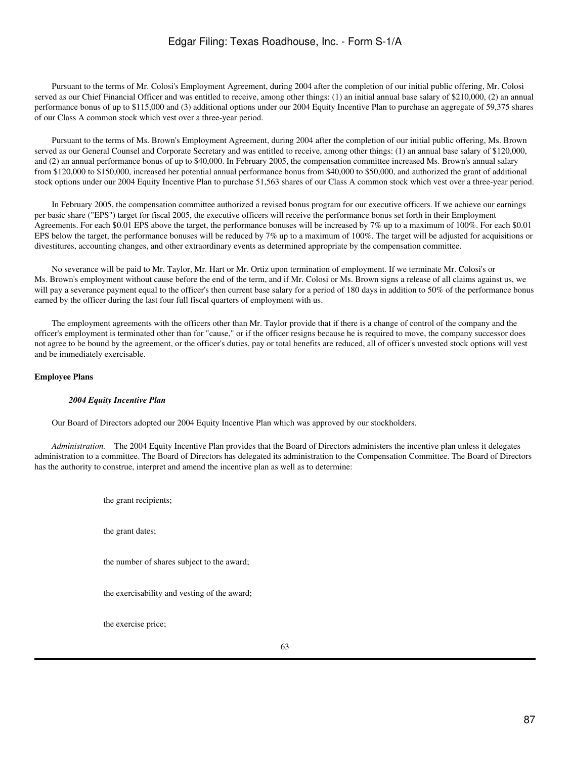Pursuant to the terms of Mr. Colosi's Employment Agreement, during 2004 after the completion of our initial public offering, Mr. Colosi served as our Chief Financial Officer and was entitled to receive, among other things: (1) an initial annual base salary of $210,000, (2) an annual performance bonus of up to $115,000 and (3) additional options under our 2004 Equity Incentive Plan to purchase an aggregate of 59,375 shares of our Class A common stock which vest over a three-year period.

Pursuant to the terms of Ms. Brown's Employment Agreement, during 2004 after the completion of our initial public offering, Ms. Brown served as our General Counsel and Corporate Secretary and was entitled to receive, among other things: (1) an annual base salary of $120,000, and (2) an annual performance bonus of up to $40,000. In February 2005, the compensation committee increased Ms. Brown's annual salary from $120,000 to $150,000, increased her potential annual performance bonus from $40,000 to $50,000, and authorized the grant of additional stock options under our 2004 Equity Incentive Plan to purchase 51,563 shares of our Class A common stock which vest over a three-year period.

In February 2005, the compensation committee authorized a revised bonus program for our executive officers. If we achieve our earnings per basic share ("EPS") target for fiscal 2005, the executive officers will receive the performance bonus set forth in their Employment Agreements. For each $0.01 EPS above the target, the performance bonuses will be increased by 7% up to a maximum of 100%. For each $0.01 EPS below the target, the performance bonuses will be reduced by 7% up to a maximum of 100%. The target will be adjusted for acquisitions or divestitures, accounting changes, and other extraordinary events as determined appropriate by the compensation committee.

No severance will be paid to Mr. Taylor, Mr. Hart or Mr. Ortiz upon termination of employment. If we terminate Mr. Colosi's or Ms. Brown's employment without cause before the end of the term, and if Mr. Colosi or Ms. Brown signs a release of all claims against us, we will pay a severance payment equal to the officer's then current base salary for a period of 180 days in addition to 50% of the performance bonus earned by the officer during the last four full fiscal quarters of employment with us.

The employment agreements with the officers other than Mr. Taylor provide that if there is a change of control of the company and the officer's employment is terminated other than for "cause," or if the officer resigns because he is required to move, the company successor does not agree to be bound by the agreement, or the officer's duties, pay or total benefits are reduced, all of officer's unvested stock options will vest and be immediately exercisable.

**Employee Plans**

***2004 Equity Incentive Plan***

Our Board of Directors adopted our 2004 Equity Incentive Plan which was approved by our stockholders.

*Administration.* The 2004 Equity Incentive Plan provides that the Board of Directors administers the incentive plan unless it delegates administration to a committee. The Board of Directors has delegated its administration to the Compensation Committee. The Board of Directors has the authority to construe, interpret and amend the incentive plan as well as to determine:

- the grant recipients;
- the grant dates;
- the number of shares subject to the award;
- the exercisability and vesting of the award;
- the exercise price;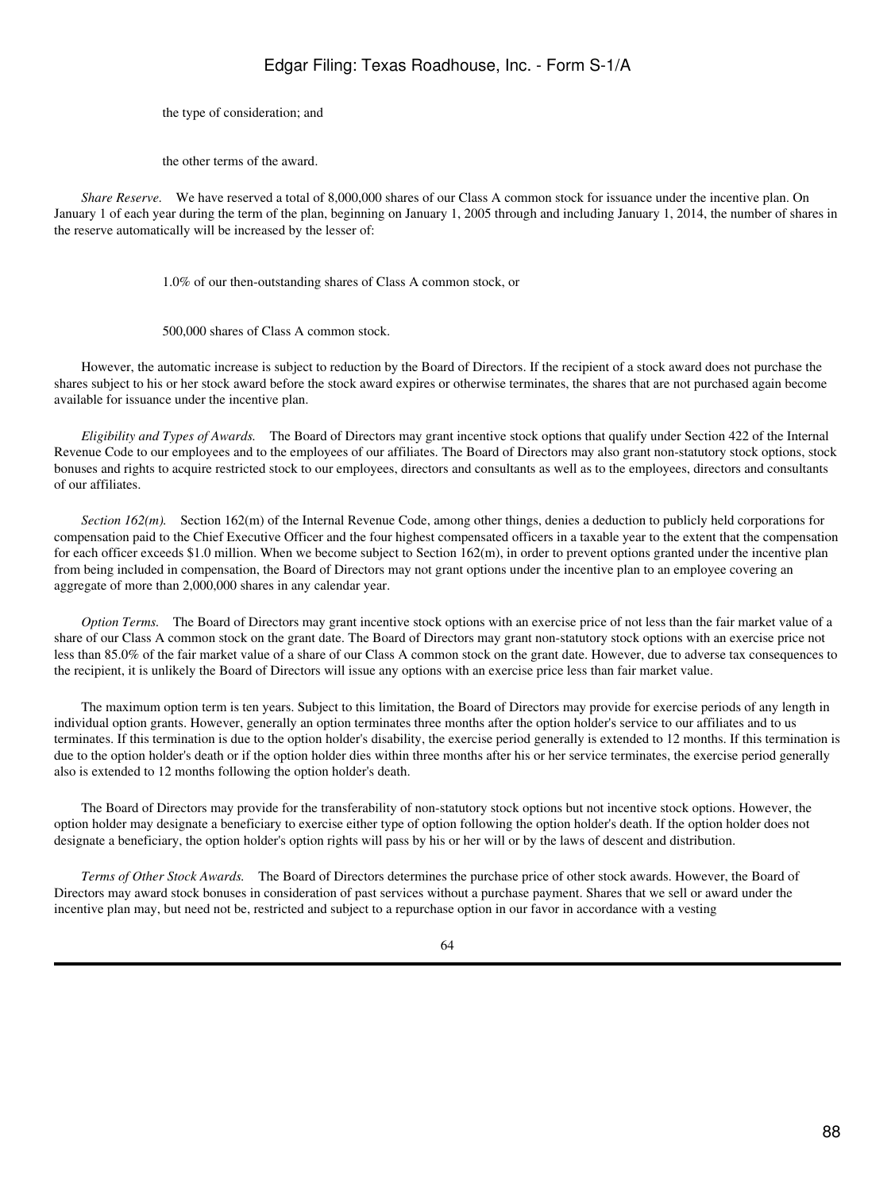- the type of consideration; and
- the other terms of the award.

*Share Reserve.* We have reserved a total of 8,000,000 shares of our Class A common stock for issuance under the incentive plan. On January 1 of each year during the term of the plan, beginning on January 1, 2005 through and including January 1, 2014, the number of shares in the reserve automatically will be increased by the lesser of:

- 1.0% of our then-outstanding shares of Class A common stock, or
- 500,000 shares of Class A common stock.

However, the automatic increase is subject to reduction by the Board of Directors. If the recipient of a stock award does not purchase the shares subject to his or her stock award before the stock award expires or otherwise terminates, the shares that are not purchased again become available for issuance under the incentive plan.

*Eligibility and Types of Awards.* The Board of Directors may grant incentive stock options that qualify under Section 422 of the Internal Revenue Code to our employees and to the employees of our affiliates. The Board of Directors may also grant non-statutory stock options, stock bonuses and rights to acquire restricted stock to our employees, directors and consultants as well as to the employees, directors and consultants of our affiliates.

*Section 162(m).* Section 162(m) of the Internal Revenue Code, among other things, denies a deduction to publicly held corporations for compensation paid to the Chief Executive Officer and the four highest compensated officers in a taxable year to the extent that the compensation for each officer exceeds $1.0 million. When we become subject to Section 162(m), in order to prevent options granted under the incentive plan from being included in compensation, the Board of Directors may not grant options under the incentive plan to an employee covering an aggregate of more than 2,000,000 shares in any calendar year.

*Option Terms.* The Board of Directors may grant incentive stock options with an exercise price of not less than the fair market value of a share of our Class A common stock on the grant date. The Board of Directors may grant non-statutory stock options with an exercise price not less than 85.0% of the fair market value of a share of our Class A common stock on the grant date. However, due to adverse tax consequences to the recipient, it is unlikely the Board of Directors will issue any options with an exercise price less than fair market value.

The maximum option term is ten years. Subject to this limitation, the Board of Directors may provide for exercise periods of any length in individual option grants. However, generally an option terminates three months after the option holder's service to our affiliates and to us terminates. If this termination is due to the option holder's disability, the exercise period generally is extended to 12 months. If this termination is due to the option holder's death or if the option holder dies within three months after his or her service terminates, the exercise period generally also is extended to 12 months following the option holder's death.

The Board of Directors may provide for the transferability of non-statutory stock options but not incentive stock options. However, the option holder may designate a beneficiary to exercise either type of option following the option holder's death. If the option holder does not designate a beneficiary, the option holder's option rights will pass by his or her will or by the laws of descent and distribution.

*Terms of Other Stock Awards.* The Board of Directors determines the purchase price of other stock awards. However, the Board of Directors may award stock bonuses in consideration of past services without a purchase payment. Shares that we sell or award under the incentive plan may, but need not be, restricted and subject to a repurchase option in our favor in accordance with a vesting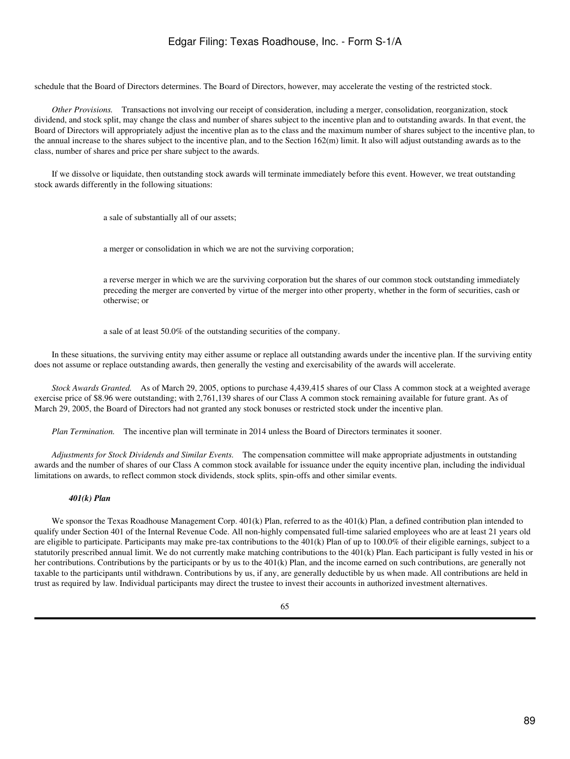schedule that the Board of Directors determines. The Board of Directors, however, may accelerate the vesting of the restricted stock.

*Other Provisions.* Transactions not involving our receipt of consideration, including a merger, consolidation, reorganization, stock dividend, and stock split, may change the class and number of shares subject to the incentive plan and to outstanding awards. In that event, the Board of Directors will appropriately adjust the incentive plan as to the class and the maximum number of shares subject to the incentive plan, to the annual increase to the shares subject to the incentive plan, and to the Section 162(m) limit. It also will adjust outstanding awards as to the class, number of shares and price per share subject to the awards.

If we dissolve or liquidate, then outstanding stock awards will terminate immediately before this event. However, we treat outstanding stock awards differently in the following situations:

- a sale of substantially all of our assets;
- a merger or consolidation in which we are not the surviving corporation;
- a reverse merger in which we are the surviving corporation but the shares of our common stock outstanding immediately preceding the merger are converted by virtue of the merger into other property, whether in the form of securities, cash or otherwise; or
- a sale of at least 50.0% of the outstanding securities of the company.

In these situations, the surviving entity may either assume or replace all outstanding awards under the incentive plan. If the surviving entity does not assume or replace outstanding awards, then generally the vesting and exercisability of the awards will accelerate.

*Stock Awards Granted.* As of March 29, 2005, options to purchase 4,439,415 shares of our Class A common stock at a weighted average exercise price of $8.96 were outstanding; with 2,761,139 shares of our Class A common stock remaining available for future grant. As of March 29, 2005, the Board of Directors had not granted any stock bonuses or restricted stock under the incentive plan.

*Plan Termination.* The incentive plan will terminate in 2014 unless the Board of Directors terminates it sooner.

*Adjustments for Stock Dividends and Similar Events.* The compensation committee will make appropriate adjustments in outstanding awards and the number of shares of our Class A common stock available for issuance under the equity incentive plan, including the individual limitations on awards, to reflect common stock dividends, stock splits, spin-offs and other similar events.

***401(k) Plan***

We sponsor the Texas Roadhouse Management Corp. 401(k) Plan, referred to as the 401(k) Plan, a defined contribution plan intended to qualify under Section 401 of the Internal Revenue Code. All non-highly compensated full-time salaried employees who are at least 21 years old are eligible to participate. Participants may make pre-tax contributions to the 401(k) Plan of up to 100.0% of their eligible earnings, subject to a statutorily prescribed annual limit. We do not currently make matching contributions to the 401(k) Plan. Each participant is fully vested in his or her contributions. Contributions by the participants or by us to the 401(k) Plan, and the income earned on such contributions, are generally not taxable to the participants until withdrawn. Contributions by us, if any, are generally deductible by us when made. All contributions are held in trust as required by law. Individual participants may direct the trustee to invest their accounts in authorized investment alternatives.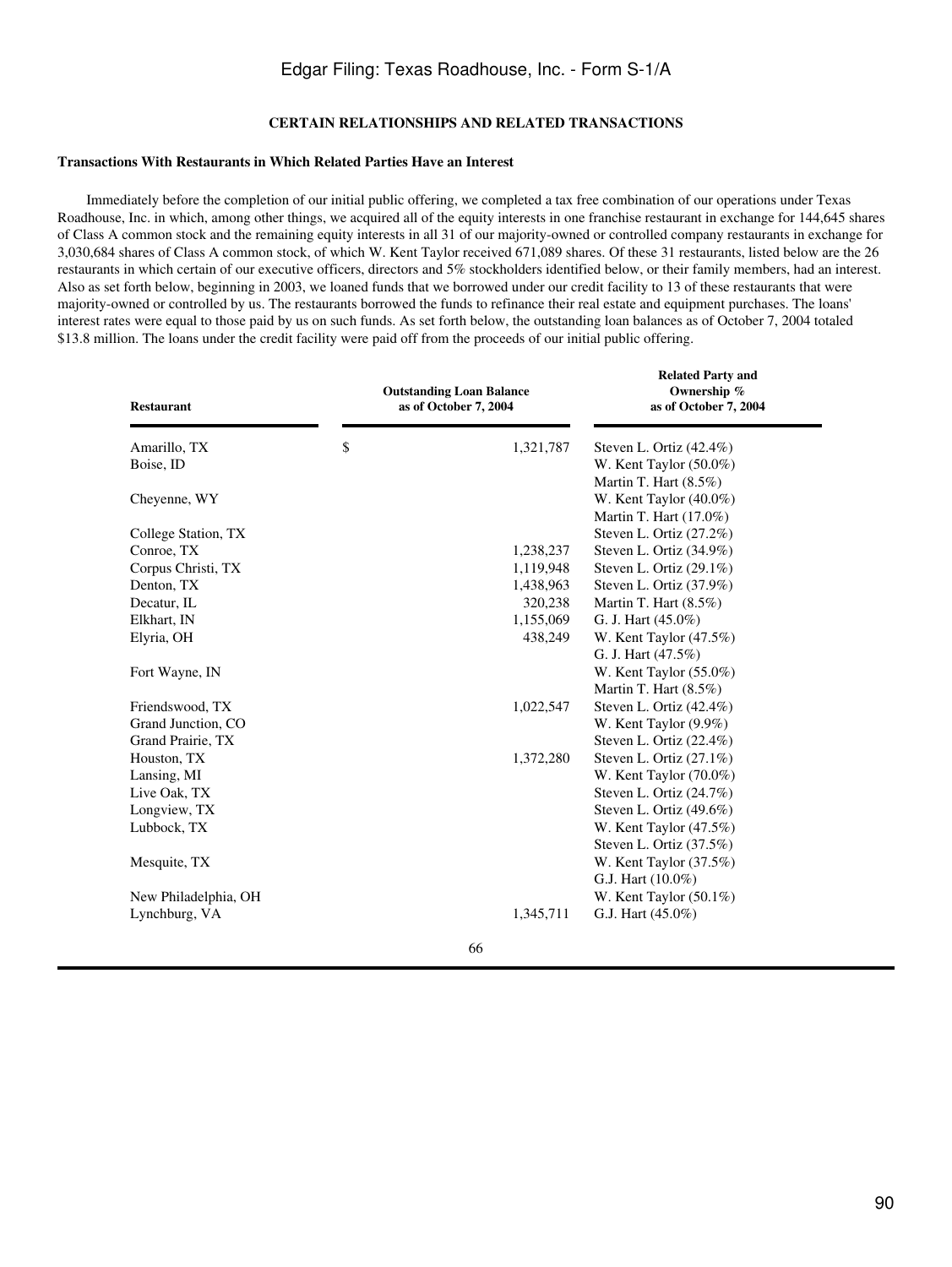## CERTAIN RELATIONSHIPS AND RELATED TRANSACTIONS

### Transactions With Restaurants in Which Related Parties Have an Interest

Immediately before the completion of our initial public offering, we completed a tax free combination of our operations under Texas Roadhouse, Inc. in which, among other things, we acquired all of the equity interests in one franchise restaurant in exchange for 144,645 shares of Class A common stock and the remaining equity interests in all 31 of our majority-owned or controlled company restaurants in exchange for 3,030,684 shares of Class A common stock, of which W. Kent Taylor received 671,089 shares. Of these 31 restaurants, listed below are the 26 restaurants in which certain of our executive officers, directors and 5% stockholders identified below, or their family members, had an interest. Also as set forth below, beginning in 2003, we loaned funds that we borrowed under our credit facility to 13 of these restaurants that were majority-owned or controlled by us. The restaurants borrowed the funds to refinance their real estate and equipment purchases. The loans' interest rates were equal to those paid by us on such funds. As set forth below, the outstanding loan balances as of October 7, 2004 totaled $13.8 million. The loans under the credit facility were paid off from the proceeds of our initial public offering.

| Restaurant | Outstanding Loan Balance as of October 7, 2004 | Related Party and Ownership % as of October 7, 2004 |
|---|---|---|
| Amarillo, TX | $ 1,321,787 | Steven L. Ortiz (42.4%) |
| Boise, ID | | W. Kent Taylor (50.0%) |
| | | Martin T. Hart (8.5%) |
| Cheyenne, WY | | W. Kent Taylor (40.0%) |
| | | Martin T. Hart (17.0%) |
| College Station, TX | | Steven L. Ortiz (27.2%) |
| Conroe, TX | 1,238,237 | Steven L. Ortiz (34.9%) |
| Corpus Christi, TX | 1,119,948 | Steven L. Ortiz (29.1%) |
| Denton, TX | 1,438,963 | Steven L. Ortiz (37.9%) |
| Decatur, IL | 320,238 | Martin T. Hart (8.5%) |
| Elkhart, IN | 1,155,069 | G. J. Hart (45.0%) |
| Elyria, OH | 438,249 | W. Kent Taylor (47.5%) |
| | | G. J. Hart (47.5%) |
| Fort Wayne, IN | | W. Kent Taylor (55.0%) |
| | | Martin T. Hart (8.5%) |
| Friendswood, TX | 1,022,547 | Steven L. Ortiz (42.4%) |
| Grand Junction, CO | | W. Kent Taylor (9.9%) |
| Grand Prairie, TX | | Steven L. Ortiz (22.4%) |
| Houston, TX | 1,372,280 | Steven L. Ortiz (27.1%) |
| Lansing, MI | | W. Kent Taylor (70.0%) |
| Live Oak, TX | | Steven L. Ortiz (24.7%) |
| Longview, TX | | Steven L. Ortiz (49.6%) |
| Lubbock, TX | | W. Kent Taylor (47.5%) |
| | | Steven L. Ortiz (37.5%) |
| Mesquite, TX | | W. Kent Taylor (37.5%) |
| | | G.J. Hart (10.0%) |
| New Philadelphia, OH | | W. Kent Taylor (50.1%) |
| Lynchburg, VA | 1,345,711 | G.J. Hart (45.0%) |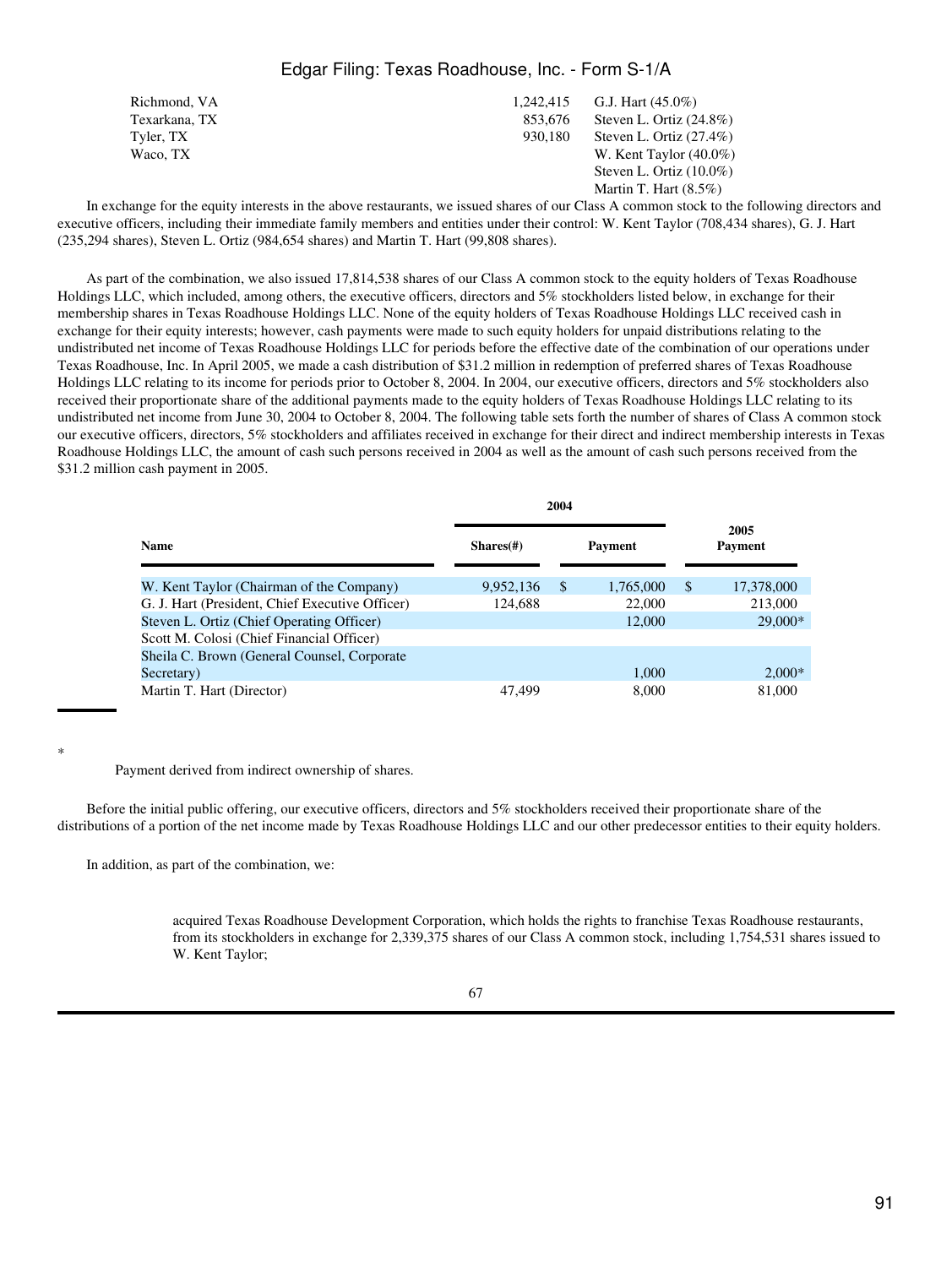| | | |
|---|---|---|
| Richmond, VA | 1,242,415 | G.J. Hart (45.0%) |
| Texarkana, TX | 853,676 | Steven L. Ortiz (24.8%) |
| Tyler, TX | 930,180 | Steven L. Ortiz (27.4%) |
| Waco, TX | | W. Kent Taylor (40.0%) |
| | | Steven L. Ortiz (10.0%) |
| | | Martin T. Hart (8.5%) |

In exchange for the equity interests in the above restaurants, we issued shares of our Class A common stock to the following directors and executive officers, including their immediate family members and entities under their control: W. Kent Taylor (708,434 shares), G. J. Hart (235,294 shares), Steven L. Ortiz (984,654 shares) and Martin T. Hart (99,808 shares).

As part of the combination, we also issued 17,814,538 shares of our Class A common stock to the equity holders of Texas Roadhouse Holdings LLC, which included, among others, the executive officers, directors and 5% stockholders listed below, in exchange for their membership shares in Texas Roadhouse Holdings LLC. None of the equity holders of Texas Roadhouse Holdings LLC received cash in exchange for their equity interests; however, cash payments were made to such equity holders for unpaid distributions relating to the undistributed net income of Texas Roadhouse Holdings LLC for periods before the effective date of the combination of our operations under Texas Roadhouse, Inc. In April 2005, we made a cash distribution of $31.2 million in redemption of preferred shares of Texas Roadhouse Holdings LLC relating to its income for periods prior to October 8, 2004. In 2004, our executive officers, directors and 5% stockholders also received their proportionate share of the additional payments made to the equity holders of Texas Roadhouse Holdings LLC relating to its undistributed net income from June 30, 2004 to October 8, 2004. The following table sets forth the number of shares of Class A common stock our executive officers, directors, 5% stockholders and affiliates received in exchange for their direct and indirect membership interests in Texas Roadhouse Holdings LLC, the amount of cash such persons received in 2004 as well as the amount of cash such persons received from the $31.2 million cash payment in 2005.

| | 2004 | | 2005 |
|---|---|---|---|
| **Name** | **Shares(#)** | **Payment** | **Payment** |
| W. Kent Taylor (Chairman of the Company) | 9,952,136 | $ 1,765,000 | $ 17,378,000 |
| G. J. Hart (President, Chief Executive Officer) | 124,688 | 22,000 | 213,000 |
| Steven L. Ortiz (Chief Operating Officer) | | 12,000 | 29,000* |
| Scott M. Colosi (Chief Financial Officer) | | | |
| Sheila C. Brown (General Counsel, Corporate Secretary) | | 1,000 | 2,000* |
| Martin T. Hart (Director) | 47,499 | 8,000 | 81,000 |

\* Payment derived from indirect ownership of shares.

Before the initial public offering, our executive officers, directors and 5% stockholders received their proportionate share of the distributions of a portion of the net income made by Texas Roadhouse Holdings LLC and our other predecessor entities to their equity holders.

In addition, as part of the combination, we:

- acquired Texas Roadhouse Development Corporation, which holds the rights to franchise Texas Roadhouse restaurants, from its stockholders in exchange for 2,339,375 shares of our Class A common stock, including 1,754,531 shares issued to W. Kent Taylor;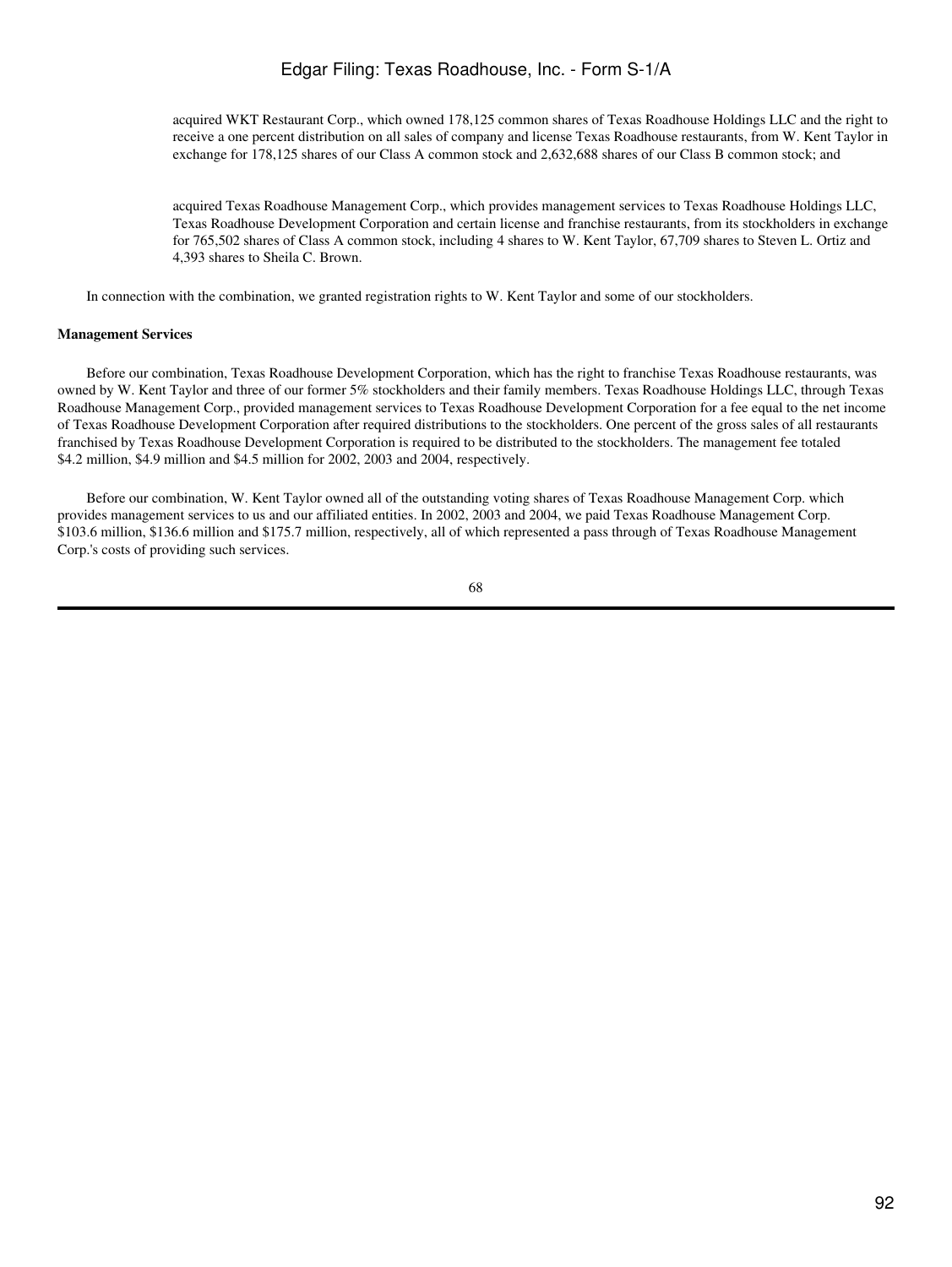acquired WKT Restaurant Corp., which owned 178,125 common shares of Texas Roadhouse Holdings LLC and the right to receive a one percent distribution on all sales of company and license Texas Roadhouse restaurants, from W. Kent Taylor in exchange for 178,125 shares of our Class A common stock and 2,632,688 shares of our Class B common stock; and

acquired Texas Roadhouse Management Corp., which provides management services to Texas Roadhouse Holdings LLC, Texas Roadhouse Development Corporation and certain license and franchise restaurants, from its stockholders in exchange for 765,502 shares of Class A common stock, including 4 shares to W. Kent Taylor, 67,709 shares to Steven L. Ortiz and 4,393 shares to Sheila C. Brown.

In connection with the combination, we granted registration rights to W. Kent Taylor and some of our stockholders.

**Management Services**

Before our combination, Texas Roadhouse Development Corporation, which has the right to franchise Texas Roadhouse restaurants, was owned by W. Kent Taylor and three of our former 5% stockholders and their family members. Texas Roadhouse Holdings LLC, through Texas Roadhouse Management Corp., provided management services to Texas Roadhouse Development Corporation for a fee equal to the net income of Texas Roadhouse Development Corporation after required distributions to the stockholders. One percent of the gross sales of all restaurants franchised by Texas Roadhouse Development Corporation is required to be distributed to the stockholders. The management fee totaled $4.2 million, $4.9 million and $4.5 million for 2002, 2003 and 2004, respectively.

Before our combination, W. Kent Taylor owned all of the outstanding voting shares of Texas Roadhouse Management Corp. which provides management services to us and our affiliated entities. In 2002, 2003 and 2004, we paid Texas Roadhouse Management Corp. $103.6 million, $136.6 million and $175.7 million, respectively, all of which represented a pass through of Texas Roadhouse Management Corp.'s costs of providing such services.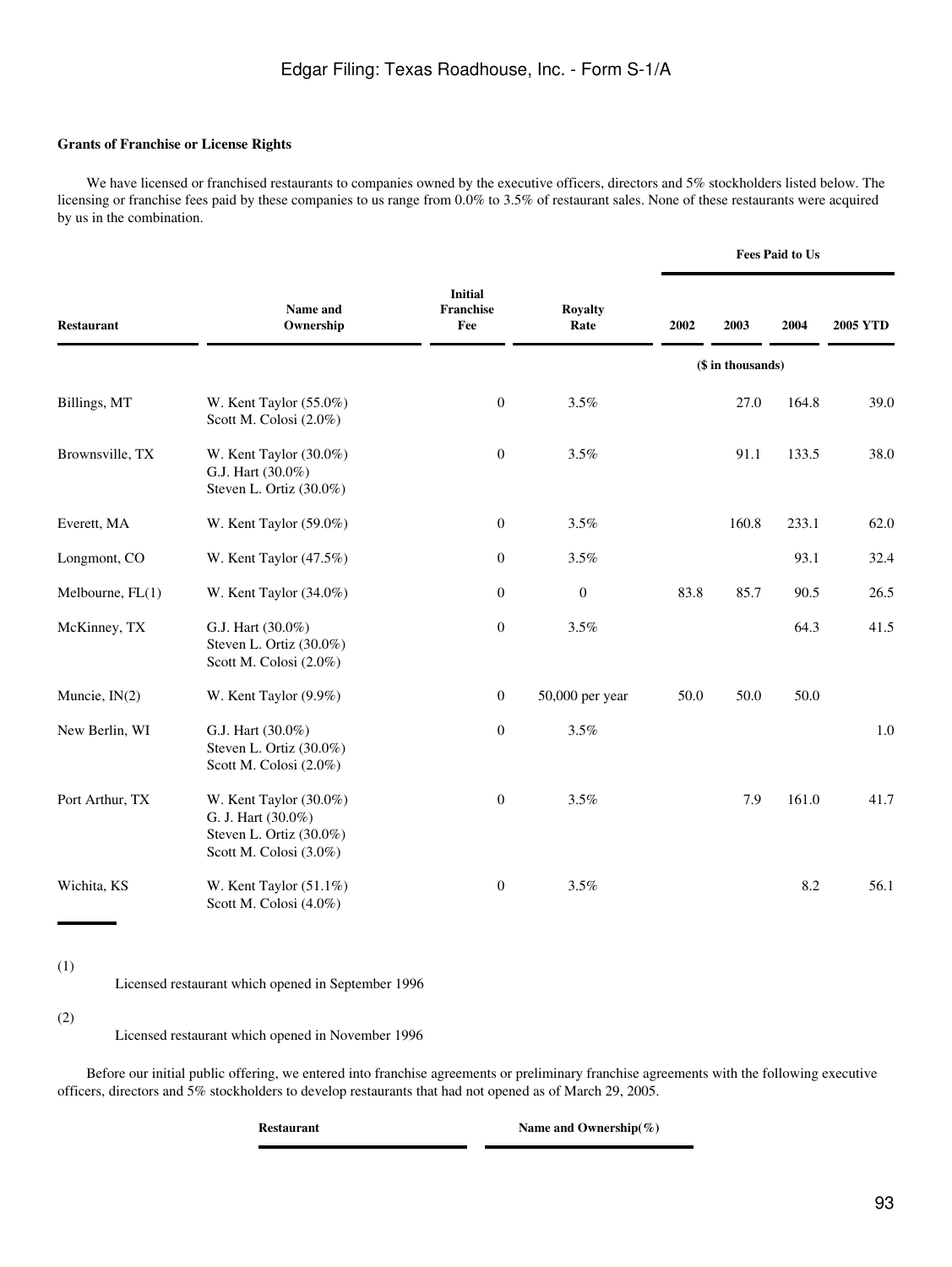**Grants of Franchise or License Rights**

We have licensed or franchised restaurants to companies owned by the executive officers, directors and 5% stockholders listed below. The licensing or franchise fees paid by these companies to us range from 0.0% to 3.5% of restaurant sales. None of these restaurants were acquired by us in the combination.

| Restaurant | Name and Ownership | Initial Franchise Fee | Royalty Rate | Fees Paid to Us 2002 | 2003 | 2004 | 2005 YTD |
|---|---|---|---|---|---|---|---|
| | | | | ($ in thousands) | | | |
| Billings, MT | W. Kent Taylor (55.0%) Scott M. Colosi (2.0%) | 0 | 3.5% | | 27.0 | 164.8 | 39.0 |
| Brownsville, TX | W. Kent Taylor (30.0%) G.J. Hart (30.0%) Steven L. Ortiz (30.0%) | 0 | 3.5% | | 91.1 | 133.5 | 38.0 |
| Everett, MA | W. Kent Taylor (59.0%) | 0 | 3.5% | | 160.8 | 233.1 | 62.0 |
| Longmont, CO | W. Kent Taylor (47.5%) | 0 | 3.5% | | | 93.1 | 32.4 |
| Melbourne, FL(1) | W. Kent Taylor (34.0%) | 0 | 0 | 83.8 | 85.7 | 90.5 | 26.5 |
| McKinney, TX | G.J. Hart (30.0%) Steven L. Ortiz (30.0%) Scott M. Colosi (2.0%) | 0 | 3.5% | | | 64.3 | 41.5 |
| Muncie, IN(2) | W. Kent Taylor (9.9%) | 0 | 50,000 per year | 50.0 | 50.0 | 50.0 | |
| New Berlin, WI | G.J. Hart (30.0%) Steven L. Ortiz (30.0%) Scott M. Colosi (2.0%) | 0 | 3.5% | | | | 1.0 |
| Port Arthur, TX | W. Kent Taylor (30.0%) G. J. Hart (30.0%) Steven L. Ortiz (30.0%) Scott M. Colosi (3.0%) | 0 | 3.5% | | 7.9 | 161.0 | 41.7 |
| Wichita, KS | W. Kent Taylor (51.1%) Scott M. Colosi (4.0%) | 0 | 3.5% | | | 8.2 | 56.1 |

(1) Licensed restaurant which opened in September 1996

(2) Licensed restaurant which opened in November 1996

Before our initial public offering, we entered into franchise agreements or preliminary franchise agreements with the following executive officers, directors and 5% stockholders to develop restaurants that had not opened as of March 29, 2005.

| Restaurant | Name and Ownership(%) |
|---|---|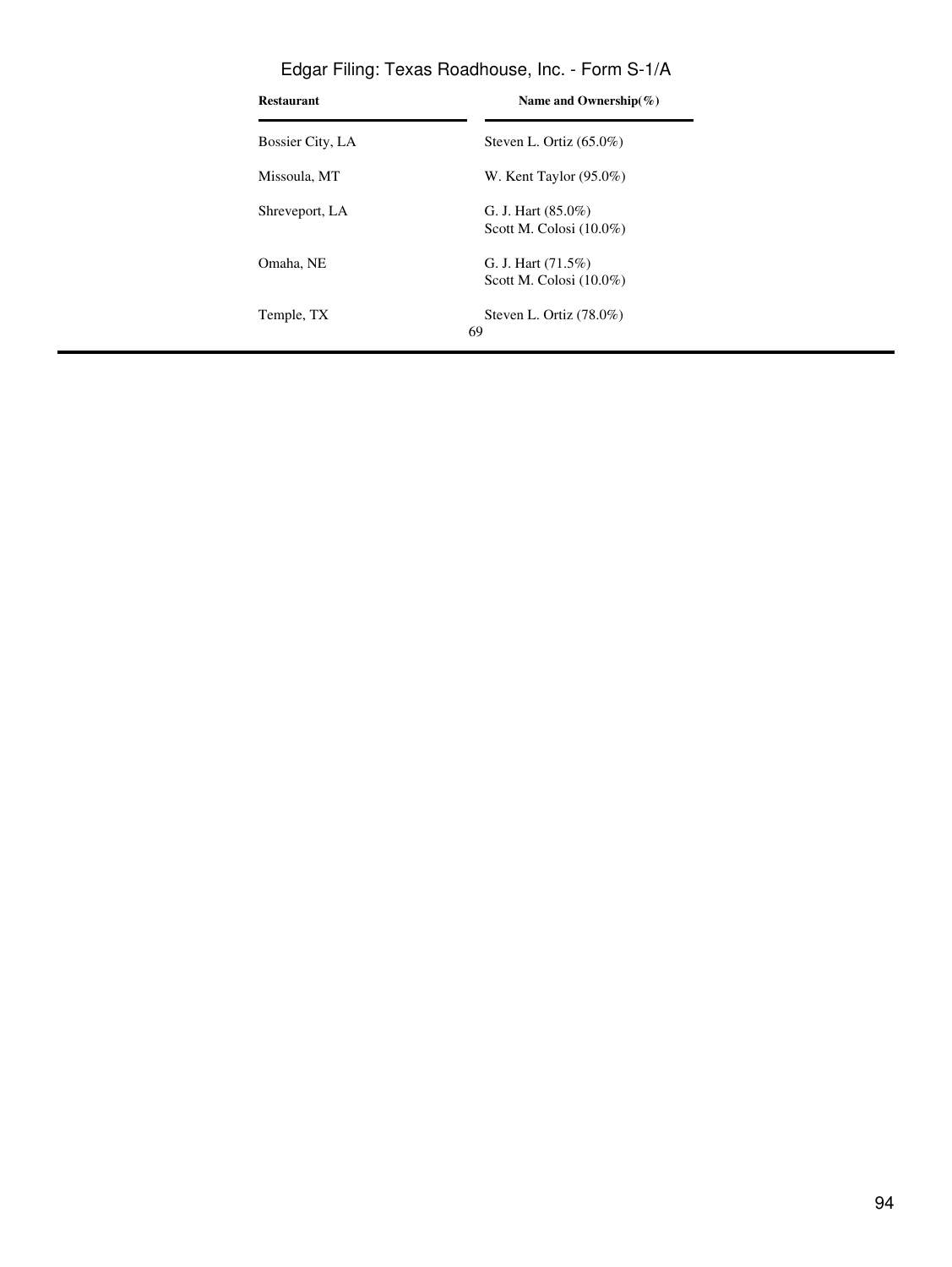| Restaurant | Name and Ownership(%) |
| --- | --- |
| Bossier City, LA | Steven L. Ortiz (65.0%) |
| Missoula, MT | W. Kent Taylor (95.0%) |
| Shreveport, LA | G. J. Hart (85.0%)<br>Scott M. Colosi (10.0%) |
| Omaha, NE | G. J. Hart (71.5%)<br>Scott M. Colosi (10.0%) |
| Temple, TX | Steven L. Ortiz (78.0%) |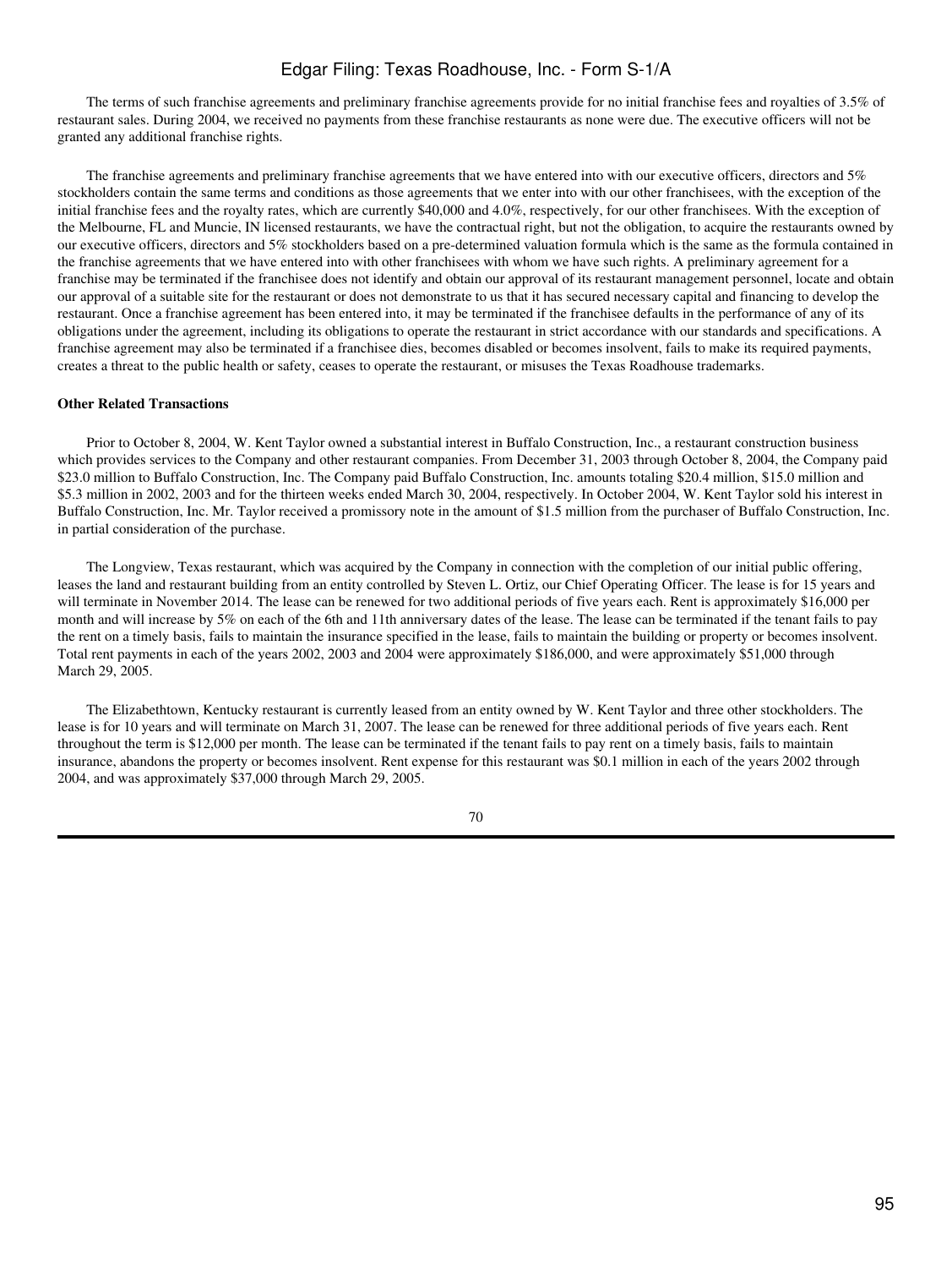The terms of such franchise agreements and preliminary franchise agreements provide for no initial franchise fees and royalties of 3.5% of restaurant sales. During 2004, we received no payments from these franchise restaurants as none were due. The executive officers will not be granted any additional franchise rights.

The franchise agreements and preliminary franchise agreements that we have entered into with our executive officers, directors and 5% stockholders contain the same terms and conditions as those agreements that we enter into with our other franchisees, with the exception of the initial franchise fees and the royalty rates, which are currently $40,000 and 4.0%, respectively, for our other franchisees. With the exception of the Melbourne, FL and Muncie, IN licensed restaurants, we have the contractual right, but not the obligation, to acquire the restaurants owned by our executive officers, directors and 5% stockholders based on a pre-determined valuation formula which is the same as the formula contained in the franchise agreements that we have entered into with other franchisees with whom we have such rights. A preliminary agreement for a franchise may be terminated if the franchisee does not identify and obtain our approval of its restaurant management personnel, locate and obtain our approval of a suitable site for the restaurant or does not demonstrate to us that it has secured necessary capital and financing to develop the restaurant. Once a franchise agreement has been entered into, it may be terminated if the franchisee defaults in the performance of any of its obligations under the agreement, including its obligations to operate the restaurant in strict accordance with our standards and specifications. A franchise agreement may also be terminated if a franchisee dies, becomes disabled or becomes insolvent, fails to make its required payments, creates a threat to the public health or safety, ceases to operate the restaurant, or misuses the Texas Roadhouse trademarks.

**Other Related Transactions**

Prior to October 8, 2004, W. Kent Taylor owned a substantial interest in Buffalo Construction, Inc., a restaurant construction business which provides services to the Company and other restaurant companies. From December 31, 2003 through October 8, 2004, the Company paid $23.0 million to Buffalo Construction, Inc. The Company paid Buffalo Construction, Inc. amounts totaling $20.4 million, $15.0 million and $5.3 million in 2002, 2003 and for the thirteen weeks ended March 30, 2004, respectively. In October 2004, W. Kent Taylor sold his interest in Buffalo Construction, Inc. Mr. Taylor received a promissory note in the amount of $1.5 million from the purchaser of Buffalo Construction, Inc. in partial consideration of the purchase.

The Longview, Texas restaurant, which was acquired by the Company in connection with the completion of our initial public offering, leases the land and restaurant building from an entity controlled by Steven L. Ortiz, our Chief Operating Officer. The lease is for 15 years and will terminate in November 2014. The lease can be renewed for two additional periods of five years each. Rent is approximately $16,000 per month and will increase by 5% on each of the 6th and 11th anniversary dates of the lease. The lease can be terminated if the tenant fails to pay the rent on a timely basis, fails to maintain the insurance specified in the lease, fails to maintain the building or property or becomes insolvent. Total rent payments in each of the years 2002, 2003 and 2004 were approximately $186,000, and were approximately $51,000 through March 29, 2005.

The Elizabethtown, Kentucky restaurant is currently leased from an entity owned by W. Kent Taylor and three other stockholders. The lease is for 10 years and will terminate on March 31, 2007. The lease can be renewed for three additional periods of five years each. Rent throughout the term is $12,000 per month. The lease can be terminated if the tenant fails to pay rent on a timely basis, fails to maintain insurance, abandons the property or becomes insolvent. Rent expense for this restaurant was $0.1 million in each of the years 2002 through 2004, and was approximately $37,000 through March 29, 2005.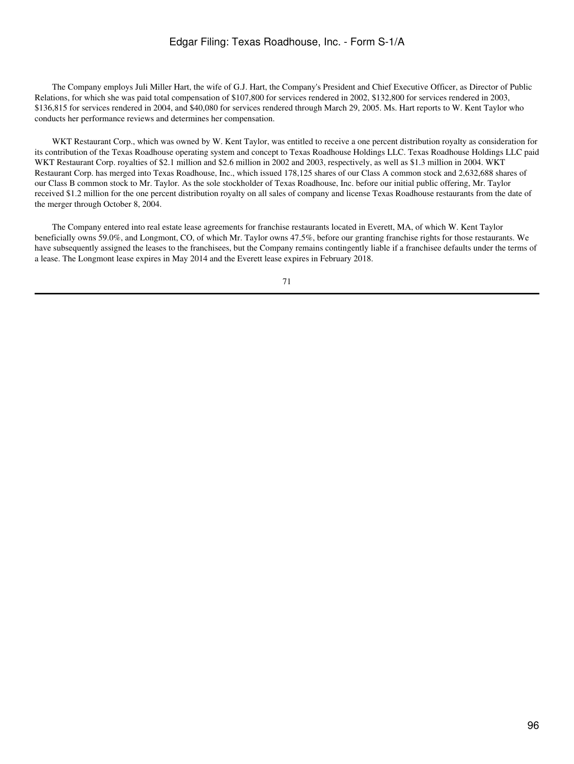The Company employs Juli Miller Hart, the wife of G.J. Hart, the Company's President and Chief Executive Officer, as Director of Public Relations, for which she was paid total compensation of $107,800 for services rendered in 2002, $132,800 for services rendered in 2003, $136,815 for services rendered in 2004, and $40,080 for services rendered through March 29, 2005. Ms. Hart reports to W. Kent Taylor who conducts her performance reviews and determines her compensation.

WKT Restaurant Corp., which was owned by W. Kent Taylor, was entitled to receive a one percent distribution royalty as consideration for its contribution of the Texas Roadhouse operating system and concept to Texas Roadhouse Holdings LLC. Texas Roadhouse Holdings LLC paid WKT Restaurant Corp. royalties of $2.1 million and $2.6 million in 2002 and 2003, respectively, as well as $1.3 million in 2004. WKT Restaurant Corp. has merged into Texas Roadhouse, Inc., which issued 178,125 shares of our Class A common stock and 2,632,688 shares of our Class B common stock to Mr. Taylor. As the sole stockholder of Texas Roadhouse, Inc. before our initial public offering, Mr. Taylor received $1.2 million for the one percent distribution royalty on all sales of company and license Texas Roadhouse restaurants from the date of the merger through October 8, 2004.

The Company entered into real estate lease agreements for franchise restaurants located in Everett, MA, of which W. Kent Taylor beneficially owns 59.0%, and Longmont, CO, of which Mr. Taylor owns 47.5%, before our granting franchise rights for those restaurants. We have subsequently assigned the leases to the franchisees, but the Company remains contingently liable if a franchisee defaults under the terms of a lease. The Longmont lease expires in May 2014 and the Everett lease expires in February 2018.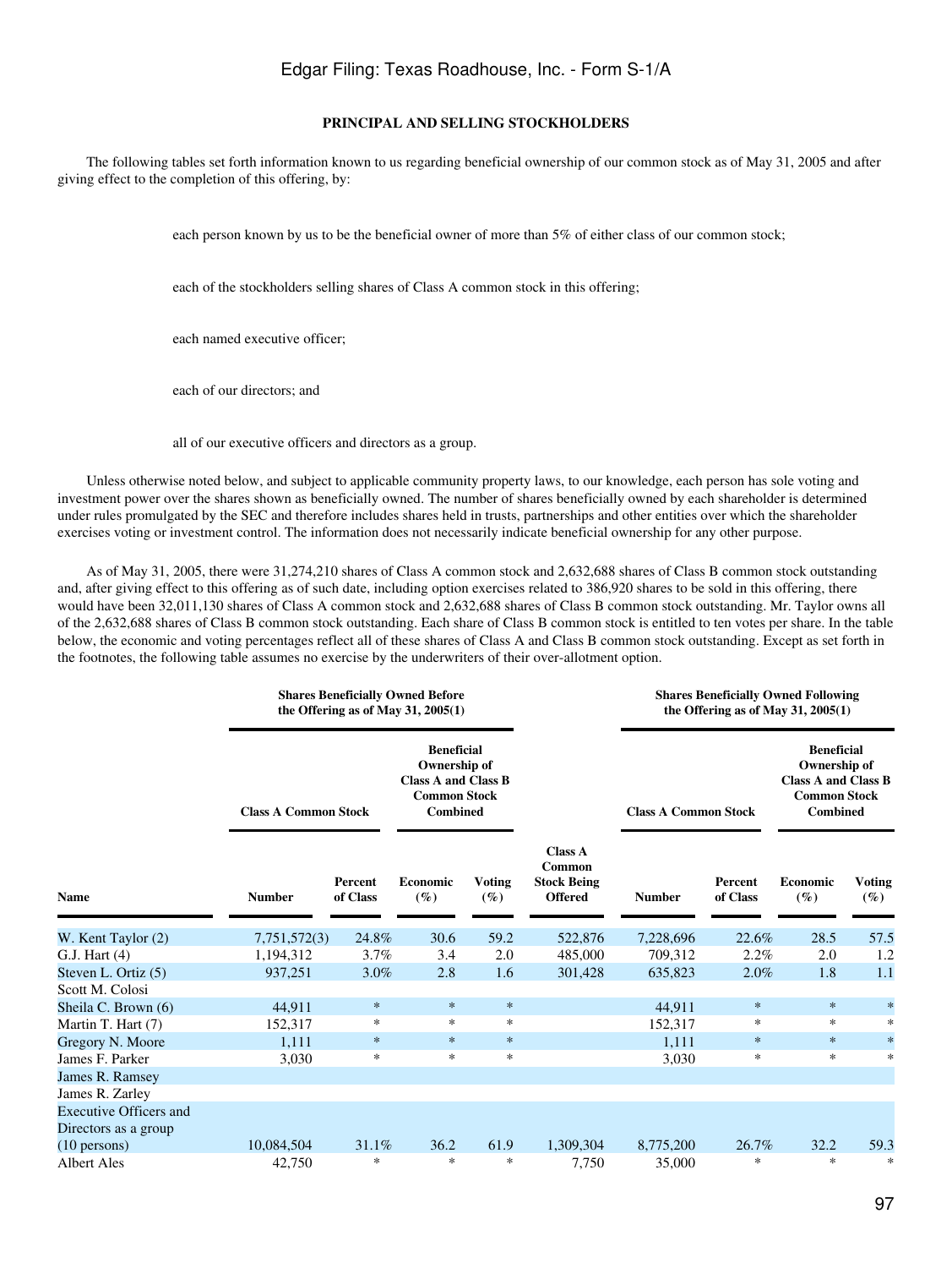## PRINCIPAL AND SELLING STOCKHOLDERS

The following tables set forth information known to us regarding beneficial ownership of our common stock as of May 31, 2005 and after giving effect to the completion of this offering, by:

each person known by us to be the beneficial owner of more than 5% of either class of our common stock;

each of the stockholders selling shares of Class A common stock in this offering;

each named executive officer;

each of our directors; and

all of our executive officers and directors as a group.

Unless otherwise noted below, and subject to applicable community property laws, to our knowledge, each person has sole voting and investment power over the shares shown as beneficially owned. The number of shares beneficially owned by each shareholder is determined under rules promulgated by the SEC and therefore includes shares held in trusts, partnerships and other entities over which the shareholder exercises voting or investment control. The information does not necessarily indicate beneficial ownership for any other purpose.

As of May 31, 2005, there were 31,274,210 shares of Class A common stock and 2,632,688 shares of Class B common stock outstanding and, after giving effect to this offering as of such date, including option exercises related to 386,920 shares to be sold in this offering, there would have been 32,011,130 shares of Class A common stock and 2,632,688 shares of Class B common stock outstanding. Mr. Taylor owns all of the 2,632,688 shares of Class B common stock outstanding. Each share of Class B common stock is entitled to ten votes per share. In the table below, the economic and voting percentages reflect all of these shares of Class A and Class B common stock outstanding. Except as set forth in the footnotes, the following table assumes no exercise by the underwriters of their over-allotment option.

| | Shares Beneficially Owned Before the Offering as of May 31, 2005(1) | | | | | Shares Beneficially Owned Following the Offering as of May 31, 2005(1) | | | |
|---|---|---|---|---|---|---|---|---|---|
| | Class A Common Stock | | Beneficial Ownership of Class A and Class B Common Stock Combined | | | Class A Common Stock | | Beneficial Ownership of Class A and Class B Common Stock Combined | |
| Name | Number | Percent of Class | Economic (%) | Voting (%) | Class A Common Stock Being Offered | Number | Percent of Class | Economic (%) | Voting (%) |
| W. Kent Taylor (2) | 7,751,572(3) | 24.8% | 30.6 | 59.2 | 522,876 | 7,228,696 | 22.6% | 28.5 | 57.5 |
| G.J. Hart (4) | 1,194,312 | 3.7% | 3.4 | 2.0 | 485,000 | 709,312 | 2.2% | 2.0 | 1.2 |
| Steven L. Ortiz (5) | 937,251 | 3.0% | 2.8 | 1.6 | 301,428 | 635,823 | 2.0% | 1.8 | 1.1 |
| Scott M. Colosi | | | | | | | | | |
| Sheila C. Brown (6) | 44,911 | * | * | * | | 44,911 | * | * | * |
| Martin T. Hart (7) | 152,317 | * | * | * | | 152,317 | * | * | * |
| Gregory N. Moore | 1,111 | * | * | * | | 1,111 | * | * | * |
| James F. Parker | 3,030 | * | * | * | | 3,030 | * | * | * |
| James R. Ramsey | | | | | | | | | |
| James R. Zarley | | | | | | | | | |
| Executive Officers and Directors as a group (10 persons) | 10,084,504 | 31.1% | 36.2 | 61.9 | 1,309,304 | 8,775,200 | 26.7% | 32.2 | 59.3 |
| Albert Ales | 42,750 | * | * | * | 7,750 | 35,000 | * | * | * |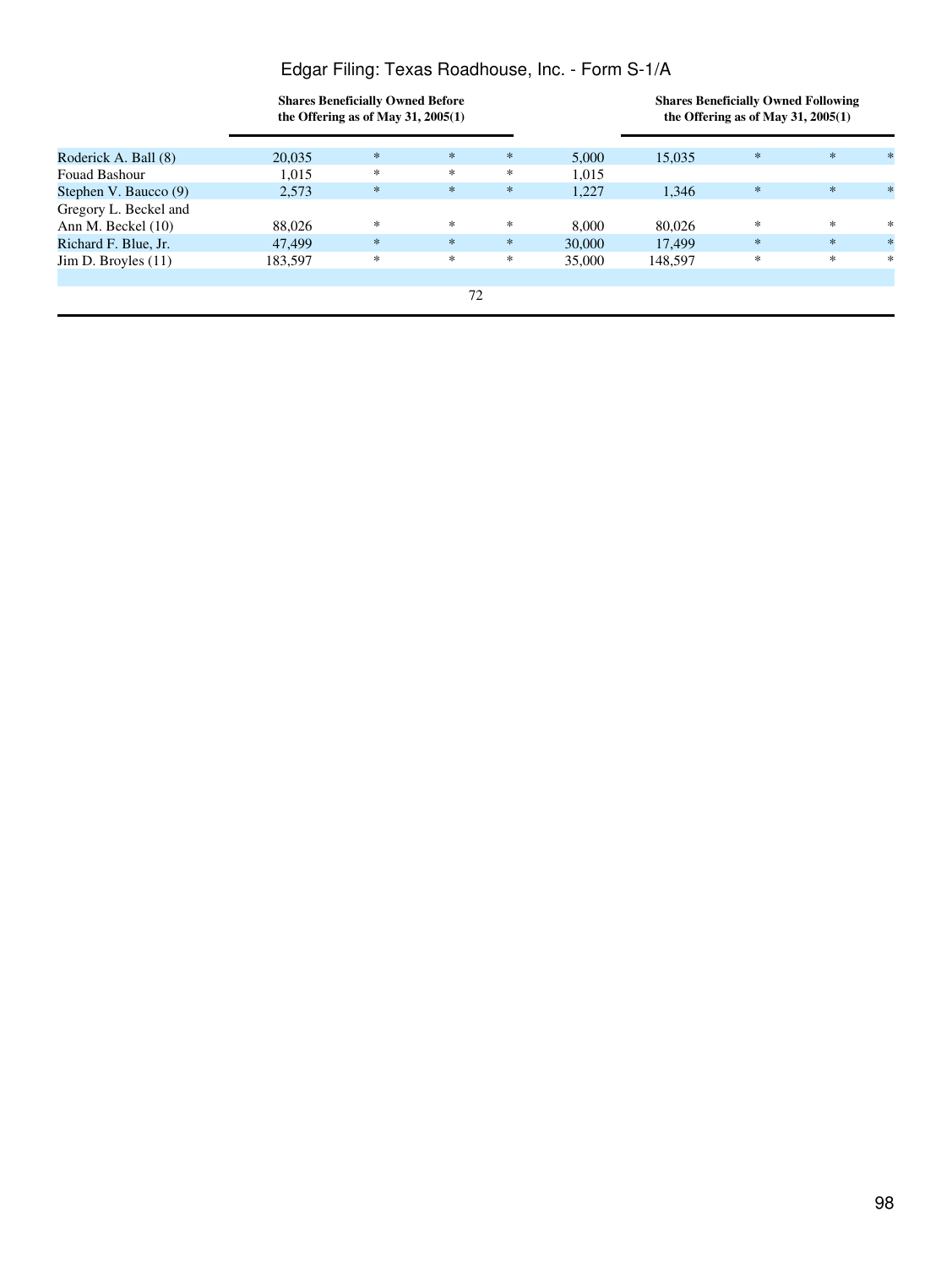| | Shares Beneficially Owned Before the Offering as of May 31, 2005(1) | | | | Shares Beneficially Owned Following the Offering as of May 31, 2005(1) | | | |
|---|---|---|---|---|---|---|---|---|
| Roderick A. Ball (8) | 20,035 | * | * | * | 5,000 | 15,035 | * | * | * |
| Fouad Bashour | 1,015 | * | * | * | 1,015 | | | | |
| Stephen V. Baucco (9) | 2,573 | * | * | * | 1,227 | 1,346 | * | * | * |
| Gregory L. Beckel and Ann M. Beckel (10) | 88,026 | * | * | * | 8,000 | 80,026 | * | * | * |
| Richard F. Blue, Jr. | 47,499 | * | * | * | 30,000 | 17,499 | * | * | * |
| Jim D. Broyles (11) | 183,597 | * | * | * | 35,000 | 148,597 | * | * | * |

72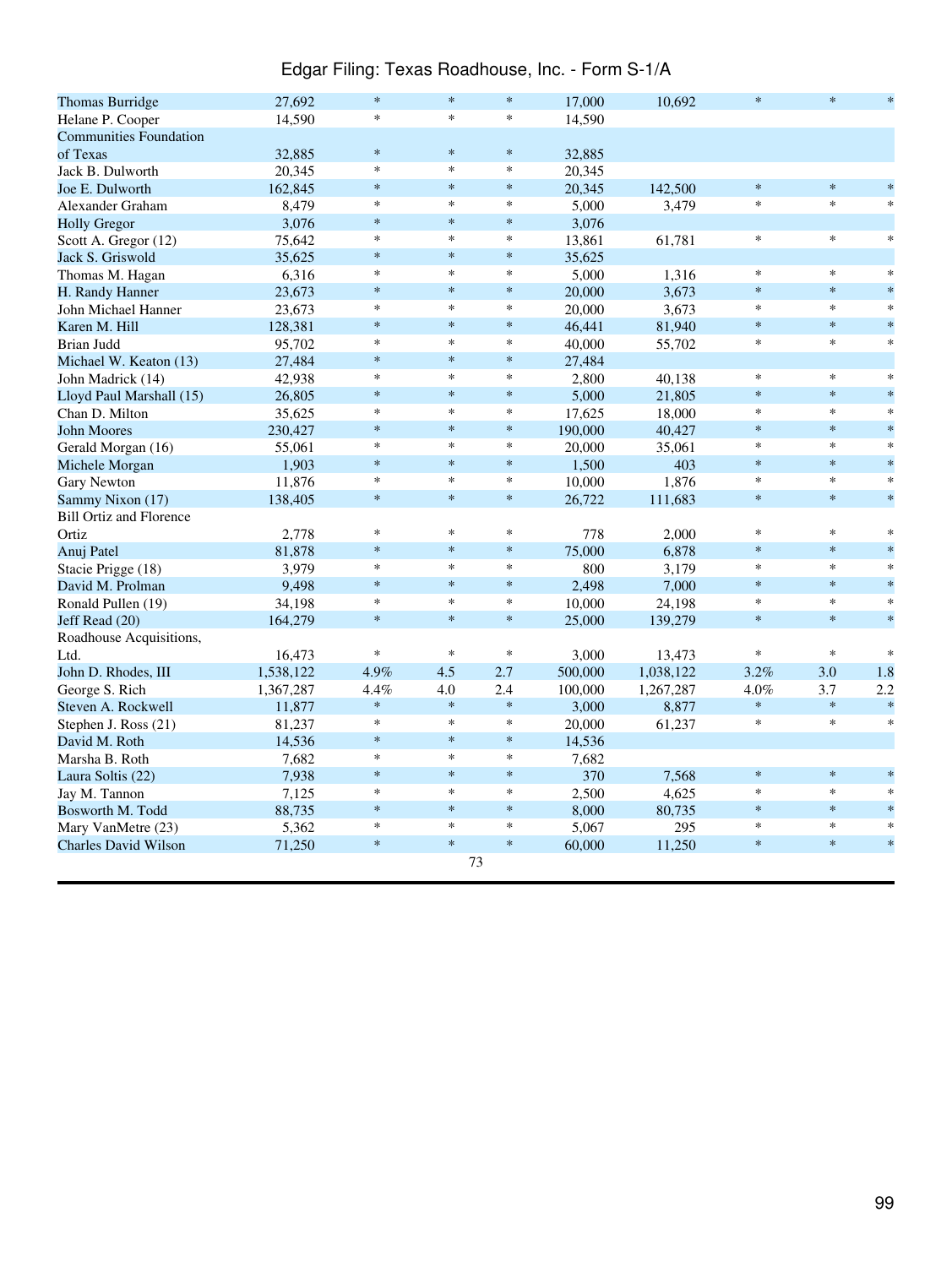| | | | | | | | | | |
|---|---|---|---|---|---|---|---|---|---|
| Thomas Burridge | 27,692 | * | * | * | 17,000 | 10,692 | * | * | * |
| Helane P. Cooper | 14,590 | * | * | * | 14,590 | | | | |
| Communities Foundation of Texas | 32,885 | * | * | * | 32,885 | | | | |
| Jack B. Dulworth | 20,345 | * | * | * | 20,345 | | | | |
| Joe E. Dulworth | 162,845 | * | * | * | 20,345 | 142,500 | * | * | * |
| Alexander Graham | 8,479 | * | * | * | 5,000 | 3,479 | * | * | * |
| Holly Gregor | 3,076 | * | * | * | 3,076 | | | | |
| Scott A. Gregor (12) | 75,642 | * | * | * | 13,861 | 61,781 | * | * | * |
| Jack S. Griswold | 35,625 | * | * | * | 35,625 | | | | |
| Thomas M. Hagan | 6,316 | * | * | * | 5,000 | 1,316 | * | * | * |
| H. Randy Hanner | 23,673 | * | * | * | 20,000 | 3,673 | * | * | * |
| John Michael Hanner | 23,673 | * | * | * | 20,000 | 3,673 | * | * | * |
| Karen M. Hill | 128,381 | * | * | * | 46,441 | 81,940 | * | * | * |
| Brian Judd | 95,702 | * | * | * | 40,000 | 55,702 | * | * | * |
| Michael W. Keaton (13) | 27,484 | * | * | * | 27,484 | | | | |
| John Madrick (14) | 42,938 | * | * | * | 2,800 | 40,138 | * | * | * |
| Lloyd Paul Marshall (15) | 26,805 | * | * | * | 5,000 | 21,805 | * | * | * |
| Chan D. Milton | 35,625 | * | * | * | 17,625 | 18,000 | * | * | * |
| John Moores | 230,427 | * | * | * | 190,000 | 40,427 | * | * | * |
| Gerald Morgan (16) | 55,061 | * | * | * | 20,000 | 35,061 | * | * | * |
| Michele Morgan | 1,903 | * | * | * | 1,500 | 403 | * | * | * |
| Gary Newton | 11,876 | * | * | * | 10,000 | 1,876 | * | * | * |
| Sammy Nixon (17) | 138,405 | * | * | * | 26,722 | 111,683 | * | * | * |
| Bill Ortiz and Florence Ortiz | 2,778 | * | * | * | 778 | 2,000 | * | * | * |
| Anuj Patel | 81,878 | * | * | * | 75,000 | 6,878 | * | * | * |
| Stacie Prigge (18) | 3,979 | * | * | * | 800 | 3,179 | * | * | * |
| David M. Prolman | 9,498 | * | * | * | 2,498 | 7,000 | * | * | * |
| Ronald Pullen (19) | 34,198 | * | * | * | 10,000 | 24,198 | * | * | * |
| Jeff Read (20) | 164,279 | * | * | * | 25,000 | 139,279 | * | * | * |
| Roadhouse Acquisitions, Ltd. | 16,473 | * | * | * | 3,000 | 13,473 | * | * | * |
| John D. Rhodes, III | 1,538,122 | 4.9% | 4.5 | 2.7 | 500,000 | 1,038,122 | 3.2% | 3.0 | 1.8 |
| George S. Rich | 1,367,287 | 4.4% | 4.0 | 2.4 | 100,000 | 1,267,287 | 4.0% | 3.7 | 2.2 |
| Steven A. Rockwell | 11,877 | * | * | * | 3,000 | 8,877 | * | * | * |
| Stephen J. Ross (21) | 81,237 | * | * | * | 20,000 | 61,237 | * | * | * |
| David M. Roth | 14,536 | * | * | * | 14,536 | | | | |
| Marsha B. Roth | 7,682 | * | * | * | 7,682 | | | | |
| Laura Soltis (22) | 7,938 | * | * | * | 370 | 7,568 | * | * | * |
| Jay M. Tannon | 7,125 | * | * | * | 2,500 | 4,625 | * | * | * |
| Bosworth M. Todd | 88,735 | * | * | * | 8,000 | 80,735 | * | * | * |
| Mary VanMetre (23) | 5,362 | * | * | * | 5,067 | 295 | * | * | * |
| Charles David Wilson | 71,250 | * | * | * | 60,000 | 11,250 | * | * | * |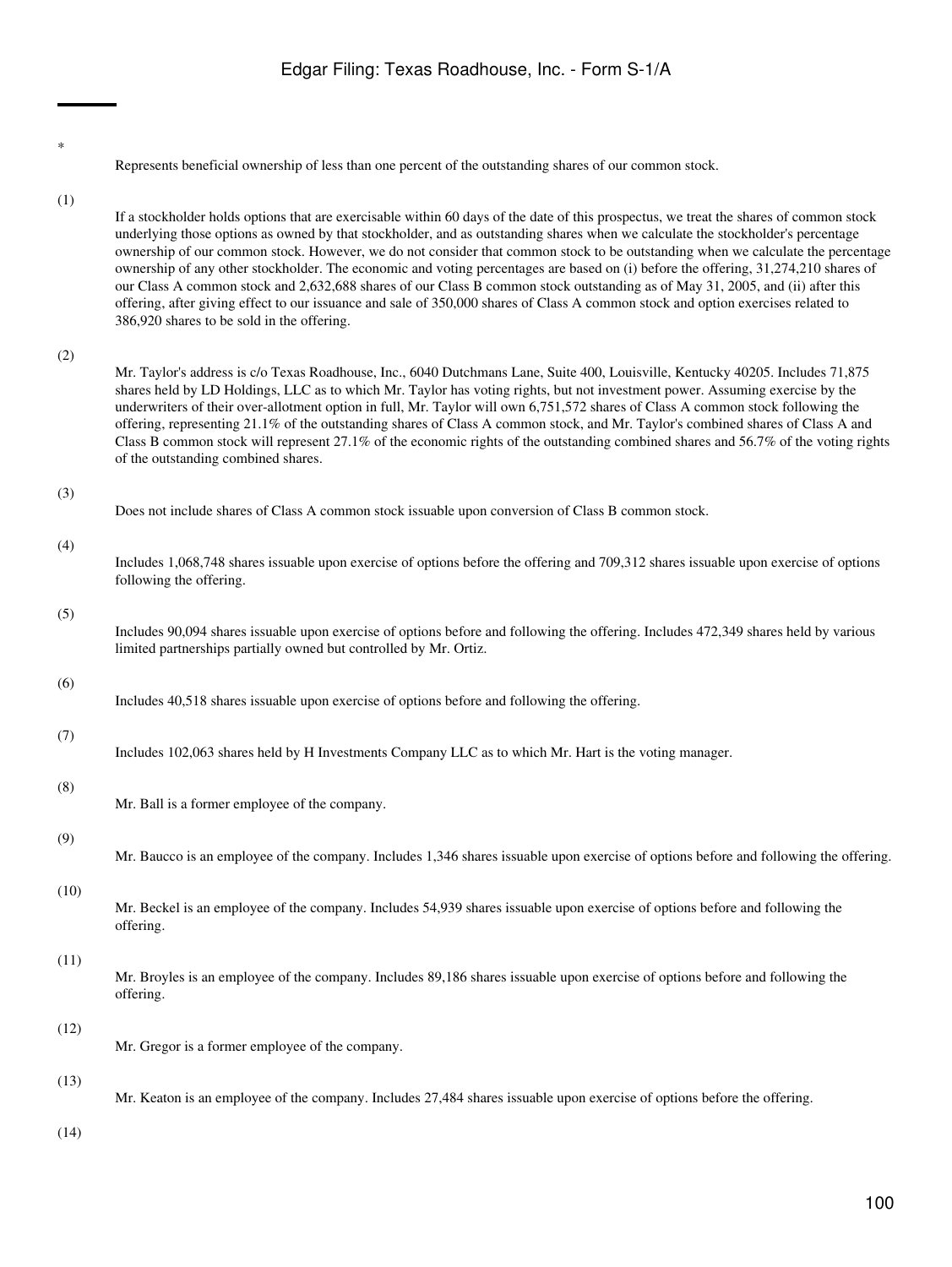\* Represents beneficial ownership of less than one percent of the outstanding shares of our common stock.

(1) If a stockholder holds options that are exercisable within 60 days of the date of this prospectus, we treat the shares of common stock underlying those options as owned by that stockholder, and as outstanding shares when we calculate the stockholder's percentage ownership of our common stock. However, we do not consider that common stock to be outstanding when we calculate the percentage ownership of any other stockholder. The economic and voting percentages are based on (i) before the offering, 31,274,210 shares of our Class A common stock and 2,632,688 shares of our Class B common stock outstanding as of May 31, 2005, and (ii) after this offering, after giving effect to our issuance and sale of 350,000 shares of Class A common stock and option exercises related to 386,920 shares to be sold in the offering.

(2) Mr. Taylor's address is c/o Texas Roadhouse, Inc., 6040 Dutchmans Lane, Suite 400, Louisville, Kentucky 40205. Includes 71,875 shares held by LD Holdings, LLC as to which Mr. Taylor has voting rights, but not investment power. Assuming exercise by the underwriters of their over-allotment option in full, Mr. Taylor will own 6,751,572 shares of Class A common stock following the offering, representing 21.1% of the outstanding shares of Class A common stock, and Mr. Taylor's combined shares of Class A and Class B common stock will represent 27.1% of the economic rights of the outstanding combined shares and 56.7% of the voting rights of the outstanding combined shares.

(3) Does not include shares of Class A common stock issuable upon conversion of Class B common stock.

(4) Includes 1,068,748 shares issuable upon exercise of options before the offering and 709,312 shares issuable upon exercise of options following the offering.

(5) Includes 90,094 shares issuable upon exercise of options before and following the offering. Includes 472,349 shares held by various limited partnerships partially owned but controlled by Mr. Ortiz.

(6) Includes 40,518 shares issuable upon exercise of options before and following the offering.

(7) Includes 102,063 shares held by H Investments Company LLC as to which Mr. Hart is the voting manager.

(8) Mr. Ball is a former employee of the company.

(9) Mr. Baucco is an employee of the company. Includes 1,346 shares issuable upon exercise of options before and following the offering.

(10) Mr. Beckel is an employee of the company. Includes 54,939 shares issuable upon exercise of options before and following the offering.

(11) Mr. Broyles is an employee of the company. Includes 89,186 shares issuable upon exercise of options before and following the offering.

(12) Mr. Gregor is a former employee of the company.

(13) Mr. Keaton is an employee of the company. Includes 27,484 shares issuable upon exercise of options before the offering.

(14)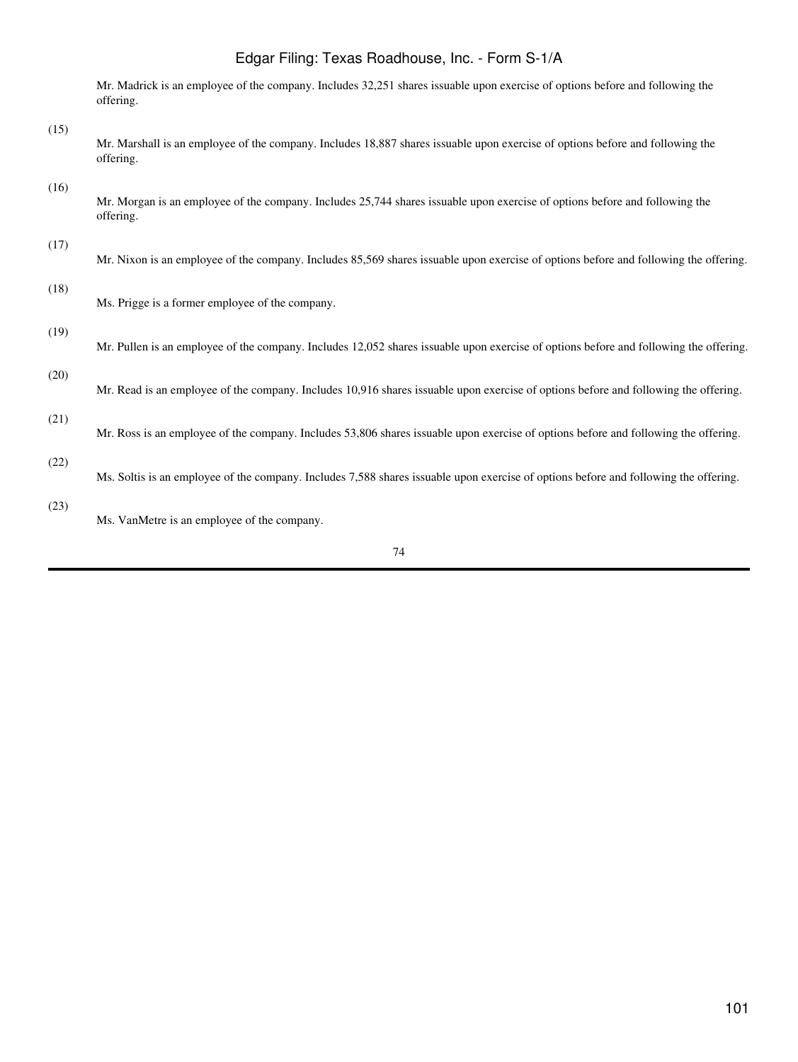Mr. Madrick is an employee of the company. Includes 32,251 shares issuable upon exercise of options before and following the offering.

(15) Mr. Marshall is an employee of the company. Includes 18,887 shares issuable upon exercise of options before and following the offering.

(16) Mr. Morgan is an employee of the company. Includes 25,744 shares issuable upon exercise of options before and following the offering.

(17) Mr. Nixon is an employee of the company. Includes 85,569 shares issuable upon exercise of options before and following the offering.

(18) Ms. Prigge is a former employee of the company.

(19) Mr. Pullen is an employee of the company. Includes 12,052 shares issuable upon exercise of options before and following the offering.

(20) Mr. Read is an employee of the company. Includes 10,916 shares issuable upon exercise of options before and following the offering.

(21) Mr. Ross is an employee of the company. Includes 53,806 shares issuable upon exercise of options before and following the offering.

(22) Ms. Soltis is an employee of the company. Includes 7,588 shares issuable upon exercise of options before and following the offering.

(23) Ms. VanMetre is an employee of the company.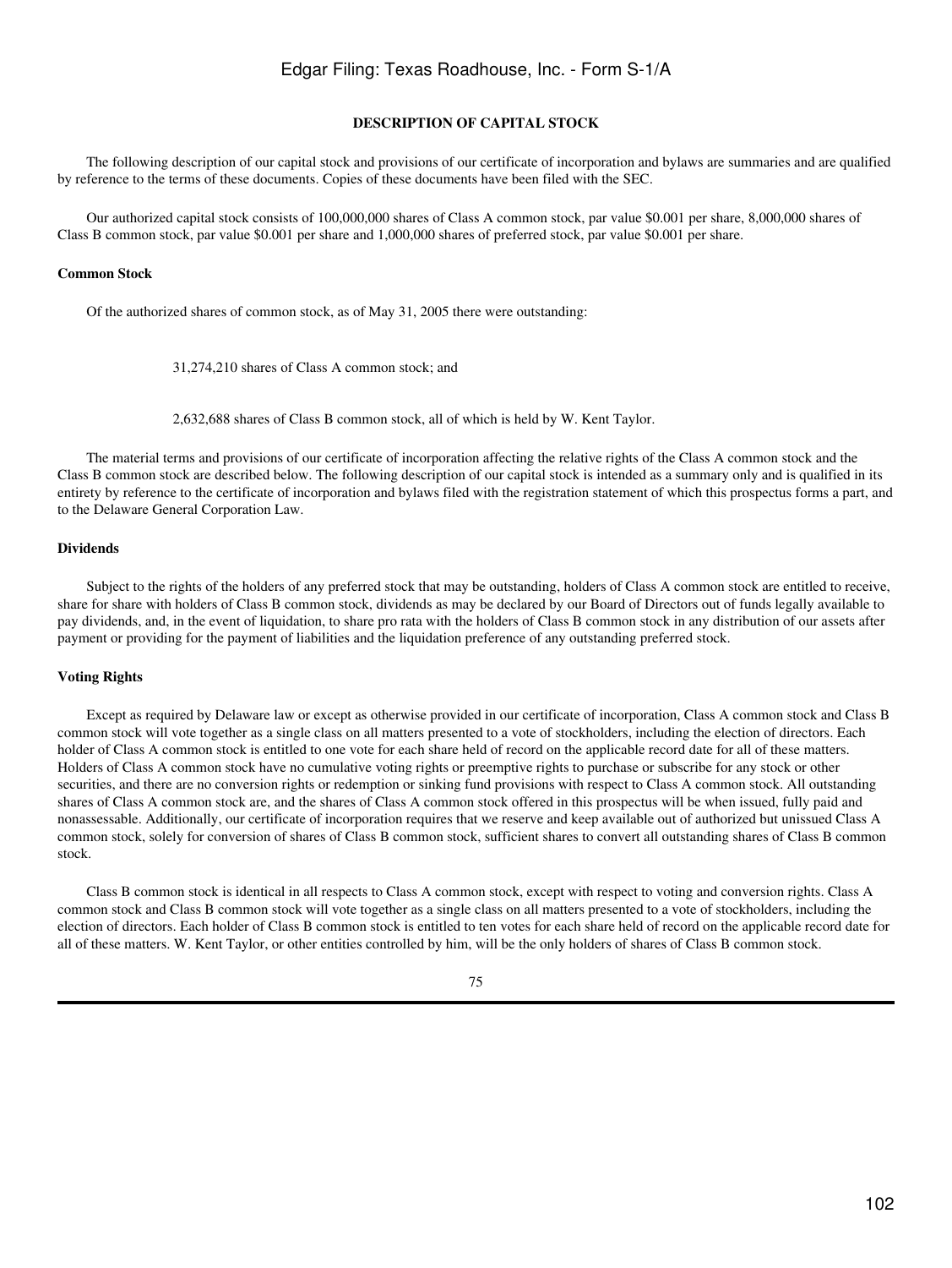## DESCRIPTION OF CAPITAL STOCK

The following description of our capital stock and provisions of our certificate of incorporation and bylaws are summaries and are qualified by reference to the terms of these documents. Copies of these documents have been filed with the SEC.

Our authorized capital stock consists of 100,000,000 shares of Class A common stock, par value $0.001 per share, 8,000,000 shares of Class B common stock, par value $0.001 per share and 1,000,000 shares of preferred stock, par value $0.001 per share.

### Common Stock

Of the authorized shares of common stock, as of May 31, 2005 there were outstanding:

- 31,274,210 shares of Class A common stock; and
- 2,632,688 shares of Class B common stock, all of which is held by W. Kent Taylor.

The material terms and provisions of our certificate of incorporation affecting the relative rights of the Class A common stock and the Class B common stock are described below. The following description of our capital stock is intended as a summary only and is qualified in its entirety by reference to the certificate of incorporation and bylaws filed with the registration statement of which this prospectus forms a part, and to the Delaware General Corporation Law.

### Dividends

Subject to the rights of the holders of any preferred stock that may be outstanding, holders of Class A common stock are entitled to receive, share for share with holders of Class B common stock, dividends as may be declared by our Board of Directors out of funds legally available to pay dividends, and, in the event of liquidation, to share pro rata with the holders of Class B common stock in any distribution of our assets after payment or providing for the payment of liabilities and the liquidation preference of any outstanding preferred stock.

### Voting Rights

Except as required by Delaware law or except as otherwise provided in our certificate of incorporation, Class A common stock and Class B common stock will vote together as a single class on all matters presented to a vote of stockholders, including the election of directors. Each holder of Class A common stock is entitled to one vote for each share held of record on the applicable record date for all of these matters. Holders of Class A common stock have no cumulative voting rights or preemptive rights to purchase or subscribe for any stock or other securities, and there are no conversion rights or redemption or sinking fund provisions with respect to Class A common stock. All outstanding shares of Class A common stock are, and the shares of Class A common stock offered in this prospectus will be when issued, fully paid and nonassessable. Additionally, our certificate of incorporation requires that we reserve and keep available out of authorized but unissued Class A common stock, solely for conversion of shares of Class B common stock, sufficient shares to convert all outstanding shares of Class B common stock.

Class B common stock is identical in all respects to Class A common stock, except with respect to voting and conversion rights. Class A common stock and Class B common stock will vote together as a single class on all matters presented to a vote of stockholders, including the election of directors. Each holder of Class B common stock is entitled to ten votes for each share held of record on the applicable record date for all of these matters. W. Kent Taylor, or other entities controlled by him, will be the only holders of shares of Class B common stock.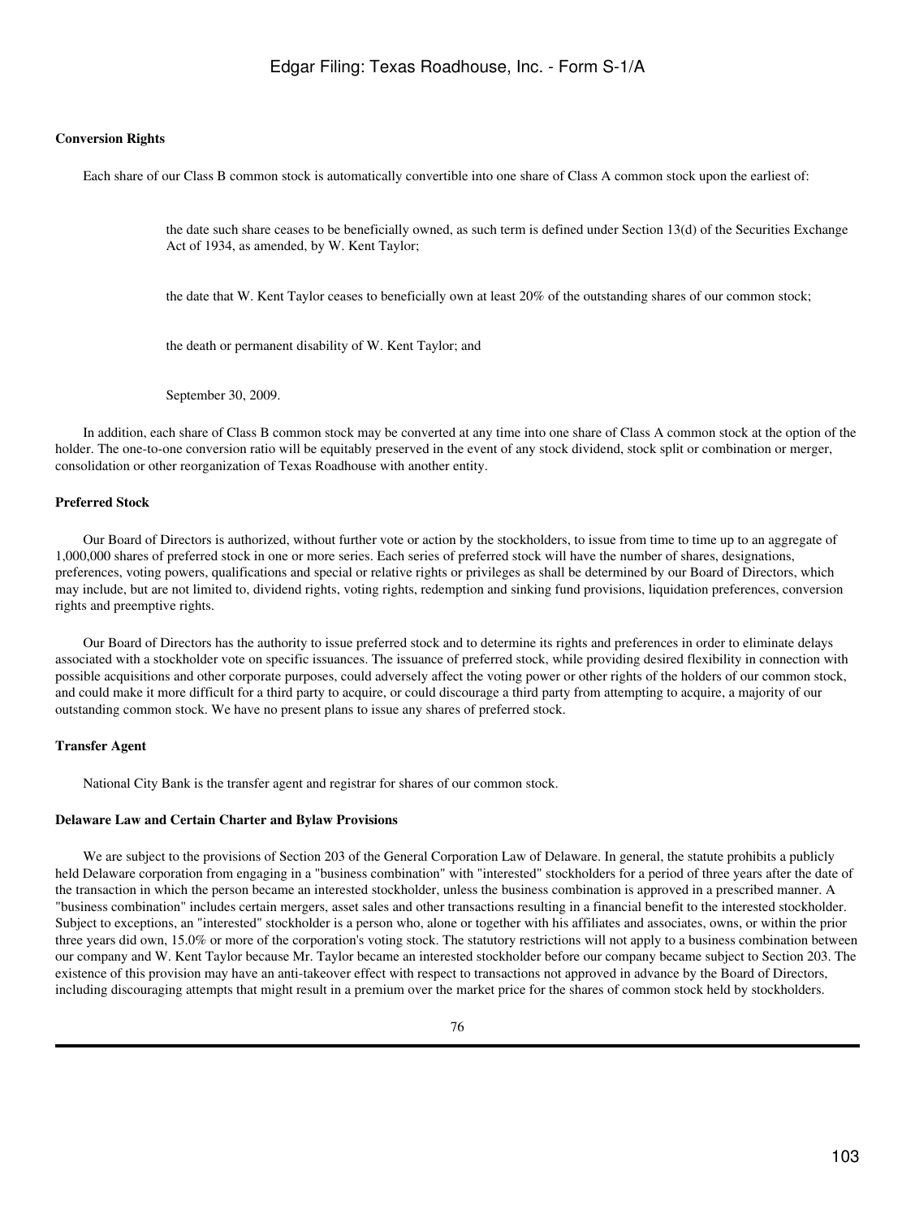**Conversion Rights**

Each share of our Class B common stock is automatically convertible into one share of Class A common stock upon the earliest of:

- the date such share ceases to be beneficially owned, as such term is defined under Section 13(d) of the Securities Exchange Act of 1934, as amended, by W. Kent Taylor;
- the date that W. Kent Taylor ceases to beneficially own at least 20% of the outstanding shares of our common stock;
- the death or permanent disability of W. Kent Taylor; and
- September 30, 2009.

In addition, each share of Class B common stock may be converted at any time into one share of Class A common stock at the option of the holder. The one-to-one conversion ratio will be equitably preserved in the event of any stock dividend, stock split or combination or merger, consolidation or other reorganization of Texas Roadhouse with another entity.

**Preferred Stock**

Our Board of Directors is authorized, without further vote or action by the stockholders, to issue from time to time up to an aggregate of 1,000,000 shares of preferred stock in one or more series. Each series of preferred stock will have the number of shares, designations, preferences, voting powers, qualifications and special or relative rights or privileges as shall be determined by our Board of Directors, which may include, but are not limited to, dividend rights, voting rights, redemption and sinking fund provisions, liquidation preferences, conversion rights and preemptive rights.

Our Board of Directors has the authority to issue preferred stock and to determine its rights and preferences in order to eliminate delays associated with a stockholder vote on specific issuances. The issuance of preferred stock, while providing desired flexibility in connection with possible acquisitions and other corporate purposes, could adversely affect the voting power or other rights of the holders of our common stock, and could make it more difficult for a third party to acquire, or could discourage a third party from attempting to acquire, a majority of our outstanding common stock. We have no present plans to issue any shares of preferred stock.

**Transfer Agent**

National City Bank is the transfer agent and registrar for shares of our common stock.

**Delaware Law and Certain Charter and Bylaw Provisions**

We are subject to the provisions of Section 203 of the General Corporation Law of Delaware. In general, the statute prohibits a publicly held Delaware corporation from engaging in a "business combination" with "interested" stockholders for a period of three years after the date of the transaction in which the person became an interested stockholder, unless the business combination is approved in a prescribed manner. A "business combination" includes certain mergers, asset sales and other transactions resulting in a financial benefit to the interested stockholder. Subject to exceptions, an "interested" stockholder is a person who, alone or together with his affiliates and associates, owns, or within the prior three years did own, 15.0% or more of the corporation's voting stock. The statutory restrictions will not apply to a business combination between our company and W. Kent Taylor because Mr. Taylor became an interested stockholder before our company became subject to Section 203. The existence of this provision may have an anti-takeover effect with respect to transactions not approved in advance by the Board of Directors, including discouraging attempts that might result in a premium over the market price for the shares of common stock held by stockholders.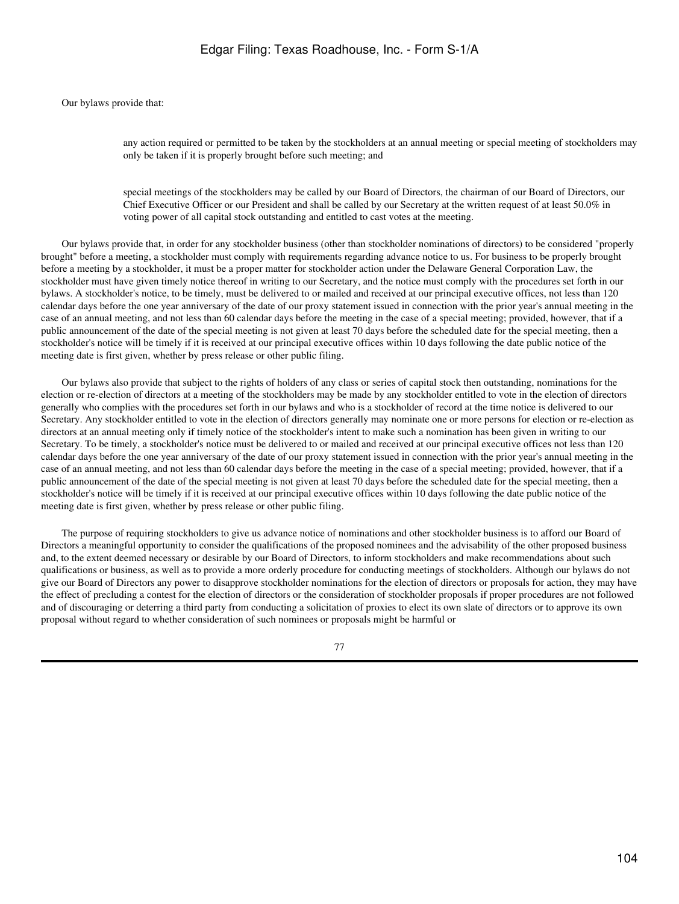Our bylaws provide that:

- any action required or permitted to be taken by the stockholders at an annual meeting or special meeting of stockholders may only be taken if it is properly brought before such meeting; and

- special meetings of the stockholders may be called by our Board of Directors, the chairman of our Board of Directors, our Chief Executive Officer or our President and shall be called by our Secretary at the written request of at least 50.0% in voting power of all capital stock outstanding and entitled to cast votes at the meeting.

Our bylaws provide that, in order for any stockholder business (other than stockholder nominations of directors) to be considered "properly brought" before a meeting, a stockholder must comply with requirements regarding advance notice to us. For business to be properly brought before a meeting by a stockholder, it must be a proper matter for stockholder action under the Delaware General Corporation Law, the stockholder must have given timely notice thereof in writing to our Secretary, and the notice must comply with the procedures set forth in our bylaws. A stockholder's notice, to be timely, must be delivered to or mailed and received at our principal executive offices, not less than 120 calendar days before the one year anniversary of the date of our proxy statement issued in connection with the prior year's annual meeting in the case of an annual meeting, and not less than 60 calendar days before the meeting in the case of a special meeting; provided, however, that if a public announcement of the date of the special meeting is not given at least 70 days before the scheduled date for the special meeting, then a stockholder's notice will be timely if it is received at our principal executive offices within 10 days following the date public notice of the meeting date is first given, whether by press release or other public filing.

Our bylaws also provide that subject to the rights of holders of any class or series of capital stock then outstanding, nominations for the election or re-election of directors at a meeting of the stockholders may be made by any stockholder entitled to vote in the election of directors generally who complies with the procedures set forth in our bylaws and who is a stockholder of record at the time notice is delivered to our Secretary. Any stockholder entitled to vote in the election of directors generally may nominate one or more persons for election or re-election as directors at an annual meeting only if timely notice of the stockholder's intent to make such a nomination has been given in writing to our Secretary. To be timely, a stockholder's notice must be delivered to or mailed and received at our principal executive offices not less than 120 calendar days before the one year anniversary of the date of our proxy statement issued in connection with the prior year's annual meeting in the case of an annual meeting, and not less than 60 calendar days before the meeting in the case of a special meeting; provided, however, that if a public announcement of the date of the special meeting is not given at least 70 days before the scheduled date for the special meeting, then a stockholder's notice will be timely if it is received at our principal executive offices within 10 days following the date public notice of the meeting date is first given, whether by press release or other public filing.

The purpose of requiring stockholders to give us advance notice of nominations and other stockholder business is to afford our Board of Directors a meaningful opportunity to consider the qualifications of the proposed nominees and the advisability of the other proposed business and, to the extent deemed necessary or desirable by our Board of Directors, to inform stockholders and make recommendations about such qualifications or business, as well as to provide a more orderly procedure for conducting meetings of stockholders. Although our bylaws do not give our Board of Directors any power to disapprove stockholder nominations for the election of directors or proposals for action, they may have the effect of precluding a contest for the election of directors or the consideration of stockholder proposals if proper procedures are not followed and of discouraging or deterring a third party from conducting a solicitation of proxies to elect its own slate of directors or to approve its own proposal without regard to whether consideration of such nominees or proposals might be harmful or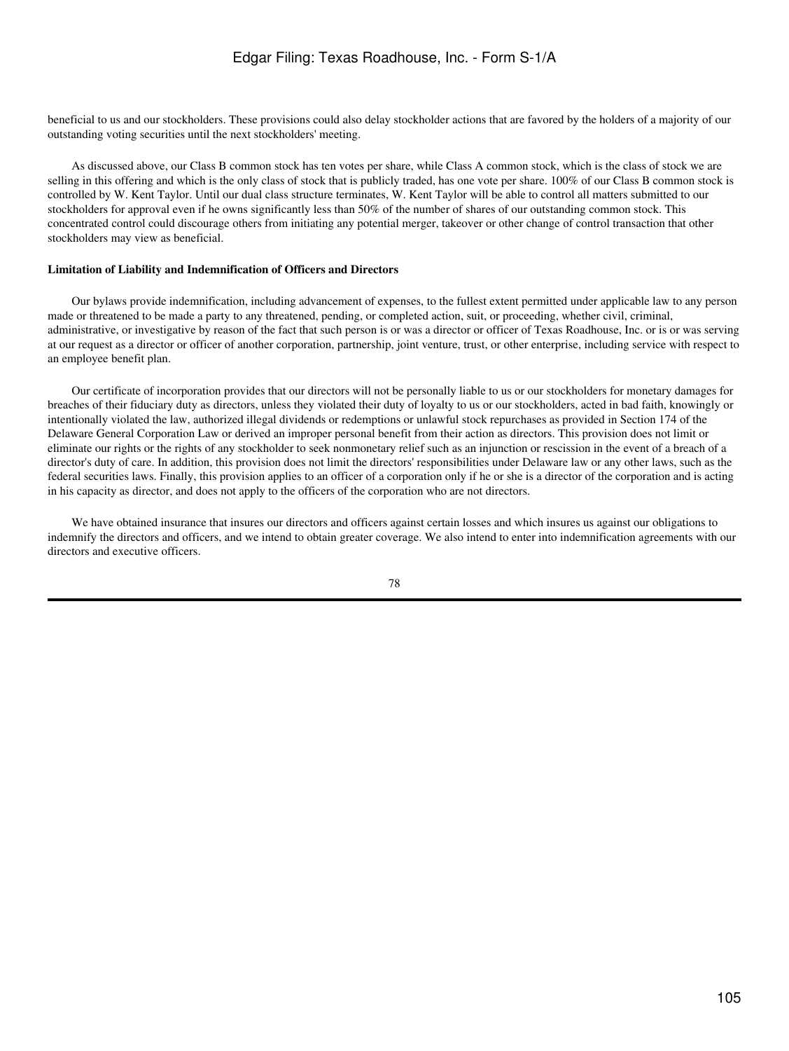beneficial to us and our stockholders. These provisions could also delay stockholder actions that are favored by the holders of a majority of our outstanding voting securities until the next stockholders' meeting.

As discussed above, our Class B common stock has ten votes per share, while Class A common stock, which is the class of stock we are selling in this offering and which is the only class of stock that is publicly traded, has one vote per share. 100% of our Class B common stock is controlled by W. Kent Taylor. Until our dual class structure terminates, W. Kent Taylor will be able to control all matters submitted to our stockholders for approval even if he owns significantly less than 50% of the number of shares of our outstanding common stock. This concentrated control could discourage others from initiating any potential merger, takeover or other change of control transaction that other stockholders may view as beneficial.

**Limitation of Liability and Indemnification of Officers and Directors**

Our bylaws provide indemnification, including advancement of expenses, to the fullest extent permitted under applicable law to any person made or threatened to be made a party to any threatened, pending, or completed action, suit, or proceeding, whether civil, criminal, administrative, or investigative by reason of the fact that such person is or was a director or officer of Texas Roadhouse, Inc. or is or was serving at our request as a director or officer of another corporation, partnership, joint venture, trust, or other enterprise, including service with respect to an employee benefit plan.

Our certificate of incorporation provides that our directors will not be personally liable to us or our stockholders for monetary damages for breaches of their fiduciary duty as directors, unless they violated their duty of loyalty to us or our stockholders, acted in bad faith, knowingly or intentionally violated the law, authorized illegal dividends or redemptions or unlawful stock repurchases as provided in Section 174 of the Delaware General Corporation Law or derived an improper personal benefit from their action as directors. This provision does not limit or eliminate our rights or the rights of any stockholder to seek nonmonetary relief such as an injunction or rescission in the event of a breach of a director's duty of care. In addition, this provision does not limit the directors' responsibilities under Delaware law or any other laws, such as the federal securities laws. Finally, this provision applies to an officer of a corporation only if he or she is a director of the corporation and is acting in his capacity as director, and does not apply to the officers of the corporation who are not directors.

We have obtained insurance that insures our directors and officers against certain losses and which insures us against our obligations to indemnify the directors and officers, and we intend to obtain greater coverage. We also intend to enter into indemnification agreements with our directors and executive officers.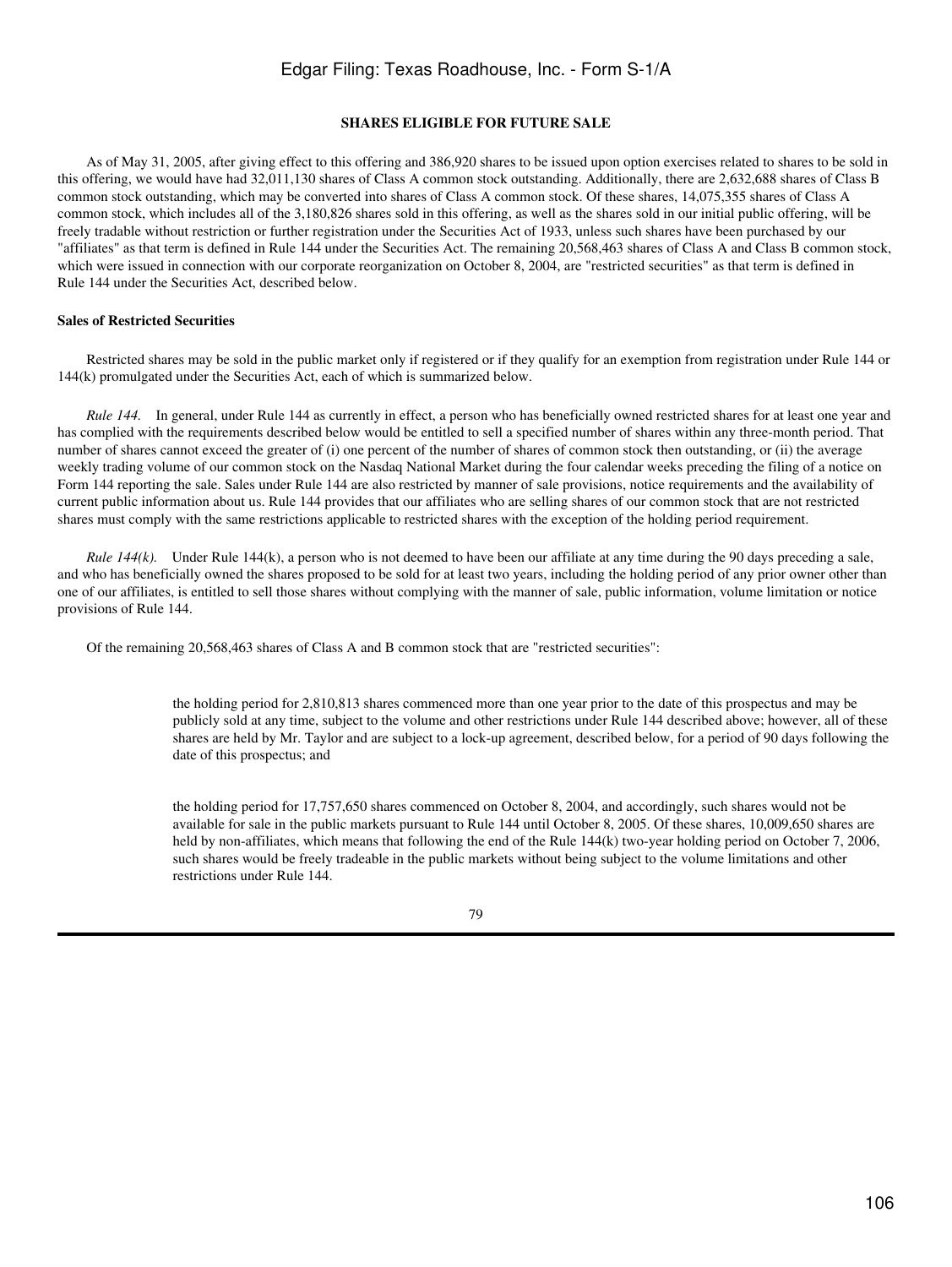## SHARES ELIGIBLE FOR FUTURE SALE

As of May 31, 2005, after giving effect to this offering and 386,920 shares to be issued upon option exercises related to shares to be sold in this offering, we would have had 32,011,130 shares of Class A common stock outstanding. Additionally, there are 2,632,688 shares of Class B common stock outstanding, which may be converted into shares of Class A common stock. Of these shares, 14,075,355 shares of Class A common stock, which includes all of the 3,180,826 shares sold in this offering, as well as the shares sold in our initial public offering, will be freely tradable without restriction or further registration under the Securities Act of 1933, unless such shares have been purchased by our "affiliates" as that term is defined in Rule 144 under the Securities Act. The remaining 20,568,463 shares of Class A and Class B common stock, which were issued in connection with our corporate reorganization on October 8, 2004, are "restricted securities" as that term is defined in Rule 144 under the Securities Act, described below.

### Sales of Restricted Securities

Restricted shares may be sold in the public market only if registered or if they qualify for an exemption from registration under Rule 144 or 144(k) promulgated under the Securities Act, each of which is summarized below.

*Rule 144.* In general, under Rule 144 as currently in effect, a person who has beneficially owned restricted shares for at least one year and has complied with the requirements described below would be entitled to sell a specified number of shares within any three-month period. That number of shares cannot exceed the greater of (i) one percent of the number of shares of common stock then outstanding, or (ii) the average weekly trading volume of our common stock on the Nasdaq National Market during the four calendar weeks preceding the filing of a notice on Form 144 reporting the sale. Sales under Rule 144 are also restricted by manner of sale provisions, notice requirements and the availability of current public information about us. Rule 144 provides that our affiliates who are selling shares of our common stock that are not restricted shares must comply with the same restrictions applicable to restricted shares with the exception of the holding period requirement.

*Rule 144(k).* Under Rule 144(k), a person who is not deemed to have been our affiliate at any time during the 90 days preceding a sale, and who has beneficially owned the shares proposed to be sold for at least two years, including the holding period of any prior owner other than one of our affiliates, is entitled to sell those shares without complying with the manner of sale, public information, volume limitation or notice provisions of Rule 144.

Of the remaining 20,568,463 shares of Class A and B common stock that are "restricted securities":

- the holding period for 2,810,813 shares commenced more than one year prior to the date of this prospectus and may be publicly sold at any time, subject to the volume and other restrictions under Rule 144 described above; however, all of these shares are held by Mr. Taylor and are subject to a lock-up agreement, described below, for a period of 90 days following the date of this prospectus; and

- the holding period for 17,757,650 shares commenced on October 8, 2004, and accordingly, such shares would not be available for sale in the public markets pursuant to Rule 144 until October 8, 2005. Of these shares, 10,009,650 shares are held by non-affiliates, which means that following the end of the Rule 144(k) two-year holding period on October 7, 2006, such shares would be freely tradeable in the public markets without being subject to the volume limitations and other restrictions under Rule 144.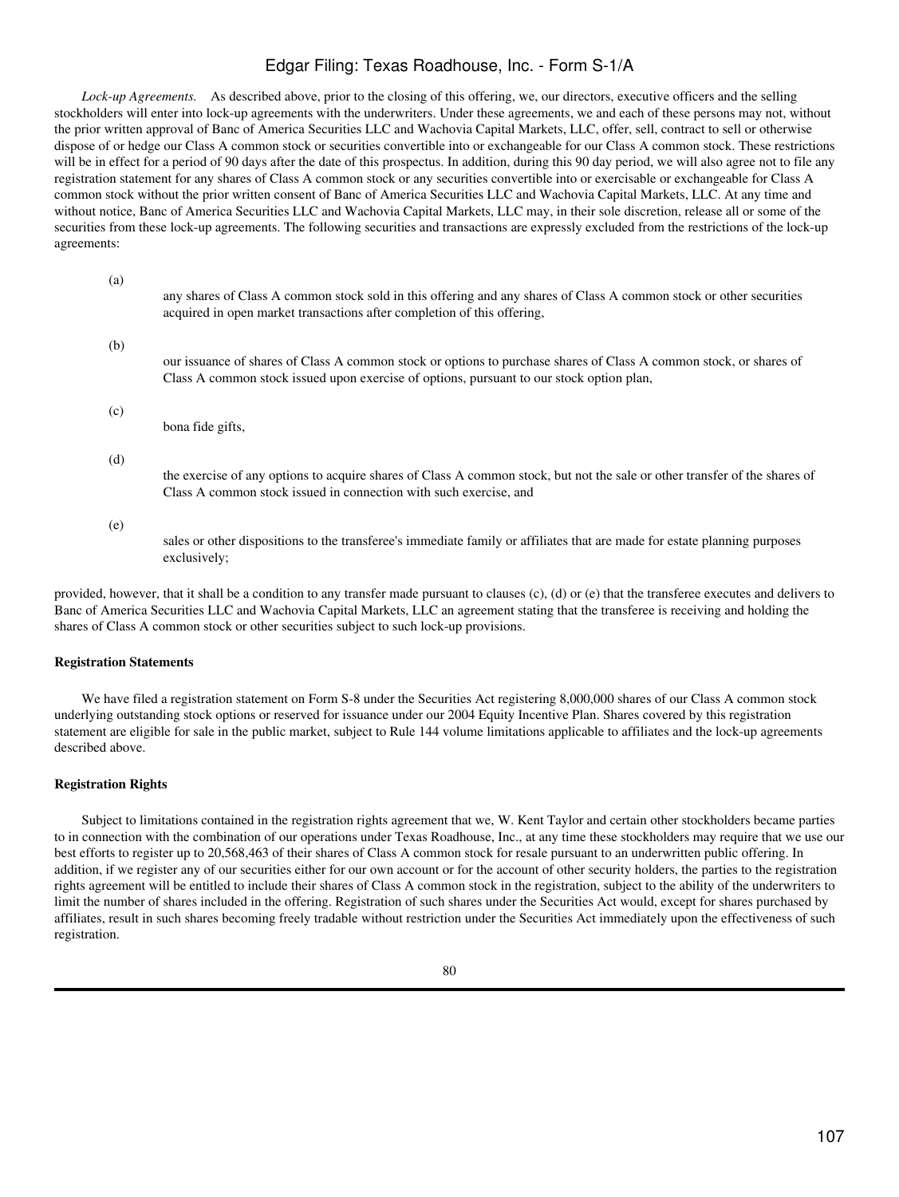*Lock-up Agreements.* As described above, prior to the closing of this offering, we, our directors, executive officers and the selling stockholders will enter into lock-up agreements with the underwriters. Under these agreements, we and each of these persons may not, without the prior written approval of Banc of America Securities LLC and Wachovia Capital Markets, LLC, offer, sell, contract to sell or otherwise dispose of or hedge our Class A common stock or securities convertible into or exchangeable for our Class A common stock. These restrictions will be in effect for a period of 90 days after the date of this prospectus. In addition, during this 90 day period, we will also agree not to file any registration statement for any shares of Class A common stock or any securities convertible into or exercisable or exchangeable for Class A common stock without the prior written consent of Banc of America Securities LLC and Wachovia Capital Markets, LLC. At any time and without notice, Banc of America Securities LLC and Wachovia Capital Markets, LLC may, in their sole discretion, release all or some of the securities from these lock-up agreements. The following securities and transactions are expressly excluded from the restrictions of the lock-up agreements:

(a) any shares of Class A common stock sold in this offering and any shares of Class A common stock or other securities acquired in open market transactions after completion of this offering,

(b) our issuance of shares of Class A common stock or options to purchase shares of Class A common stock, or shares of Class A common stock issued upon exercise of options, pursuant to our stock option plan,

(c) bona fide gifts,

(d) the exercise of any options to acquire shares of Class A common stock, but not the sale or other transfer of the shares of Class A common stock issued in connection with such exercise, and

(e) sales or other dispositions to the transferee's immediate family or affiliates that are made for estate planning purposes exclusively;

provided, however, that it shall be a condition to any transfer made pursuant to clauses (c), (d) or (e) that the transferee executes and delivers to Banc of America Securities LLC and Wachovia Capital Markets, LLC an agreement stating that the transferee is receiving and holding the shares of Class A common stock or other securities subject to such lock-up provisions.

**Registration Statements**

We have filed a registration statement on Form S-8 under the Securities Act registering 8,000,000 shares of our Class A common stock underlying outstanding stock options or reserved for issuance under our 2004 Equity Incentive Plan. Shares covered by this registration statement are eligible for sale in the public market, subject to Rule 144 volume limitations applicable to affiliates and the lock-up agreements described above.

**Registration Rights**

Subject to limitations contained in the registration rights agreement that we, W. Kent Taylor and certain other stockholders became parties to in connection with the combination of our operations under Texas Roadhouse, Inc., at any time these stockholders may require that we use our best efforts to register up to 20,568,463 of their shares of Class A common stock for resale pursuant to an underwritten public offering. In addition, if we register any of our securities either for our own account or for the account of other security holders, the parties to the registration rights agreement will be entitled to include their shares of Class A common stock in the registration, subject to the ability of the underwriters to limit the number of shares included in the offering. Registration of such shares under the Securities Act would, except for shares purchased by affiliates, result in such shares becoming freely tradable without restriction under the Securities Act immediately upon the effectiveness of such registration.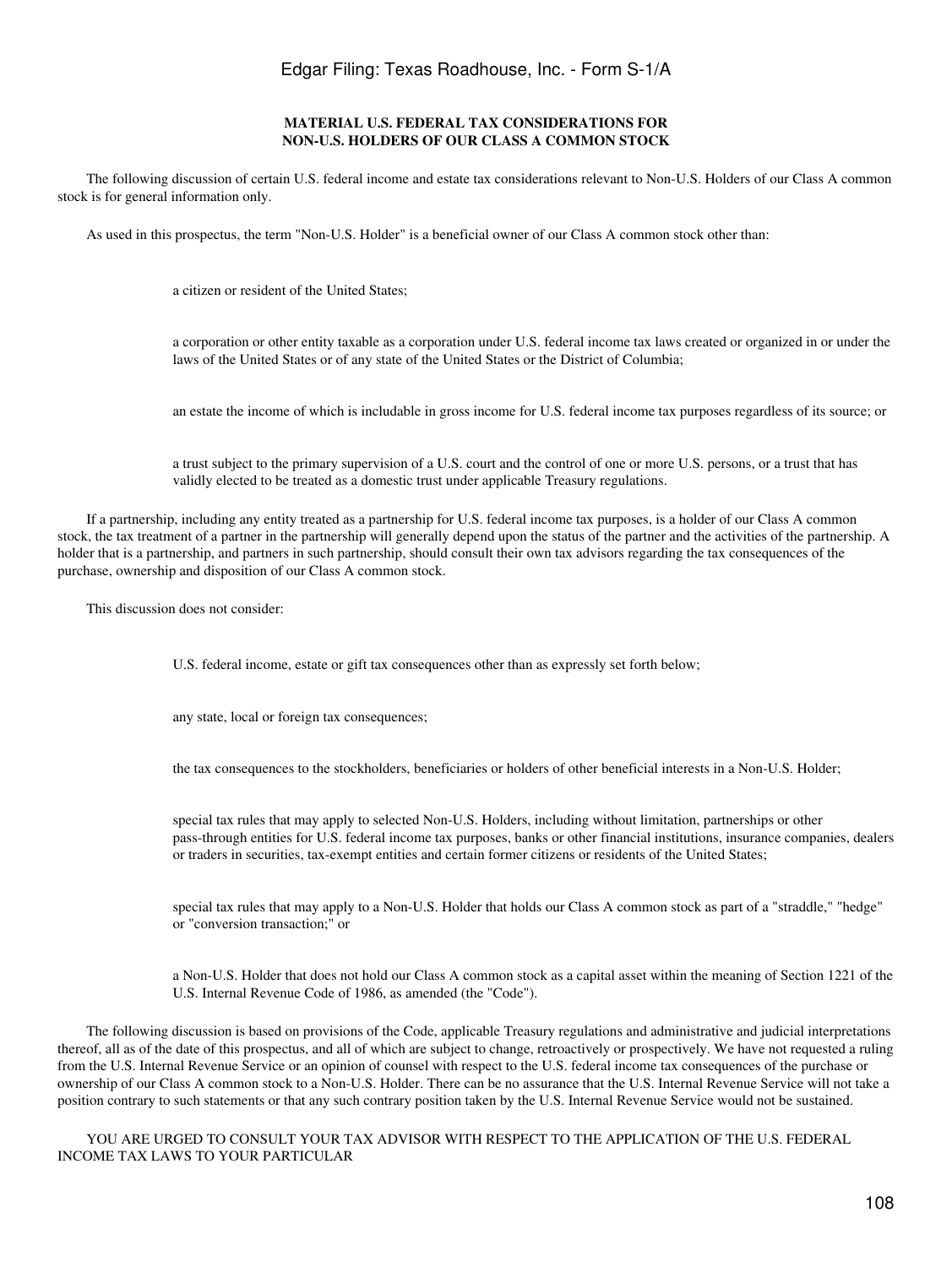## MATERIAL U.S. FEDERAL TAX CONSIDERATIONS FOR NON-U.S. HOLDERS OF OUR CLASS A COMMON STOCK

The following discussion of certain U.S. federal income and estate tax considerations relevant to Non-U.S. Holders of our Class A common stock is for general information only.

As used in this prospectus, the term "Non-U.S. Holder" is a beneficial owner of our Class A common stock other than:

- a citizen or resident of the United States;
- a corporation or other entity taxable as a corporation under U.S. federal income tax laws created or organized in or under the laws of the United States or of any state of the United States or the District of Columbia;
- an estate the income of which is includable in gross income for U.S. federal income tax purposes regardless of its source; or
- a trust subject to the primary supervision of a U.S. court and the control of one or more U.S. persons, or a trust that has validly elected to be treated as a domestic trust under applicable Treasury regulations.

If a partnership, including any entity treated as a partnership for U.S. federal income tax purposes, is a holder of our Class A common stock, the tax treatment of a partner in the partnership will generally depend upon the status of the partner and the activities of the partnership. A holder that is a partnership, and partners in such partnership, should consult their own tax advisors regarding the tax consequences of the purchase, ownership and disposition of our Class A common stock.

This discussion does not consider:

- U.S. federal income, estate or gift tax consequences other than as expressly set forth below;
- any state, local or foreign tax consequences;
- the tax consequences to the stockholders, beneficiaries or holders of other beneficial interests in a Non-U.S. Holder;
- special tax rules that may apply to selected Non-U.S. Holders, including without limitation, partnerships or other pass-through entities for U.S. federal income tax purposes, banks or other financial institutions, insurance companies, dealers or traders in securities, tax-exempt entities and certain former citizens or residents of the United States;
- special tax rules that may apply to a Non-U.S. Holder that holds our Class A common stock as part of a "straddle," "hedge" or "conversion transaction;" or
- a Non-U.S. Holder that does not hold our Class A common stock as a capital asset within the meaning of Section 1221 of the U.S. Internal Revenue Code of 1986, as amended (the "Code").

The following discussion is based on provisions of the Code, applicable Treasury regulations and administrative and judicial interpretations thereof, all as of the date of this prospectus, and all of which are subject to change, retroactively or prospectively. We have not requested a ruling from the U.S. Internal Revenue Service or an opinion of counsel with respect to the U.S. federal income tax consequences of the purchase or ownership of our Class A common stock to a Non-U.S. Holder. There can be no assurance that the U.S. Internal Revenue Service will not take a position contrary to such statements or that any such contrary position taken by the U.S. Internal Revenue Service would not be sustained.

YOU ARE URGED TO CONSULT YOUR TAX ADVISOR WITH RESPECT TO THE APPLICATION OF THE U.S. FEDERAL INCOME TAX LAWS TO YOUR PARTICULAR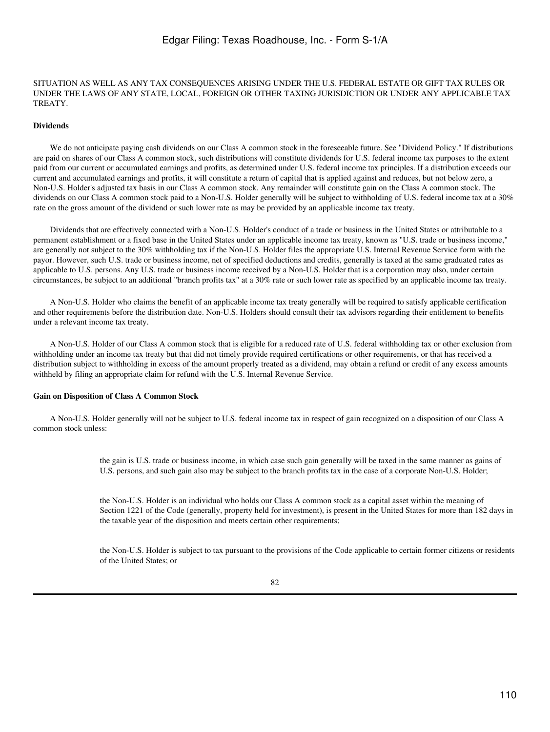SITUATION AS WELL AS ANY TAX CONSEQUENCES ARISING UNDER THE U.S. FEDERAL ESTATE OR GIFT TAX RULES OR UNDER THE LAWS OF ANY STATE, LOCAL, FOREIGN OR OTHER TAXING JURISDICTION OR UNDER ANY APPLICABLE TAX TREATY.

**Dividends**

We do not anticipate paying cash dividends on our Class A common stock in the foreseeable future. See "Dividend Policy." If distributions are paid on shares of our Class A common stock, such distributions will constitute dividends for U.S. federal income tax purposes to the extent paid from our current or accumulated earnings and profits, as determined under U.S. federal income tax principles. If a distribution exceeds our current and accumulated earnings and profits, it will constitute a return of capital that is applied against and reduces, but not below zero, a Non-U.S. Holder's adjusted tax basis in our Class A common stock. Any remainder will constitute gain on the Class A common stock. The dividends on our Class A common stock paid to a Non-U.S. Holder generally will be subject to withholding of U.S. federal income tax at a 30% rate on the gross amount of the dividend or such lower rate as may be provided by an applicable income tax treaty.

Dividends that are effectively connected with a Non-U.S. Holder's conduct of a trade or business in the United States or attributable to a permanent establishment or a fixed base in the United States under an applicable income tax treaty, known as "U.S. trade or business income," are generally not subject to the 30% withholding tax if the Non-U.S. Holder files the appropriate U.S. Internal Revenue Service form with the payor. However, such U.S. trade or business income, net of specified deductions and credits, generally is taxed at the same graduated rates as applicable to U.S. persons. Any U.S. trade or business income received by a Non-U.S. Holder that is a corporation may also, under certain circumstances, be subject to an additional "branch profits tax" at a 30% rate or such lower rate as specified by an applicable income tax treaty.

A Non-U.S. Holder who claims the benefit of an applicable income tax treaty generally will be required to satisfy applicable certification and other requirements before the distribution date. Non-U.S. Holders should consult their tax advisors regarding their entitlement to benefits under a relevant income tax treaty.

A Non-U.S. Holder of our Class A common stock that is eligible for a reduced rate of U.S. federal withholding tax or other exclusion from withholding under an income tax treaty but that did not timely provide required certifications or other requirements, or that has received a distribution subject to withholding in excess of the amount properly treated as a dividend, may obtain a refund or credit of any excess amounts withheld by filing an appropriate claim for refund with the U.S. Internal Revenue Service.

**Gain on Disposition of Class A Common Stock**

A Non-U.S. Holder generally will not be subject to U.S. federal income tax in respect of gain recognized on a disposition of our Class A common stock unless:

- the gain is U.S. trade or business income, in which case such gain generally will be taxed in the same manner as gains of U.S. persons, and such gain also may be subject to the branch profits tax in the case of a corporate Non-U.S. Holder;

- the Non-U.S. Holder is an individual who holds our Class A common stock as a capital asset within the meaning of Section 1221 of the Code (generally, property held for investment), is present in the United States for more than 182 days in the taxable year of the disposition and meets certain other requirements;

- the Non-U.S. Holder is subject to tax pursuant to the provisions of the Code applicable to certain former citizens or residents of the United States; or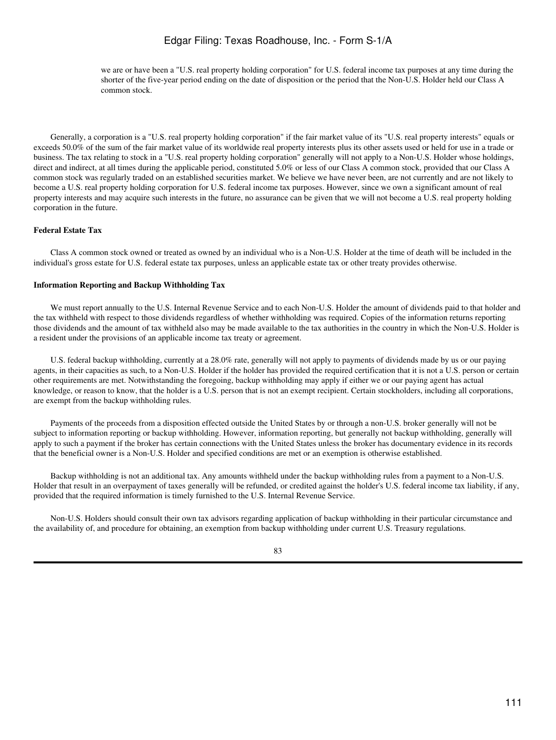we are or have been a "U.S. real property holding corporation" for U.S. federal income tax purposes at any time during the shorter of the five-year period ending on the date of disposition or the period that the Non-U.S. Holder held our Class A common stock.

Generally, a corporation is a "U.S. real property holding corporation" if the fair market value of its "U.S. real property interests" equals or exceeds 50.0% of the sum of the fair market value of its worldwide real property interests plus its other assets used or held for use in a trade or business. The tax relating to stock in a "U.S. real property holding corporation" generally will not apply to a Non-U.S. Holder whose holdings, direct and indirect, at all times during the applicable period, constituted 5.0% or less of our Class A common stock, provided that our Class A common stock was regularly traded on an established securities market. We believe we have never been, are not currently and are not likely to become a U.S. real property holding corporation for U.S. federal income tax purposes. However, since we own a significant amount of real property interests and may acquire such interests in the future, no assurance can be given that we will not become a U.S. real property holding corporation in the future.

**Federal Estate Tax**

Class A common stock owned or treated as owned by an individual who is a Non-U.S. Holder at the time of death will be included in the individual's gross estate for U.S. federal estate tax purposes, unless an applicable estate tax or other treaty provides otherwise.

**Information Reporting and Backup Withholding Tax**

We must report annually to the U.S. Internal Revenue Service and to each Non-U.S. Holder the amount of dividends paid to that holder and the tax withheld with respect to those dividends regardless of whether withholding was required. Copies of the information returns reporting those dividends and the amount of tax withheld also may be made available to the tax authorities in the country in which the Non-U.S. Holder is a resident under the provisions of an applicable income tax treaty or agreement.

U.S. federal backup withholding, currently at a 28.0% rate, generally will not apply to payments of dividends made by us or our paying agents, in their capacities as such, to a Non-U.S. Holder if the holder has provided the required certification that it is not a U.S. person or certain other requirements are met. Notwithstanding the foregoing, backup withholding may apply if either we or our paying agent has actual knowledge, or reason to know, that the holder is a U.S. person that is not an exempt recipient. Certain stockholders, including all corporations, are exempt from the backup withholding rules.

Payments of the proceeds from a disposition effected outside the United States by or through a non-U.S. broker generally will not be subject to information reporting or backup withholding. However, information reporting, but generally not backup withholding, generally will apply to such a payment if the broker has certain connections with the United States unless the broker has documentary evidence in its records that the beneficial owner is a Non-U.S. Holder and specified conditions are met or an exemption is otherwise established.

Backup withholding is not an additional tax. Any amounts withheld under the backup withholding rules from a payment to a Non-U.S. Holder that result in an overpayment of taxes generally will be refunded, or credited against the holder's U.S. federal income tax liability, if any, provided that the required information is timely furnished to the U.S. Internal Revenue Service.

Non-U.S. Holders should consult their own tax advisors regarding application of backup withholding in their particular circumstance and the availability of, and procedure for obtaining, an exemption from backup withholding under current U.S. Treasury regulations.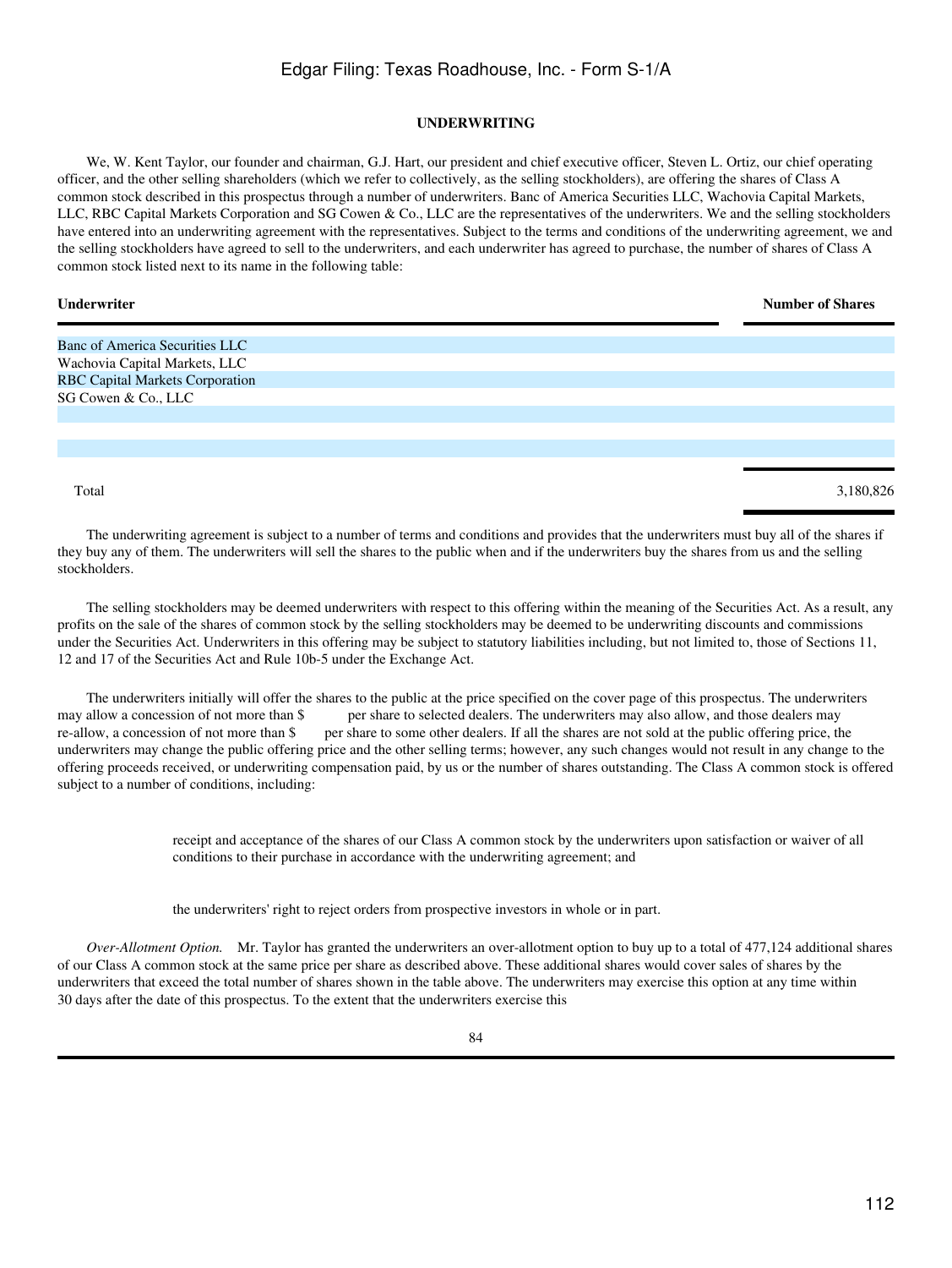**UNDERWRITING**

We, W. Kent Taylor, our founder and chairman, G.J. Hart, our president and chief executive officer, Steven L. Ortiz, our chief operating officer, and the other selling shareholders (which we refer to collectively, as the selling stockholders), are offering the shares of Class A common stock described in this prospectus through a number of underwriters. Banc of America Securities LLC, Wachovia Capital Markets, LLC, RBC Capital Markets Corporation and SG Cowen & Co., LLC are the representatives of the underwriters. We and the selling stockholders have entered into an underwriting agreement with the representatives. Subject to the terms and conditions of the underwriting agreement, we and the selling stockholders have agreed to sell to the underwriters, and each underwriter has agreed to purchase, the number of shares of Class A common stock listed next to its name in the following table:

| Underwriter | Number of Shares |
|---|---|
| Banc of America Securities LLC | |
| Wachovia Capital Markets, LLC | |
| RBC Capital Markets Corporation | |
| SG Cowen & Co., LLC | |
| | |
| | |
| | |
| Total | 3,180,826 |

The underwriting agreement is subject to a number of terms and conditions and provides that the underwriters must buy all of the shares if they buy any of them. The underwriters will sell the shares to the public when and if the underwriters buy the shares from us and the selling stockholders.

The selling stockholders may be deemed underwriters with respect to this offering within the meaning of the Securities Act. As a result, any profits on the sale of the shares of common stock by the selling stockholders may be deemed to be underwriting discounts and commissions under the Securities Act. Underwriters in this offering may be subject to statutory liabilities including, but not limited to, those of Sections 11, 12 and 17 of the Securities Act and Rule 10b-5 under the Exchange Act.

The underwriters initially will offer the shares to the public at the price specified on the cover page of this prospectus. The underwriters may allow a concession of not more than $ per share to selected dealers. The underwriters may also allow, and those dealers may re-allow, a concession of not more than $ per share to some other dealers. If all the shares are not sold at the public offering price, the underwriters may change the public offering price and the other selling terms; however, any such changes would not result in any change to the offering proceeds received, or underwriting compensation paid, by us or the number of shares outstanding. The Class A common stock is offered subject to a number of conditions, including:

- receipt and acceptance of the shares of our Class A common stock by the underwriters upon satisfaction or waiver of all conditions to their purchase in accordance with the underwriting agreement; and

- the underwriters' right to reject orders from prospective investors in whole or in part.

*Over-Allotment Option.* Mr. Taylor has granted the underwriters an over-allotment option to buy up to a total of 477,124 additional shares of our Class A common stock at the same price per share as described above. These additional shares would cover sales of shares by the underwriters that exceed the total number of shares shown in the table above. The underwriters may exercise this option at any time within 30 days after the date of this prospectus. To the extent that the underwriters exercise this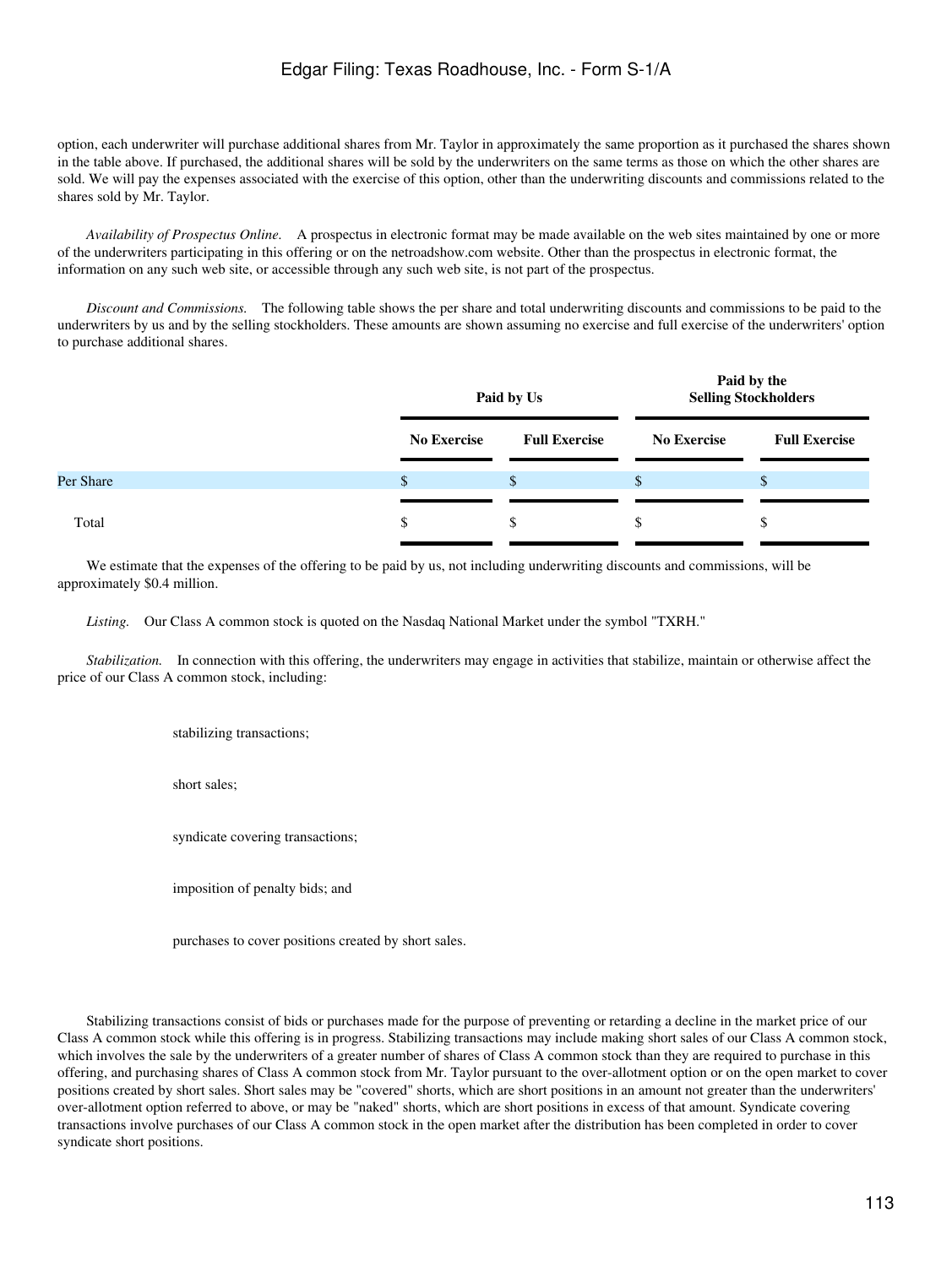option, each underwriter will purchase additional shares from Mr. Taylor in approximately the same proportion as it purchased the shares shown in the table above. If purchased, the additional shares will be sold by the underwriters on the same terms as those on which the other shares are sold. We will pay the expenses associated with the exercise of this option, other than the underwriting discounts and commissions related to the shares sold by Mr. Taylor.

*Availability of Prospectus Online.* A prospectus in electronic format may be made available on the web sites maintained by one or more of the underwriters participating in this offering or on the netroadshow.com website. Other than the prospectus in electronic format, the information on any such web site, or accessible through any such web site, is not part of the prospectus.

*Discount and Commissions.* The following table shows the per share and total underwriting discounts and commissions to be paid to the underwriters by us and by the selling stockholders. These amounts are shown assuming no exercise and full exercise of the underwriters' option to purchase additional shares.

| | **Paid by Us** | | **Paid by the Selling Stockholders** | |
|---|---|---|---|---|
| | **No Exercise** | **Full Exercise** | **No Exercise** | **Full Exercise** |
| Per Share | $ | $ | $ | $ |
| Total | $ | $ | $ | $ |

We estimate that the expenses of the offering to be paid by us, not including underwriting discounts and commissions, will be approximately $0.4 million.

*Listing.* Our Class A common stock is quoted on the Nasdaq National Market under the symbol "TXRH."

*Stabilization.* In connection with this offering, the underwriters may engage in activities that stabilize, maintain or otherwise affect the price of our Class A common stock, including:

- stabilizing transactions;
- short sales;
- syndicate covering transactions;
- imposition of penalty bids; and
- purchases to cover positions created by short sales.

Stabilizing transactions consist of bids or purchases made for the purpose of preventing or retarding a decline in the market price of our Class A common stock while this offering is in progress. Stabilizing transactions may include making short sales of our Class A common stock, which involves the sale by the underwriters of a greater number of shares of Class A common stock than they are required to purchase in this offering, and purchasing shares of Class A common stock from Mr. Taylor pursuant to the over-allotment option or on the open market to cover positions created by short sales. Short sales may be "covered" shorts, which are short positions in an amount not greater than the underwriters' over-allotment option referred to above, or may be "naked" shorts, which are short positions in excess of that amount. Syndicate covering transactions involve purchases of our Class A common stock in the open market after the distribution has been completed in order to cover syndicate short positions.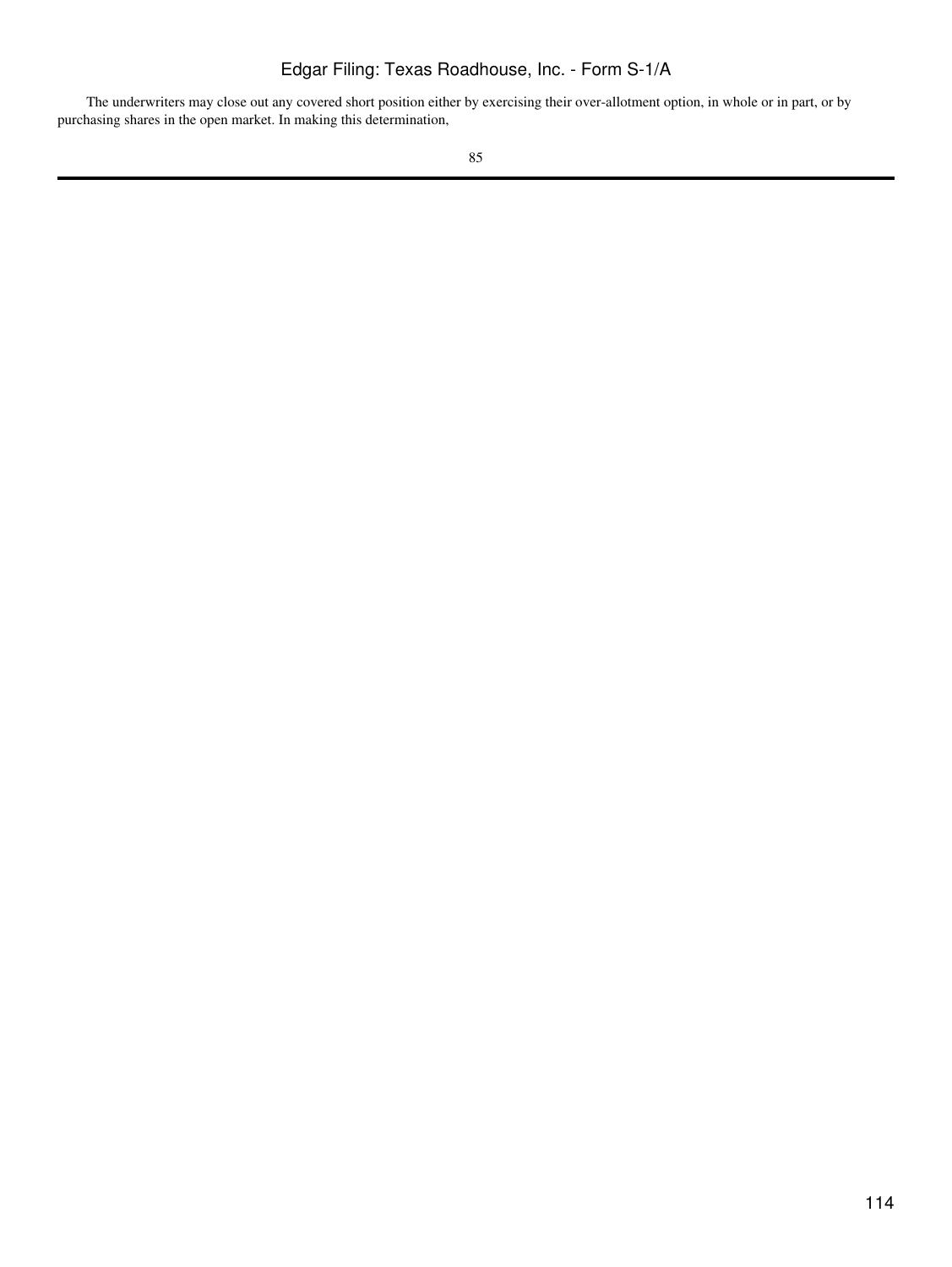The underwriters may close out any covered short position either by exercising their over-allotment option, in whole or in part, or by purchasing shares in the open market. In making this determination,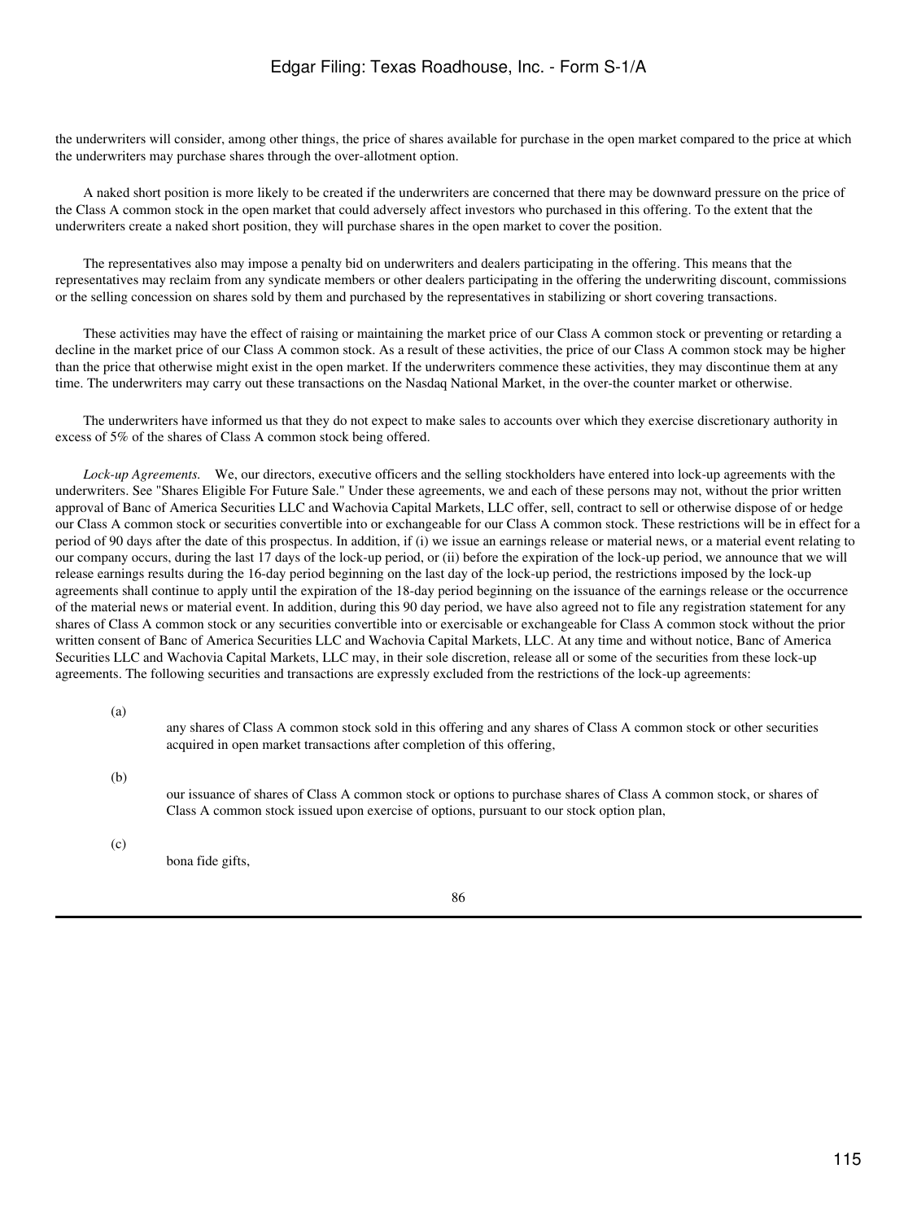the underwriters will consider, among other things, the price of shares available for purchase in the open market compared to the price at which the underwriters may purchase shares through the over-allotment option.

A naked short position is more likely to be created if the underwriters are concerned that there may be downward pressure on the price of the Class A common stock in the open market that could adversely affect investors who purchased in this offering. To the extent that the underwriters create a naked short position, they will purchase shares in the open market to cover the position.

The representatives also may impose a penalty bid on underwriters and dealers participating in the offering. This means that the representatives may reclaim from any syndicate members or other dealers participating in the offering the underwriting discount, commissions or the selling concession on shares sold by them and purchased by the representatives in stabilizing or short covering transactions.

These activities may have the effect of raising or maintaining the market price of our Class A common stock or preventing or retarding a decline in the market price of our Class A common stock. As a result of these activities, the price of our Class A common stock may be higher than the price that otherwise might exist in the open market. If the underwriters commence these activities, they may discontinue them at any time. The underwriters may carry out these transactions on the Nasdaq National Market, in the over-the counter market or otherwise.

The underwriters have informed us that they do not expect to make sales to accounts over which they exercise discretionary authority in excess of 5% of the shares of Class A common stock being offered.

*Lock-up Agreements.* We, our directors, executive officers and the selling stockholders have entered into lock-up agreements with the underwriters. See "Shares Eligible For Future Sale." Under these agreements, we and each of these persons may not, without the prior written approval of Banc of America Securities LLC and Wachovia Capital Markets, LLC offer, sell, contract to sell or otherwise dispose of or hedge our Class A common stock or securities convertible into or exchangeable for our Class A common stock. These restrictions will be in effect for a period of 90 days after the date of this prospectus. In addition, if (i) we issue an earnings release or material news, or a material event relating to our company occurs, during the last 17 days of the lock-up period, or (ii) before the expiration of the lock-up period, we announce that we will release earnings results during the 16-day period beginning on the last day of the lock-up period, the restrictions imposed by the lock-up agreements shall continue to apply until the expiration of the 18-day period beginning on the issuance of the earnings release or the occurrence of the material news or material event. In addition, during this 90 day period, we have also agreed not to file any registration statement for any shares of Class A common stock or any securities convertible into or exercisable or exchangeable for Class A common stock without the prior written consent of Banc of America Securities LLC and Wachovia Capital Markets, LLC. At any time and without notice, Banc of America Securities LLC and Wachovia Capital Markets, LLC may, in their sole discretion, release all or some of the securities from these lock-up agreements. The following securities and transactions are expressly excluded from the restrictions of the lock-up agreements:

(a) any shares of Class A common stock sold in this offering and any shares of Class A common stock or other securities acquired in open market transactions after completion of this offering,

(b) our issuance of shares of Class A common stock or options to purchase shares of Class A common stock, or shares of Class A common stock issued upon exercise of options, pursuant to our stock option plan,

(c) bona fide gifts,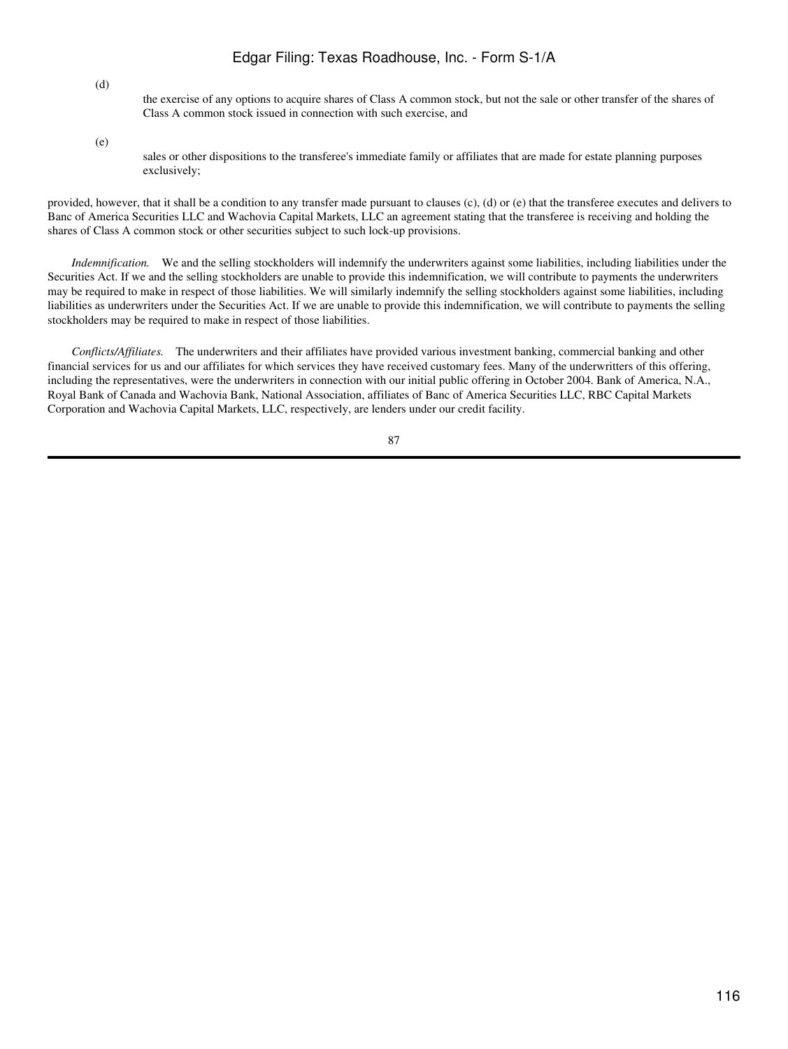(d) the exercise of any options to acquire shares of Class A common stock, but not the sale or other transfer of the shares of Class A common stock issued in connection with such exercise, and

(e) sales or other dispositions to the transferee's immediate family or affiliates that are made for estate planning purposes exclusively;

provided, however, that it shall be a condition to any transfer made pursuant to clauses (c), (d) or (e) that the transferee executes and delivers to Banc of America Securities LLC and Wachovia Capital Markets, LLC an agreement stating that the transferee is receiving and holding the shares of Class A common stock or other securities subject to such lock-up provisions.

*Indemnification.* We and the selling stockholders will indemnify the underwriters against some liabilities, including liabilities under the Securities Act. If we and the selling stockholders are unable to provide this indemnification, we will contribute to payments the underwriters may be required to make in respect of those liabilities. We will similarly indemnify the selling stockholders against some liabilities, including liabilities as underwriters under the Securities Act. If we are unable to provide this indemnification, we will contribute to payments the selling stockholders may be required to make in respect of those liabilities.

*Conflicts/Affiliates.* The underwriters and their affiliates have provided various investment banking, commercial banking and other financial services for us and our affiliates for which services they have received customary fees. Many of the underwritters of this offering, including the representatives, were the underwriters in connection with our initial public offering in October 2004. Bank of America, N.A., Royal Bank of Canada and Wachovia Bank, National Association, affiliates of Banc of America Securities LLC, RBC Capital Markets Corporation and Wachovia Capital Markets, LLC, respectively, are lenders under our credit facility.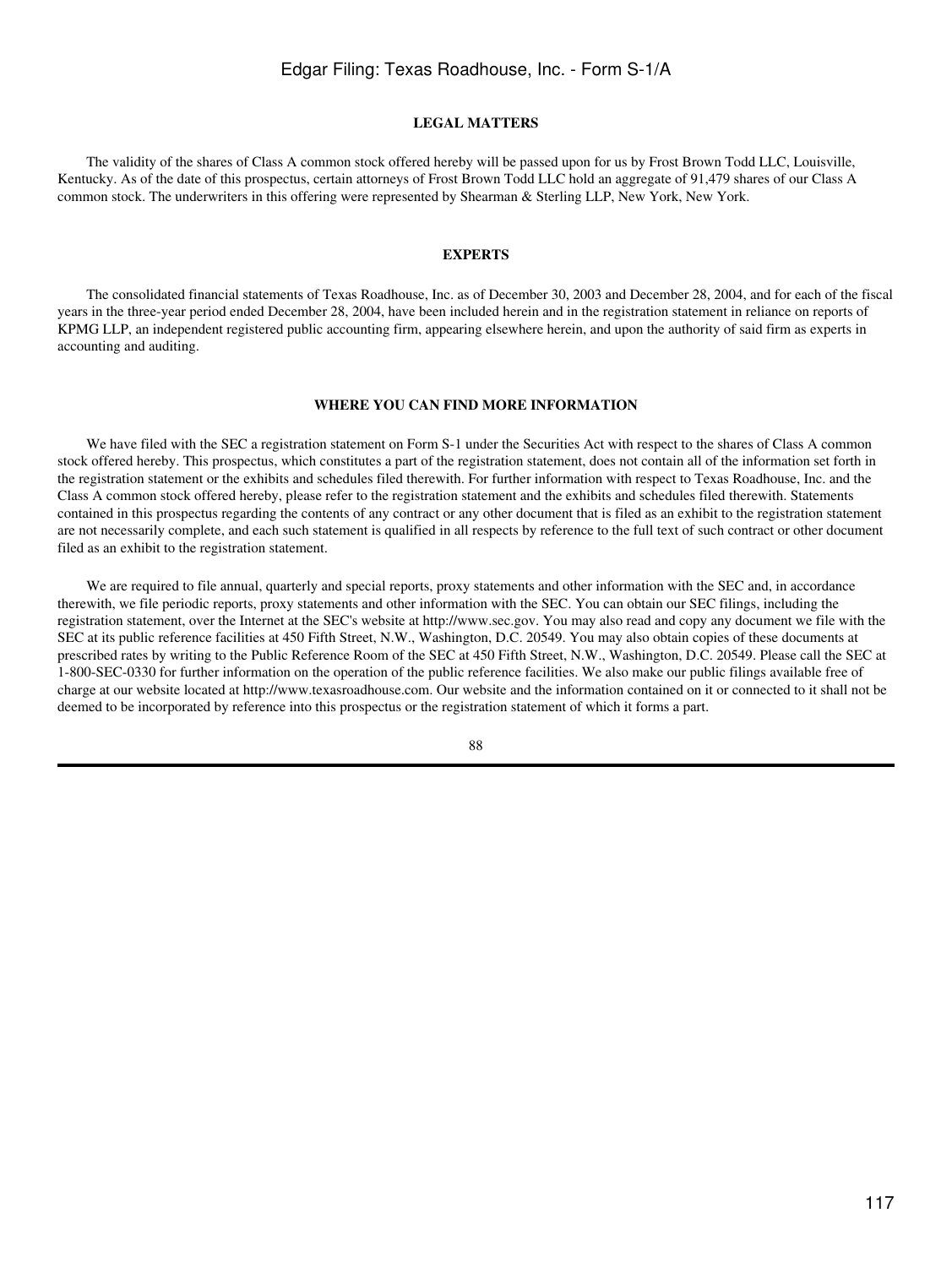## LEGAL MATTERS

The validity of the shares of Class A common stock offered hereby will be passed upon for us by Frost Brown Todd LLC, Louisville, Kentucky. As of the date of this prospectus, certain attorneys of Frost Brown Todd LLC hold an aggregate of 91,479 shares of our Class A common stock. The underwriters in this offering were represented by Shearman & Sterling LLP, New York, New York.

## EXPERTS

The consolidated financial statements of Texas Roadhouse, Inc. as of December 30, 2003 and December 28, 2004, and for each of the fiscal years in the three-year period ended December 28, 2004, have been included herein and in the registration statement in reliance on reports of KPMG LLP, an independent registered public accounting firm, appearing elsewhere herein, and upon the authority of said firm as experts in accounting and auditing.

## WHERE YOU CAN FIND MORE INFORMATION

We have filed with the SEC a registration statement on Form S-1 under the Securities Act with respect to the shares of Class A common stock offered hereby. This prospectus, which constitutes a part of the registration statement, does not contain all of the information set forth in the registration statement or the exhibits and schedules filed therewith. For further information with respect to Texas Roadhouse, Inc. and the Class A common stock offered hereby, please refer to the registration statement and the exhibits and schedules filed therewith. Statements contained in this prospectus regarding the contents of any contract or any other document that is filed as an exhibit to the registration statement are not necessarily complete, and each such statement is qualified in all respects by reference to the full text of such contract or other document filed as an exhibit to the registration statement.

We are required to file annual, quarterly and special reports, proxy statements and other information with the SEC and, in accordance therewith, we file periodic reports, proxy statements and other information with the SEC. You can obtain our SEC filings, including the registration statement, over the Internet at the SEC's website at http://www.sec.gov. You may also read and copy any document we file with the SEC at its public reference facilities at 450 Fifth Street, N.W., Washington, D.C. 20549. You may also obtain copies of these documents at prescribed rates by writing to the Public Reference Room of the SEC at 450 Fifth Street, N.W., Washington, D.C. 20549. Please call the SEC at 1-800-SEC-0330 for further information on the operation of the public reference facilities. We also make our public filings available free of charge at our website located at http://www.texasroadhouse.com. Our website and the information contained on it or connected to it shall not be deemed to be incorporated by reference into this prospectus or the registration statement of which it forms a part.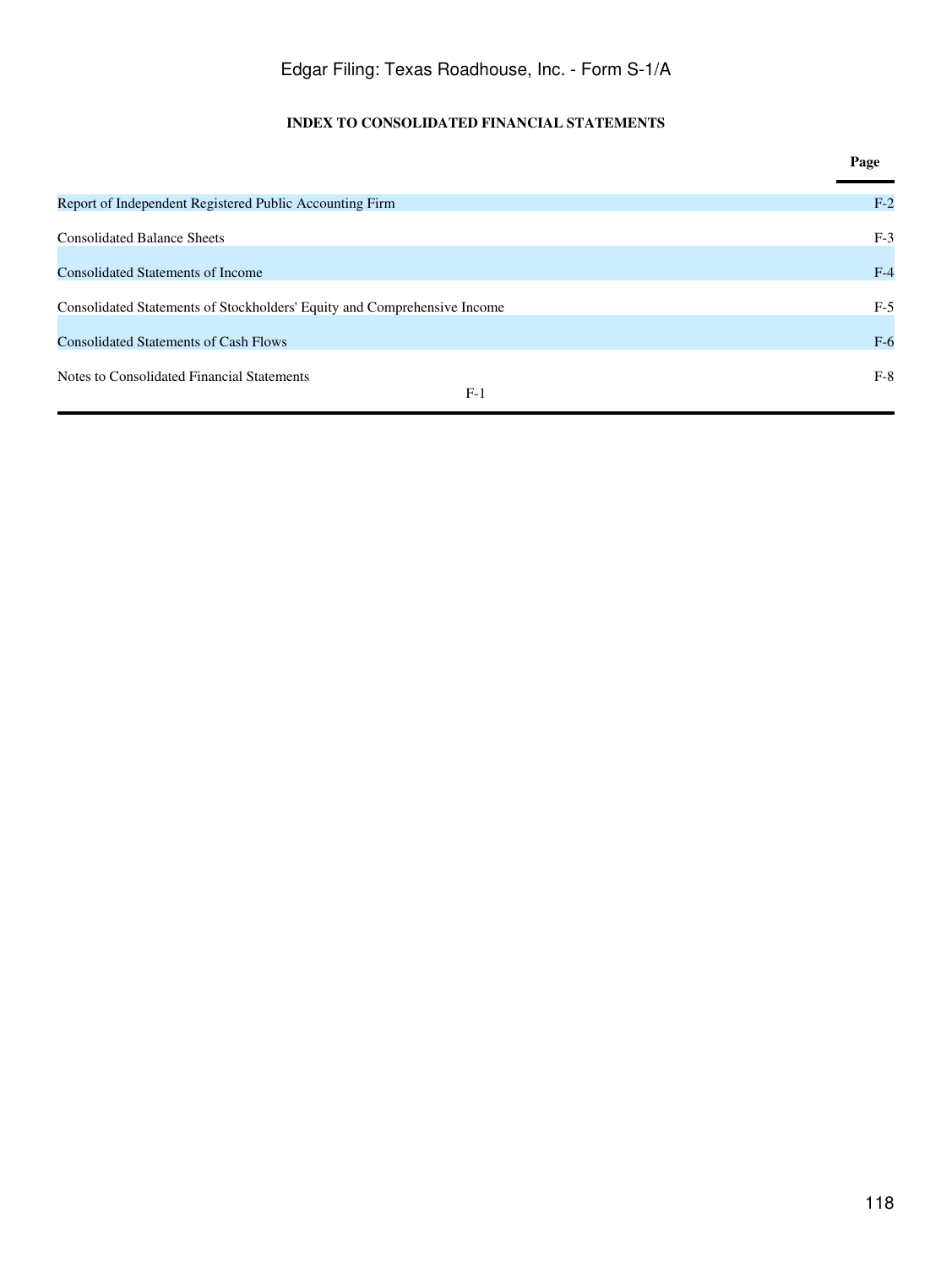**INDEX TO CONSOLIDATED FINANCIAL STATEMENTS**

| | Page |
|---|---|
| Report of Independent Registered Public Accounting Firm | F-2 |
| Consolidated Balance Sheets | F-3 |
| Consolidated Statements of Income | F-4 |
| Consolidated Statements of Stockholders' Equity and Comprehensive Income | F-5 |
| Consolidated Statements of Cash Flows | F-6 |
| Notes to Consolidated Financial Statements | F-8 |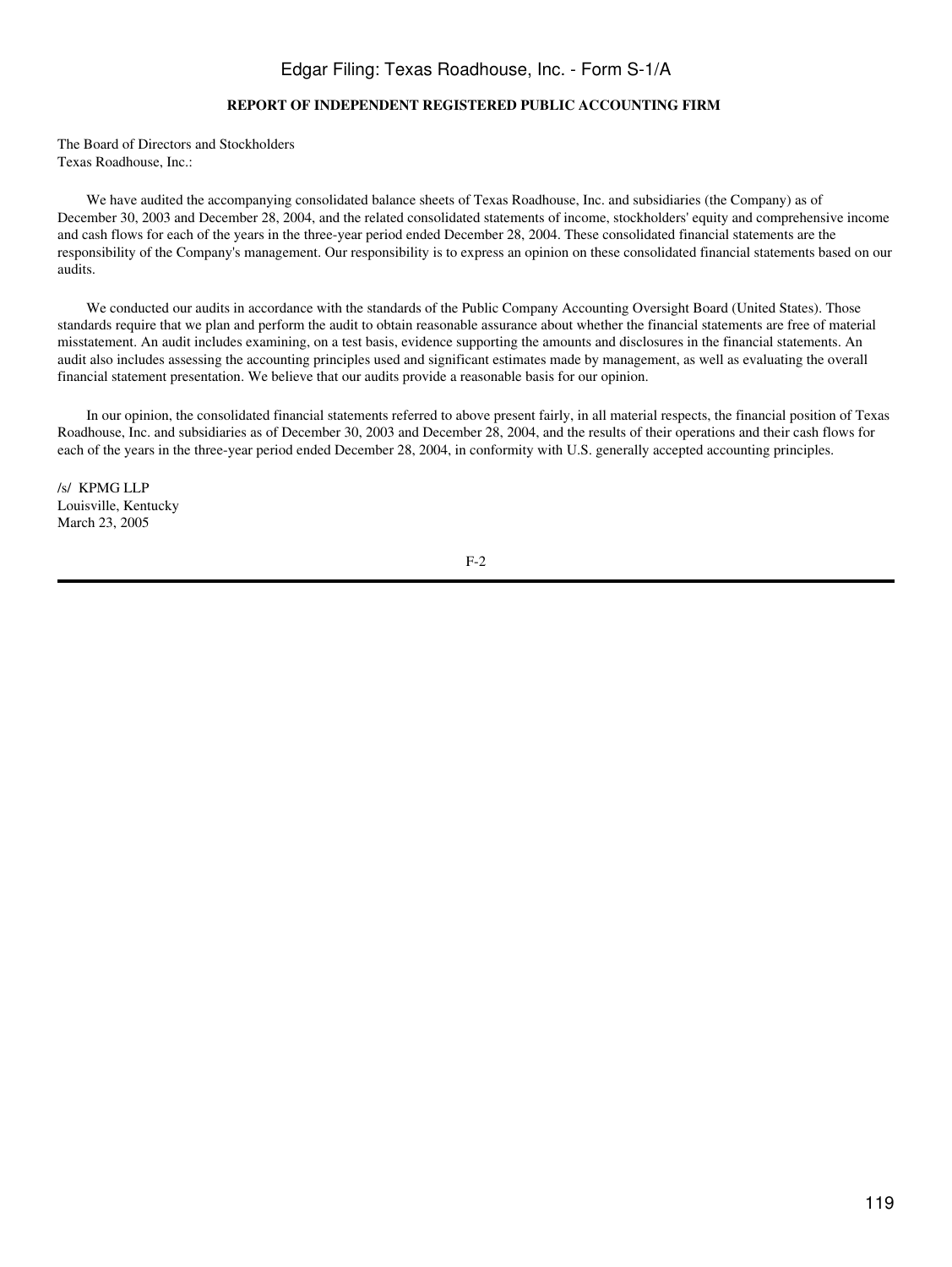**REPORT OF INDEPENDENT REGISTERED PUBLIC ACCOUNTING FIRM**

The Board of Directors and Stockholders
Texas Roadhouse, Inc.:

We have audited the accompanying consolidated balance sheets of Texas Roadhouse, Inc. and subsidiaries (the Company) as of December 30, 2003 and December 28, 2004, and the related consolidated statements of income, stockholders' equity and comprehensive income and cash flows for each of the years in the three-year period ended December 28, 2004. These consolidated financial statements are the responsibility of the Company's management. Our responsibility is to express an opinion on these consolidated financial statements based on our audits.

We conducted our audits in accordance with the standards of the Public Company Accounting Oversight Board (United States). Those standards require that we plan and perform the audit to obtain reasonable assurance about whether the financial statements are free of material misstatement. An audit includes examining, on a test basis, evidence supporting the amounts and disclosures in the financial statements. An audit also includes assessing the accounting principles used and significant estimates made by management, as well as evaluating the overall financial statement presentation. We believe that our audits provide a reasonable basis for our opinion.

In our opinion, the consolidated financial statements referred to above present fairly, in all material respects, the financial position of Texas Roadhouse, Inc. and subsidiaries as of December 30, 2003 and December 28, 2004, and the results of their operations and their cash flows for each of the years in the three-year period ended December 28, 2004, in conformity with U.S. generally accepted accounting principles.

/s/ KPMG LLP
Louisville, Kentucky
March 23, 2005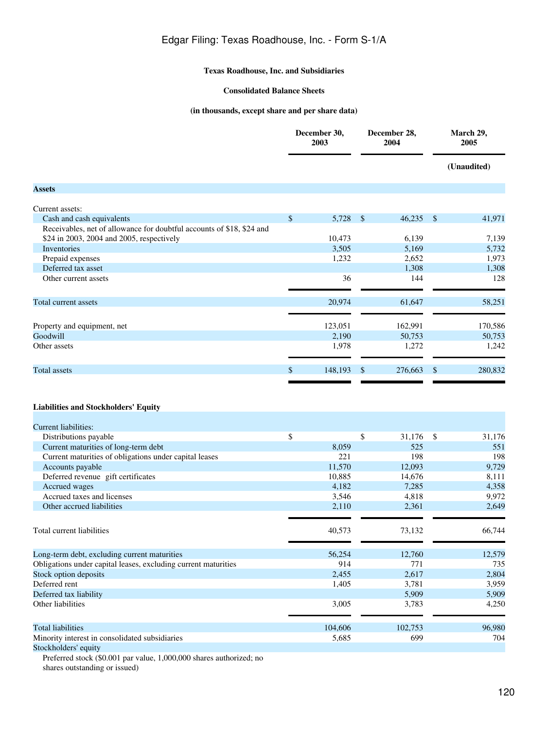**Texas Roadhouse, Inc. and Subsidiaries**

**Consolidated Balance Sheets**

**(in thousands, except share and per share data)**

| | December 30, 2003 | December 28, 2004 | March 29, 2005 |
|---|---|---|---|
| | | | (Unaudited) |
| **Assets** | | | |
| Current assets: | | | |
| Cash and cash equivalents | $ 5,728 | $ 46,235 | $ 41,971 |
| Receivables, net of allowance for doubtful accounts of $18, $24 and $24 in 2003, 2004 and 2005, respectively | 10,473 | 6,139 | 7,139 |
| Inventories | 3,505 | 5,169 | 5,732 |
| Prepaid expenses | 1,232 | 2,652 | 1,973 |
| Deferred tax asset | | 1,308 | 1,308 |
| Other current assets | 36 | 144 | 128 |
| Total current assets | 20,974 | 61,647 | 58,251 |
| Property and equipment, net | 123,051 | 162,991 | 170,586 |
| Goodwill | 2,190 | 50,753 | 50,753 |
| Other assets | 1,978 | 1,272 | 1,242 |
| Total assets | $ 148,193 | $ 276,663 | $ 280,832 |
| **Liabilities and Stockholders' Equity** | | | |
| Current liabilities: | | | |
| Distributions payable | $ | $ 31,176 | $ 31,176 |
| Current maturities of long-term debt | 8,059 | 525 | 551 |
| Current maturities of obligations under capital leases | 221 | 198 | 198 |
| Accounts payable | 11,570 | 12,093 | 9,729 |
| Deferred revenue gift certificates | 10,885 | 14,676 | 8,111 |
| Accrued wages | 4,182 | 7,285 | 4,358 |
| Accrued taxes and licenses | 3,546 | 4,818 | 9,972 |
| Other accrued liabilities | 2,110 | 2,361 | 2,649 |
| Total current liabilities | 40,573 | 73,132 | 66,744 |
| Long-term debt, excluding current maturities | 56,254 | 12,760 | 12,579 |
| Obligations under capital leases, excluding current maturities | 914 | 771 | 735 |
| Stock option deposits | 2,455 | 2,617 | 2,804 |
| Deferred rent | 1,405 | 3,781 | 3,959 |
| Deferred tax liability | | 5,909 | 5,909 |
| Other liabilities | 3,005 | 3,783 | 4,250 |
| Total liabilities | 104,606 | 102,753 | 96,980 |
| Minority interest in consolidated subsidiaries | 5,685 | 699 | 704 |
| Stockholders' equity | | | |
| Preferred stock ($0.001 par value, 1,000,000 shares authorized; no shares outstanding or issued) | | | |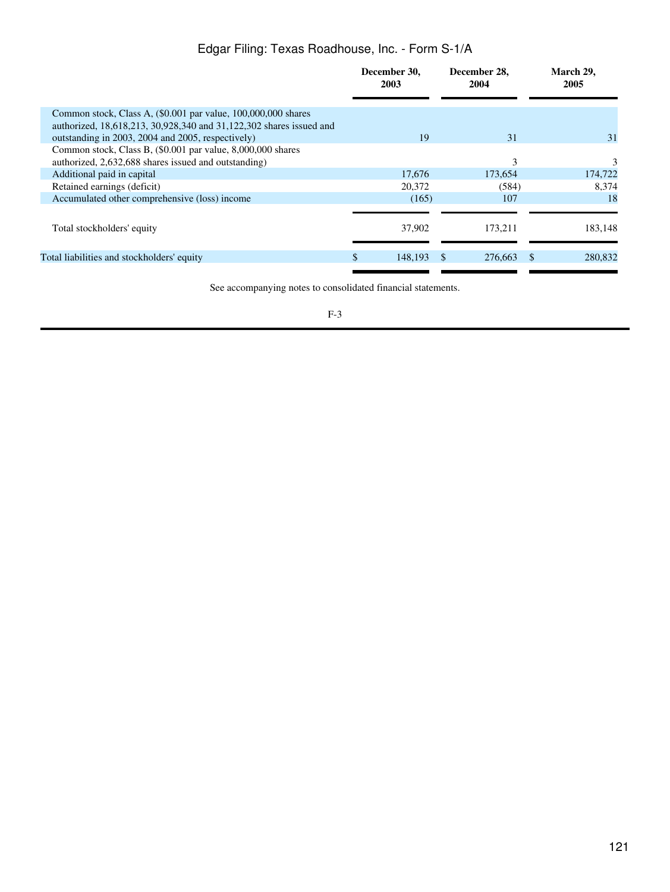| | December 30, 2003 | December 28, 2004 | March 29, 2005 |
|---|---|---|---|
| Common stock, Class A, ($0.001 par value, 100,000,000 shares authorized, 18,618,213, 30,928,340 and 31,122,302 shares issued and outstanding in 2003, 2004 and 2005, respectively) | 19 | 31 | 31 |
| Common stock, Class B, ($0.001 par value, 8,000,000 shares authorized, 2,632,688 shares issued and outstanding) | | 3 | 3 |
| Additional paid in capital | 17,676 | 173,654 | 174,722 |
| Retained earnings (deficit) | 20,372 | (584) | 8,374 |
| Accumulated other comprehensive (loss) income | (165) | 107 | 18 |
| Total stockholders' equity | 37,902 | 173,211 | 183,148 |
| Total liabilities and stockholders' equity | $ 148,193 | $ 276,663 | $ 280,832 |

See accompanying notes to consolidated financial statements.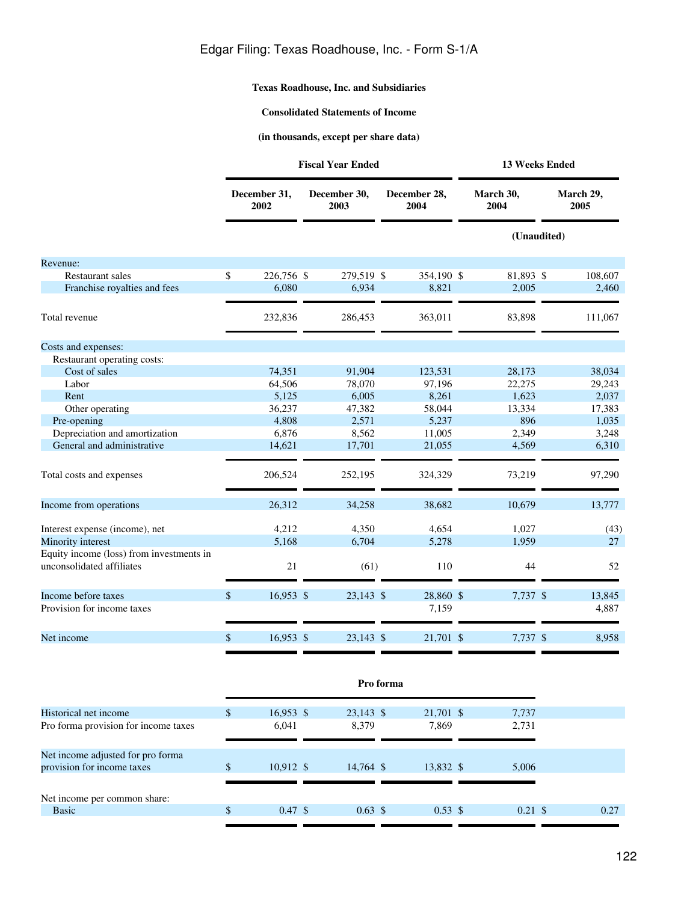**Texas Roadhouse, Inc. and Subsidiaries**

**Consolidated Statements of Income**

**(in thousands, except per share data)**

| | Fiscal Year Ended | | | 13 Weeks Ended | |
|---|---|---|---|---|---|
| | December 31, 2002 | December 30, 2003 | December 28, 2004 | March 30, 2004 | March 29, 2005 |
| | | | | (Unaudited) | |
| Revenue: | | | | | |
| Restaurant sales | $ 226,756 | $ 279,519 | $ 354,190 | $ 81,893 | $ 108,607 |
| Franchise royalties and fees | 6,080 | 6,934 | 8,821 | 2,005 | 2,460 |
| Total revenue | 232,836 | 286,453 | 363,011 | 83,898 | 111,067 |
| Costs and expenses: | | | | | |
| Restaurant operating costs: | | | | | |
| Cost of sales | 74,351 | 91,904 | 123,531 | 28,173 | 38,034 |
| Labor | 64,506 | 78,070 | 97,196 | 22,275 | 29,243 |
| Rent | 5,125 | 6,005 | 8,261 | 1,623 | 2,037 |
| Other operating | 36,237 | 47,382 | 58,044 | 13,334 | 17,383 |
| Pre-opening | 4,808 | 2,571 | 5,237 | 896 | 1,035 |
| Depreciation and amortization | 6,876 | 8,562 | 11,005 | 2,349 | 3,248 |
| General and administrative | 14,621 | 17,701 | 21,055 | 4,569 | 6,310 |
| Total costs and expenses | 206,524 | 252,195 | 324,329 | 73,219 | 97,290 |
| Income from operations | 26,312 | 34,258 | 38,682 | 10,679 | 13,777 |
| Interest expense (income), net | 4,212 | 4,350 | 4,654 | 1,027 | (43) |
| Minority interest | 5,168 | 6,704 | 5,278 | 1,959 | 27 |
| Equity income (loss) from investments in unconsolidated affiliates | 21 | (61) | 110 | 44 | 52 |
| Income before taxes | $ 16,953 | $ 23,143 | $ 28,860 | $ 7,737 | $ 13,845 |
| Provision for income taxes | | | 7,159 | | 4,887 |
| Net income | $ 16,953 | $ 23,143 | $ 21,701 | $ 7,737 | $ 8,958 |
| | | | **Pro forma** | | |
| Historical net income | $ 16,953 | $ 23,143 | $ 21,701 | $ 7,737 | |
| Pro forma provision for income taxes | 6,041 | 8,379 | 7,869 | 2,731 | |
| Net income adjusted for pro forma provision for income taxes | $ 10,912 | $ 14,764 | $ 13,832 | $ 5,006 | |
| Net income per common share: | | | | | |
| Basic | $ 0.47 | $ 0.63 | $ 0.53 | $ 0.21 | $ 0.27 |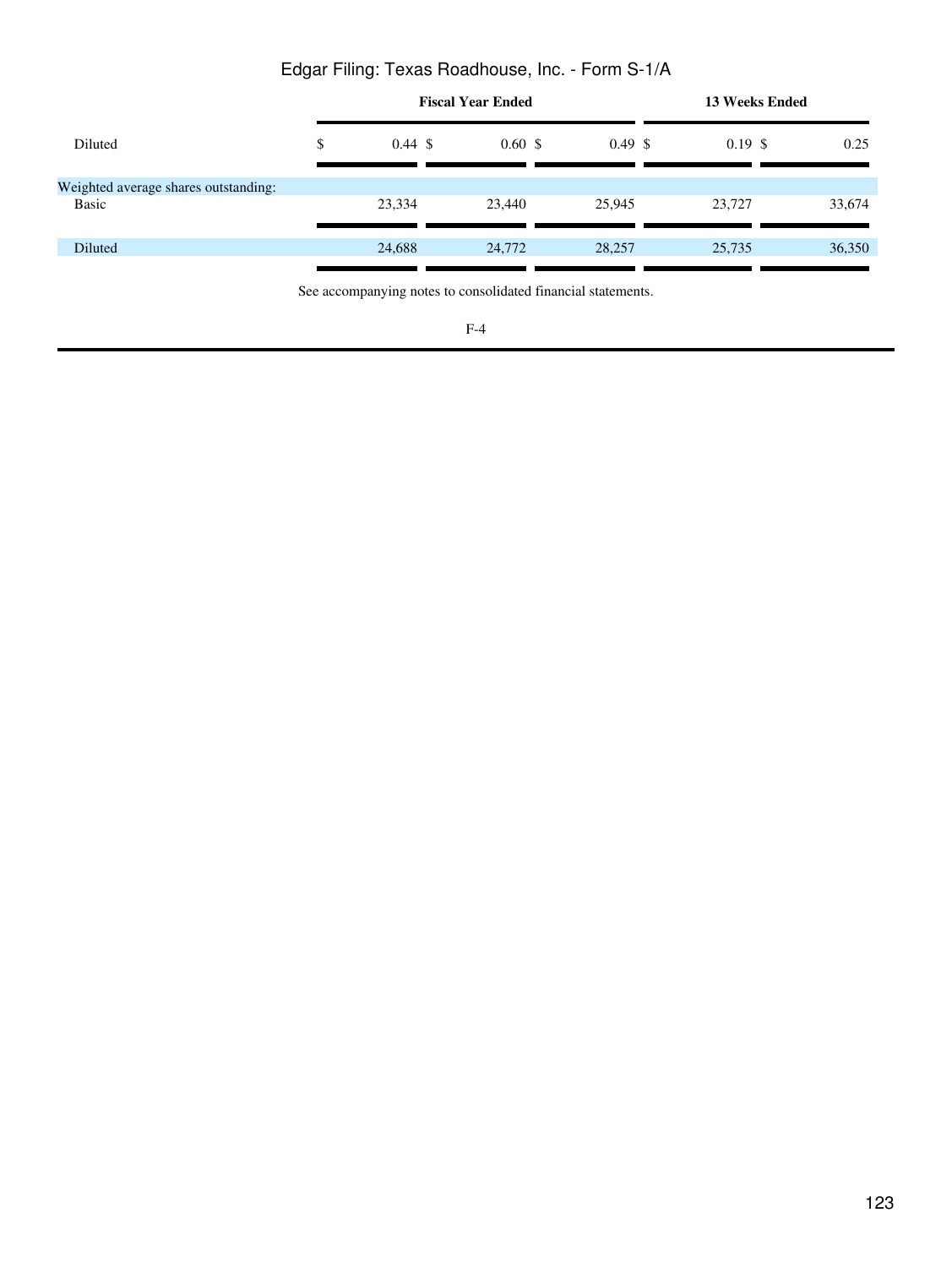| | Fiscal Year Ended | | | 13 Weeks Ended | |
|---|---|---|---|---|---|
| Diluted | $ 0.44 | $ 0.60 | $ 0.49 | $ 0.19 | $ 0.25 |
| Weighted average shares outstanding: | | | | | |
| Basic | 23,334 | 23,440 | 25,945 | 23,727 | 33,674 |
| Diluted | 24,688 | 24,772 | 28,257 | 25,735 | 36,350 |

See accompanying notes to consolidated financial statements.

F-4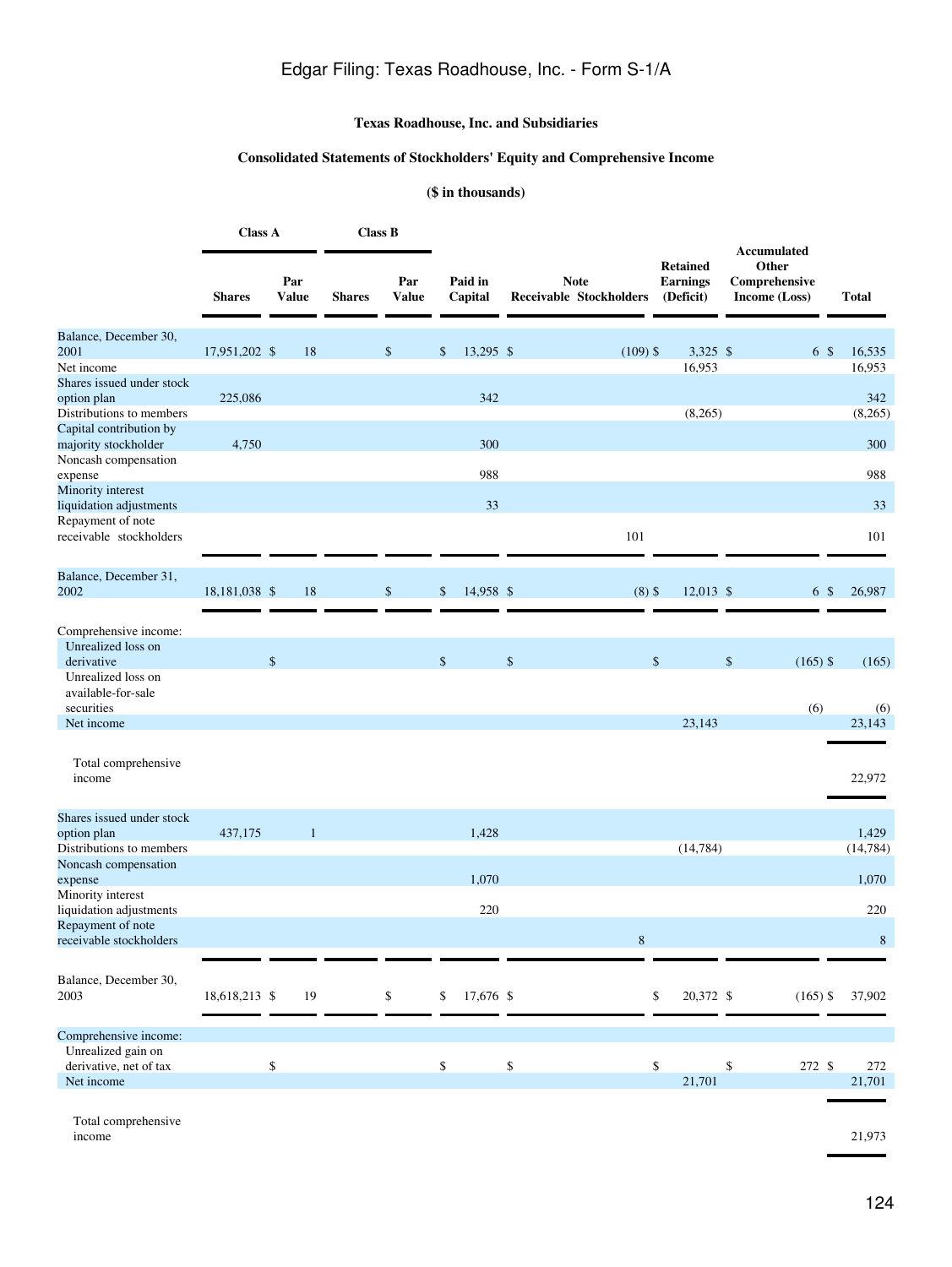**Texas Roadhouse, Inc. and Subsidiaries**

**Consolidated Statements of Stockholders' Equity and Comprehensive Income**

**($ in thousands)**

| | Class A | | Class B | | | | | | |
|---|---|---|---|---|---|---|---|---|---|
| | Shares | Par Value | Shares | Par Value | Paid in Capital | Note Receivable Stockholders | Retained Earnings (Deficit) | Accumulated Other Comprehensive Income (Loss) | Total |
| Balance, December 30, 2001 | 17,951,202 | $ 18 | | $ | $ 13,295 | $ (109) | $ 3,325 | $ 6 | $ 16,535 |
| Net income | | | | | | | 16,953 | | 16,953 |
| Shares issued under stock option plan | 225,086 | | | | 342 | | | | 342 |
| Distributions to members | | | | | | | (8,265) | | (8,265) |
| Capital contribution by majority stockholder | 4,750 | | | | 300 | | | | 300 |
| Noncash compensation expense | | | | | 988 | | | | 988 |
| Minority interest liquidation adjustments | | | | | 33 | | | | 33 |
| Repayment of note receivable stockholders | | | | | | 101 | | | 101 |
| Balance, December 31, 2002 | 18,181,038 | $ 18 | | $ | $ 14,958 | $ (8) | $ 12,013 | $ 6 | $ 26,987 |
| Comprehensive income: | | | | | | | | | |
| Unrealized loss on derivative | | $ | | | $ | $ | $ | $ (165) | $ (165) |
| Unrealized loss on available-for-sale securities | | | | | | | | (6) | (6) |
| Net income | | | | | | | 23,143 | | 23,143 |
| Total comprehensive income | | | | | | | | | 22,972 |
| Shares issued under stock option plan | 437,175 | 1 | | | 1,428 | | | | 1,429 |
| Distributions to members | | | | | | | (14,784) | | (14,784) |
| Noncash compensation expense | | | | | 1,070 | | | | 1,070 |
| Minority interest liquidation adjustments | | | | | 220 | | | | 220 |
| Repayment of note receivable stockholders | | | | | | 8 | | | 8 |
| Balance, December 30, 2003 | 18,618,213 | $ 19 | | $ | $ 17,676 | $ | $ 20,372 | $ (165) | $ 37,902 |
| Comprehensive income: | | | | | | | | | |
| Unrealized gain on derivative, net of tax | | $ | | | $ | $ | $ | $ 272 | $ 272 |
| Net income | | | | | | | 21,701 | | 21,701 |
| Total comprehensive income | | | | | | | | | 21,973 |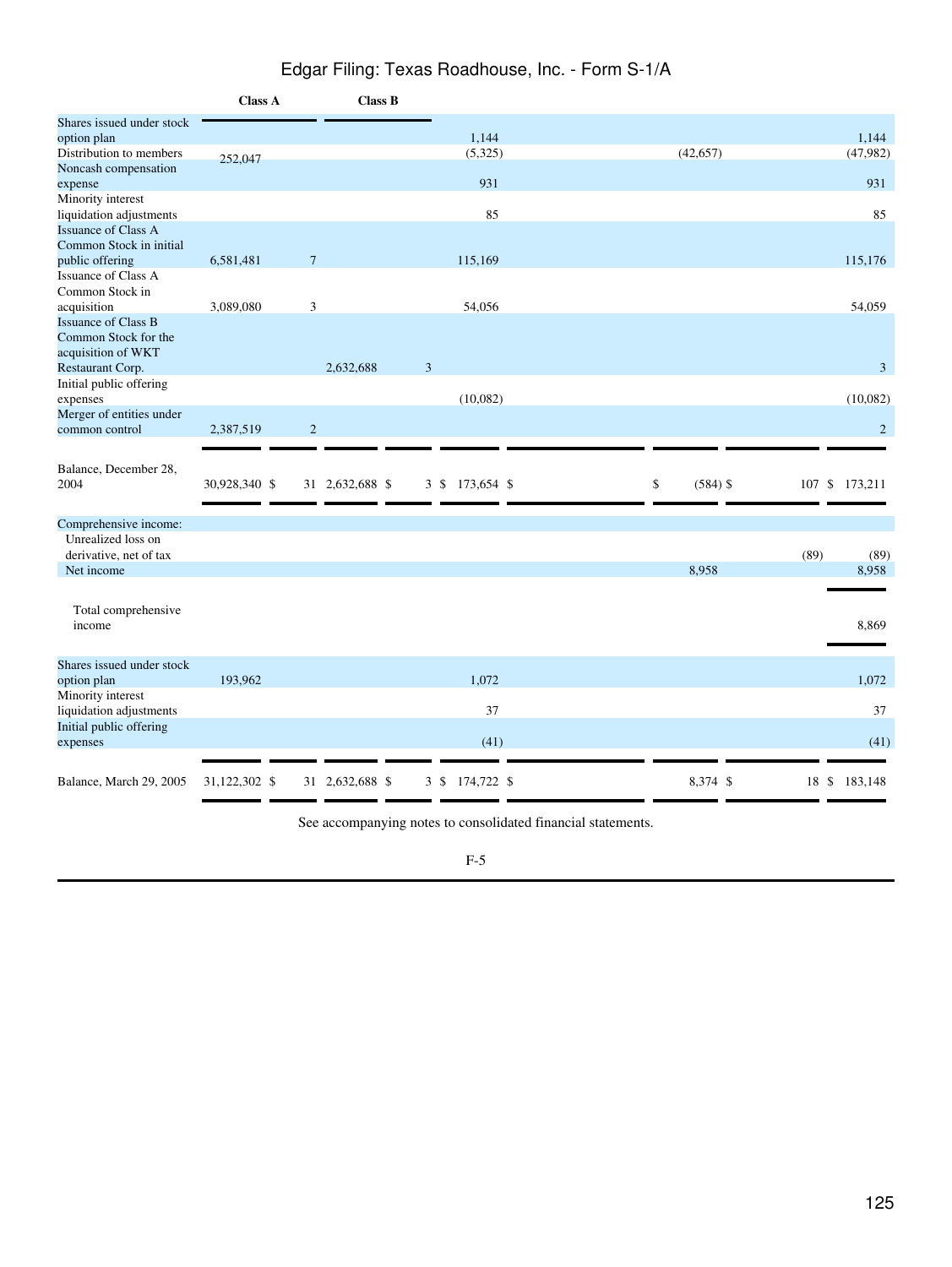| | Class A | | Class B | | | | | | |
|---|---|---|---|---|---|---|---|---|---|
| Shares issued under stock option plan | 252,047 | | | | 1,144 | | | | 1,144 |
| Distribution to members | | | | | (5,325) | | (42,657) | | (47,982) |
| Noncash compensation expense | | | | | 931 | | | | 931 |
| Minority interest liquidation adjustments | | | | | 85 | | | | 85 |
| Issuance of Class A Common Stock in initial public offering | 6,581,481 | 7 | | | 115,169 | | | | 115,176 |
| Issuance of Class A Common Stock in acquisition | 3,089,080 | 3 | | | 54,056 | | | | 54,059 |
| Issuance of Class B Common Stock for the acquisition of WKT Restaurant Corp. | | | 2,632,688 | 3 | | | | | 3 |
| Initial public offering expenses | | | | | (10,082) | | | | (10,082) |
| Merger of entities under common control | 2,387,519 | 2 | | | | | | | 2 |
| Balance, December 28, 2004 | 30,928,340 | $ 31 | 2,632,688 | $ 3 | $ 173,654 | $ | $ (584) | $ 107 | $ 173,211 |
| Comprehensive income: | | | | | | | | | |
| Unrealized loss on derivative, net of tax | | | | | | | | (89) | (89) |
| Net income | | | | | | | 8,958 | | 8,958 |
| Total comprehensive income | | | | | | | | | 8,869 |
| Shares issued under stock option plan | 193,962 | | | | 1,072 | | | | 1,072 |
| Minority interest liquidation adjustments | | | | | 37 | | | | 37 |
| Initial public offering expenses | | | | | (41) | | | | (41) |
| Balance, March 29, 2005 | 31,122,302 | $ 31 | 2,632,688 | $ 3 | $ 174,722 | $ | 8,374 | $ 18 | $ 183,148 |

See accompanying notes to consolidated financial statements.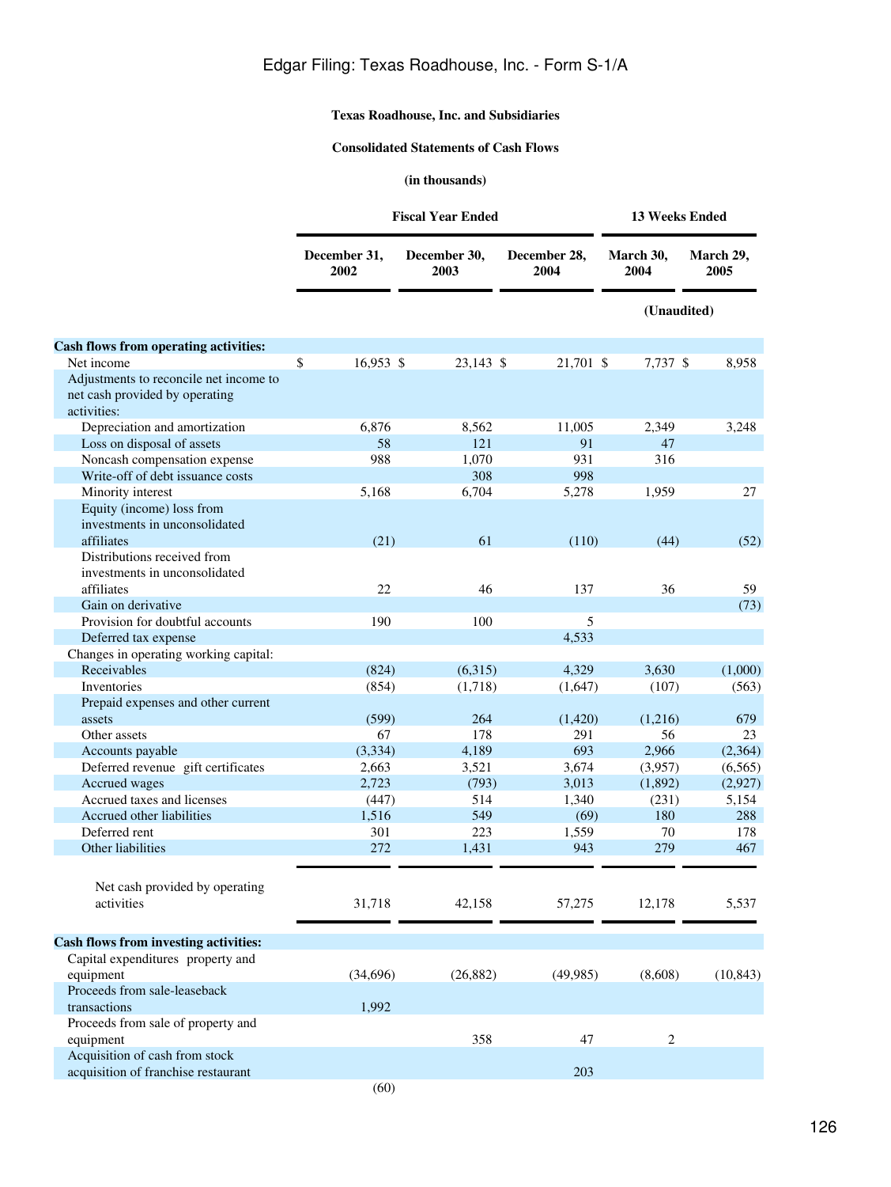**Texas Roadhouse, Inc. and Subsidiaries**

**Consolidated Statements of Cash Flows**

**(in thousands)**

| | Fiscal Year Ended | | | 13 Weeks Ended | |
|---|---|---|---|---|---|
| | December 31, 2002 | December 30, 2003 | December 28, 2004 | March 30, 2004 | March 29, 2005 |
| | | | | (Unaudited) | |
| **Cash flows from operating activities:** | | | | | |
| Net income | $ 16,953 | $ 23,143 | $ 21,701 | $ 7,737 | $ 8,958 |
| Adjustments to reconcile net income to net cash provided by operating activities: | | | | | |
| Depreciation and amortization | 6,876 | 8,562 | 11,005 | 2,349 | 3,248 |
| Loss on disposal of assets | 58 | 121 | 91 | 47 | |
| Noncash compensation expense | 988 | 1,070 | 931 | 316 | |
| Write-off of debt issuance costs | | 308 | 998 | | |
| Minority interest | 5,168 | 6,704 | 5,278 | 1,959 | 27 |
| Equity (income) loss from investments in unconsolidated affiliates | (21) | 61 | (110) | (44) | (52) |
| Distributions received from investments in unconsolidated affiliates | 22 | 46 | 137 | 36 | 59 |
| Gain on derivative | | | | | (73) |
| Provision for doubtful accounts | 190 | 100 | 5 | | |
| Deferred tax expense | | | 4,533 | | |
| Changes in operating working capital: | | | | | |
| Receivables | (824) | (6,315) | 4,329 | 3,630 | (1,000) |
| Inventories | (854) | (1,718) | (1,647) | (107) | (563) |
| Prepaid expenses and other current assets | (599) | 264 | (1,420) | (1,216) | 679 |
| Other assets | 67 | 178 | 291 | 56 | 23 |
| Accounts payable | (3,334) | 4,189 | 693 | 2,966 | (2,364) |
| Deferred revenue gift certificates | 2,663 | 3,521 | 3,674 | (3,957) | (6,565) |
| Accrued wages | 2,723 | (793) | 3,013 | (1,892) | (2,927) |
| Accrued taxes and licenses | (447) | 514 | 1,340 | (231) | 5,154 |
| Accrued other liabilities | 1,516 | 549 | (69) | 180 | 288 |
| Deferred rent | 301 | 223 | 1,559 | 70 | 178 |
| Other liabilities | 272 | 1,431 | 943 | 279 | 467 |
| Net cash provided by operating activities | 31,718 | 42,158 | 57,275 | 12,178 | 5,537 |
| **Cash flows from investing activities:** | | | | | |
| Capital expenditures property and equipment | (34,696) | (26,882) | (49,985) | (8,608) | (10,843) |
| Proceeds from sale-leaseback transactions | 1,992 | | | | |
| Proceeds from sale of property and equipment | | 358 | 47 | 2 | |
| Acquisition of cash from stock acquisition of franchise restaurant | | | 203 | | |
| | (60) | | | | |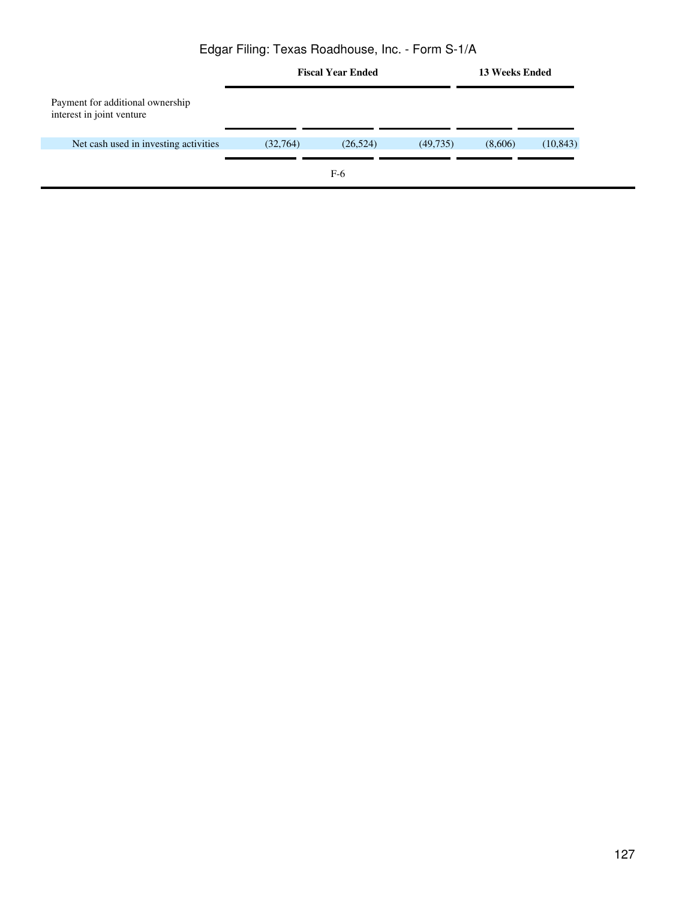| | Fiscal Year Ended | | | 13 Weeks Ended | |
|---|---|---|---|---|---|
| Payment for additional ownership interest in joint venture | | | | | |
| Net cash used in investing activities | (32,764) | (26,524) | (49,735) | (8,606) | (10,843) |

F-6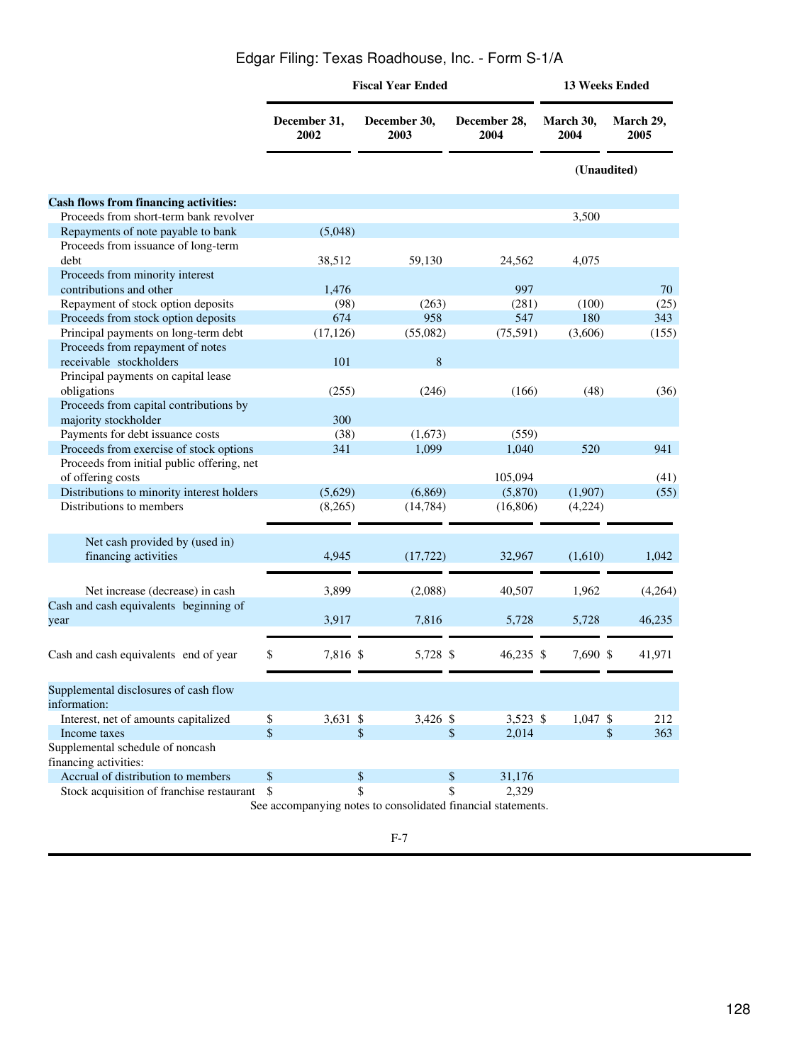| | Fiscal Year Ended | | | 13 Weeks Ended | |
|---|---|---|---|---|---|
| | December 31, 2002 | December 30, 2003 | December 28, 2004 | March 30, 2004 | March 29, 2005 |
| | | | | (Unaudited) | |
| **Cash flows from financing activities:** | | | | | |
| Proceeds from short-term bank revolver | | | | 3,500 | |
| Repayments of note payable to bank | (5,048) | | | | |
| Proceeds from issuance of long-term debt | 38,512 | 59,130 | 24,562 | 4,075 | |
| Proceeds from minority interest contributions and other | 1,476 | | 997 | | 70 |
| Repayment of stock option deposits | (98) | (263) | (281) | (100) | (25) |
| Proceeds from stock option deposits | 674 | 958 | 547 | 180 | 343 |
| Principal payments on long-term debt | (17,126) | (55,082) | (75,591) | (3,606) | (155) |
| Proceeds from repayment of notes receivable stockholders | 101 | 8 | | | |
| Principal payments on capital lease obligations | (255) | (246) | (166) | (48) | (36) |
| Proceeds from capital contributions by majority stockholder | 300 | | | | |
| Payments for debt issuance costs | (38) | (1,673) | (559) | | |
| Proceeds from exercise of stock options | 341 | 1,099 | 1,040 | 520 | 941 |
| Proceeds from initial public offering, net of offering costs | | | 105,094 | | (41) |
| Distributions to minority interest holders | (5,629) | (6,869) | (5,870) | (1,907) | (55) |
| Distributions to members | (8,265) | (14,784) | (16,806) | (4,224) | |
| Net cash provided by (used in) financing activities | 4,945 | (17,722) | 32,967 | (1,610) | 1,042 |
| Net increase (decrease) in cash | 3,899 | (2,088) | 40,507 | 1,962 | (4,264) |
| Cash and cash equivalents beginning of year | 3,917 | 7,816 | 5,728 | 5,728 | 46,235 |
| Cash and cash equivalents end of year | $ 7,816 | $ 5,728 | $ 46,235 | $ 7,690 | $ 41,971 |
| Supplemental disclosures of cash flow information: | | | | | |
| Interest, net of amounts capitalized | $ 3,631 | $ 3,426 | $ 3,523 | $ 1,047 | $ 212 |
| Income taxes | $ | $ | $ 2,014 | | $ 363 |
| Supplemental schedule of noncash financing activities: | | | | | |
| Accrual of distribution to members | $ | $ | $ 31,176 | | |
| Stock acquisition of franchise restaurant | $ | $ | $ 2,329 | | |

See accompanying notes to consolidated financial statements.

F-7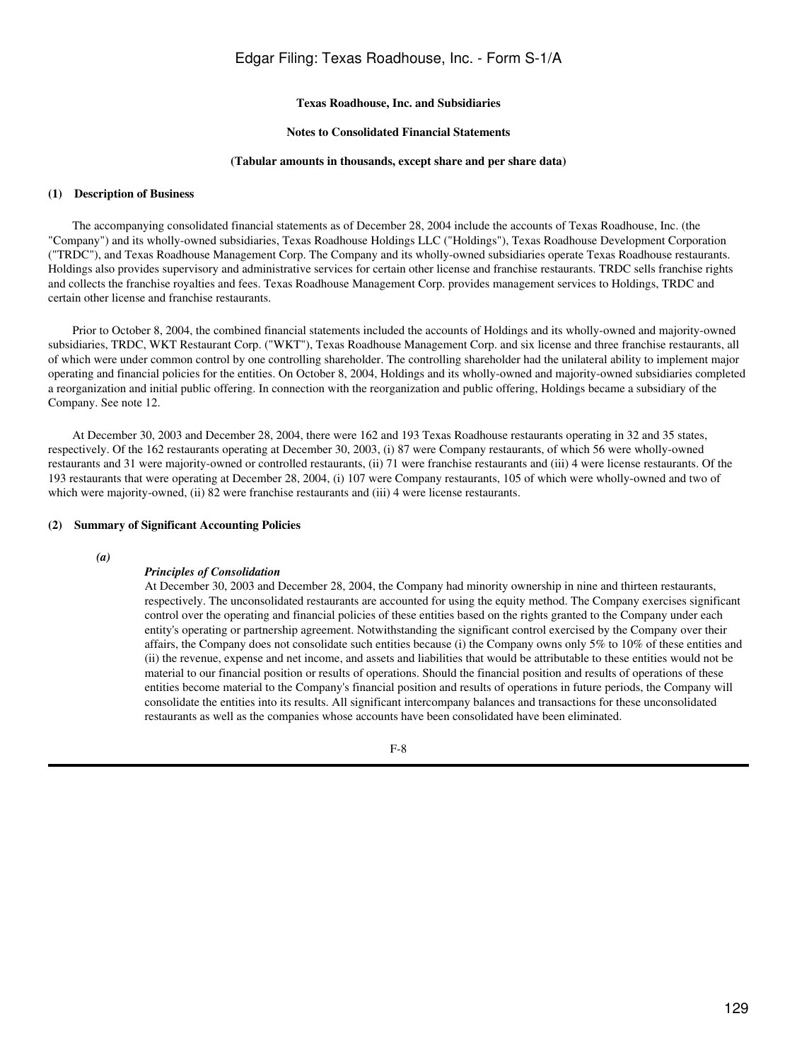**Texas Roadhouse, Inc. and Subsidiaries**

**Notes to Consolidated Financial Statements**

**(Tabular amounts in thousands, except share and per share data)**

**(1) Description of Business**

The accompanying consolidated financial statements as of December 28, 2004 include the accounts of Texas Roadhouse, Inc. (the "Company") and its wholly-owned subsidiaries, Texas Roadhouse Holdings LLC ("Holdings"), Texas Roadhouse Development Corporation ("TRDC"), and Texas Roadhouse Management Corp. The Company and its wholly-owned subsidiaries operate Texas Roadhouse restaurants. Holdings also provides supervisory and administrative services for certain other license and franchise restaurants. TRDC sells franchise rights and collects the franchise royalties and fees. Texas Roadhouse Management Corp. provides management services to Holdings, TRDC and certain other license and franchise restaurants.

Prior to October 8, 2004, the combined financial statements included the accounts of Holdings and its wholly-owned and majority-owned subsidiaries, TRDC, WKT Restaurant Corp. ("WKT"), Texas Roadhouse Management Corp. and six license and three franchise restaurants, all of which were under common control by one controlling shareholder. The controlling shareholder had the unilateral ability to implement major operating and financial policies for the entities. On October 8, 2004, Holdings and its wholly-owned and majority-owned subsidiaries completed a reorganization and initial public offering. In connection with the reorganization and public offering, Holdings became a subsidiary of the Company. See note 12.

At December 30, 2003 and December 28, 2004, there were 162 and 193 Texas Roadhouse restaurants operating in 32 and 35 states, respectively. Of the 162 restaurants operating at December 30, 2003, (i) 87 were Company restaurants, of which 56 were wholly-owned restaurants and 31 were majority-owned or controlled restaurants, (ii) 71 were franchise restaurants and (iii) 4 were license restaurants. Of the 193 restaurants that were operating at December 28, 2004, (i) 107 were Company restaurants, 105 of which were wholly-owned and two of which were majority-owned, (ii) 82 were franchise restaurants and (iii) 4 were license restaurants.

**(2) Summary of Significant Accounting Policies**

*(a)*

***Principles of Consolidation***

At December 30, 2003 and December 28, 2004, the Company had minority ownership in nine and thirteen restaurants, respectively. The unconsolidated restaurants are accounted for using the equity method. The Company exercises significant control over the operating and financial policies of these entities based on the rights granted to the Company under each entity's operating or partnership agreement. Notwithstanding the significant control exercised by the Company over their affairs, the Company does not consolidate such entities because (i) the Company owns only 5% to 10% of these entities and (ii) the revenue, expense and net income, and assets and liabilities that would be attributable to these entities would not be material to our financial position or results of operations. Should the financial position and results of operations of these entities become material to the Company's financial position and results of operations in future periods, the Company will consolidate the entities into its results. All significant intercompany balances and transactions for these unconsolidated restaurants as well as the companies whose accounts have been consolidated have been eliminated.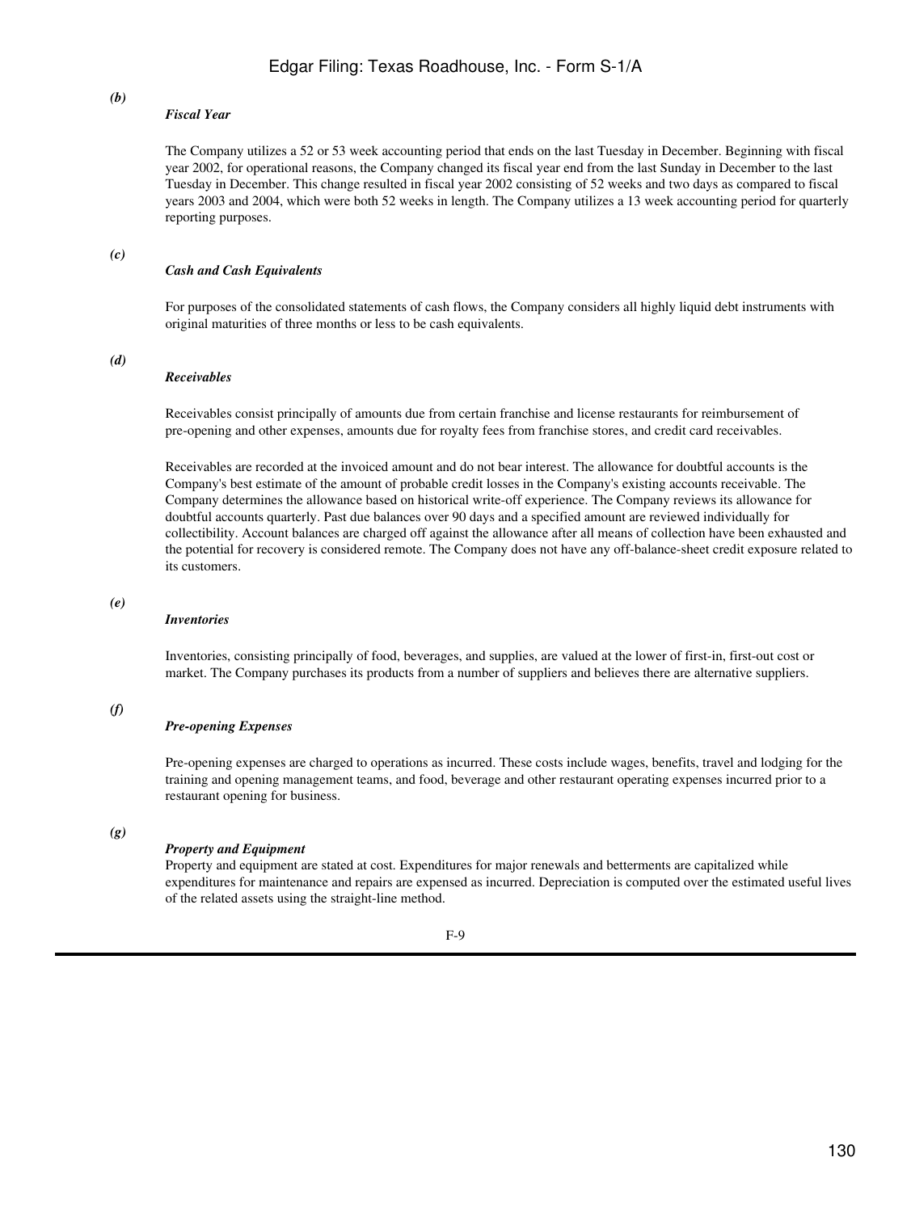*(b)*

***Fiscal Year***

The Company utilizes a 52 or 53 week accounting period that ends on the last Tuesday in December. Beginning with fiscal year 2002, for operational reasons, the Company changed its fiscal year end from the last Sunday in December to the last Tuesday in December. This change resulted in fiscal year 2002 consisting of 52 weeks and two days as compared to fiscal years 2003 and 2004, which were both 52 weeks in length. The Company utilizes a 13 week accounting period for quarterly reporting purposes.

*(c)*

***Cash and Cash Equivalents***

For purposes of the consolidated statements of cash flows, the Company considers all highly liquid debt instruments with original maturities of three months or less to be cash equivalents.

*(d)*

***Receivables***

Receivables consist principally of amounts due from certain franchise and license restaurants for reimbursement of pre-opening and other expenses, amounts due for royalty fees from franchise stores, and credit card receivables.

Receivables are recorded at the invoiced amount and do not bear interest. The allowance for doubtful accounts is the Company's best estimate of the amount of probable credit losses in the Company's existing accounts receivable. The Company determines the allowance based on historical write-off experience. The Company reviews its allowance for doubtful accounts quarterly. Past due balances over 90 days and a specified amount are reviewed individually for collectibility. Account balances are charged off against the allowance after all means of collection have been exhausted and the potential for recovery is considered remote. The Company does not have any off-balance-sheet credit exposure related to its customers.

*(e)*

***Inventories***

Inventories, consisting principally of food, beverages, and supplies, are valued at the lower of first-in, first-out cost or market. The Company purchases its products from a number of suppliers and believes there are alternative suppliers.

*(f)*

***Pre-opening Expenses***

Pre-opening expenses are charged to operations as incurred. These costs include wages, benefits, travel and lodging for the training and opening management teams, and food, beverage and other restaurant operating expenses incurred prior to a restaurant opening for business.

*(g)*

***Property and Equipment***

Property and equipment are stated at cost. Expenditures for major renewals and betterments are capitalized while expenditures for maintenance and repairs are expensed as incurred. Depreciation is computed over the estimated useful lives of the related assets using the straight-line method.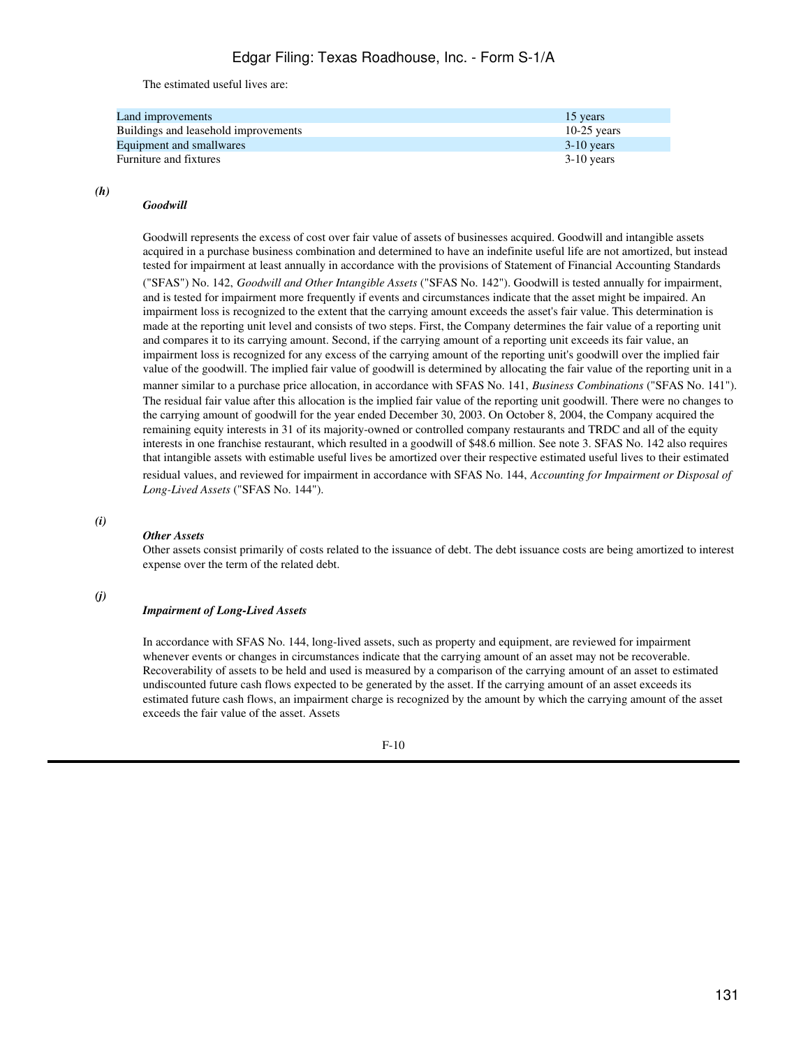The estimated useful lives are:

| | |
|---|---|
| Land improvements | 15 years |
| Buildings and leasehold improvements | 10-25 years |
| Equipment and smallwares | 3-10 years |
| Furniture and fixtures | 3-10 years |

*(h)*

***Goodwill***

Goodwill represents the excess of cost over fair value of assets of businesses acquired. Goodwill and intangible assets acquired in a purchase business combination and determined to have an indefinite useful life are not amortized, but instead tested for impairment at least annually in accordance with the provisions of Statement of Financial Accounting Standards ("SFAS") No. 142, *Goodwill and Other Intangible Assets* ("SFAS No. 142"). Goodwill is tested annually for impairment, and is tested for impairment more frequently if events and circumstances indicate that the asset might be impaired. An impairment loss is recognized to the extent that the carrying amount exceeds the asset's fair value. This determination is made at the reporting unit level and consists of two steps. First, the Company determines the fair value of a reporting unit and compares it to its carrying amount. Second, if the carrying amount of a reporting unit exceeds its fair value, an impairment loss is recognized for any excess of the carrying amount of the reporting unit's goodwill over the implied fair value of the goodwill. The implied fair value of goodwill is determined by allocating the fair value of the reporting unit in a manner similar to a purchase price allocation, in accordance with SFAS No. 141, *Business Combinations* ("SFAS No. 141"). The residual fair value after this allocation is the implied fair value of the reporting unit goodwill. There were no changes to the carrying amount of goodwill for the year ended December 30, 2003. On October 8, 2004, the Company acquired the remaining equity interests in 31 of its majority-owned or controlled company restaurants and TRDC and all of the equity interests in one franchise restaurant, which resulted in a goodwill of $48.6 million. See note 3. SFAS No. 142 also requires that intangible assets with estimable useful lives be amortized over their respective estimated useful lives to their estimated residual values, and reviewed for impairment in accordance with SFAS No. 144, *Accounting for Impairment or Disposal of Long-Lived Assets* ("SFAS No. 144").

*(i)*

***Other Assets***

Other assets consist primarily of costs related to the issuance of debt. The debt issuance costs are being amortized to interest expense over the term of the related debt.

*(j)*

***Impairment of Long-Lived Assets***

In accordance with SFAS No. 144, long-lived assets, such as property and equipment, are reviewed for impairment whenever events or changes in circumstances indicate that the carrying amount of an asset may not be recoverable. Recoverability of assets to be held and used is measured by a comparison of the carrying amount of an asset to estimated undiscounted future cash flows expected to be generated by the asset. If the carrying amount of an asset exceeds its estimated future cash flows, an impairment charge is recognized by the amount by which the carrying amount of the asset exceeds the fair value of the asset. Assets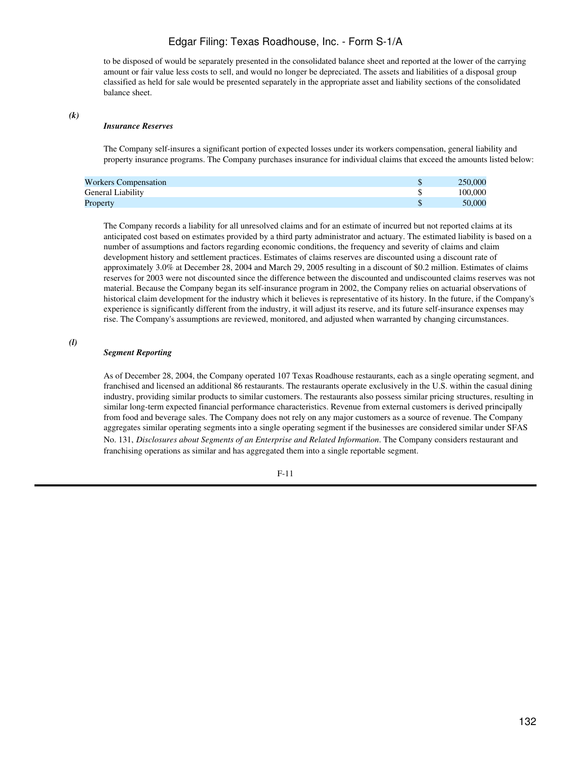to be disposed of would be separately presented in the consolidated balance sheet and reported at the lower of the carrying amount or fair value less costs to sell, and would no longer be depreciated. The assets and liabilities of a disposal group classified as held for sale would be presented separately in the appropriate asset and liability sections of the consolidated balance sheet.

***(k)***

***Insurance Reserves***

The Company self-insures a significant portion of expected losses under its workers compensation, general liability and property insurance programs. The Company purchases insurance for individual claims that exceed the amounts listed below:

| | | |
|---|---|---|
| Workers Compensation | $ | 250,000 |
| General Liability | $ | 100,000 |
| Property | $ | 50,000 |

The Company records a liability for all unresolved claims and for an estimate of incurred but not reported claims at its anticipated cost based on estimates provided by a third party administrator and actuary. The estimated liability is based on a number of assumptions and factors regarding economic conditions, the frequency and severity of claims and claim development history and settlement practices. Estimates of claims reserves are discounted using a discount rate of approximately 3.0% at December 28, 2004 and March 29, 2005 resulting in a discount of $0.2 million. Estimates of claims reserves for 2003 were not discounted since the difference between the discounted and undiscounted claims reserves was not material. Because the Company began its self-insurance program in 2002, the Company relies on actuarial observations of historical claim development for the industry which it believes is representative of its history. In the future, if the Company's experience is significantly different from the industry, it will adjust its reserve, and its future self-insurance expenses may rise. The Company's assumptions are reviewed, monitored, and adjusted when warranted by changing circumstances.

***(l)***

***Segment Reporting***

As of December 28, 2004, the Company operated 107 Texas Roadhouse restaurants, each as a single operating segment, and franchised and licensed an additional 86 restaurants. The restaurants operate exclusively in the U.S. within the casual dining industry, providing similar products to similar customers. The restaurants also possess similar pricing structures, resulting in similar long-term expected financial performance characteristics. Revenue from external customers is derived principally from food and beverage sales. The Company does not rely on any major customers as a source of revenue. The Company aggregates similar operating segments into a single operating segment if the businesses are considered similar under SFAS No. 131, *Disclosures about Segments of an Enterprise and Related Information*. The Company considers restaurant and franchising operations as similar and has aggregated them into a single reportable segment.

F-11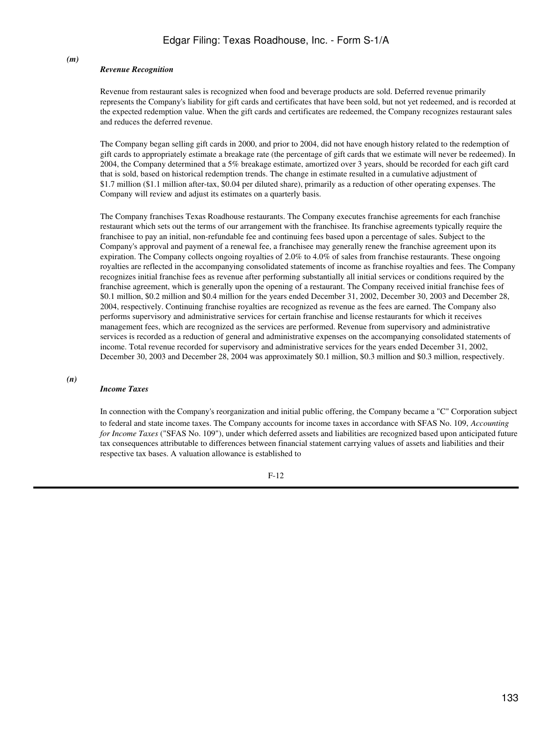*(m)*

***Revenue Recognition***

Revenue from restaurant sales is recognized when food and beverage products are sold. Deferred revenue primarily represents the Company's liability for gift cards and certificates that have been sold, but not yet redeemed, and is recorded at the expected redemption value. When the gift cards and certificates are redeemed, the Company recognizes restaurant sales and reduces the deferred revenue.

The Company began selling gift cards in 2000, and prior to 2004, did not have enough history related to the redemption of gift cards to appropriately estimate a breakage rate (the percentage of gift cards that we estimate will never be redeemed). In 2004, the Company determined that a 5% breakage estimate, amortized over 3 years, should be recorded for each gift card that is sold, based on historical redemption trends. The change in estimate resulted in a cumulative adjustment of $1.7 million ($1.1 million after-tax, $0.04 per diluted share), primarily as a reduction of other operating expenses. The Company will review and adjust its estimates on a quarterly basis.

The Company franchises Texas Roadhouse restaurants. The Company executes franchise agreements for each franchise restaurant which sets out the terms of our arrangement with the franchisee. Its franchise agreements typically require the franchisee to pay an initial, non-refundable fee and continuing fees based upon a percentage of sales. Subject to the Company's approval and payment of a renewal fee, a franchisee may generally renew the franchise agreement upon its expiration. The Company collects ongoing royalties of 2.0% to 4.0% of sales from franchise restaurants. These ongoing royalties are reflected in the accompanying consolidated statements of income as franchise royalties and fees. The Company recognizes initial franchise fees as revenue after performing substantially all initial services or conditions required by the franchise agreement, which is generally upon the opening of a restaurant. The Company received initial franchise fees of $0.1 million, $0.2 million and $0.4 million for the years ended December 31, 2002, December 30, 2003 and December 28, 2004, respectively. Continuing franchise royalties are recognized as revenue as the fees are earned. The Company also performs supervisory and administrative services for certain franchise and license restaurants for which it receives management fees, which are recognized as the services are performed. Revenue from supervisory and administrative services is recorded as a reduction of general and administrative expenses on the accompanying consolidated statements of income. Total revenue recorded for supervisory and administrative services for the years ended December 31, 2002, December 30, 2003 and December 28, 2004 was approximately $0.1 million, $0.3 million and $0.3 million, respectively.

*(n)*

***Income Taxes***

In connection with the Company's reorganization and initial public offering, the Company became a "C" Corporation subject to federal and state income taxes. The Company accounts for income taxes in accordance with SFAS No. 109, *Accounting for Income Taxes* ("SFAS No. 109"), under which deferred assets and liabilities are recognized based upon anticipated future tax consequences attributable to differences between financial statement carrying values of assets and liabilities and their respective tax bases. A valuation allowance is established to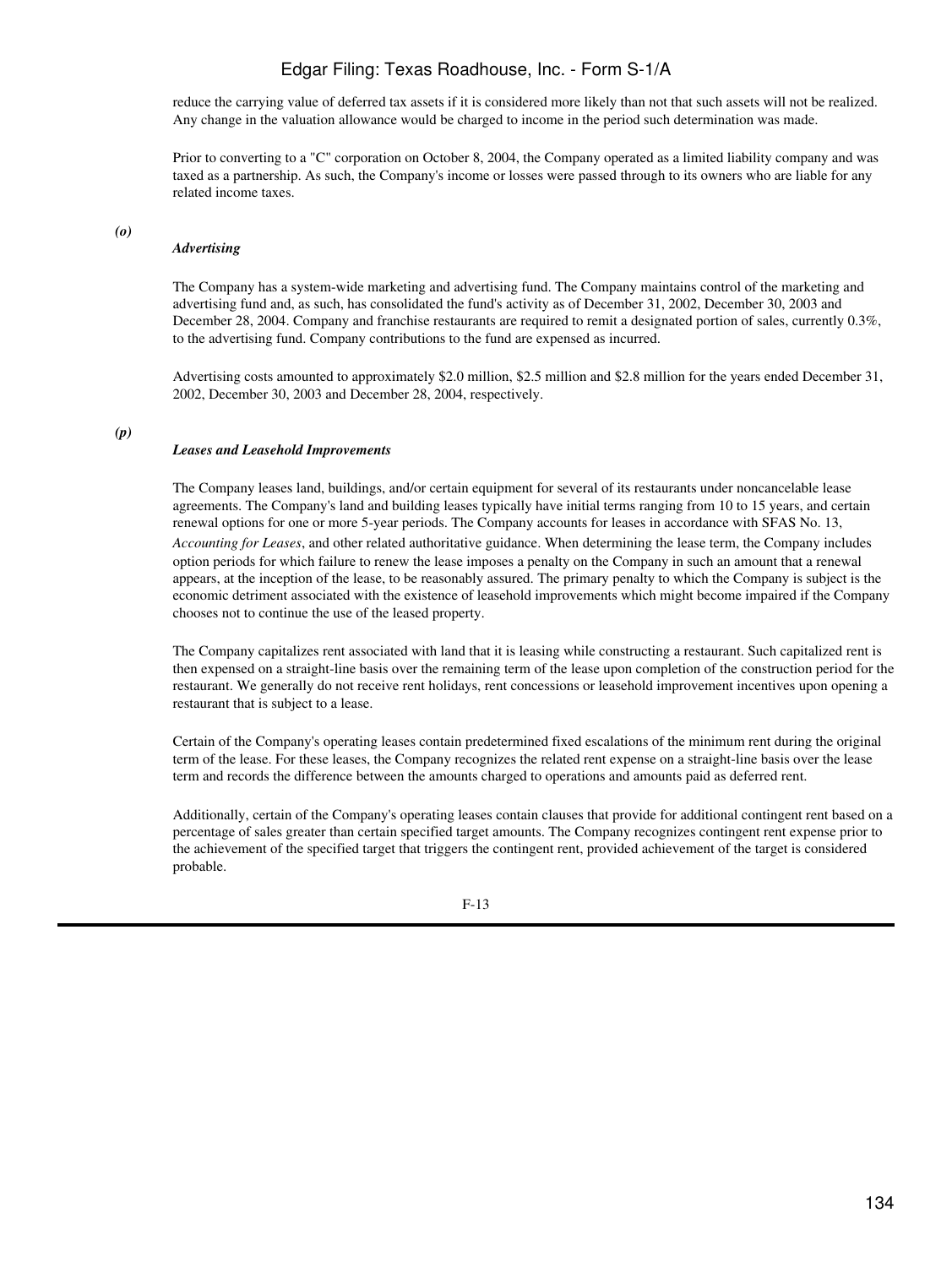reduce the carrying value of deferred tax assets if it is considered more likely than not that such assets will not be realized. Any change in the valuation allowance would be charged to income in the period such determination was made.

Prior to converting to a "C" corporation on October 8, 2004, the Company operated as a limited liability company and was taxed as a partnership. As such, the Company's income or losses were passed through to its owners who are liable for any related income taxes.

*(o)*

***Advertising***

The Company has a system-wide marketing and advertising fund. The Company maintains control of the marketing and advertising fund and, as such, has consolidated the fund's activity as of December 31, 2002, December 30, 2003 and December 28, 2004. Company and franchise restaurants are required to remit a designated portion of sales, currently 0.3%, to the advertising fund. Company contributions to the fund are expensed as incurred.

Advertising costs amounted to approximately $2.0 million, $2.5 million and $2.8 million for the years ended December 31, 2002, December 30, 2003 and December 28, 2004, respectively.

*(p)*

***Leases and Leasehold Improvements***

The Company leases land, buildings, and/or certain equipment for several of its restaurants under noncancelable lease agreements. The Company's land and building leases typically have initial terms ranging from 10 to 15 years, and certain renewal options for one or more 5-year periods. The Company accounts for leases in accordance with SFAS No. 13, *Accounting for Leases*, and other related authoritative guidance. When determining the lease term, the Company includes option periods for which failure to renew the lease imposes a penalty on the Company in such an amount that a renewal appears, at the inception of the lease, to be reasonably assured. The primary penalty to which the Company is subject is the economic detriment associated with the existence of leasehold improvements which might become impaired if the Company chooses not to continue the use of the leased property.

The Company capitalizes rent associated with land that it is leasing while constructing a restaurant. Such capitalized rent is then expensed on a straight-line basis over the remaining term of the lease upon completion of the construction period for the restaurant. We generally do not receive rent holidays, rent concessions or leasehold improvement incentives upon opening a restaurant that is subject to a lease.

Certain of the Company's operating leases contain predetermined fixed escalations of the minimum rent during the original term of the lease. For these leases, the Company recognizes the related rent expense on a straight-line basis over the lease term and records the difference between the amounts charged to operations and amounts paid as deferred rent.

Additionally, certain of the Company's operating leases contain clauses that provide for additional contingent rent based on a percentage of sales greater than certain specified target amounts. The Company recognizes contingent rent expense prior to the achievement of the specified target that triggers the contingent rent, provided achievement of the target is considered probable.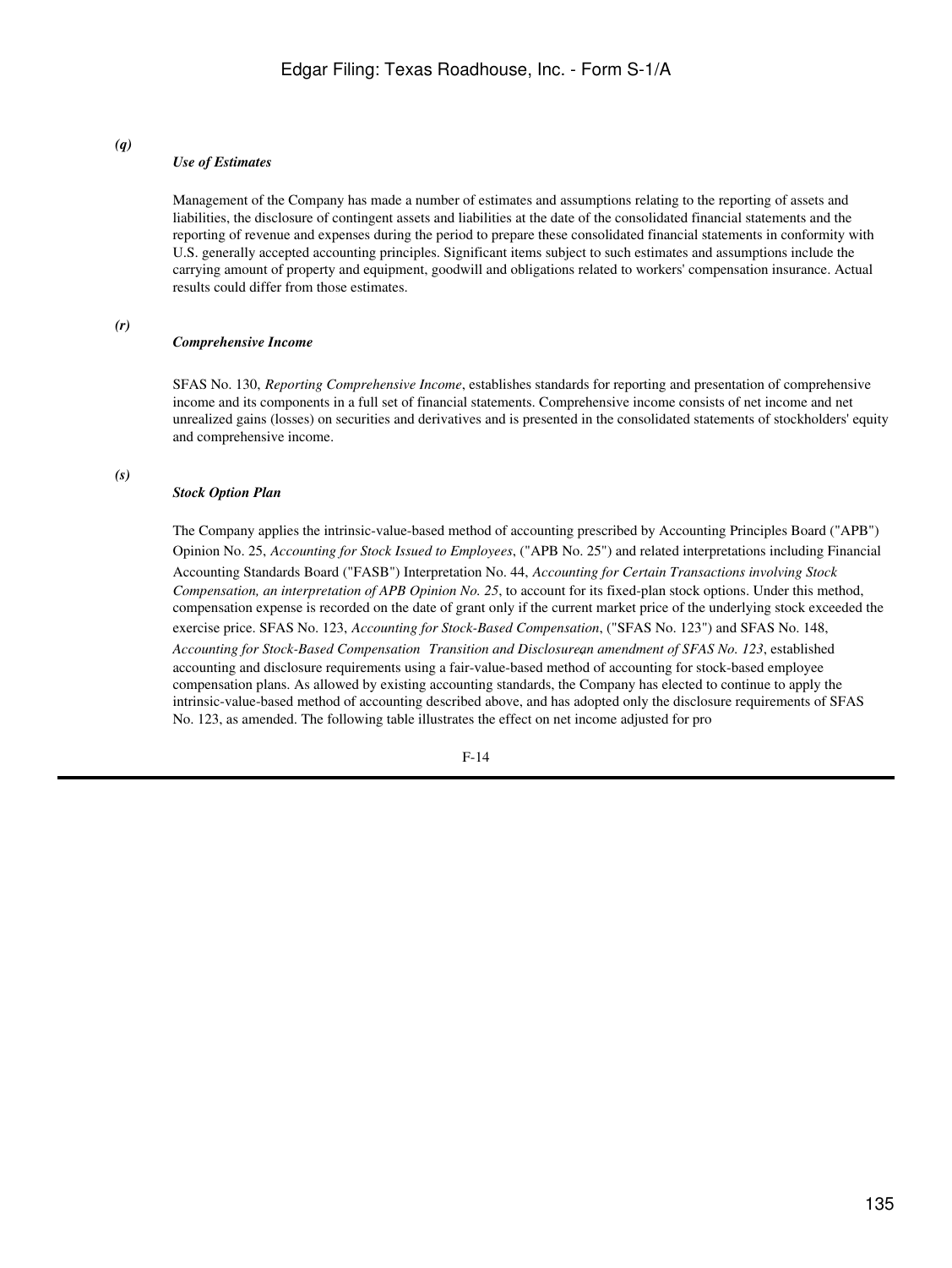*(q)*

***Use of Estimates***

Management of the Company has made a number of estimates and assumptions relating to the reporting of assets and liabilities, the disclosure of contingent assets and liabilities at the date of the consolidated financial statements and the reporting of revenue and expenses during the period to prepare these consolidated financial statements in conformity with U.S. generally accepted accounting principles. Significant items subject to such estimates and assumptions include the carrying amount of property and equipment, goodwill and obligations related to workers' compensation insurance. Actual results could differ from those estimates.

*(r)*

***Comprehensive Income***

SFAS No. 130, *Reporting Comprehensive Income*, establishes standards for reporting and presentation of comprehensive income and its components in a full set of financial statements. Comprehensive income consists of net income and net unrealized gains (losses) on securities and derivatives and is presented in the consolidated statements of stockholders' equity and comprehensive income.

*(s)*

***Stock Option Plan***

The Company applies the intrinsic-value-based method of accounting prescribed by Accounting Principles Board ("APB") Opinion No. 25, *Accounting for Stock Issued to Employees*, ("APB No. 25") and related interpretations including Financial Accounting Standards Board ("FASB") Interpretation No. 44, *Accounting for Certain Transactions involving Stock Compensation, an interpretation of APB Opinion No. 25*, to account for its fixed-plan stock options. Under this method, compensation expense is recorded on the date of grant only if the current market price of the underlying stock exceeded the exercise price. SFAS No. 123, *Accounting for Stock-Based Compensation*, ("SFAS No. 123") and SFAS No. 148, *Accounting for Stock-Based Compensation Transition and Disclosurean amendment of SFAS No. 123*, established accounting and disclosure requirements using a fair-value-based method of accounting for stock-based employee compensation plans. As allowed by existing accounting standards, the Company has elected to continue to apply the intrinsic-value-based method of accounting described above, and has adopted only the disclosure requirements of SFAS No. 123, as amended. The following table illustrates the effect on net income adjusted for pro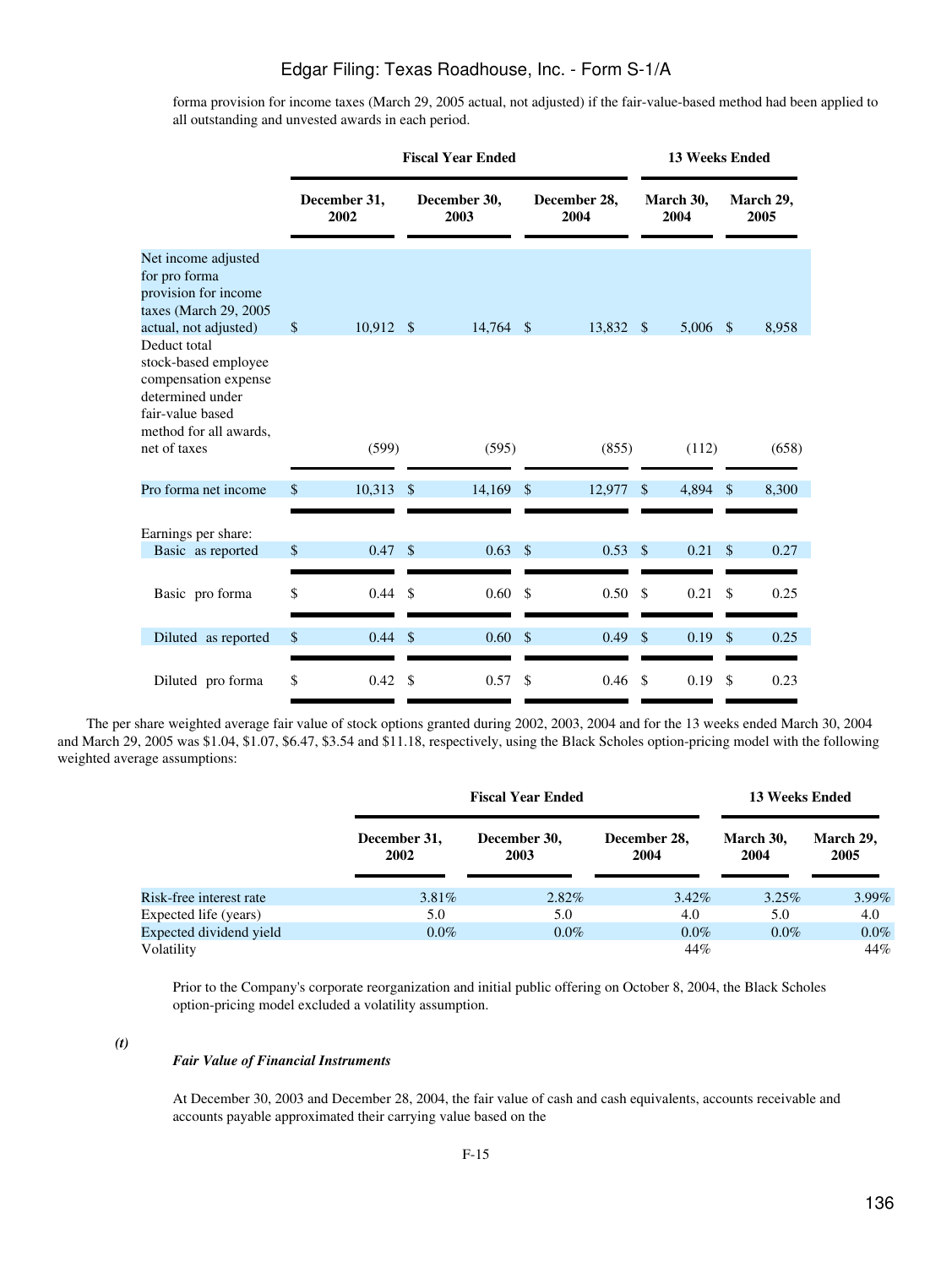forma provision for income taxes (March 29, 2005 actual, not adjusted) if the fair-value-based method had been applied to all outstanding and unvested awards in each period.

| | Fiscal Year Ended | | | 13 Weeks Ended | |
|---|---|---|---|---|---|
| | December 31, 2002 | December 30, 2003 | December 28, 2004 | March 30, 2004 | March 29, 2005 |
| Net income adjusted for pro forma provision for income taxes (March 29, 2005 actual, not adjusted) | $ 10,912 | $ 14,764 | $ 13,832 | $ 5,006 | $ 8,958 |
| Deduct total stock-based employee compensation expense determined under fair-value based method for all awards, net of taxes | (599) | (595) | (855) | (112) | (658) |
| Pro forma net income | $ 10,313 | $ 14,169 | $ 12,977 | $ 4,894 | $ 8,300 |
| Earnings per share: | | | | | |
| Basic as reported | $ 0.47 | $ 0.63 | $ 0.53 | $ 0.21 | $ 0.27 |
| Basic pro forma | $ 0.44 | $ 0.60 | $ 0.50 | $ 0.21 | $ 0.25 |
| Diluted as reported | $ 0.44 | $ 0.60 | $ 0.49 | $ 0.19 | $ 0.25 |
| Diluted pro forma | $ 0.42 | $ 0.57 | $ 0.46 | $ 0.19 | $ 0.23 |

The per share weighted average fair value of stock options granted during 2002, 2003, 2004 and for the 13 weeks ended March 30, 2004 and March 29, 2005 was $1.04, $1.07, $6.47, $3.54 and $11.18, respectively, using the Black Scholes option-pricing model with the following weighted average assumptions:

| | Fiscal Year Ended | | | 13 Weeks Ended | |
|---|---|---|---|---|---|
| | December 31, 2002 | December 30, 2003 | December 28, 2004 | March 30, 2004 | March 29, 2005 |
| Risk-free interest rate | 3.81% | 2.82% | 3.42% | 3.25% | 3.99% |
| Expected life (years) | 5.0 | 5.0 | 4.0 | 5.0 | 4.0 |
| Expected dividend yield | 0.0% | 0.0% | 0.0% | 0.0% | 0.0% |
| Volatility | | | 44% | | 44% |

Prior to the Company's corporate reorganization and initial public offering on October 8, 2004, the Black Scholes option-pricing model excluded a volatility assumption.

***(t)*** ***Fair Value of Financial Instruments***

At December 30, 2003 and December 28, 2004, the fair value of cash and cash equivalents, accounts receivable and accounts payable approximated their carrying value based on the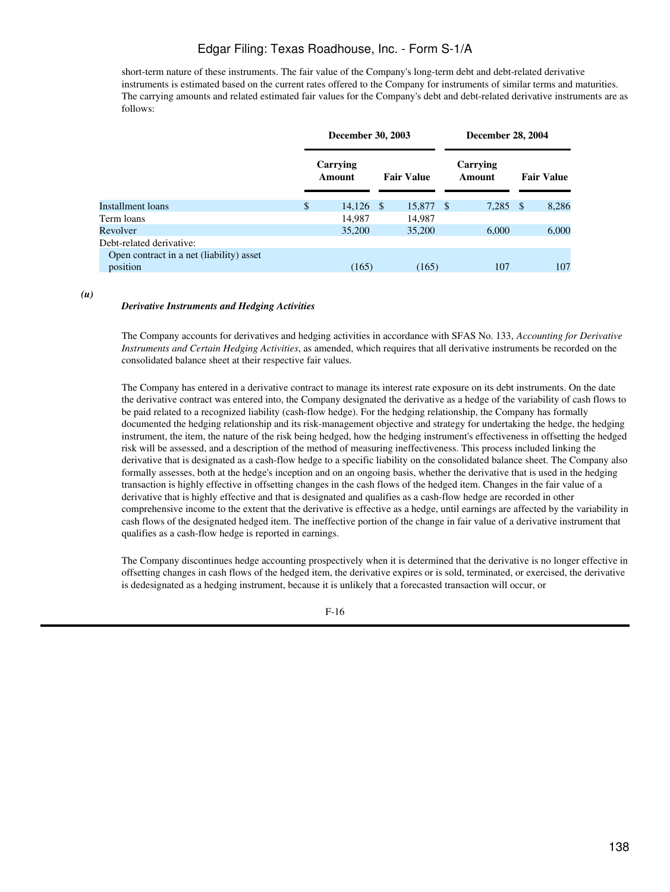short-term nature of these instruments. The fair value of the Company's long-term debt and debt-related derivative instruments is estimated based on the current rates offered to the Company for instruments of similar terms and maturities. The carrying amounts and related estimated fair values for the Company's debt and debt-related derivative instruments are as follows:

| | December 30, 2003 | | December 28, 2004 | |
|---|---|---|---|---|
| | Carrying Amount | Fair Value | Carrying Amount | Fair Value |
| Installment loans | $ 14,126 | $ 15,877 | $ 7,285 | $ 8,286 |
| Term loans | 14,987 | 14,987 | | |
| Revolver | 35,200 | 35,200 | 6,000 | 6,000 |
| Debt-related derivative: | | | | |
| Open contract in a net (liability) asset position | (165) | (165) | 107 | 107 |

***(u)***

***Derivative Instruments and Hedging Activities***

The Company accounts for derivatives and hedging activities in accordance with SFAS No. 133, *Accounting for Derivative Instruments and Certain Hedging Activities*, as amended, which requires that all derivative instruments be recorded on the consolidated balance sheet at their respective fair values.

The Company has entered in a derivative contract to manage its interest rate exposure on its debt instruments. On the date the derivative contract was entered into, the Company designated the derivative as a hedge of the variability of cash flows to be paid related to a recognized liability (cash-flow hedge). For the hedging relationship, the Company has formally documented the hedging relationship and its risk-management objective and strategy for undertaking the hedge, the hedging instrument, the item, the nature of the risk being hedged, how the hedging instrument's effectiveness in offsetting the hedged risk will be assessed, and a description of the method of measuring ineffectiveness. This process included linking the derivative that is designated as a cash-flow hedge to a specific liability on the consolidated balance sheet. The Company also formally assesses, both at the hedge's inception and on an ongoing basis, whether the derivative that is used in the hedging transaction is highly effective in offsetting changes in the cash flows of the hedged item. Changes in the fair value of a derivative that is highly effective and that is designated and qualifies as a cash-flow hedge are recorded in other comprehensive income to the extent that the derivative is effective as a hedge, until earnings are affected by the variability in cash flows of the designated hedged item. The ineffective portion of the change in fair value of a derivative instrument that qualifies as a cash-flow hedge is reported in earnings.

The Company discontinues hedge accounting prospectively when it is determined that the derivative is no longer effective in offsetting changes in cash flows of the hedged item, the derivative expires or is sold, terminated, or exercised, the derivative is dedesignated as a hedging instrument, because it is unlikely that a forecasted transaction will occur, or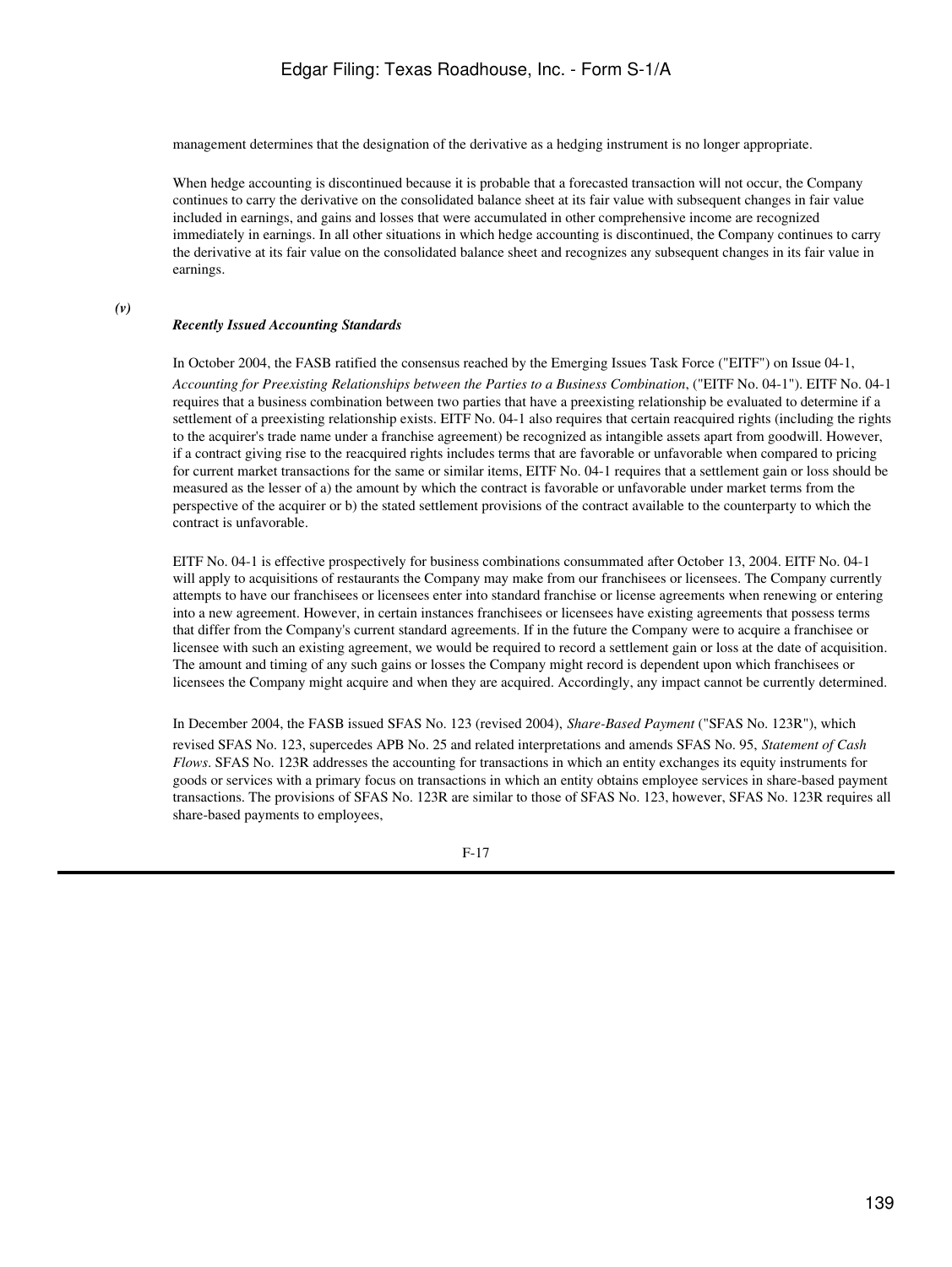management determines that the designation of the derivative as a hedging instrument is no longer appropriate.

When hedge accounting is discontinued because it is probable that a forecasted transaction will not occur, the Company continues to carry the derivative on the consolidated balance sheet at its fair value with subsequent changes in fair value included in earnings, and gains and losses that were accumulated in other comprehensive income are recognized immediately in earnings. In all other situations in which hedge accounting is discontinued, the Company continues to carry the derivative at its fair value on the consolidated balance sheet and recognizes any subsequent changes in its fair value in earnings.

***(v)***

***Recently Issued Accounting Standards***

In October 2004, the FASB ratified the consensus reached by the Emerging Issues Task Force ("EITF") on Issue 04-1, *Accounting for Preexisting Relationships between the Parties to a Business Combination*, ("EITF No. 04-1"). EITF No. 04-1 requires that a business combination between two parties that have a preexisting relationship be evaluated to determine if a settlement of a preexisting relationship exists. EITF No. 04-1 also requires that certain reacquired rights (including the rights to the acquirer's trade name under a franchise agreement) be recognized as intangible assets apart from goodwill. However, if a contract giving rise to the reacquired rights includes terms that are favorable or unfavorable when compared to pricing for current market transactions for the same or similar items, EITF No. 04-1 requires that a settlement gain or loss should be measured as the lesser of a) the amount by which the contract is favorable or unfavorable under market terms from the perspective of the acquirer or b) the stated settlement provisions of the contract available to the counterparty to which the contract is unfavorable.

EITF No. 04-1 is effective prospectively for business combinations consummated after October 13, 2004. EITF No. 04-1 will apply to acquisitions of restaurants the Company may make from our franchisees or licensees. The Company currently attempts to have our franchisees or licensees enter into standard franchise or license agreements when renewing or entering into a new agreement. However, in certain instances franchisees or licensees have existing agreements that possess terms that differ from the Company's current standard agreements. If in the future the Company were to acquire a franchisee or licensee with such an existing agreement, we would be required to record a settlement gain or loss at the date of acquisition. The amount and timing of any such gains or losses the Company might record is dependent upon which franchisees or licensees the Company might acquire and when they are acquired. Accordingly, any impact cannot be currently determined.

In December 2004, the FASB issued SFAS No. 123 (revised 2004), *Share-Based Payment* ("SFAS No. 123R"), which revised SFAS No. 123, supercedes APB No. 25 and related interpretations and amends SFAS No. 95, *Statement of Cash Flows*. SFAS No. 123R addresses the accounting for transactions in which an entity exchanges its equity instruments for goods or services with a primary focus on transactions in which an entity obtains employee services in share-based payment transactions. The provisions of SFAS No. 123R are similar to those of SFAS No. 123, however, SFAS No. 123R requires all share-based payments to employees,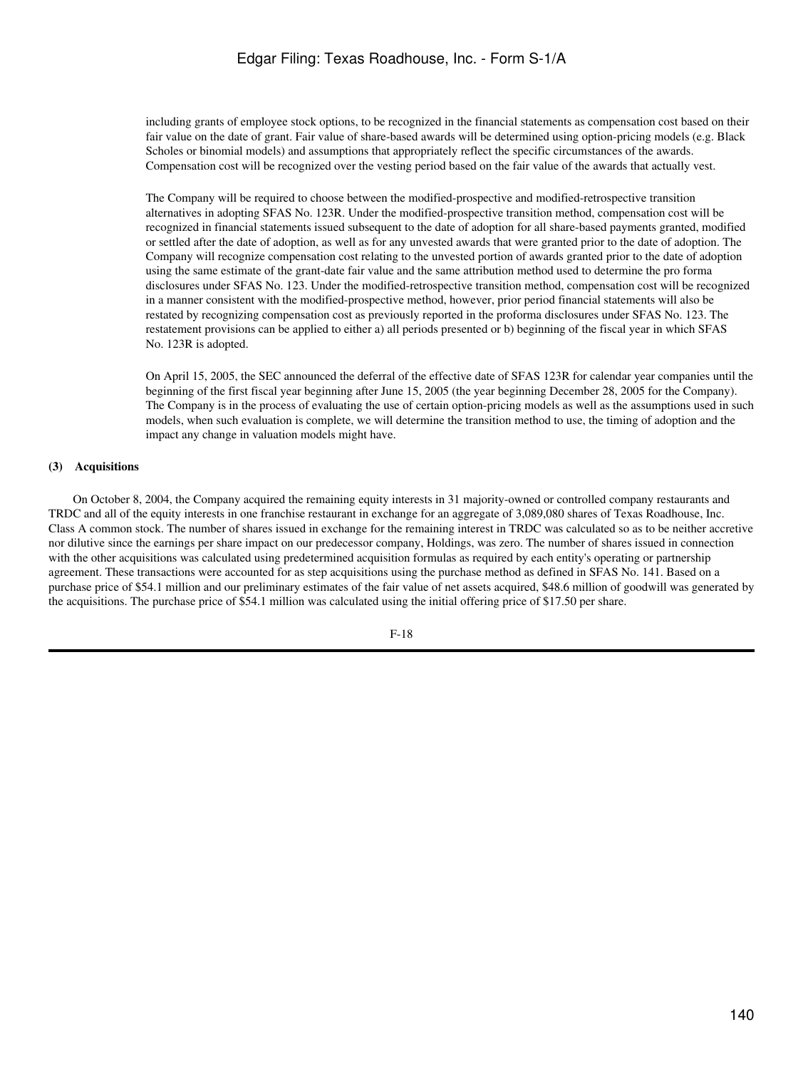including grants of employee stock options, to be recognized in the financial statements as compensation cost based on their fair value on the date of grant. Fair value of share-based awards will be determined using option-pricing models (e.g. Black Scholes or binomial models) and assumptions that appropriately reflect the specific circumstances of the awards. Compensation cost will be recognized over the vesting period based on the fair value of the awards that actually vest.

The Company will be required to choose between the modified-prospective and modified-retrospective transition alternatives in adopting SFAS No. 123R. Under the modified-prospective transition method, compensation cost will be recognized in financial statements issued subsequent to the date of adoption for all share-based payments granted, modified or settled after the date of adoption, as well as for any unvested awards that were granted prior to the date of adoption. The Company will recognize compensation cost relating to the unvested portion of awards granted prior to the date of adoption using the same estimate of the grant-date fair value and the same attribution method used to determine the pro forma disclosures under SFAS No. 123. Under the modified-retrospective transition method, compensation cost will be recognized in a manner consistent with the modified-prospective method, however, prior period financial statements will also be restated by recognizing compensation cost as previously reported in the proforma disclosures under SFAS No. 123. The restatement provisions can be applied to either a) all periods presented or b) beginning of the fiscal year in which SFAS No. 123R is adopted.

On April 15, 2005, the SEC announced the deferral of the effective date of SFAS 123R for calendar year companies until the beginning of the first fiscal year beginning after June 15, 2005 (the year beginning December 28, 2005 for the Company). The Company is in the process of evaluating the use of certain option-pricing models as well as the assumptions used in such models, when such evaluation is complete, we will determine the transition method to use, the timing of adoption and the impact any change in valuation models might have.

**(3) Acquisitions**

On October 8, 2004, the Company acquired the remaining equity interests in 31 majority-owned or controlled company restaurants and TRDC and all of the equity interests in one franchise restaurant in exchange for an aggregate of 3,089,080 shares of Texas Roadhouse, Inc. Class A common stock. The number of shares issued in exchange for the remaining interest in TRDC was calculated so as to be neither accretive nor dilutive since the earnings per share impact on our predecessor company, Holdings, was zero. The number of shares issued in connection with the other acquisitions was calculated using predetermined acquisition formulas as required by each entity's operating or partnership agreement. These transactions were accounted for as step acquisitions using the purchase method as defined in SFAS No. 141. Based on a purchase price of $54.1 million and our preliminary estimates of the fair value of net assets acquired, $48.6 million of goodwill was generated by the acquisitions. The purchase price of $54.1 million was calculated using the initial offering price of $17.50 per share.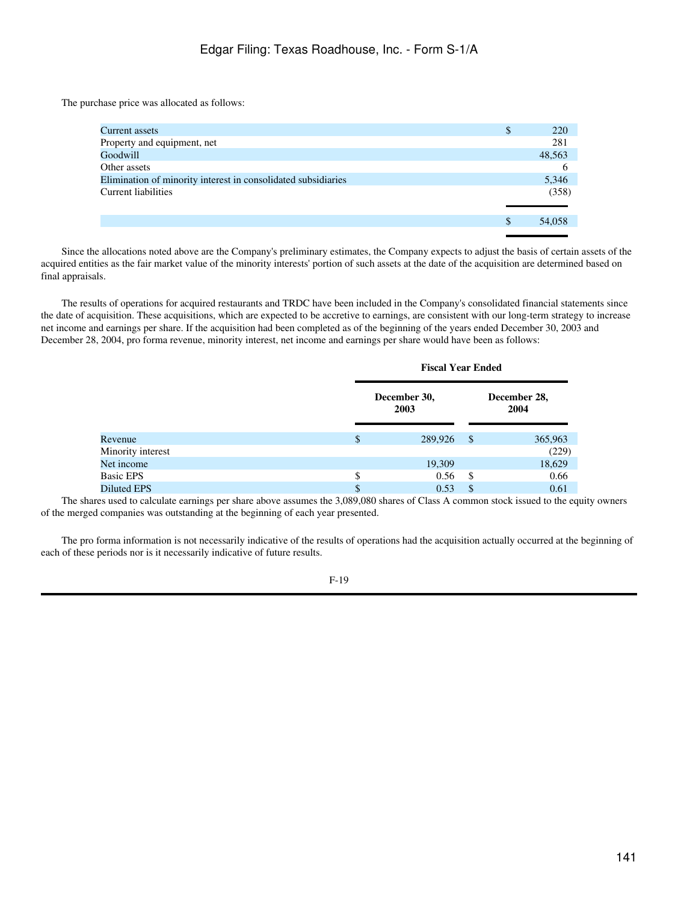The purchase price was allocated as follows:

| | |
|---|---|
| Current assets | $ 220 |
| Property and equipment, net | 281 |
| Goodwill | 48,563 |
| Other assets | 6 |
| Elimination of minority interest in consolidated subsidiaries | 5,346 |
| Current liabilities | (358) |
| | $ 54,058 |

Since the allocations noted above are the Company's preliminary estimates, the Company expects to adjust the basis of certain assets of the acquired entities as the fair market value of the minority interests' portion of such assets at the date of the acquisition are determined based on final appraisals.

The results of operations for acquired restaurants and TRDC have been included in the Company's consolidated financial statements since the date of acquisition. These acquisitions, which are expected to be accretive to earnings, are consistent with our long-term strategy to increase net income and earnings per share. If the acquisition had been completed as of the beginning of the years ended December 30, 2003 and December 28, 2004, pro forma revenue, minority interest, net income and earnings per share would have been as follows:

| | Fiscal Year Ended | |
|---|---|---|
| | December 30, 2003 | December 28, 2004 |
| Revenue | $ 289,926 | $ 365,963 |
| Minority interest | | (229) |
| Net income | 19,309 | 18,629 |
| Basic EPS | $ 0.56 | $ 0.66 |
| Diluted EPS | $ 0.53 | $ 0.61 |

The shares used to calculate earnings per share above assumes the 3,089,080 shares of Class A common stock issued to the equity owners of the merged companies was outstanding at the beginning of each year presented.

The pro forma information is not necessarily indicative of the results of operations had the acquisition actually occurred at the beginning of each of these periods nor is it necessarily indicative of future results.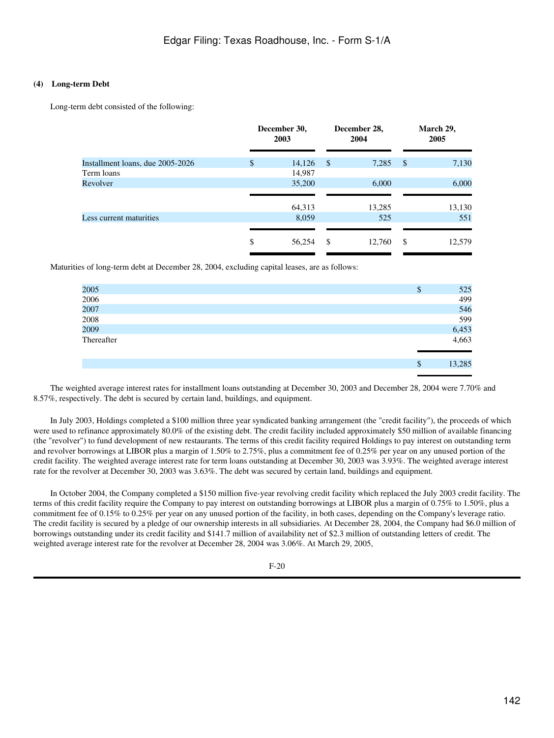#### (4) Long-term Debt

Long-term debt consisted of the following:

| | December 30, 2003 | December 28, 2004 | March 29, 2005 |
|---|---|---|---|
| Installment loans, due 2005-2026 | $ 14,126 | $ 7,285 | $ 7,130 |
| Term loans | 14,987 | | |
| Revolver | 35,200 | 6,000 | 6,000 |
| | 64,313 | 13,285 | 13,130 |
| Less current maturities | 8,059 | 525 | 551 |
| | $ 56,254 | $ 12,760 | $ 12,579 |

Maturities of long-term debt at December 28, 2004, excluding capital leases, are as follows:

| | |
|---|---|
| 2005 | $ 525 |
| 2006 | 499 |
| 2007 | 546 |
| 2008 | 599 |
| 2009 | 6,453 |
| Thereafter | 4,663 |
| | $ 13,285 |

The weighted average interest rates for installment loans outstanding at December 30, 2003 and December 28, 2004 were 7.70% and 8.57%, respectively. The debt is secured by certain land, buildings, and equipment.

In July 2003, Holdings completed a $100 million three year syndicated banking arrangement (the "credit facility"), the proceeds of which were used to refinance approximately 80.0% of the existing debt. The credit facility included approximately $50 million of available financing (the "revolver") to fund development of new restaurants. The terms of this credit facility required Holdings to pay interest on outstanding term and revolver borrowings at LIBOR plus a margin of 1.50% to 2.75%, plus a commitment fee of 0.25% per year on any unused portion of the credit facility. The weighted average interest rate for term loans outstanding at December 30, 2003 was 3.93%. The weighted average interest rate for the revolver at December 30, 2003 was 3.63%. The debt was secured by certain land, buildings and equipment.

In October 2004, the Company completed a $150 million five-year revolving credit facility which replaced the July 2003 credit facility. The terms of this credit facility require the Company to pay interest on outstanding borrowings at LIBOR plus a margin of 0.75% to 1.50%, plus a commitment fee of 0.15% to 0.25% per year on any unused portion of the facility, in both cases, depending on the Company's leverage ratio. The credit facility is secured by a pledge of our ownership interests in all subsidiaries. At December 28, 2004, the Company had $6.0 million of borrowings outstanding under its credit facility and $141.7 million of availability net of $2.3 million of outstanding letters of credit. The weighted average interest rate for the revolver at December 28, 2004 was 3.06%. At March 29, 2005,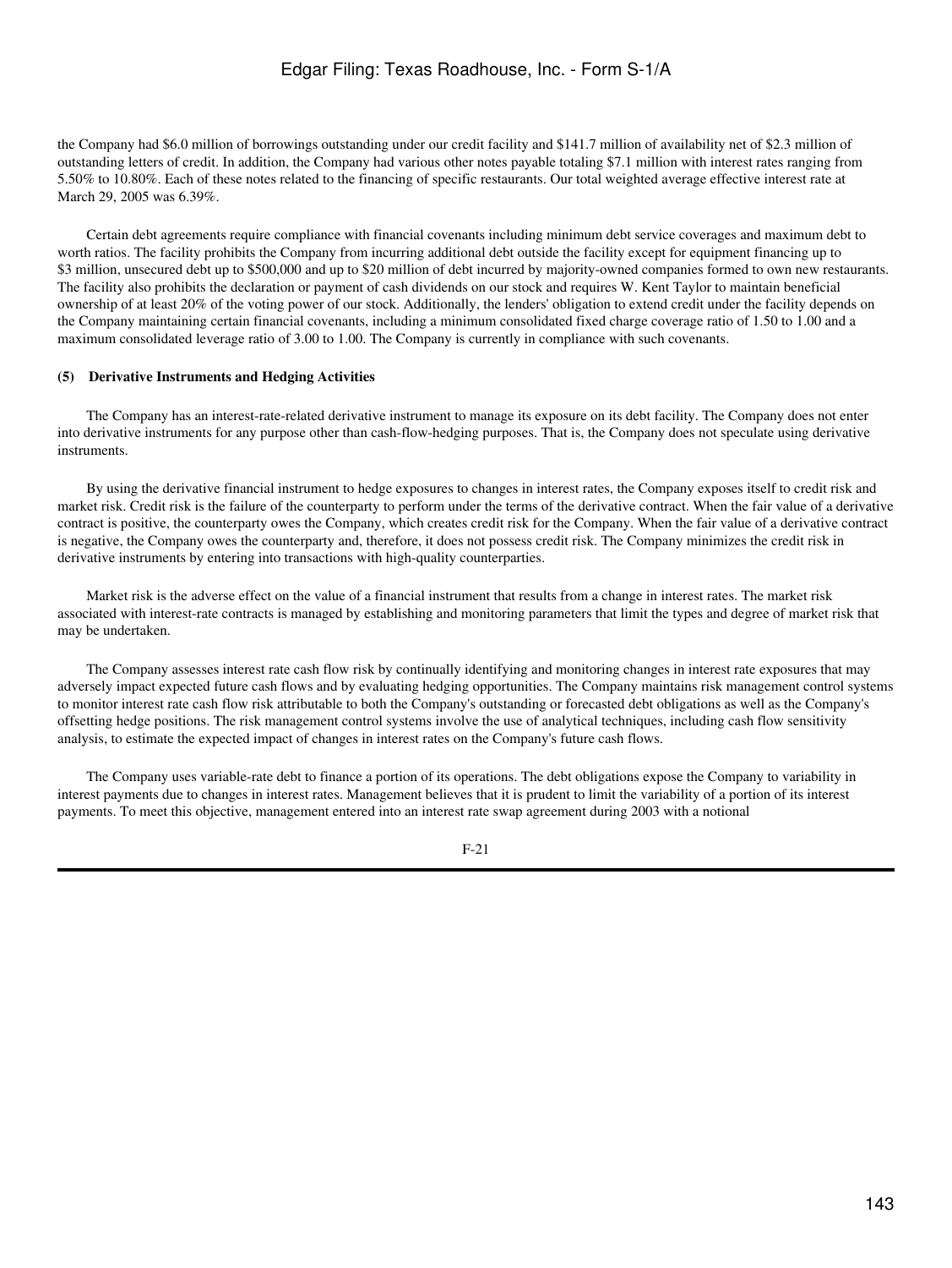the Company had $6.0 million of borrowings outstanding under our credit facility and $141.7 million of availability net of $2.3 million of outstanding letters of credit. In addition, the Company had various other notes payable totaling $7.1 million with interest rates ranging from 5.50% to 10.80%. Each of these notes related to the financing of specific restaurants. Our total weighted average effective interest rate at March 29, 2005 was 6.39%.

Certain debt agreements require compliance with financial covenants including minimum debt service coverages and maximum debt to worth ratios. The facility prohibits the Company from incurring additional debt outside the facility except for equipment financing up to $3 million, unsecured debt up to $500,000 and up to $20 million of debt incurred by majority-owned companies formed to own new restaurants. The facility also prohibits the declaration or payment of cash dividends on our stock and requires W. Kent Taylor to maintain beneficial ownership of at least 20% of the voting power of our stock. Additionally, the lenders' obligation to extend credit under the facility depends on the Company maintaining certain financial covenants, including a minimum consolidated fixed charge coverage ratio of 1.50 to 1.00 and a maximum consolidated leverage ratio of 3.00 to 1.00. The Company is currently in compliance with such covenants.

**(5) Derivative Instruments and Hedging Activities**

The Company has an interest-rate-related derivative instrument to manage its exposure on its debt facility. The Company does not enter into derivative instruments for any purpose other than cash-flow-hedging purposes. That is, the Company does not speculate using derivative instruments.

By using the derivative financial instrument to hedge exposures to changes in interest rates, the Company exposes itself to credit risk and market risk. Credit risk is the failure of the counterparty to perform under the terms of the derivative contract. When the fair value of a derivative contract is positive, the counterparty owes the Company, which creates credit risk for the Company. When the fair value of a derivative contract is negative, the Company owes the counterparty and, therefore, it does not possess credit risk. The Company minimizes the credit risk in derivative instruments by entering into transactions with high-quality counterparties.

Market risk is the adverse effect on the value of a financial instrument that results from a change in interest rates. The market risk associated with interest-rate contracts is managed by establishing and monitoring parameters that limit the types and degree of market risk that may be undertaken.

The Company assesses interest rate cash flow risk by continually identifying and monitoring changes in interest rate exposures that may adversely impact expected future cash flows and by evaluating hedging opportunities. The Company maintains risk management control systems to monitor interest rate cash flow risk attributable to both the Company's outstanding or forecasted debt obligations as well as the Company's offsetting hedge positions. The risk management control systems involve the use of analytical techniques, including cash flow sensitivity analysis, to estimate the expected impact of changes in interest rates on the Company's future cash flows.

The Company uses variable-rate debt to finance a portion of its operations. The debt obligations expose the Company to variability in interest payments due to changes in interest rates. Management believes that it is prudent to limit the variability of a portion of its interest payments. To meet this objective, management entered into an interest rate swap agreement during 2003 with a notional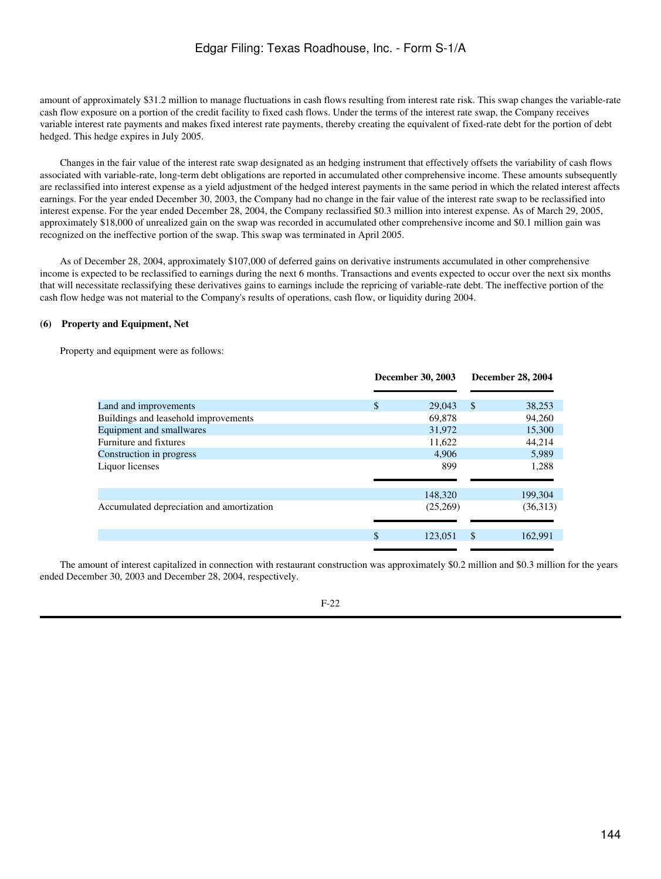amount of approximately $31.2 million to manage fluctuations in cash flows resulting from interest rate risk. This swap changes the variable-rate cash flow exposure on a portion of the credit facility to fixed cash flows. Under the terms of the interest rate swap, the Company receives variable interest rate payments and makes fixed interest rate payments, thereby creating the equivalent of fixed-rate debt for the portion of debt hedged. This hedge expires in July 2005.

Changes in the fair value of the interest rate swap designated as an hedging instrument that effectively offsets the variability of cash flows associated with variable-rate, long-term debt obligations are reported in accumulated other comprehensive income. These amounts subsequently are reclassified into interest expense as a yield adjustment of the hedged interest payments in the same period in which the related interest affects earnings. For the year ended December 30, 2003, the Company had no change in the fair value of the interest rate swap to be reclassified into interest expense. For the year ended December 28, 2004, the Company reclassified $0.3 million into interest expense. As of March 29, 2005, approximately $18,000 of unrealized gain on the swap was recorded in accumulated other comprehensive income and $0.1 million gain was recognized on the ineffective portion of the swap. This swap was terminated in April 2005.

As of December 28, 2004, approximately $107,000 of deferred gains on derivative instruments accumulated in other comprehensive income is expected to be reclassified to earnings during the next 6 months. Transactions and events expected to occur over the next six months that will necessitate reclassifying these derivatives gains to earnings include the repricing of variable-rate debt. The ineffective portion of the cash flow hedge was not material to the Company's results of operations, cash flow, or liquidity during 2004.

**(6) Property and Equipment, Net**

Property and equipment were as follows:

| | December 30, 2003 | December 28, 2004 |
|---|---|---|
| Land and improvements | $ 29,043 | $ 38,253 |
| Buildings and leasehold improvements | 69,878 | 94,260 |
| Equipment and smallwares | 31,972 | 15,300 |
| Furniture and fixtures | 11,622 | 44,214 |
| Construction in progress | 4,906 | 5,989 |
| Liquor licenses | 899 | 1,288 |
| | 148,320 | 199,304 |
| Accumulated depreciation and amortization | (25,269) | (36,313) |
| | $ 123,051 | $ 162,991 |

The amount of interest capitalized in connection with restaurant construction was approximately $0.2 million and $0.3 million for the years ended December 30, 2003 and December 28, 2004, respectively.

F-22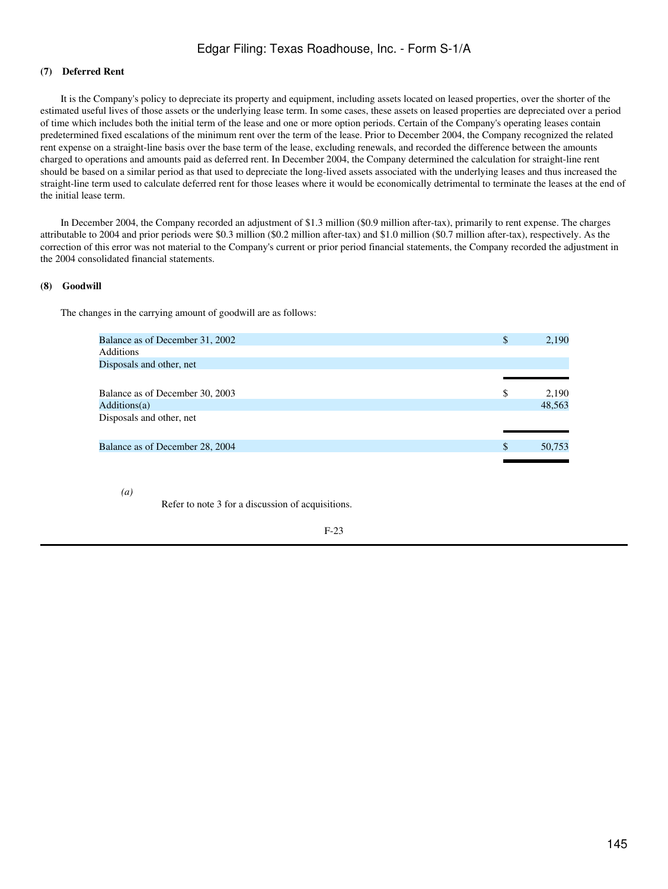#### (7) Deferred Rent

It is the Company's policy to depreciate its property and equipment, including assets located on leased properties, over the shorter of the estimated useful lives of those assets or the underlying lease term. In some cases, these assets on leased properties are depreciated over a period of time which includes both the initial term of the lease and one or more option periods. Certain of the Company's operating leases contain predetermined fixed escalations of the minimum rent over the term of the lease. Prior to December 2004, the Company recognized the related rent expense on a straight-line basis over the base term of the lease, excluding renewals, and recorded the difference between the amounts charged to operations and amounts paid as deferred rent. In December 2004, the Company determined the calculation for straight-line rent should be based on a similar period as that used to depreciate the long-lived assets associated with the underlying leases and thus increased the straight-line term used to calculate deferred rent for those leases where it would be economically detrimental to terminate the leases at the end of the initial lease term.

In December 2004, the Company recorded an adjustment of $1.3 million ($0.9 million after-tax), primarily to rent expense. The charges attributable to 2004 and prior periods were $0.3 million ($0.2 million after-tax) and $1.0 million ($0.7 million after-tax), respectively. As the correction of this error was not material to the Company's current or prior period financial statements, the Company recorded the adjustment in the 2004 consolidated financial statements.

#### (8) Goodwill

The changes in the carrying amount of goodwill are as follows:

| | | |
|---|---|---|
| Balance as of December 31, 2002 | $ | 2,190 |
| Additions | | |
| Disposals and other, net | | |
| Balance as of December 30, 2003 | $ | 2,190 |
| Additions(a) | | 48,563 |
| Disposals and other, net | | |
| Balance as of December 28, 2004 | $ | 50,753 |

*(a)* Refer to note 3 for a discussion of acquisitions.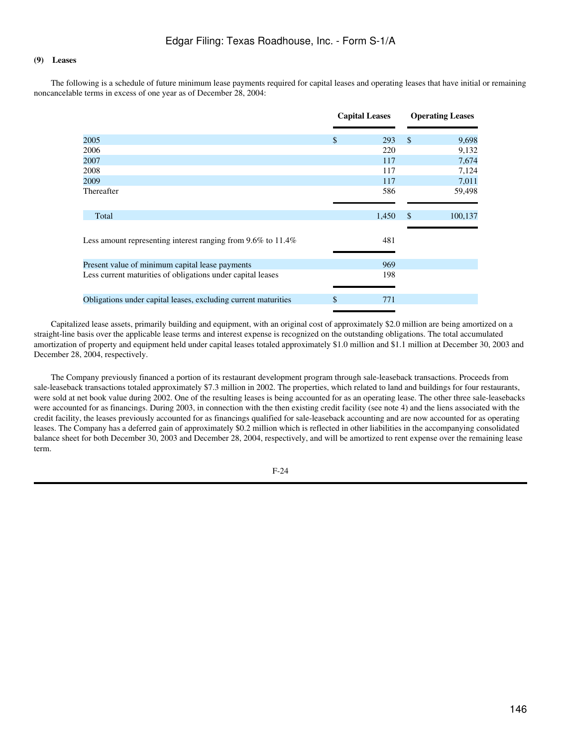### (9) Leases

The following is a schedule of future minimum lease payments required for capital leases and operating leases that have initial or remaining noncancelable terms in excess of one year as of December 28, 2004:

| | Capital Leases | Operating Leases |
|---|---|---|
| 2005 | $ 293 | $ 9,698 |
| 2006 | 220 | 9,132 |
| 2007 | 117 | 7,674 |
| 2008 | 117 | 7,124 |
| 2009 | 117 | 7,011 |
| Thereafter | 586 | 59,498 |
| Total | 1,450 | $ 100,137 |
| Less amount representing interest ranging from 9.6% to 11.4% | 481 | |
| Present value of minimum capital lease payments | 969 | |
| Less current maturities of obligations under capital leases | 198 | |
| Obligations under capital leases, excluding current maturities | $ 771 | |

Capitalized lease assets, primarily building and equipment, with an original cost of approximately $2.0 million are being amortized on a straight-line basis over the applicable lease terms and interest expense is recognized on the outstanding obligations. The total accumulated amortization of property and equipment held under capital leases totaled approximately $1.0 million and $1.1 million at December 30, 2003 and December 28, 2004, respectively.

The Company previously financed a portion of its restaurant development program through sale-leaseback transactions. Proceeds from sale-leaseback transactions totaled approximately $7.3 million in 2002. The properties, which related to land and buildings for four restaurants, were sold at net book value during 2002. One of the resulting leases is being accounted for as an operating lease. The other three sale-leasebacks were accounted for as financings. During 2003, in connection with the then existing credit facility (see note 4) and the liens associated with the credit facility, the leases previously accounted for as financings qualified for sale-leaseback accounting and are now accounted for as operating leases. The Company has a deferred gain of approximately $0.2 million which is reflected in other liabilities in the accompanying consolidated balance sheet for both December 30, 2003 and December 28, 2004, respectively, and will be amortized to rent expense over the remaining lease term.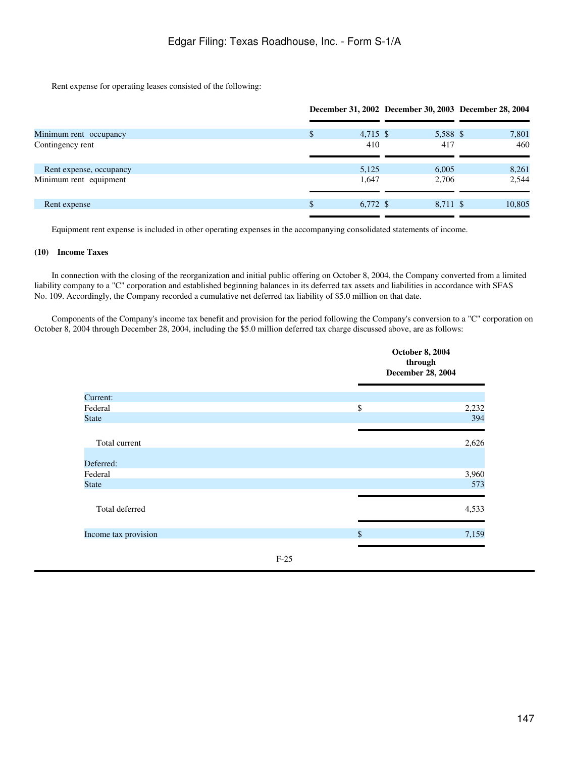Rent expense for operating leases consisted of the following:

| | December 31, 2002 | December 30, 2003 | December 28, 2004 |
|---|---|---|---|
| Minimum rent occupancy | $ 4,715 | $ 5,588 | $ 7,801 |
| Contingency rent | 410 | 417 | 460 |
| Rent expense, occupancy | 5,125 | 6,005 | 8,261 |
| Minimum rent equipment | 1,647 | 2,706 | 2,544 |
| Rent expense | $ 6,772 | $ 8,711 | $ 10,805 |

Equipment rent expense is included in other operating expenses in the accompanying consolidated statements of income.

**(10) Income Taxes**

In connection with the closing of the reorganization and initial public offering on October 8, 2004, the Company converted from a limited liability company to a "C" corporation and established beginning balances in its deferred tax assets and liabilities in accordance with SFAS No. 109. Accordingly, the Company recorded a cumulative net deferred tax liability of $5.0 million on that date.

Components of the Company's income tax benefit and provision for the period following the Company's conversion to a "C" corporation on October 8, 2004 through December 28, 2004, including the $5.0 million deferred tax charge discussed above, are as follows:

| | October 8, 2004 through December 28, 2004 |
|---|---|
| Current: | |
| Federal | $ 2,232 |
| State | 394 |
| Total current | 2,626 |
| Deferred: | |
| Federal | 3,960 |
| State | 573 |
| Total deferred | 4,533 |
| Income tax provision | $ 7,159 |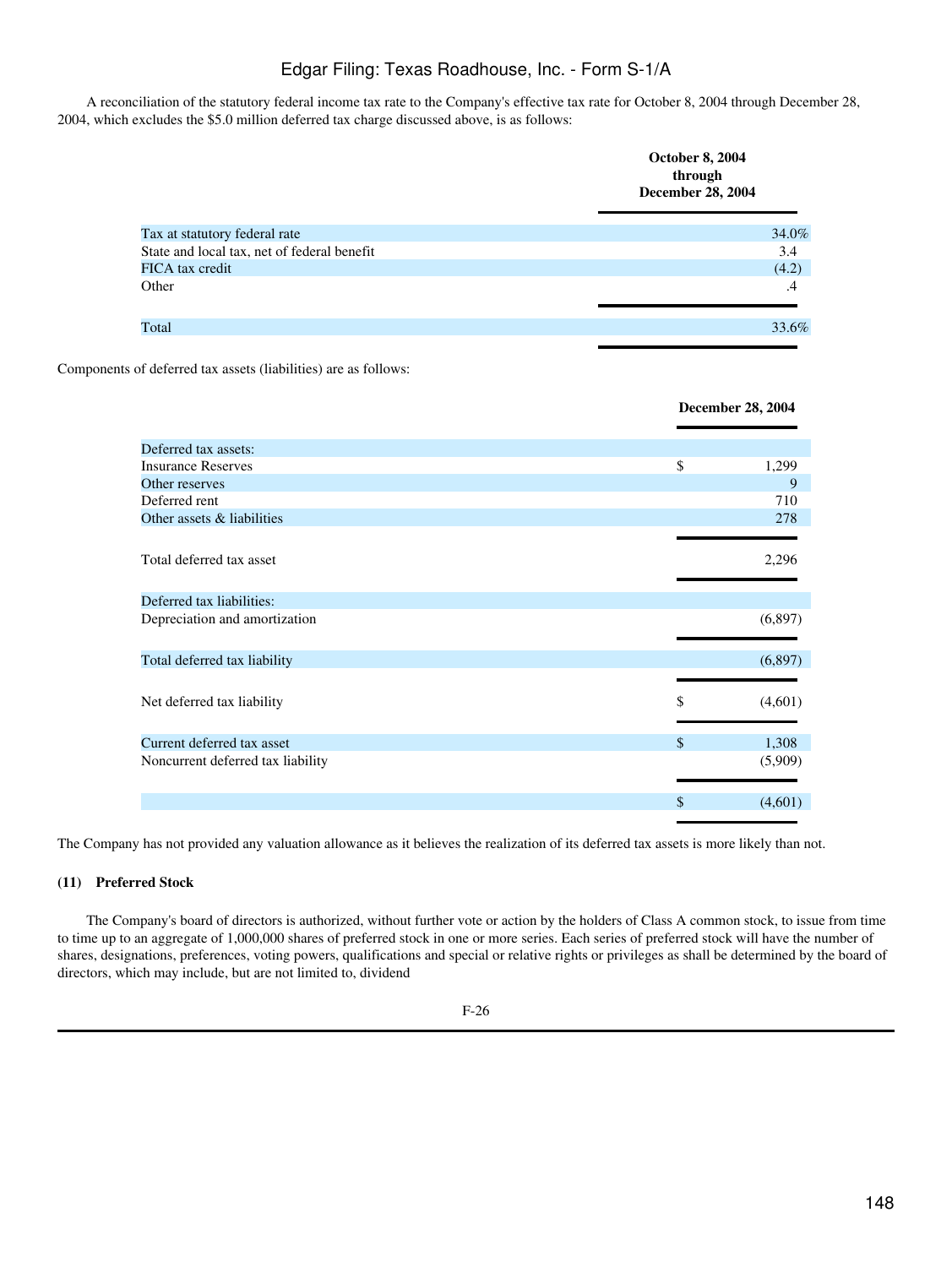A reconciliation of the statutory federal income tax rate to the Company's effective tax rate for October 8, 2004 through December 28, 2004, which excludes the $5.0 million deferred tax charge discussed above, is as follows:

| | October 8, 2004 through December 28, 2004 |
|---|---|
| Tax at statutory federal rate | 34.0% |
| State and local tax, net of federal benefit | 3.4 |
| FICA tax credit | (4.2) |
| Other | .4 |
| Total | 33.6% |

Components of deferred tax assets (liabilities) are as follows:

| | December 28, 2004 |
|---|---|
| Deferred tax assets: | |
| Insurance Reserves | $ 1,299 |
| Other reserves | 9 |
| Deferred rent | 710 |
| Other assets & liabilities | 278 |
| Total deferred tax asset | 2,296 |
| Deferred tax liabilities: | |
| Depreciation and amortization | (6,897) |
| Total deferred tax liability | (6,897) |
| Net deferred tax liability | $ (4,601) |
| Current deferred tax asset | $ 1,308 |
| Noncurrent deferred tax liability | (5,909) |
| | $ (4,601) |

The Company has not provided any valuation allowance as it believes the realization of its deferred tax assets is more likely than not.

### (11) Preferred Stock

The Company's board of directors is authorized, without further vote or action by the holders of Class A common stock, to issue from time to time up to an aggregate of 1,000,000 shares of preferred stock in one or more series. Each series of preferred stock will have the number of shares, designations, preferences, voting powers, qualifications and special or relative rights or privileges as shall be determined by the board of directors, which may include, but are not limited to, dividend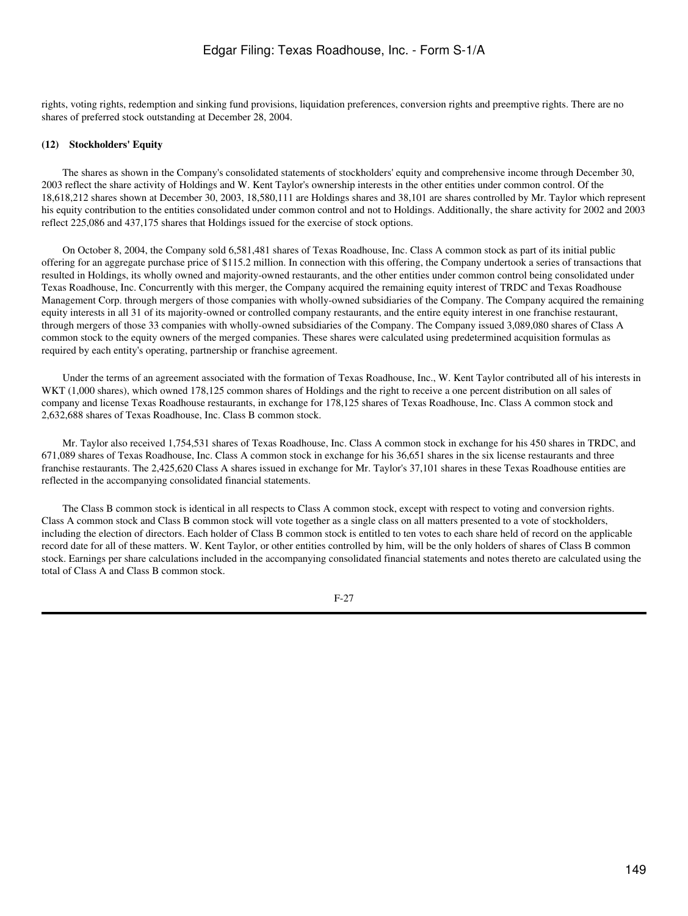rights, voting rights, redemption and sinking fund provisions, liquidation preferences, conversion rights and preemptive rights. There are no shares of preferred stock outstanding at December 28, 2004.

**(12) Stockholders' Equity**

The shares as shown in the Company's consolidated statements of stockholders' equity and comprehensive income through December 30, 2003 reflect the share activity of Holdings and W. Kent Taylor's ownership interests in the other entities under common control. Of the 18,618,212 shares shown at December 30, 2003, 18,580,111 are Holdings shares and 38,101 are shares controlled by Mr. Taylor which represent his equity contribution to the entities consolidated under common control and not to Holdings. Additionally, the share activity for 2002 and 2003 reflect 225,086 and 437,175 shares that Holdings issued for the exercise of stock options.

On October 8, 2004, the Company sold 6,581,481 shares of Texas Roadhouse, Inc. Class A common stock as part of its initial public offering for an aggregate purchase price of $115.2 million. In connection with this offering, the Company undertook a series of transactions that resulted in Holdings, its wholly owned and majority-owned restaurants, and the other entities under common control being consolidated under Texas Roadhouse, Inc. Concurrently with this merger, the Company acquired the remaining equity interest of TRDC and Texas Roadhouse Management Corp. through mergers of those companies with wholly-owned subsidiaries of the Company. The Company acquired the remaining equity interests in all 31 of its majority-owned or controlled company restaurants, and the entire equity interest in one franchise restaurant, through mergers of those 33 companies with wholly-owned subsidiaries of the Company. The Company issued 3,089,080 shares of Class A common stock to the equity owners of the merged companies. These shares were calculated using predetermined acquisition formulas as required by each entity's operating, partnership or franchise agreement.

Under the terms of an agreement associated with the formation of Texas Roadhouse, Inc., W. Kent Taylor contributed all of his interests in WKT (1,000 shares), which owned 178,125 common shares of Holdings and the right to receive a one percent distribution on all sales of company and license Texas Roadhouse restaurants, in exchange for 178,125 shares of Texas Roadhouse, Inc. Class A common stock and 2,632,688 shares of Texas Roadhouse, Inc. Class B common stock.

Mr. Taylor also received 1,754,531 shares of Texas Roadhouse, Inc. Class A common stock in exchange for his 450 shares in TRDC, and 671,089 shares of Texas Roadhouse, Inc. Class A common stock in exchange for his 36,651 shares in the six license restaurants and three franchise restaurants. The 2,425,620 Class A shares issued in exchange for Mr. Taylor's 37,101 shares in these Texas Roadhouse entities are reflected in the accompanying consolidated financial statements.

The Class B common stock is identical in all respects to Class A common stock, except with respect to voting and conversion rights. Class A common stock and Class B common stock will vote together as a single class on all matters presented to a vote of stockholders, including the election of directors. Each holder of Class B common stock is entitled to ten votes to each share held of record on the applicable record date for all of these matters. W. Kent Taylor, or other entities controlled by him, will be the only holders of shares of Class B common stock. Earnings per share calculations included in the accompanying consolidated financial statements and notes thereto are calculated using the total of Class A and Class B common stock.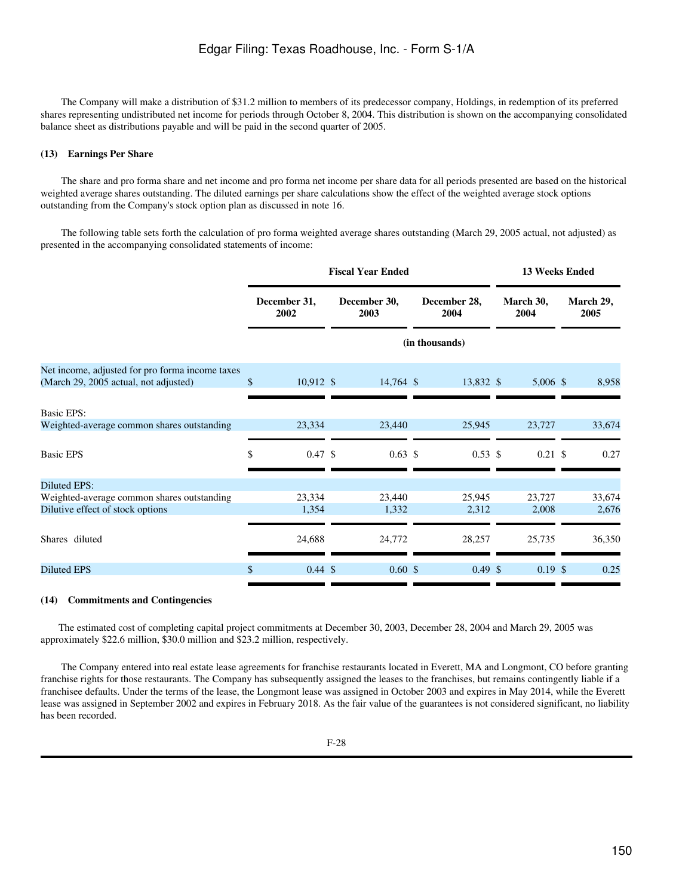The Company will make a distribution of $31.2 million to members of its predecessor company, Holdings, in redemption of its preferred shares representing undistributed net income for periods through October 8, 2004. This distribution is shown on the accompanying consolidated balance sheet as distributions payable and will be paid in the second quarter of 2005.

### (13) Earnings Per Share

The share and pro forma share and net income and pro forma net income per share data for all periods presented are based on the historical weighted average shares outstanding. The diluted earnings per share calculations show the effect of the weighted average stock options outstanding from the Company's stock option plan as discussed in note 16.

The following table sets forth the calculation of pro forma weighted average shares outstanding (March 29, 2005 actual, not adjusted) as presented in the accompanying consolidated statements of income:

| | Fiscal Year Ended | | | 13 Weeks Ended | |
|---|---|---|---|---|---|
| | December 31, 2002 | December 30, 2003 | December 28, 2004 | March 30, 2004 | March 29, 2005 |
| | (in thousands) | | | | |
| Net income, adjusted for pro forma income taxes (March 29, 2005 actual, not adjusted) | $ 10,912 | $ 14,764 | $ 13,832 | $ 5,006 | $ 8,958 |
| Basic EPS: | | | | | |
| Weighted-average common shares outstanding | 23,334 | 23,440 | 25,945 | 23,727 | 33,674 |
| Basic EPS | $ 0.47 | $ 0.63 | $ 0.53 | $ 0.21 | $ 0.27 |
| Diluted EPS: | | | | | |
| Weighted-average common shares outstanding | 23,334 | 23,440 | 25,945 | 23,727 | 33,674 |
| Dilutive effect of stock options | 1,354 | 1,332 | 2,312 | 2,008 | 2,676 |
| Shares diluted | 24,688 | 24,772 | 28,257 | 25,735 | 36,350 |
| Diluted EPS | $ 0.44 | $ 0.60 | $ 0.49 | $ 0.19 | $ 0.25 |

### (14) Commitments and Contingencies

The estimated cost of completing capital project commitments at December 30, 2003, December 28, 2004 and March 29, 2005 was approximately $22.6 million, $30.0 million and $23.2 million, respectively.

The Company entered into real estate lease agreements for franchise restaurants located in Everett, MA and Longmont, CO before granting franchise rights for those restaurants. The Company has subsequently assigned the leases to the franchises, but remains contingently liable if a franchisee defaults. Under the terms of the lease, the Longmont lease was assigned in October 2003 and expires in May 2014, while the Everett lease was assigned in September 2002 and expires in February 2018. As the fair value of the guarantees is not considered significant, no liability has been recorded.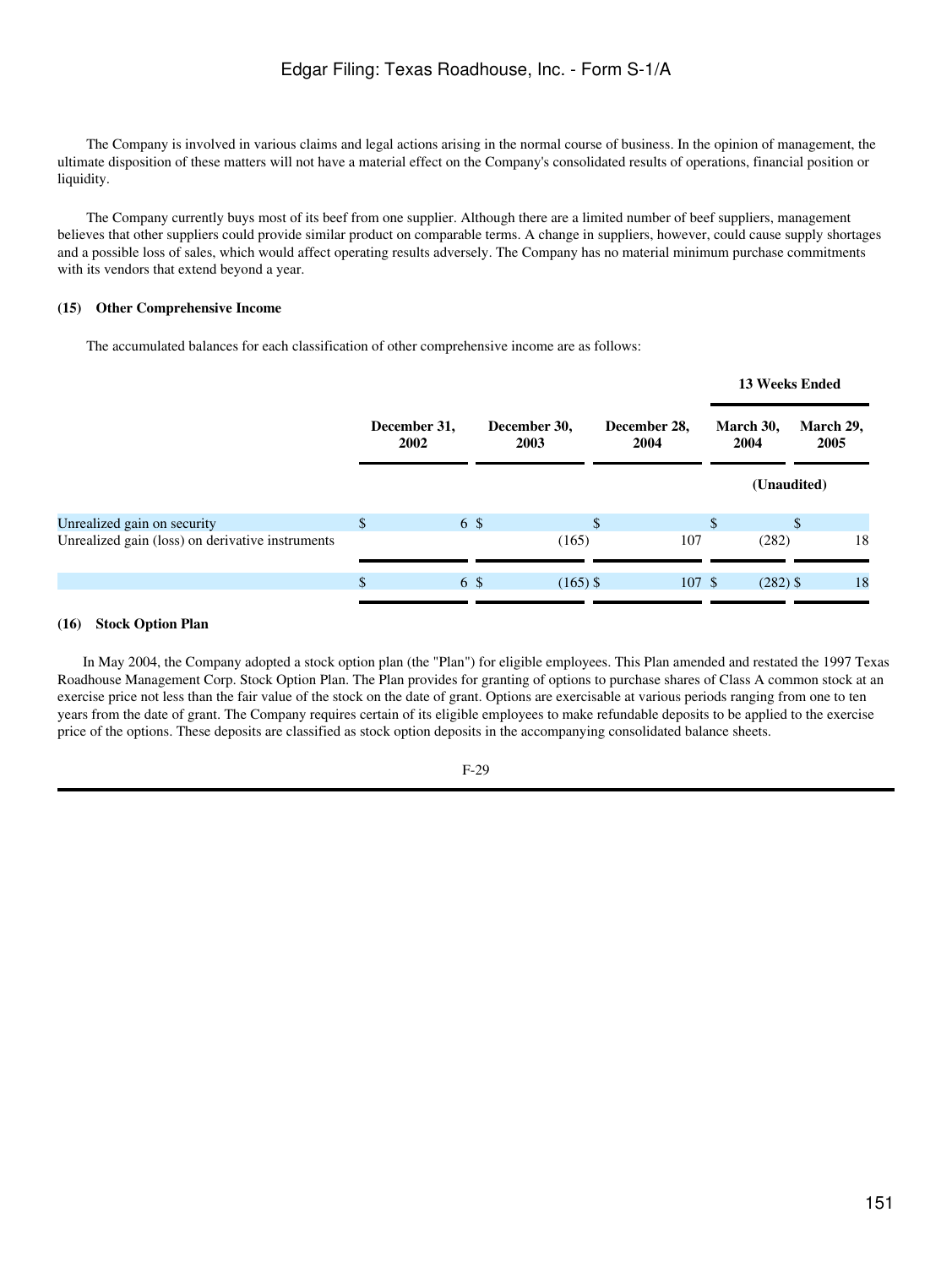The Company is involved in various claims and legal actions arising in the normal course of business. In the opinion of management, the ultimate disposition of these matters will not have a material effect on the Company's consolidated results of operations, financial position or liquidity.

The Company currently buys most of its beef from one supplier. Although there are a limited number of beef suppliers, management believes that other suppliers could provide similar product on comparable terms. A change in suppliers, however, could cause supply shortages and a possible loss of sales, which would affect operating results adversely. The Company has no material minimum purchase commitments with its vendors that extend beyond a year.

**(15) Other Comprehensive Income**

The accumulated balances for each classification of other comprehensive income are as follows:

| | December 31, 2002 | December 30, 2003 | December 28, 2004 | 13 Weeks Ended March 30, 2004 | 13 Weeks Ended March 29, 2005 |
|---|---|---|---|---|---|
| | | | | (Unaudited) | (Unaudited) |
| Unrealized gain on security | $ 6 | $ | $ | $ | $ |
| Unrealized gain (loss) on derivative instruments | | (165) | 107 | (282) | 18 |
| | $ 6 | $ (165) | $ 107 | $ (282) | $ 18 |

**(16) Stock Option Plan**

In May 2004, the Company adopted a stock option plan (the "Plan") for eligible employees. This Plan amended and restated the 1997 Texas Roadhouse Management Corp. Stock Option Plan. The Plan provides for granting of options to purchase shares of Class A common stock at an exercise price not less than the fair value of the stock on the date of grant. Options are exercisable at various periods ranging from one to ten years from the date of grant. The Company requires certain of its eligible employees to make refundable deposits to be applied to the exercise price of the options. These deposits are classified as stock option deposits in the accompanying consolidated balance sheets.

F-29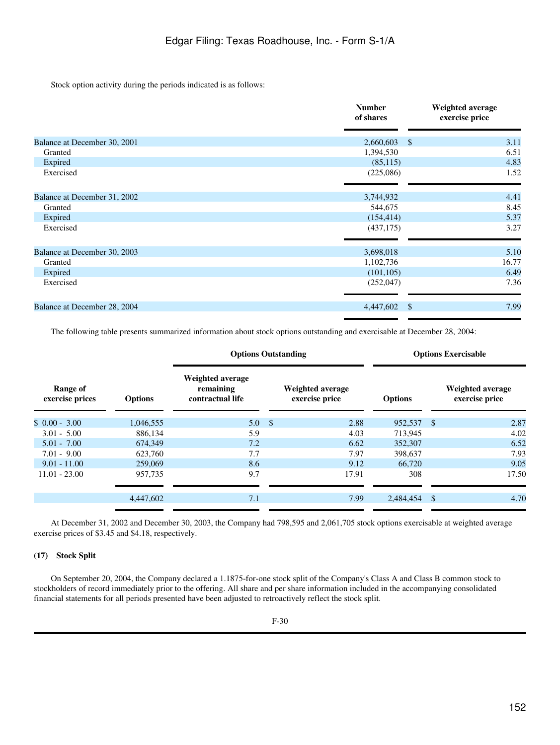Stock option activity during the periods indicated is as follows:

| | Number of shares | Weighted average exercise price |
|---|---|---|
| Balance at December 30, 2001 | 2,660,603 | $ 3.11 |
| Granted | 1,394,530 | 6.51 |
| Expired | (85,115) | 4.83 |
| Exercised | (225,086) | 1.52 |
| Balance at December 31, 2002 | 3,744,932 | 4.41 |
| Granted | 544,675 | 8.45 |
| Expired | (154,414) | 5.37 |
| Exercised | (437,175) | 3.27 |
| Balance at December 30, 2003 | 3,698,018 | 5.10 |
| Granted | 1,102,736 | 16.77 |
| Expired | (101,105) | 6.49 |
| Exercised | (252,047) | 7.36 |
| Balance at December 28, 2004 | 4,447,602 | $ 7.99 |

The following table presents summarized information about stock options outstanding and exercisable at December 28, 2004:

| | Options Outstanding | | | Options Exercisable | |
|---|---|---|---|---|---|
| Range of exercise prices | Options | Weighted average remaining contractual life | Weighted average exercise price | Options | Weighted average exercise price |
| $ 0.00 - 3.00 | 1,046,555 | 5.0 | $ 2.88 | 952,537 | $ 2.87 |
| 3.01 - 5.00 | 886,134 | 5.9 | 4.03 | 713,945 | 4.02 |
| 5.01 - 7.00 | 674,349 | 7.2 | 6.62 | 352,307 | 6.52 |
| 7.01 - 9.00 | 623,760 | 7.7 | 7.97 | 398,637 | 7.93 |
| 9.01 - 11.00 | 259,069 | 8.6 | 9.12 | 66,720 | 9.05 |
| 11.01 - 23.00 | 957,735 | 9.7 | 17.91 | 308 | 17.50 |
| | 4,447,602 | 7.1 | 7.99 | 2,484,454 | $ 4.70 |

At December 31, 2002 and December 30, 2003, the Company had 798,595 and 2,061,705 stock options exercisable at weighted average exercise prices of $3.45 and $4.18, respectively.

**(17) Stock Split**

On September 20, 2004, the Company declared a 1.1875-for-one stock split of the Company's Class A and Class B common stock to stockholders of record immediately prior to the offering. All share and per share information included in the accompanying consolidated financial statements for all periods presented have been adjusted to retroactively reflect the stock split.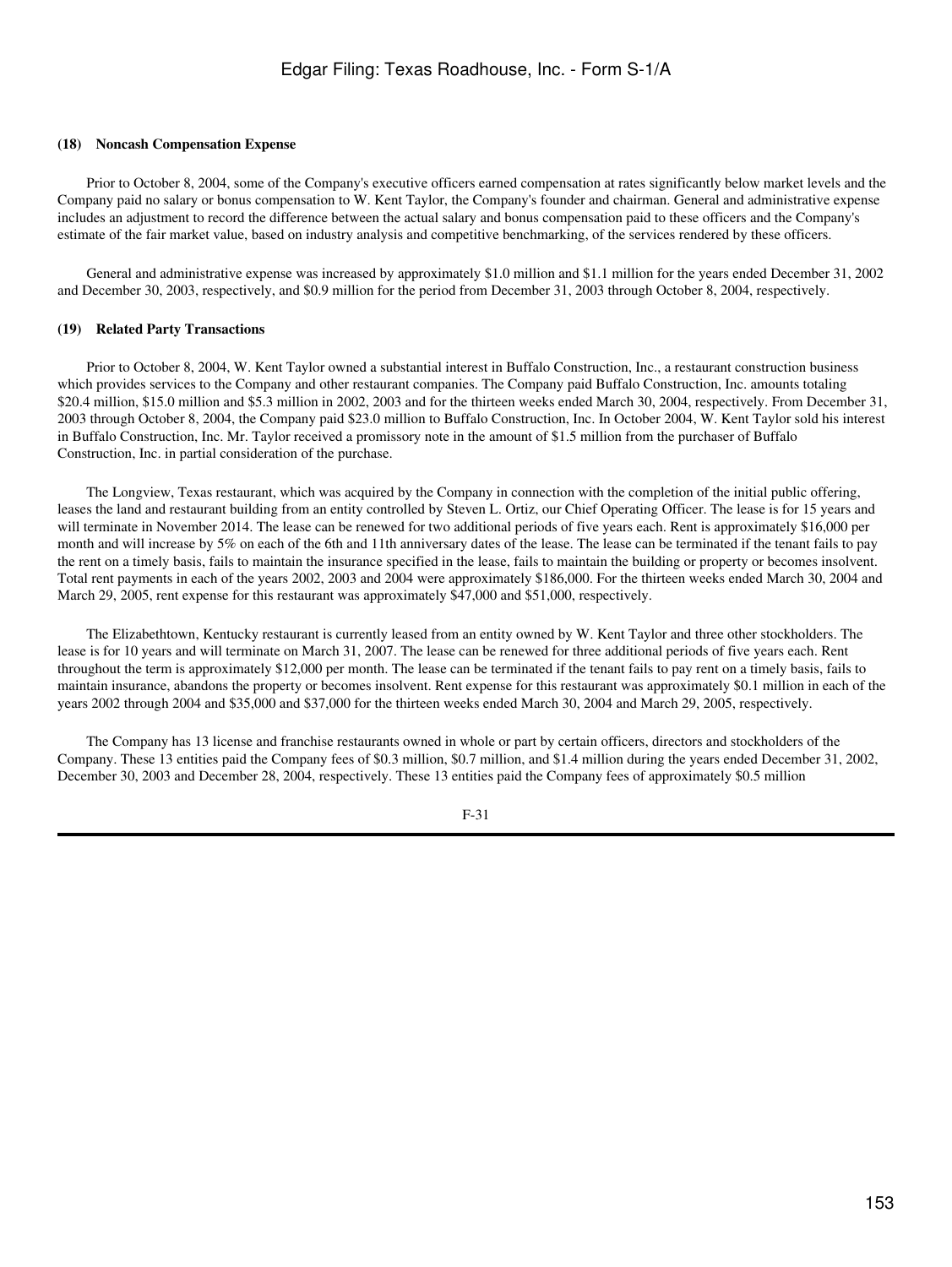**(18) Noncash Compensation Expense**

Prior to October 8, 2004, some of the Company's executive officers earned compensation at rates significantly below market levels and the Company paid no salary or bonus compensation to W. Kent Taylor, the Company's founder and chairman. General and administrative expense includes an adjustment to record the difference between the actual salary and bonus compensation paid to these officers and the Company's estimate of the fair market value, based on industry analysis and competitive benchmarking, of the services rendered by these officers.

General and administrative expense was increased by approximately $1.0 million and $1.1 million for the years ended December 31, 2002 and December 30, 2003, respectively, and $0.9 million for the period from December 31, 2003 through October 8, 2004, respectively.

**(19) Related Party Transactions**

Prior to October 8, 2004, W. Kent Taylor owned a substantial interest in Buffalo Construction, Inc., a restaurant construction business which provides services to the Company and other restaurant companies. The Company paid Buffalo Construction, Inc. amounts totaling $20.4 million, $15.0 million and $5.3 million in 2002, 2003 and for the thirteen weeks ended March 30, 2004, respectively. From December 31, 2003 through October 8, 2004, the Company paid $23.0 million to Buffalo Construction, Inc. In October 2004, W. Kent Taylor sold his interest in Buffalo Construction, Inc. Mr. Taylor received a promissory note in the amount of $1.5 million from the purchaser of Buffalo Construction, Inc. in partial consideration of the purchase.

The Longview, Texas restaurant, which was acquired by the Company in connection with the completion of the initial public offering, leases the land and restaurant building from an entity controlled by Steven L. Ortiz, our Chief Operating Officer. The lease is for 15 years and will terminate in November 2014. The lease can be renewed for two additional periods of five years each. Rent is approximately $16,000 per month and will increase by 5% on each of the 6th and 11th anniversary dates of the lease. The lease can be terminated if the tenant fails to pay the rent on a timely basis, fails to maintain the insurance specified in the lease, fails to maintain the building or property or becomes insolvent. Total rent payments in each of the years 2002, 2003 and 2004 were approximately $186,000. For the thirteen weeks ended March 30, 2004 and March 29, 2005, rent expense for this restaurant was approximately $47,000 and $51,000, respectively.

The Elizabethtown, Kentucky restaurant is currently leased from an entity owned by W. Kent Taylor and three other stockholders. The lease is for 10 years and will terminate on March 31, 2007. The lease can be renewed for three additional periods of five years each. Rent throughout the term is approximately $12,000 per month. The lease can be terminated if the tenant fails to pay rent on a timely basis, fails to maintain insurance, abandons the property or becomes insolvent. Rent expense for this restaurant was approximately $0.1 million in each of the years 2002 through 2004 and $35,000 and $37,000 for the thirteen weeks ended March 30, 2004 and March 29, 2005, respectively.

The Company has 13 license and franchise restaurants owned in whole or part by certain officers, directors and stockholders of the Company. These 13 entities paid the Company fees of $0.3 million, $0.7 million, and $1.4 million during the years ended December 31, 2002, December 30, 2003 and December 28, 2004, respectively. These 13 entities paid the Company fees of approximately $0.5 million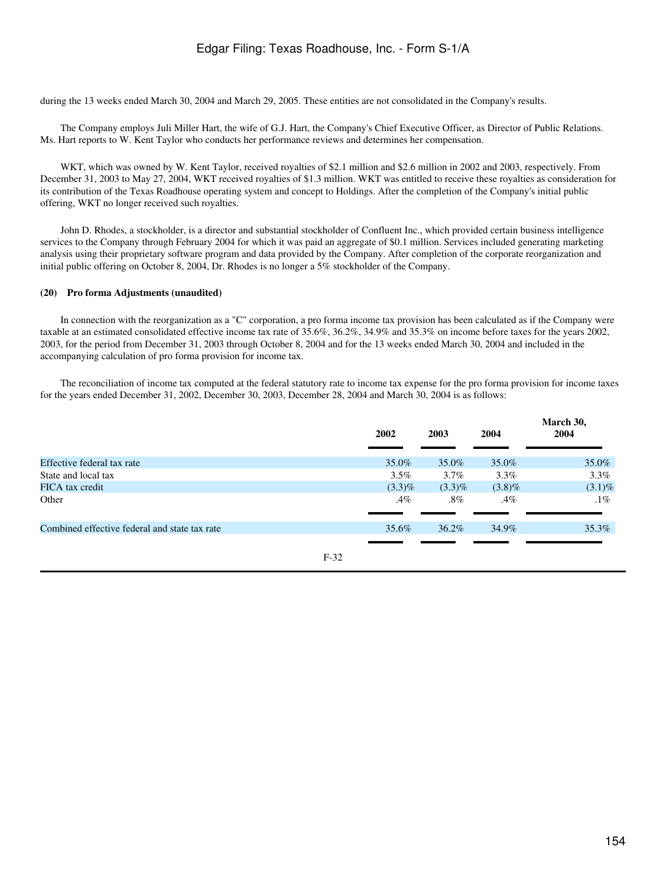during the 13 weeks ended March 30, 2004 and March 29, 2005. These entities are not consolidated in the Company's results.

The Company employs Juli Miller Hart, the wife of G.J. Hart, the Company's Chief Executive Officer, as Director of Public Relations. Ms. Hart reports to W. Kent Taylor who conducts her performance reviews and determines her compensation.

WKT, which was owned by W. Kent Taylor, received royalties of $2.1 million and $2.6 million in 2002 and 2003, respectively. From December 31, 2003 to May 27, 2004, WKT received royalties of $1.3 million. WKT was entitled to receive these royalties as consideration for its contribution of the Texas Roadhouse operating system and concept to Holdings. After the completion of the Company's initial public offering, WKT no longer received such royalties.

John D. Rhodes, a stockholder, is a director and substantial stockholder of Confluent Inc., which provided certain business intelligence services to the Company through February 2004 for which it was paid an aggregate of $0.1 million. Services included generating marketing analysis using their proprietary software program and data provided by the Company. After completion of the corporate reorganization and initial public offering on October 8, 2004, Dr. Rhodes is no longer a 5% stockholder of the Company.

**(20) Pro forma Adjustments (unaudited)**

In connection with the reorganization as a "C" corporation, a pro forma income tax provision has been calculated as if the Company were taxable at an estimated consolidated effective income tax rate of 35.6%, 36.2%, 34.9% and 35.3% on income before taxes for the years 2002, 2003, for the period from December 31, 2003 through October 8, 2004 and for the 13 weeks ended March 30, 2004 and included in the accompanying calculation of pro forma provision for income tax.

The reconciliation of income tax computed at the federal statutory rate to income tax expense for the pro forma provision for income taxes for the years ended December 31, 2002, December 30, 2003, December 28, 2004 and March 30, 2004 is as follows:

| | 2002 | 2003 | 2004 | March 30, 2004 |
|---|---|---|---|---|
| Effective federal tax rate | 35.0% | 35.0% | 35.0% | 35.0% |
| State and local tax | 3.5% | 3.7% | 3.3% | 3.3% |
| FICA tax credit | (3.3)% | (3.3)% | (3.8)% | (3.1)% |
| Other | .4% | .8% | .4% | .1% |
| Combined effective federal and state tax rate | 35.6% | 36.2% | 34.9% | 35.3% |

F-32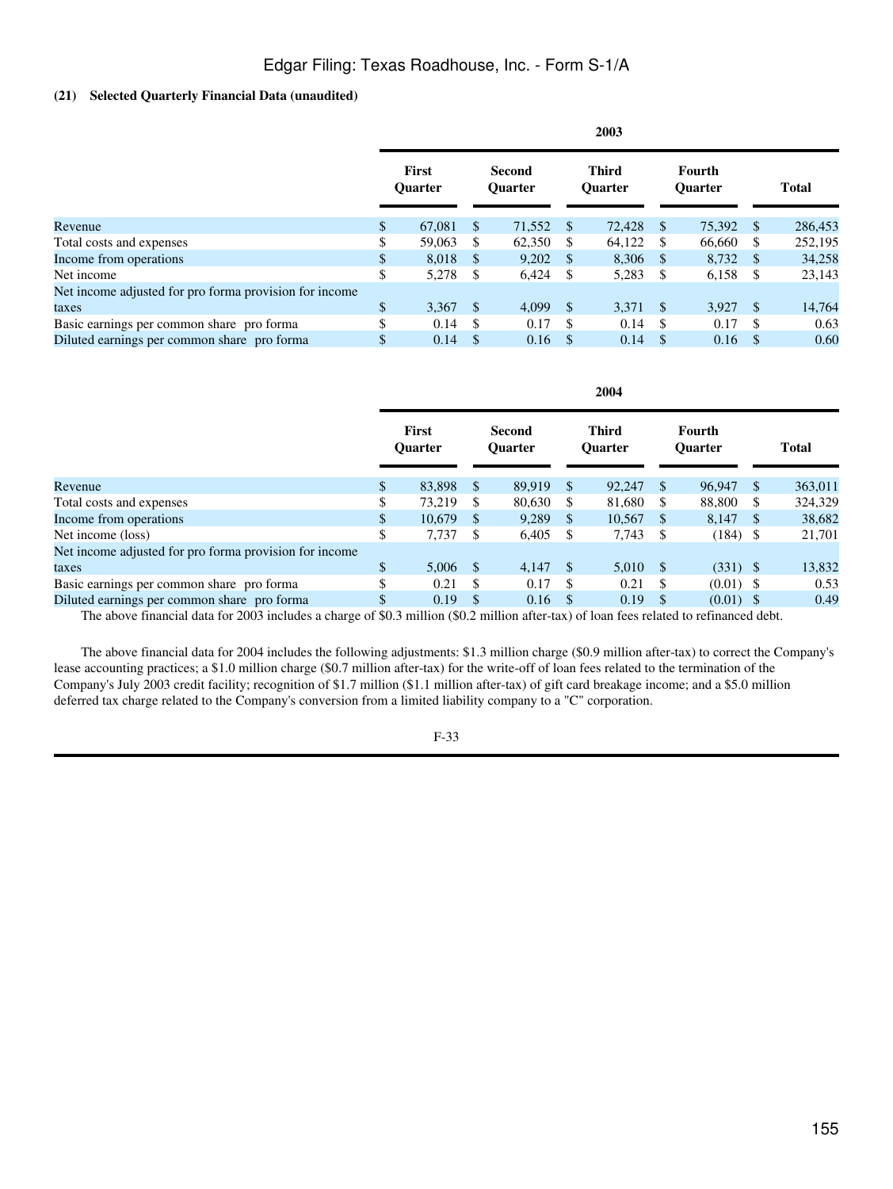**(21) Selected Quarterly Financial Data (unaudited)**

| | 2003 | | | | |
|---|---|---|---|---|---|
| | First Quarter | Second Quarter | Third Quarter | Fourth Quarter | Total |
| Revenue | $ 67,081 | $ 71,552 | $ 72,428 | $ 75,392 | $ 286,453 |
| Total costs and expenses | $ 59,063 | $ 62,350 | $ 64,122 | $ 66,660 | $ 252,195 |
| Income from operations | $ 8,018 | $ 9,202 | $ 8,306 | $ 8,732 | $ 34,258 |
| Net income | $ 5,278 | $ 6,424 | $ 5,283 | $ 6,158 | $ 23,143 |
| Net income adjusted for pro forma provision for income taxes | $ 3,367 | $ 4,099 | $ 3,371 | $ 3,927 | $ 14,764 |
| Basic earnings per common share pro forma | $ 0.14 | $ 0.17 | $ 0.14 | $ 0.17 | $ 0.63 |
| Diluted earnings per common share pro forma | $ 0.14 | $ 0.16 | $ 0.14 | $ 0.16 | $ 0.60 |

| | 2004 | | | | |
|---|---|---|---|---|---|
| | First Quarter | Second Quarter | Third Quarter | Fourth Quarter | Total |
| Revenue | $ 83,898 | $ 89,919 | $ 92,247 | $ 96,947 | $ 363,011 |
| Total costs and expenses | $ 73,219 | $ 80,630 | $ 81,680 | $ 88,800 | $ 324,329 |
| Income from operations | $ 10,679 | $ 9,289 | $ 10,567 | $ 8,147 | $ 38,682 |
| Net income (loss) | $ 7,737 | $ 6,405 | $ 7,743 | $ (184) | $ 21,701 |
| Net income adjusted for pro forma provision for income taxes | $ 5,006 | $ 4,147 | $ 5,010 | $ (331) | $ 13,832 |
| Basic earnings per common share pro forma | $ 0.21 | $ 0.17 | $ 0.21 | $ (0.01) | $ 0.53 |
| Diluted earnings per common share pro forma | $ 0.19 | $ 0.16 | $ 0.19 | $ (0.01) | $ 0.49 |

The above financial data for 2003 includes a charge of $0.3 million ($0.2 million after-tax) of loan fees related to refinanced debt.

The above financial data for 2004 includes the following adjustments: $1.3 million charge ($0.9 million after-tax) to correct the Company's lease accounting practices; a $1.0 million charge ($0.7 million after-tax) for the write-off of loan fees related to the termination of the Company's July 2003 credit facility; recognition of $1.7 million ($1.1 million after-tax) of gift card breakage income; and a $5.0 million deferred tax charge related to the Company's conversion from a limited liability company to a "C" corporation.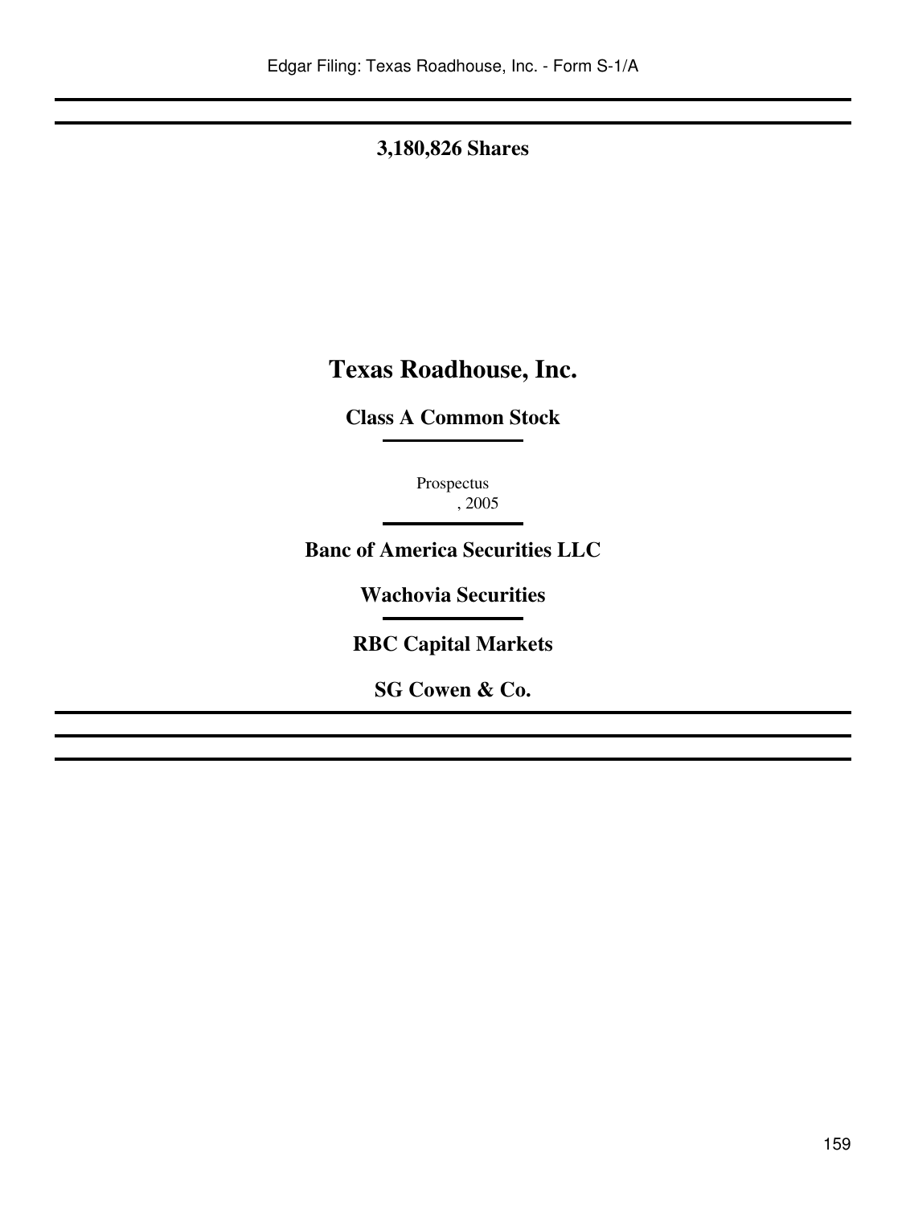**3,180,826 Shares**

# Texas Roadhouse, Inc.

**Class A Common Stock**

Prospectus

, 2005

**Banc of America Securities LLC**

**Wachovia Securities**

**RBC Capital Markets**

**SG Cowen & Co.**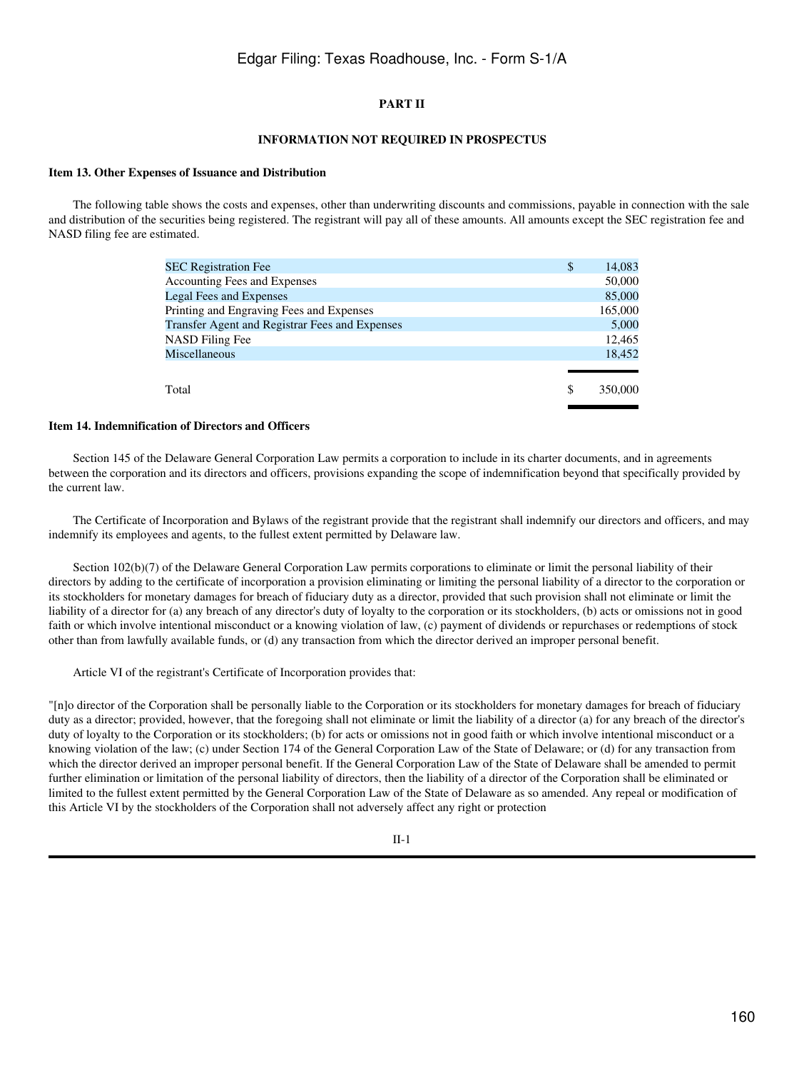## PART II

## INFORMATION NOT REQUIRED IN PROSPECTUS

### Item 13. Other Expenses of Issuance and Distribution

The following table shows the costs and expenses, other than underwriting discounts and commissions, payable in connection with the sale and distribution of the securities being registered. The registrant will pay all of these amounts. All amounts except the SEC registration fee and NASD filing fee are estimated.

| | | |
|---|---|---|
| SEC Registration Fee | $ | 14,083 |
| Accounting Fees and Expenses | | 50,000 |
| Legal Fees and Expenses | | 85,000 |
| Printing and Engraving Fees and Expenses | | 165,000 |
| Transfer Agent and Registrar Fees and Expenses | | 5,000 |
| NASD Filing Fee | | 12,465 |
| Miscellaneous | | 18,452 |
| Total | $ | 350,000 |

### Item 14. Indemnification of Directors and Officers

Section 145 of the Delaware General Corporation Law permits a corporation to include in its charter documents, and in agreements between the corporation and its directors and officers, provisions expanding the scope of indemnification beyond that specifically provided by the current law.

The Certificate of Incorporation and Bylaws of the registrant provide that the registrant shall indemnify our directors and officers, and may indemnify its employees and agents, to the fullest extent permitted by Delaware law.

Section 102(b)(7) of the Delaware General Corporation Law permits corporations to eliminate or limit the personal liability of their directors by adding to the certificate of incorporation a provision eliminating or limiting the personal liability of a director to the corporation or its stockholders for monetary damages for breach of fiduciary duty as a director, provided that such provision shall not eliminate or limit the liability of a director for (a) any breach of any director's duty of loyalty to the corporation or its stockholders, (b) acts or omissions not in good faith or which involve intentional misconduct or a knowing violation of law, (c) payment of dividends or repurchases or redemptions of stock other than from lawfully available funds, or (d) any transaction from which the director derived an improper personal benefit.

Article VI of the registrant's Certificate of Incorporation provides that:

"[n]o director of the Corporation shall be personally liable to the Corporation or its stockholders for monetary damages for breach of fiduciary duty as a director; provided, however, that the foregoing shall not eliminate or limit the liability of a director (a) for any breach of the director's duty of loyalty to the Corporation or its stockholders; (b) for acts or omissions not in good faith or which involve intentional misconduct or a knowing violation of the law; (c) under Section 174 of the General Corporation Law of the State of Delaware; or (d) for any transaction from which the director derived an improper personal benefit. If the General Corporation Law of the State of Delaware shall be amended to permit further elimination or limitation of the personal liability of directors, then the liability of a director of the Corporation shall be eliminated or limited to the fullest extent permitted by the General Corporation Law of the State of Delaware as so amended. Any repeal or modification of this Article VI by the stockholders of the Corporation shall not adversely affect any right or protection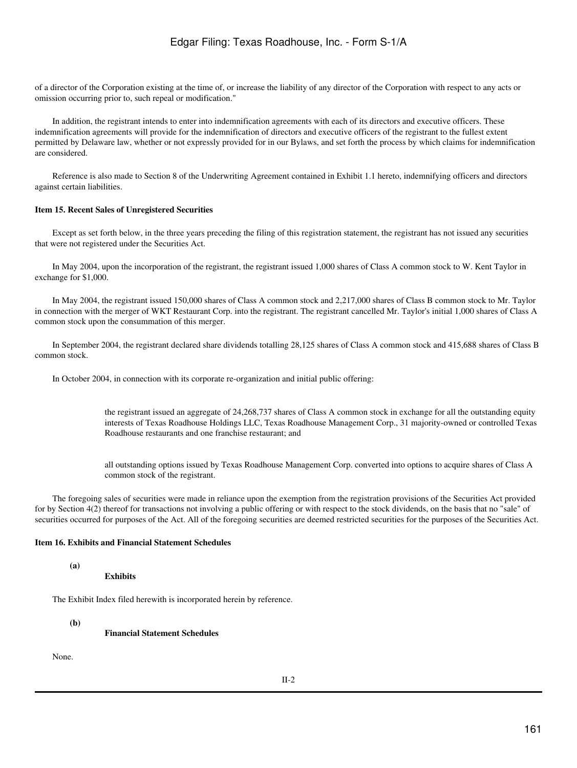of a director of the Corporation existing at the time of, or increase the liability of any director of the Corporation with respect to any acts or omission occurring prior to, such repeal or modification."

In addition, the registrant intends to enter into indemnification agreements with each of its directors and executive officers. These indemnification agreements will provide for the indemnification of directors and executive officers of the registrant to the fullest extent permitted by Delaware law, whether or not expressly provided for in our Bylaws, and set forth the process by which claims for indemnification are considered.

Reference is also made to Section 8 of the Underwriting Agreement contained in Exhibit 1.1 hereto, indemnifying officers and directors against certain liabilities.

**Item 15. Recent Sales of Unregistered Securities**

Except as set forth below, in the three years preceding the filing of this registration statement, the registrant has not issued any securities that were not registered under the Securities Act.

In May 2004, upon the incorporation of the registrant, the registrant issued 1,000 shares of Class A common stock to W. Kent Taylor in exchange for $1,000.

In May 2004, the registrant issued 150,000 shares of Class A common stock and 2,217,000 shares of Class B common stock to Mr. Taylor in connection with the merger of WKT Restaurant Corp. into the registrant. The registrant cancelled Mr. Taylor's initial 1,000 shares of Class A common stock upon the consummation of this merger.

In September 2004, the registrant declared share dividends totalling 28,125 shares of Class A common stock and 415,688 shares of Class B common stock.

In October 2004, in connection with its corporate re-organization and initial public offering:

- the registrant issued an aggregate of 24,268,737 shares of Class A common stock in exchange for all the outstanding equity interests of Texas Roadhouse Holdings LLC, Texas Roadhouse Management Corp., 31 majority-owned or controlled Texas Roadhouse restaurants and one franchise restaurant; and

- all outstanding options issued by Texas Roadhouse Management Corp. converted into options to acquire shares of Class A common stock of the registrant.

The foregoing sales of securities were made in reliance upon the exemption from the registration provisions of the Securities Act provided for by Section 4(2) thereof for transactions not involving a public offering or with respect to the stock dividends, on the basis that no "sale" of securities occurred for purposes of the Act. All of the foregoing securities are deemed restricted securities for the purposes of the Securities Act.

**Item 16. Exhibits and Financial Statement Schedules**

**(a) Exhibits**

The Exhibit Index filed herewith is incorporated herein by reference.

**(b) Financial Statement Schedules**

None.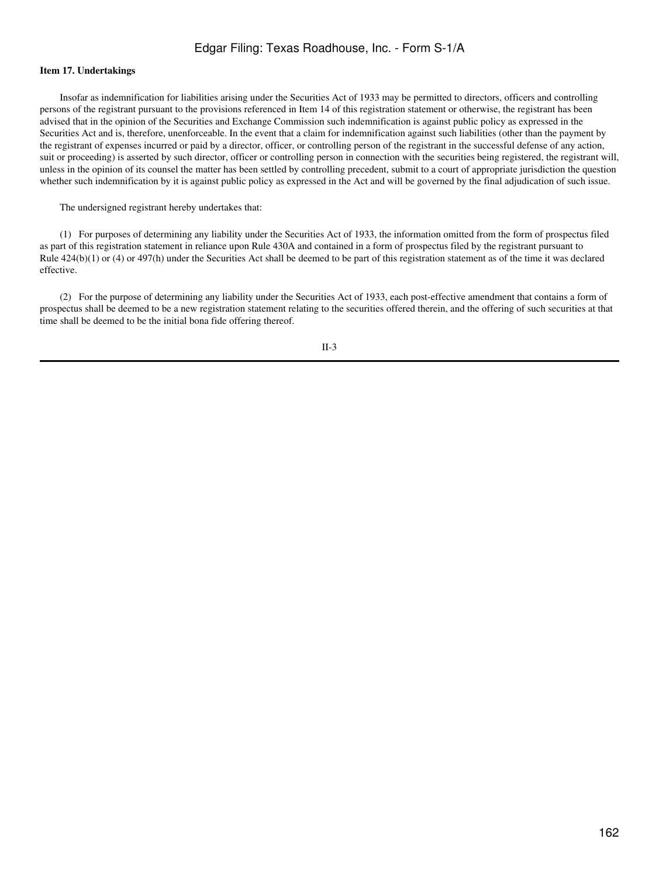**Item 17. Undertakings**

Insofar as indemnification for liabilities arising under the Securities Act of 1933 may be permitted to directors, officers and controlling persons of the registrant pursuant to the provisions referenced in Item 14 of this registration statement or otherwise, the registrant has been advised that in the opinion of the Securities and Exchange Commission such indemnification is against public policy as expressed in the Securities Act and is, therefore, unenforceable. In the event that a claim for indemnification against such liabilities (other than the payment by the registrant of expenses incurred or paid by a director, officer, or controlling person of the registrant in the successful defense of any action, suit or proceeding) is asserted by such director, officer or controlling person in connection with the securities being registered, the registrant will, unless in the opinion of its counsel the matter has been settled by controlling precedent, submit to a court of appropriate jurisdiction the question whether such indemnification by it is against public policy as expressed in the Act and will be governed by the final adjudication of such issue.

The undersigned registrant hereby undertakes that:

(1) For purposes of determining any liability under the Securities Act of 1933, the information omitted from the form of prospectus filed as part of this registration statement in reliance upon Rule 430A and contained in a form of prospectus filed by the registrant pursuant to Rule 424(b)(1) or (4) or 497(h) under the Securities Act shall be deemed to be part of this registration statement as of the time it was declared effective.

(2) For the purpose of determining any liability under the Securities Act of 1933, each post-effective amendment that contains a form of prospectus shall be deemed to be a new registration statement relating to the securities offered therein, and the offering of such securities at that time shall be deemed to be the initial bona fide offering thereof.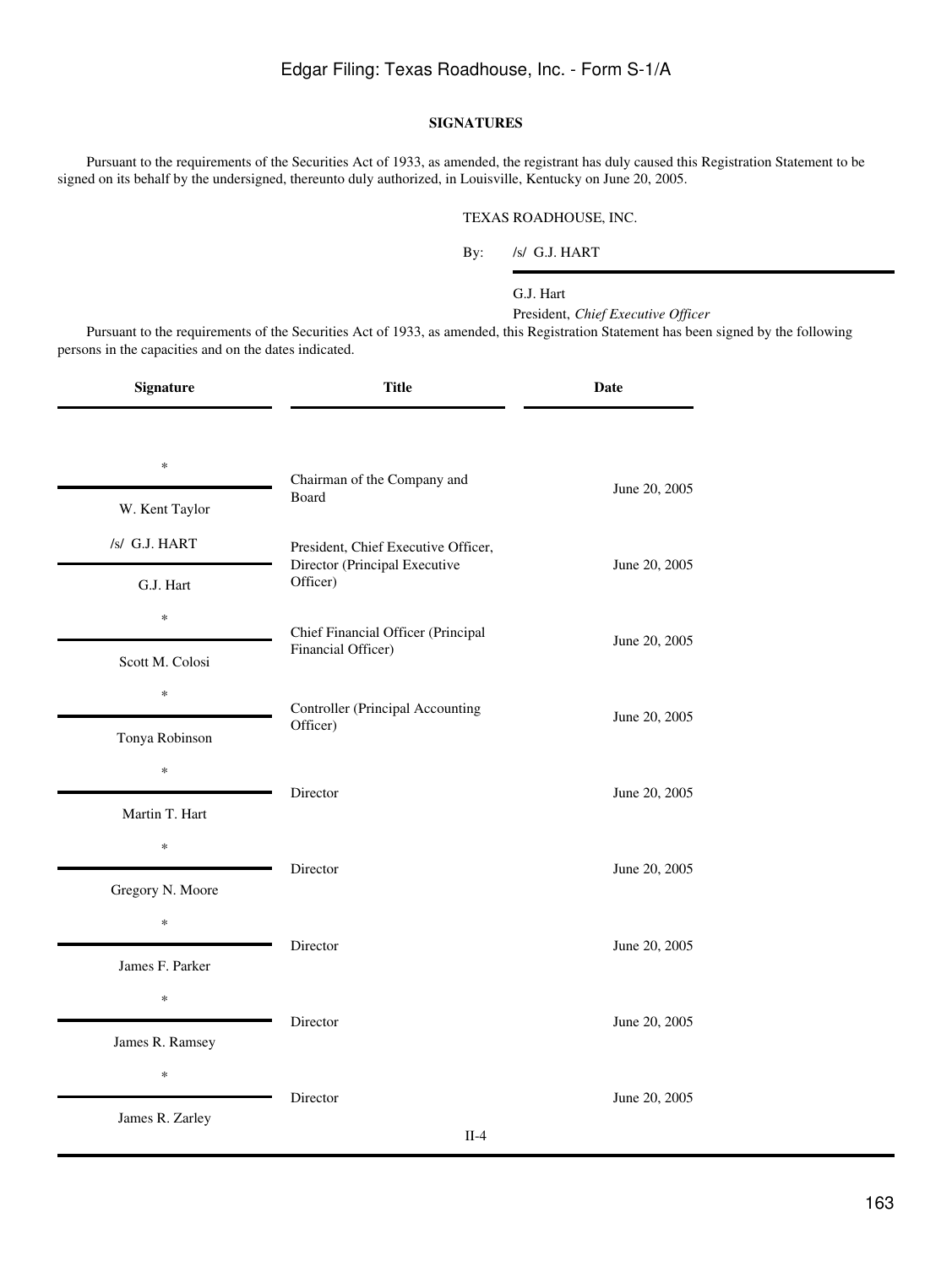## SIGNATURES

Pursuant to the requirements of the Securities Act of 1933, as amended, the registrant has duly caused this Registration Statement to be signed on its behalf by the undersigned, thereunto duly authorized, in Louisville, Kentucky on June 20, 2005.

TEXAS ROADHOUSE, INC.

By: /s/ G.J. HART

G.J. Hart
President, *Chief Executive Officer*

Pursuant to the requirements of the Securities Act of 1933, as amended, this Registration Statement has been signed by the following persons in the capacities and on the dates indicated.

| Signature | Title | Date |
| --- | --- | --- |
| *<br>W. Kent Taylor | Chairman of the Company and Board | June 20, 2005 |
| /s/ G.J. HART<br>G.J. Hart | President, Chief Executive Officer, Director (Principal Executive Officer) | June 20, 2005 |
| *<br>Scott M. Colosi | Chief Financial Officer (Principal Financial Officer) | June 20, 2005 |
| *<br>Tonya Robinson | Controller (Principal Accounting Officer) | June 20, 2005 |
| *<br>Martin T. Hart | Director | June 20, 2005 |
| *<br>Gregory N. Moore | Director | June 20, 2005 |
| *<br>James F. Parker | Director | June 20, 2005 |
| *<br>James R. Ramsey | Director | June 20, 2005 |
| *<br>James R. Zarley | Director | June 20, 2005 |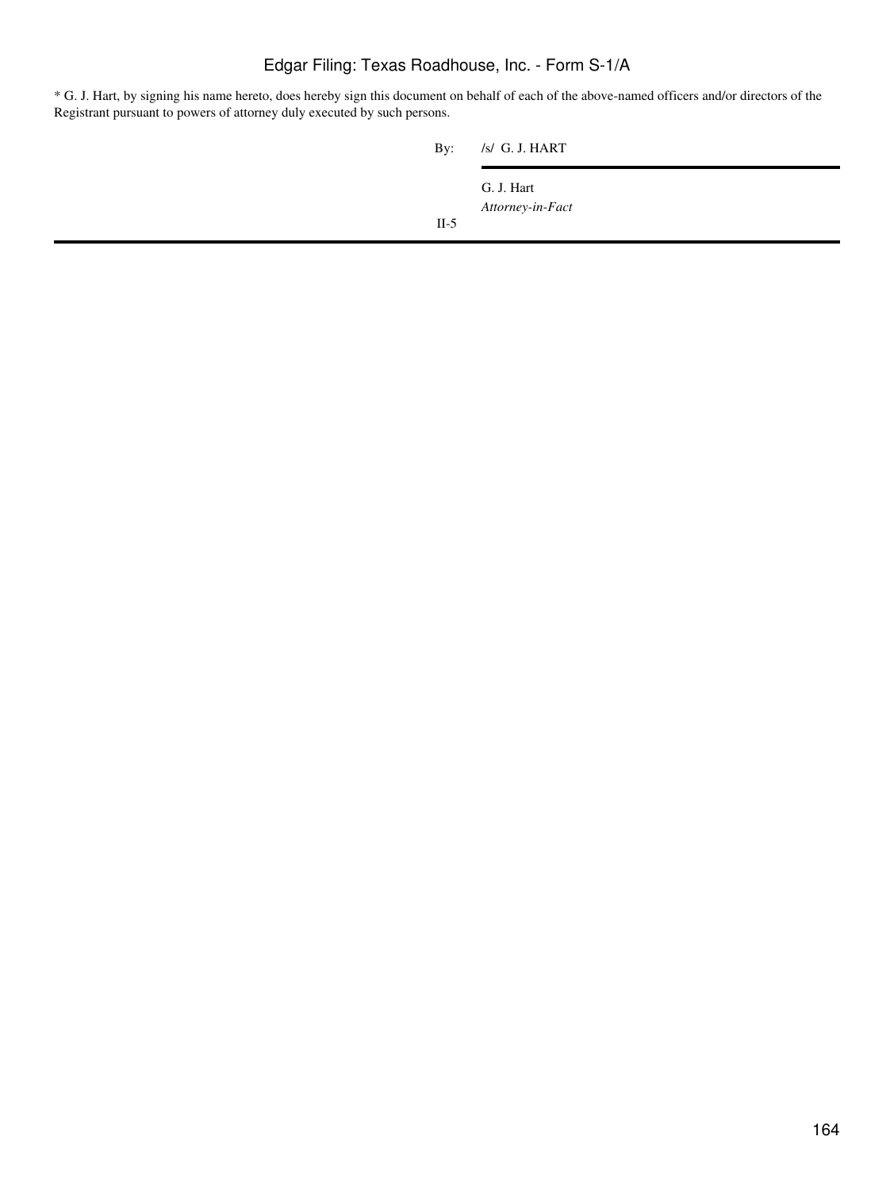* G. J. Hart, by signing his name hereto, does hereby sign this document on behalf of each of the above-named officers and/or directors of the Registrant pursuant to powers of attorney duly executed by such persons.

By: /s/ G. J. HART

G. J. Hart
*Attorney-in-Fact*

II-5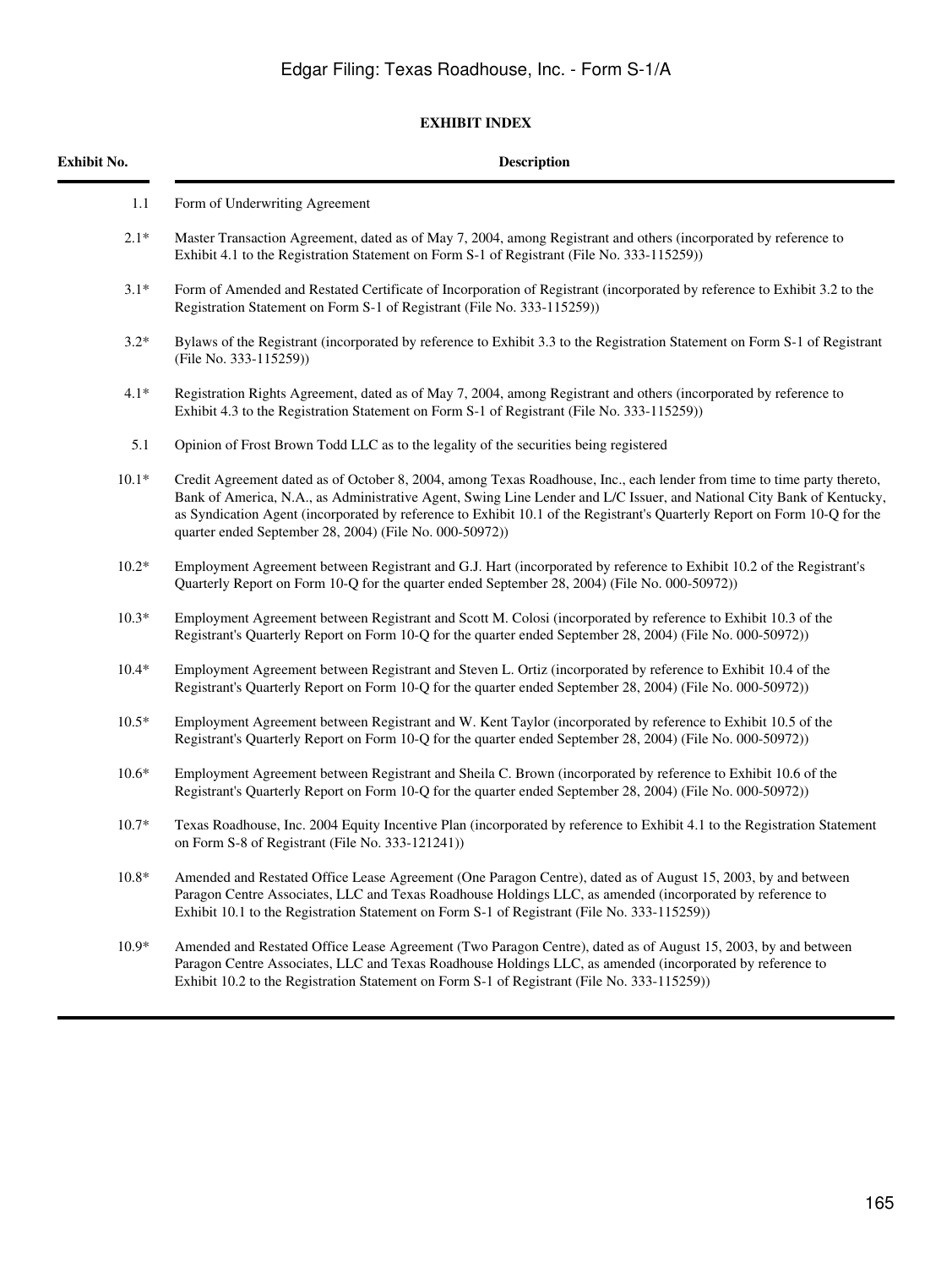**EXHIBIT INDEX**

| Exhibit No. | Description |
| --- | --- |
| 1.1 | Form of Underwriting Agreement |
| 2.1* | Master Transaction Agreement, dated as of May 7, 2004, among Registrant and others (incorporated by reference to Exhibit 4.1 to the Registration Statement on Form S-1 of Registrant (File No. 333-115259)) |
| 3.1* | Form of Amended and Restated Certificate of Incorporation of Registrant (incorporated by reference to Exhibit 3.2 to the Registration Statement on Form S-1 of Registrant (File No. 333-115259)) |
| 3.2* | Bylaws of the Registrant (incorporated by reference to Exhibit 3.3 to the Registration Statement on Form S-1 of Registrant (File No. 333-115259)) |
| 4.1* | Registration Rights Agreement, dated as of May 7, 2004, among Registrant and others (incorporated by reference to Exhibit 4.3 to the Registration Statement on Form S-1 of Registrant (File No. 333-115259)) |
| 5.1 | Opinion of Frost Brown Todd LLC as to the legality of the securities being registered |
| 10.1* | Credit Agreement dated as of October 8, 2004, among Texas Roadhouse, Inc., each lender from time to time party thereto, Bank of America, N.A., as Administrative Agent, Swing Line Lender and L/C Issuer, and National City Bank of Kentucky, as Syndication Agent (incorporated by reference to Exhibit 10.1 of the Registrant's Quarterly Report on Form 10-Q for the quarter ended September 28, 2004) (File No. 000-50972)) |
| 10.2* | Employment Agreement between Registrant and G.J. Hart (incorporated by reference to Exhibit 10.2 of the Registrant's Quarterly Report on Form 10-Q for the quarter ended September 28, 2004) (File No. 000-50972)) |
| 10.3* | Employment Agreement between Registrant and Scott M. Colosi (incorporated by reference to Exhibit 10.3 of the Registrant's Quarterly Report on Form 10-Q for the quarter ended September 28, 2004) (File No. 000-50972)) |
| 10.4* | Employment Agreement between Registrant and Steven L. Ortiz (incorporated by reference to Exhibit 10.4 of the Registrant's Quarterly Report on Form 10-Q for the quarter ended September 28, 2004) (File No. 000-50972)) |
| 10.5* | Employment Agreement between Registrant and W. Kent Taylor (incorporated by reference to Exhibit 10.5 of the Registrant's Quarterly Report on Form 10-Q for the quarter ended September 28, 2004) (File No. 000-50972)) |
| 10.6* | Employment Agreement between Registrant and Sheila C. Brown (incorporated by reference to Exhibit 10.6 of the Registrant's Quarterly Report on Form 10-Q for the quarter ended September 28, 2004) (File No. 000-50972)) |
| 10.7* | Texas Roadhouse, Inc. 2004 Equity Incentive Plan (incorporated by reference to Exhibit 4.1 to the Registration Statement on Form S-8 of Registrant (File No. 333-121241)) |
| 10.8* | Amended and Restated Office Lease Agreement (One Paragon Centre), dated as of August 15, 2003, by and between Paragon Centre Associates, LLC and Texas Roadhouse Holdings LLC, as amended (incorporated by reference to Exhibit 10.1 to the Registration Statement on Form S-1 of Registrant (File No. 333-115259)) |
| 10.9* | Amended and Restated Office Lease Agreement (Two Paragon Centre), dated as of August 15, 2003, by and between Paragon Centre Associates, LLC and Texas Roadhouse Holdings LLC, as amended (incorporated by reference to Exhibit 10.2 to the Registration Statement on Form S-1 of Registrant (File No. 333-115259)) |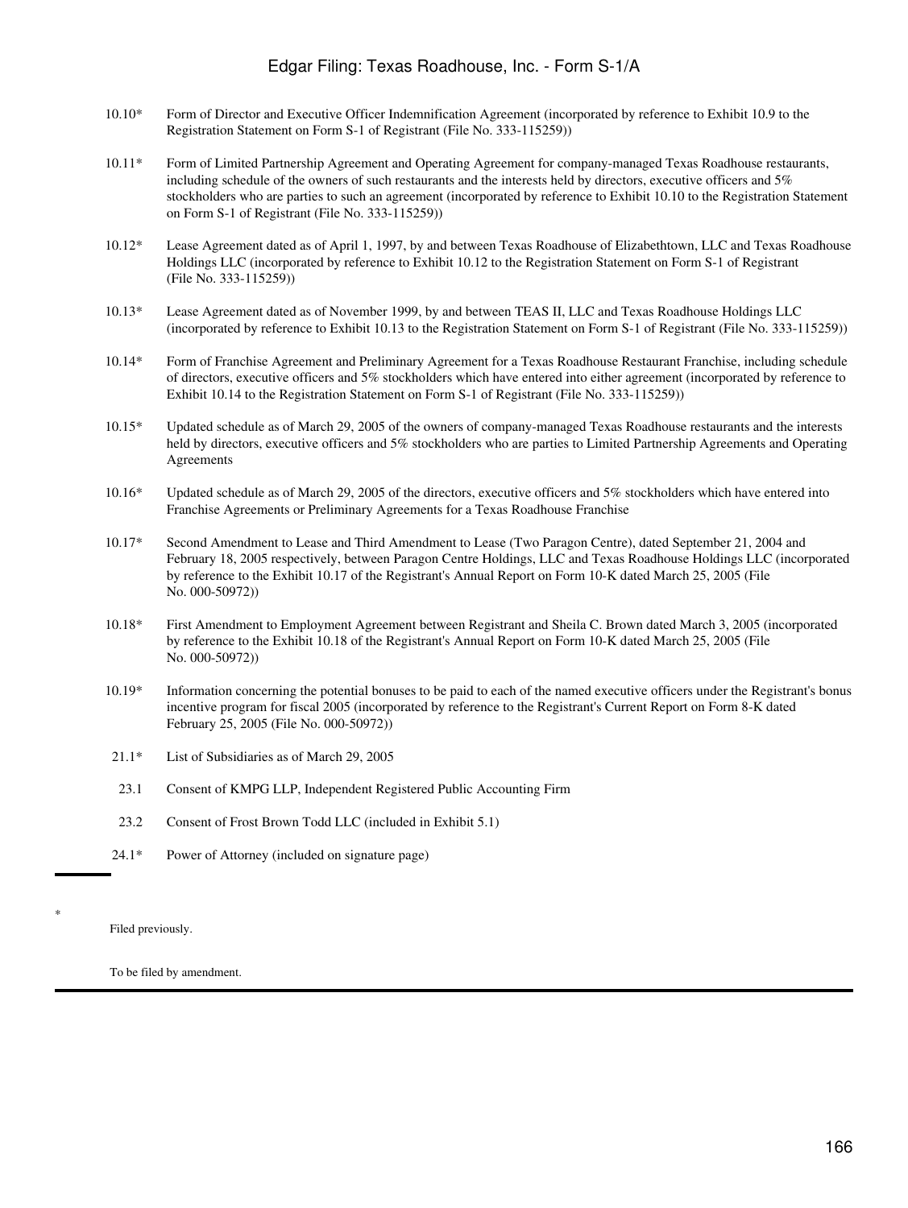| | |
|---|---|
| 10.10* | Form of Director and Executive Officer Indemnification Agreement (incorporated by reference to Exhibit 10.9 to the Registration Statement on Form S-1 of Registrant (File No. 333-115259)) |
| 10.11* | Form of Limited Partnership Agreement and Operating Agreement for company-managed Texas Roadhouse restaurants, including schedule of the owners of such restaurants and the interests held by directors, executive officers and 5% stockholders who are parties to such an agreement (incorporated by reference to Exhibit 10.10 to the Registration Statement on Form S-1 of Registrant (File No. 333-115259)) |
| 10.12* | Lease Agreement dated as of April 1, 1997, by and between Texas Roadhouse of Elizabethtown, LLC and Texas Roadhouse Holdings LLC (incorporated by reference to Exhibit 10.12 to the Registration Statement on Form S-1 of Registrant (File No. 333-115259)) |
| 10.13* | Lease Agreement dated as of November 1999, by and between TEAS II, LLC and Texas Roadhouse Holdings LLC (incorporated by reference to Exhibit 10.13 to the Registration Statement on Form S-1 of Registrant (File No. 333-115259)) |
| 10.14* | Form of Franchise Agreement and Preliminary Agreement for a Texas Roadhouse Restaurant Franchise, including schedule of directors, executive officers and 5% stockholders which have entered into either agreement (incorporated by reference to Exhibit 10.14 to the Registration Statement on Form S-1 of Registrant (File No. 333-115259)) |
| 10.15* | Updated schedule as of March 29, 2005 of the owners of company-managed Texas Roadhouse restaurants and the interests held by directors, executive officers and 5% stockholders who are parties to Limited Partnership Agreements and Operating Agreements |
| 10.16* | Updated schedule as of March 29, 2005 of the directors, executive officers and 5% stockholders which have entered into Franchise Agreements or Preliminary Agreements for a Texas Roadhouse Franchise |
| 10.17* | Second Amendment to Lease and Third Amendment to Lease (Two Paragon Centre), dated September 21, 2004 and February 18, 2005 respectively, between Paragon Centre Holdings, LLC and Texas Roadhouse Holdings LLC (incorporated by reference to the Exhibit 10.17 of the Registrant's Annual Report on Form 10-K dated March 25, 2005 (File No. 000-50972)) |
| 10.18* | First Amendment to Employment Agreement between Registrant and Sheila C. Brown dated March 3, 2005 (incorporated by reference to the Exhibit 10.18 of the Registrant's Annual Report on Form 10-K dated March 25, 2005 (File No. 000-50972)) |
| 10.19* | Information concerning the potential bonuses to be paid to each of the named executive officers under the Registrant's bonus incentive program for fiscal 2005 (incorporated by reference to the Registrant's Current Report on Form 8-K dated February 25, 2005 (File No. 000-50972)) |
| 21.1* | List of Subsidiaries as of March 29, 2005 |
| 23.1 | Consent of KMPG LLP, Independent Registered Public Accounting Firm |
| 23.2 | Consent of Frost Brown Todd LLC (included in Exhibit 5.1) |
| 24.1* | Power of Attorney (included on signature page) |

---

\* Filed previously.

To be filed by amendment.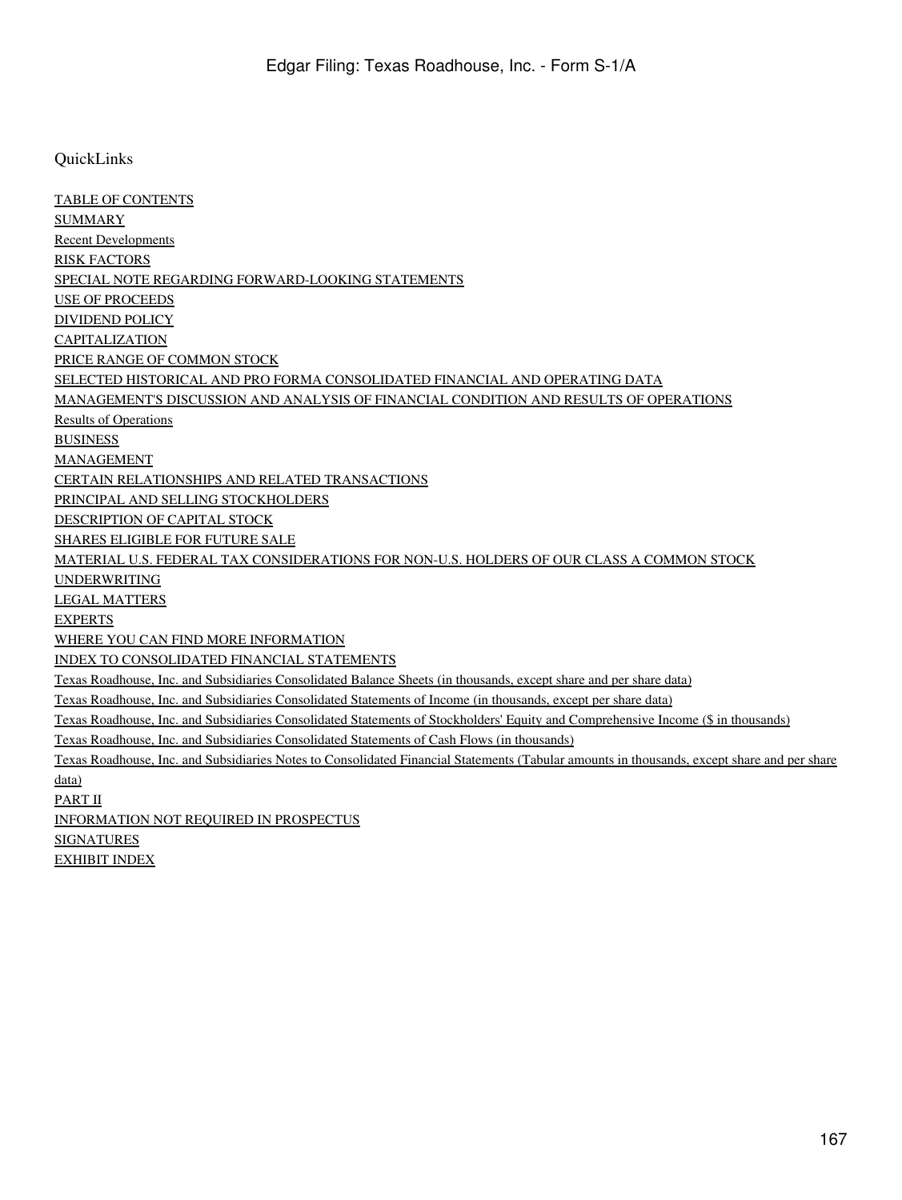QuickLinks

TABLE OF CONTENTS
SUMMARY
Recent Developments
RISK FACTORS
SPECIAL NOTE REGARDING FORWARD-LOOKING STATEMENTS
USE OF PROCEEDS
DIVIDEND POLICY
CAPITALIZATION
PRICE RANGE OF COMMON STOCK
SELECTED HISTORICAL AND PRO FORMA CONSOLIDATED FINANCIAL AND OPERATING DATA
MANAGEMENT'S DISCUSSION AND ANALYSIS OF FINANCIAL CONDITION AND RESULTS OF OPERATIONS
Results of Operations
BUSINESS
MANAGEMENT
CERTAIN RELATIONSHIPS AND RELATED TRANSACTIONS
PRINCIPAL AND SELLING STOCKHOLDERS
DESCRIPTION OF CAPITAL STOCK
SHARES ELIGIBLE FOR FUTURE SALE
MATERIAL U.S. FEDERAL TAX CONSIDERATIONS FOR NON-U.S. HOLDERS OF OUR CLASS A COMMON STOCK
UNDERWRITING
LEGAL MATTERS
EXPERTS
WHERE YOU CAN FIND MORE INFORMATION
INDEX TO CONSOLIDATED FINANCIAL STATEMENTS
Texas Roadhouse, Inc. and Subsidiaries Consolidated Balance Sheets (in thousands, except share and per share data)
Texas Roadhouse, Inc. and Subsidiaries Consolidated Statements of Income (in thousands, except per share data)
Texas Roadhouse, Inc. and Subsidiaries Consolidated Statements of Stockholders' Equity and Comprehensive Income ($ in thousands)
Texas Roadhouse, Inc. and Subsidiaries Consolidated Statements of Cash Flows (in thousands)
Texas Roadhouse, Inc. and Subsidiaries Notes to Consolidated Financial Statements (Tabular amounts in thousands, except share and per share data)
PART II
INFORMATION NOT REQUIRED IN PROSPECTUS
SIGNATURES
EXHIBIT INDEX